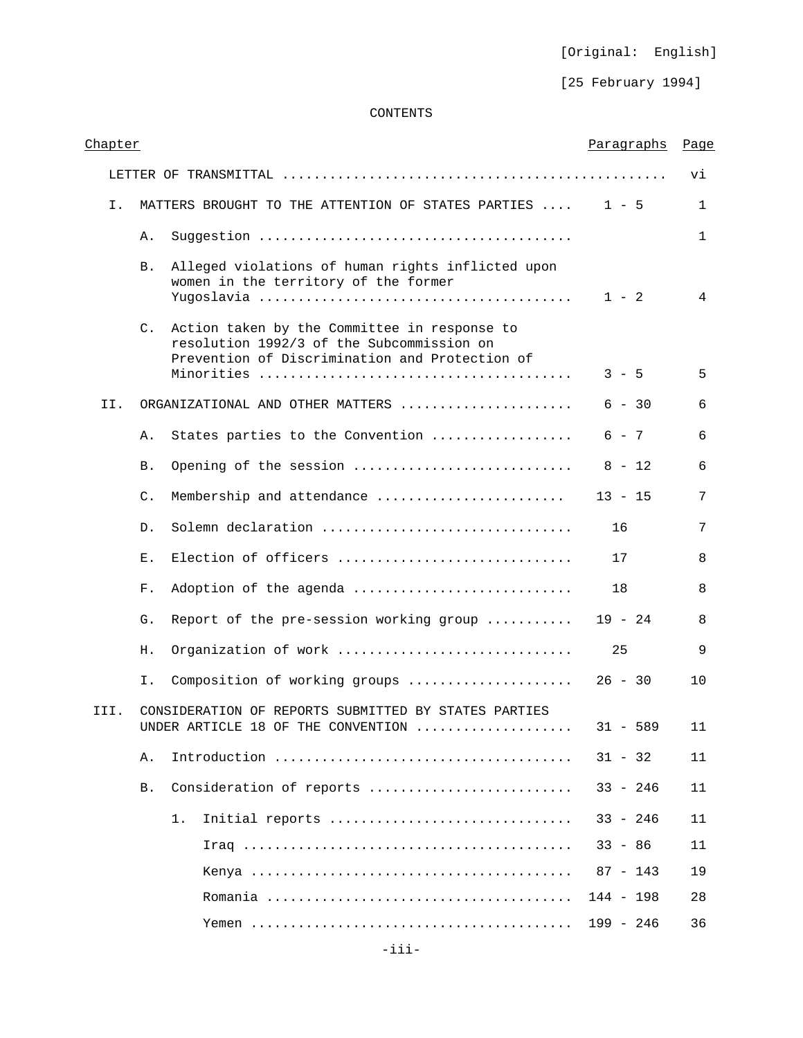[Original: English]

[25 February 1994]

CONTENTS

| Chapter | | | Paragraphs | Page |
|---|---|---|---|---|
| LETTER OF TRANSMITTAL | | | | vi |
| I. | MATTERS BROUGHT TO THE ATTENTION OF STATES PARTIES | | 1 - 5 | 1 |
| | A. | Suggestion | | 1 |
| | B. | Alleged violations of human rights inflicted upon women in the territory of the former Yugoslavia | 1 - 2 | 4 |
| | C. | Action taken by the Committee in response to resolution 1992/3 of the Subcommission on Prevention of Discrimination and Protection of Minorities | 3 - 5 | 5 |
| II. | ORGANIZATIONAL AND OTHER MATTERS | | 6 - 30 | 6 |
| | A. | States parties to the Convention | 6 - 7 | 6 |
| | B. | Opening of the session | 8 - 12 | 6 |
| | C. | Membership and attendance | 13 - 15 | 7 |
| | D. | Solemn declaration | 16 | 7 |
| | E. | Election of officers | 17 | 8 |
| | F. | Adoption of the agenda | 18 | 8 |
| | G. | Report of the pre-session working group | 19 - 24 | 8 |
| | H. | Organization of work | 25 | 9 |
| | I. | Composition of working groups | 26 - 30 | 10 |
| III. | CONSIDERATION OF REPORTS SUBMITTED BY STATES PARTIES UNDER ARTICLE 18 OF THE CONVENTION | | 31 - 589 | 11 |
| | A. | Introduction | 31 - 32 | 11 |
| | B. | Consideration of reports | 33 - 246 | 11 |
| | | 1. Initial reports | 33 - 246 | 11 |
| | | Iraq | 33 - 86 | 11 |
| | | Kenya | 87 - 143 | 19 |
| | | Romania | 144 - 198 | 28 |
| | | Yemen | 199 - 246 | 36 |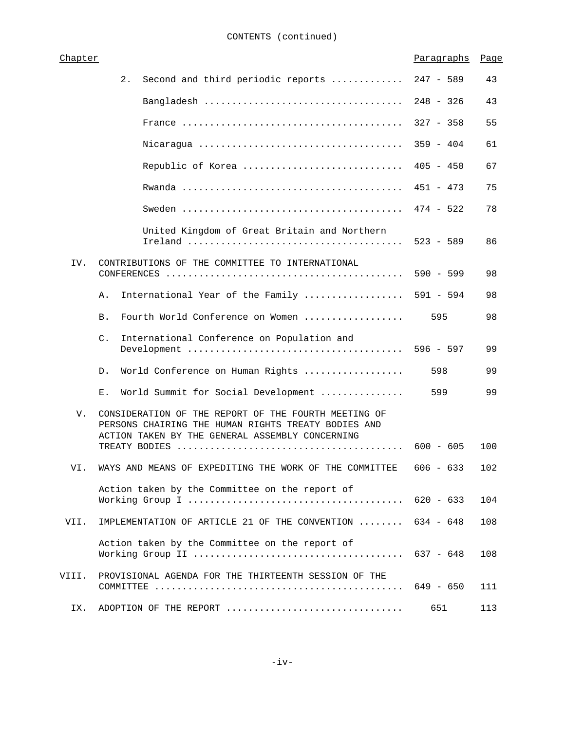CONTENTS (continued)

| Chapter | | Paragraphs | Page |
|---|---|---|---|
| | 2. Second and third periodic reports | 247 - 589 | 43 |
| | Bangladesh | 248 - 326 | 43 |
| | France | 327 - 358 | 55 |
| | Nicaragua | 359 - 404 | 61 |
| | Republic of Korea | 405 - 450 | 67 |
| | Rwanda | 451 - 473 | 75 |
| | Sweden | 474 - 522 | 78 |
| | United Kingdom of Great Britain and Northern Ireland | 523 - 589 | 86 |
| IV. | CONTRIBUTIONS OF THE COMMITTEE TO INTERNATIONAL CONFERENCES | 590 - 599 | 98 |
| | A. International Year of the Family | 591 - 594 | 98 |
| | B. Fourth World Conference on Women | 595 | 98 |
| | C. International Conference on Population and Development | 596 - 597 | 99 |
| | D. World Conference on Human Rights | 598 | 99 |
| | E. World Summit for Social Development | 599 | 99 |
| V. | CONSIDERATION OF THE REPORT OF THE FOURTH MEETING OF PERSONS CHAIRING THE HUMAN RIGHTS TREATY BODIES AND ACTION TAKEN BY THE GENERAL ASSEMBLY CONCERNING TREATY BODIES | 600 - 605 | 100 |
| VI. | WAYS AND MEANS OF EXPEDITING THE WORK OF THE COMMITTEE | 606 - 633 | 102 |
| | Action taken by the Committee on the report of Working Group I | 620 - 633 | 104 |
| VII. | IMPLEMENTATION OF ARTICLE 21 OF THE CONVENTION | 634 - 648 | 108 |
| | Action taken by the Committee on the report of Working Group II | 637 - 648 | 108 |
| VIII. | PROVISIONAL AGENDA FOR THE THIRTEENTH SESSION OF THE COMMITTEE | 649 - 650 | 111 |
| IX. | ADOPTION OF THE REPORT | 651 | 113 |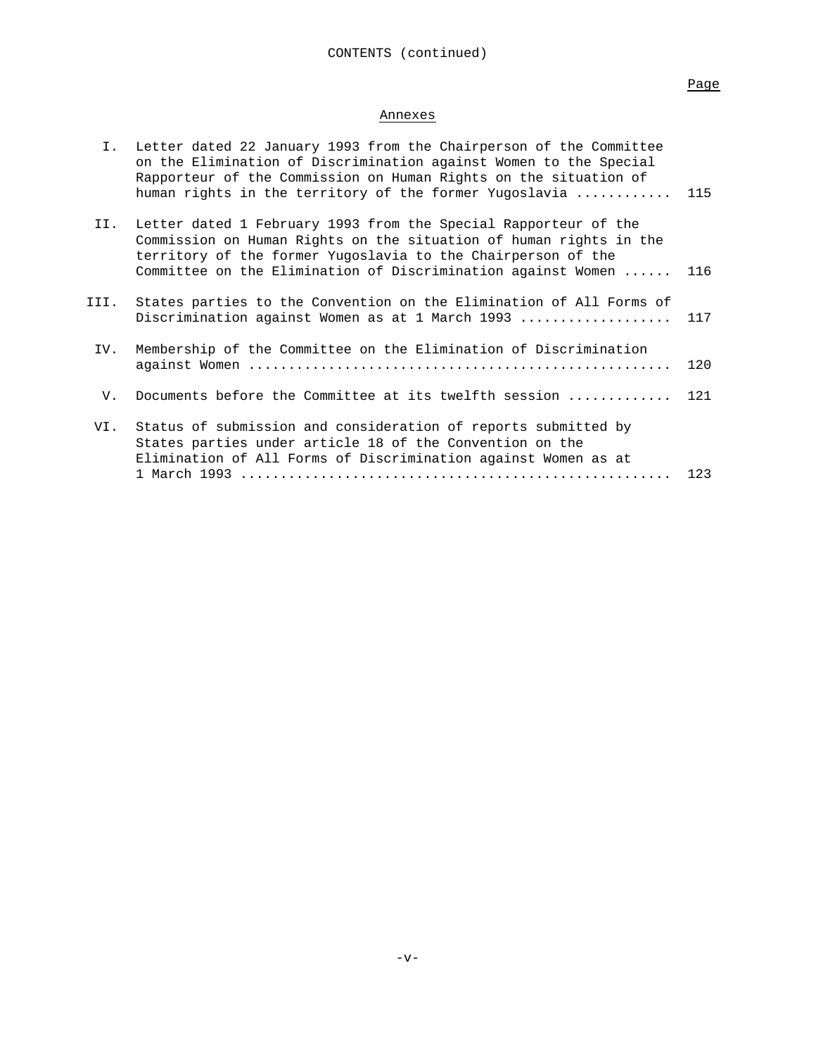CONTENTS (continued)

## Annexes

| | | Page |
|---|---|---|
| I. | Letter dated 22 January 1993 from the Chairperson of the Committee on the Elimination of Discrimination against Women to the Special Rapporteur of the Commission on Human Rights on the situation of human rights in the territory of the former Yugoslavia | 115 |
| II. | Letter dated 1 February 1993 from the Special Rapporteur of the Commission on Human Rights on the situation of human rights in the territory of the former Yugoslavia to the Chairperson of the Committee on the Elimination of Discrimination against Women | 116 |
| III. | States parties to the Convention on the Elimination of All Forms of Discrimination against Women as at 1 March 1993 | 117 |
| IV. | Membership of the Committee on the Elimination of Discrimination against Women | 120 |
| V. | Documents before the Committee at its twelfth session | 121 |
| VI. | Status of submission and consideration of reports submitted by States parties under article 18 of the Convention on the Elimination of All Forms of Discrimination against Women as at 1 March 1993 | 123 |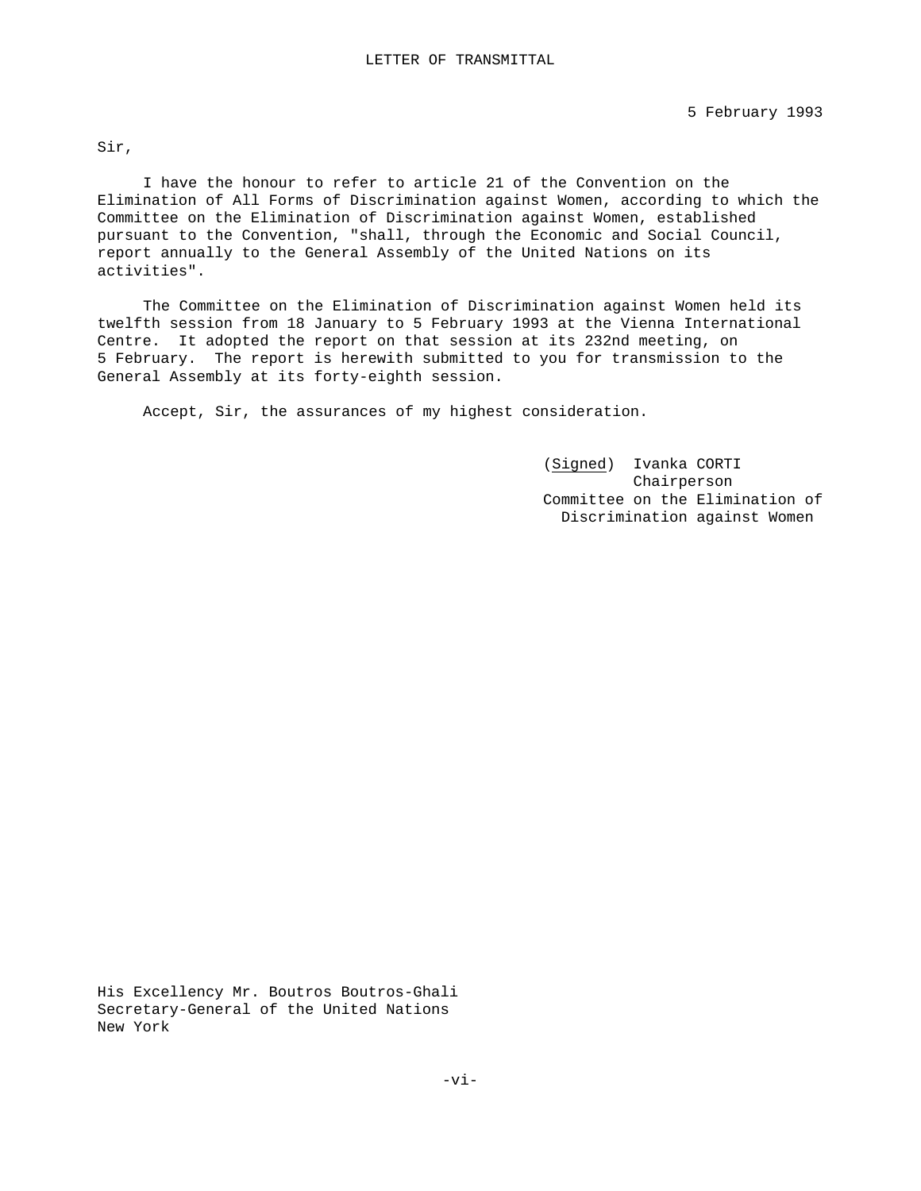# LETTER OF TRANSMITTAL

5 February 1993

Sir,

I have the honour to refer to article 21 of the Convention on the Elimination of All Forms of Discrimination against Women, according to which the Committee on the Elimination of Discrimination against Women, established pursuant to the Convention, "shall, through the Economic and Social Council, report annually to the General Assembly of the United Nations on its activities".

The Committee on the Elimination of Discrimination against Women held its twelfth session from 18 January to 5 February 1993 at the Vienna International Centre. It adopted the report on that session at its 232nd meeting, on 5 February. The report is herewith submitted to you for transmission to the General Assembly at its forty-eighth session.

Accept, Sir, the assurances of my highest consideration.

(*Signed*) Ivanka CORTI
Chairperson
Committee on the Elimination of Discrimination against Women

His Excellency Mr. Boutros Boutros-Ghali
Secretary-General of the United Nations
New York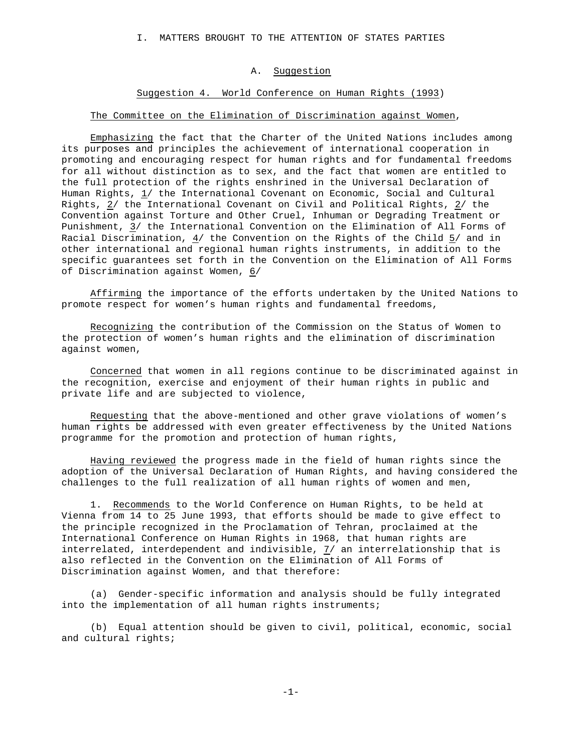# I. MATTERS BROUGHT TO THE ATTENTION OF STATES PARTIES

## A. Suggestion

### Suggestion 4. World Conference on Human Rights (1993)

The Committee on the Elimination of Discrimination against Women,

*Emphasizing* the fact that the Charter of the United Nations includes among its purposes and principles the achievement of international cooperation in promoting and encouraging respect for human rights and for fundamental freedoms for all without distinction as to sex, and the fact that women are entitled to the full protection of the rights enshrined in the Universal Declaration of Human Rights, 1/ the International Covenant on Economic, Social and Cultural Rights, 2/ the International Covenant on Civil and Political Rights, 2/ the Convention against Torture and Other Cruel, Inhuman or Degrading Treatment or Punishment, 3/ the International Convention on the Elimination of All Forms of Racial Discrimination, 4/ the Convention on the Rights of the Child 5/ and in other international and regional human rights instruments, in addition to the specific guarantees set forth in the Convention on the Elimination of All Forms of Discrimination against Women, 6/

*Affirming* the importance of the efforts undertaken by the United Nations to promote respect for women's human rights and fundamental freedoms,

*Recognizing* the contribution of the Commission on the Status of Women to the protection of women's human rights and the elimination of discrimination against women,

*Concerned* that women in all regions continue to be discriminated against in the recognition, exercise and enjoyment of their human rights in public and private life and are subjected to violence,

*Requesting* that the above-mentioned and other grave violations of women's human rights be addressed with even greater effectiveness by the United Nations programme for the promotion and protection of human rights,

*Having reviewed* the progress made in the field of human rights since the adoption of the Universal Declaration of Human Rights, and having considered the challenges to the full realization of all human rights of women and men,

1. *Recommends* to the World Conference on Human Rights, to be held at Vienna from 14 to 25 June 1993, that efforts should be made to give effect to the principle recognized in the Proclamation of Tehran, proclaimed at the International Conference on Human Rights in 1968, that human rights are interrelated, interdependent and indivisible, 7/ an interrelationship that is also reflected in the Convention on the Elimination of All Forms of Discrimination against Women, and that therefore:

(a) Gender-specific information and analysis should be fully integrated into the implementation of all human rights instruments;

(b) Equal attention should be given to civil, political, economic, social and cultural rights;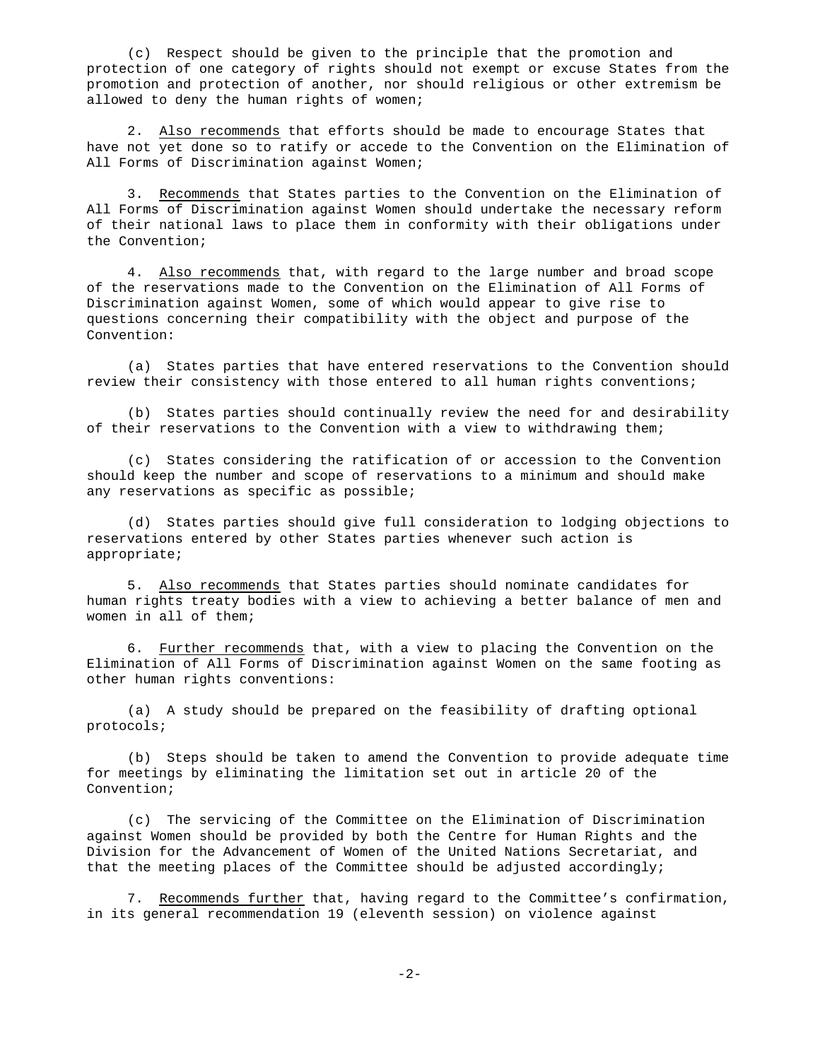(c) Respect should be given to the principle that the promotion and protection of one category of rights should not exempt or excuse States from the promotion and protection of another, nor should religious or other extremism be allowed to deny the human rights of women;

2. Also recommends that efforts should be made to encourage States that have not yet done so to ratify or accede to the Convention on the Elimination of All Forms of Discrimination against Women;

3. Recommends that States parties to the Convention on the Elimination of All Forms of Discrimination against Women should undertake the necessary reform of their national laws to place them in conformity with their obligations under the Convention;

4. Also recommends that, with regard to the large number and broad scope of the reservations made to the Convention on the Elimination of All Forms of Discrimination against Women, some of which would appear to give rise to questions concerning their compatibility with the object and purpose of the Convention:

(a) States parties that have entered reservations to the Convention should review their consistency with those entered to all human rights conventions;

(b) States parties should continually review the need for and desirability of their reservations to the Convention with a view to withdrawing them;

(c) States considering the ratification of or accession to the Convention should keep the number and scope of reservations to a minimum and should make any reservations as specific as possible;

(d) States parties should give full consideration to lodging objections to reservations entered by other States parties whenever such action is appropriate;

5. Also recommends that States parties should nominate candidates for human rights treaty bodies with a view to achieving a better balance of men and women in all of them;

6. Further recommends that, with a view to placing the Convention on the Elimination of All Forms of Discrimination against Women on the same footing as other human rights conventions:

(a) A study should be prepared on the feasibility of drafting optional protocols;

(b) Steps should be taken to amend the Convention to provide adequate time for meetings by eliminating the limitation set out in article 20 of the Convention;

(c) The servicing of the Committee on the Elimination of Discrimination against Women should be provided by both the Centre for Human Rights and the Division for the Advancement of Women of the United Nations Secretariat, and that the meeting places of the Committee should be adjusted accordingly;

7. Recommends further that, having regard to the Committee's confirmation, in its general recommendation 19 (eleventh session) on violence against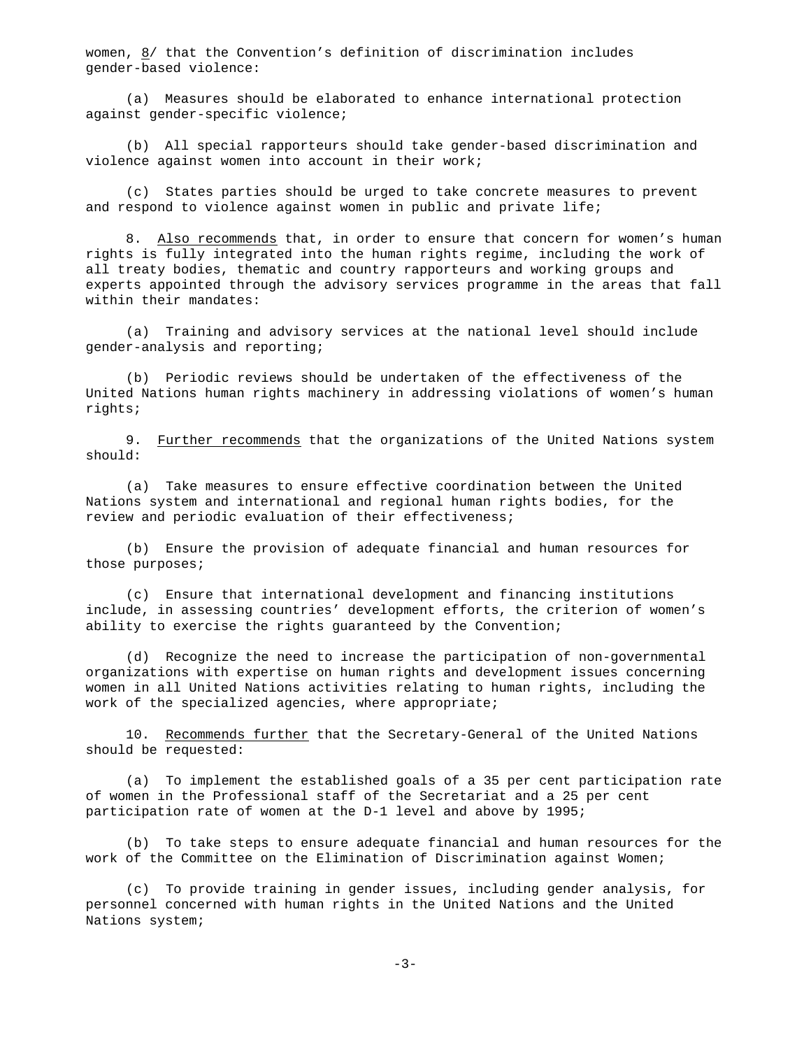women, 8/ that the Convention's definition of discrimination includes gender-based violence:

(a) Measures should be elaborated to enhance international protection against gender-specific violence;

(b) All special rapporteurs should take gender-based discrimination and violence against women into account in their work;

(c) States parties should be urged to take concrete measures to prevent and respond to violence against women in public and private life;

8. Also recommends that, in order to ensure that concern for women's human rights is fully integrated into the human rights regime, including the work of all treaty bodies, thematic and country rapporteurs and working groups and experts appointed through the advisory services programme in the areas that fall within their mandates:

(a) Training and advisory services at the national level should include gender-analysis and reporting;

(b) Periodic reviews should be undertaken of the effectiveness of the United Nations human rights machinery in addressing violations of women's human rights;

9. Further recommends that the organizations of the United Nations system should:

(a) Take measures to ensure effective coordination between the United Nations system and international and regional human rights bodies, for the review and periodic evaluation of their effectiveness;

(b) Ensure the provision of adequate financial and human resources for those purposes;

(c) Ensure that international development and financing institutions include, in assessing countries' development efforts, the criterion of women's ability to exercise the rights guaranteed by the Convention;

(d) Recognize the need to increase the participation of non-governmental organizations with expertise on human rights and development issues concerning women in all United Nations activities relating to human rights, including the work of the specialized agencies, where appropriate;

10. Recommends further that the Secretary-General of the United Nations should be requested:

(a) To implement the established goals of a 35 per cent participation rate of women in the Professional staff of the Secretariat and a 25 per cent participation rate of women at the D-1 level and above by 1995;

(b) To take steps to ensure adequate financial and human resources for the work of the Committee on the Elimination of Discrimination against Women;

(c) To provide training in gender issues, including gender analysis, for personnel concerned with human rights in the United Nations and the United Nations system;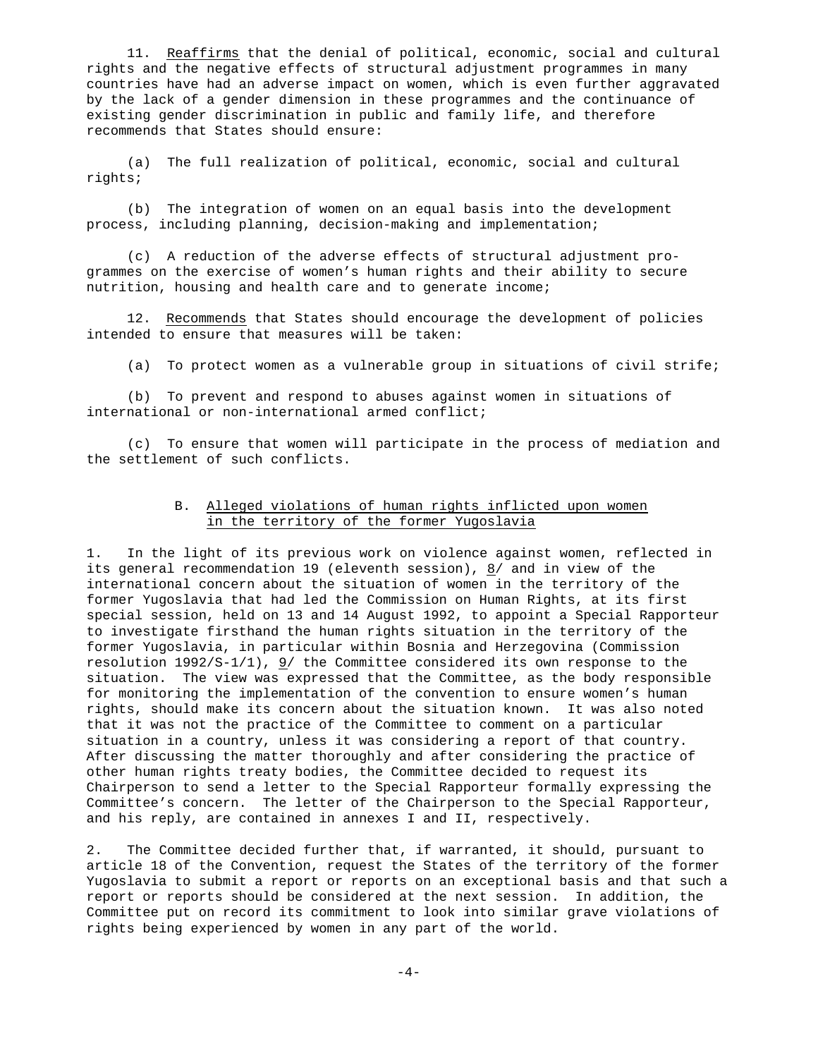11. Reaffirms that the denial of political, economic, social and cultural rights and the negative effects of structural adjustment programmes in many countries have had an adverse impact on women, which is even further aggravated by the lack of a gender dimension in these programmes and the continuance of existing gender discrimination in public and family life, and therefore recommends that States should ensure:

(a) The full realization of political, economic, social and cultural rights;

(b) The integration of women on an equal basis into the development process, including planning, decision-making and implementation;

(c) A reduction of the adverse effects of structural adjustment programmes on the exercise of women's human rights and their ability to secure nutrition, housing and health care and to generate income;

12. Recommends that States should encourage the development of policies intended to ensure that measures will be taken:

(a) To protect women as a vulnerable group in situations of civil strife;

(b) To prevent and respond to abuses against women in situations of international or non-international armed conflict;

(c) To ensure that women will participate in the process of mediation and the settlement of such conflicts.

## B. Alleged violations of human rights inflicted upon women in the territory of the former Yugoslavia

1. In the light of its previous work on violence against women, reflected in its general recommendation 19 (eleventh session), 8/ and in view of the international concern about the situation of women in the territory of the former Yugoslavia that had led the Commission on Human Rights, at its first special session, held on 13 and 14 August 1992, to appoint a Special Rapporteur to investigate firsthand the human rights situation in the territory of the former Yugoslavia, in particular within Bosnia and Herzegovina (Commission resolution 1992/S-1/1), 9/ the Committee considered its own response to the situation. The view was expressed that the Committee, as the body responsible for monitoring the implementation of the convention to ensure women's human rights, should make its concern about the situation known. It was also noted that it was not the practice of the Committee to comment on a particular situation in a country, unless it was considering a report of that country. After discussing the matter thoroughly and after considering the practice of other human rights treaty bodies, the Committee decided to request its Chairperson to send a letter to the Special Rapporteur formally expressing the Committee's concern. The letter of the Chairperson to the Special Rapporteur, and his reply, are contained in annexes I and II, respectively.

2. The Committee decided further that, if warranted, it should, pursuant to article 18 of the Convention, request the States of the territory of the former Yugoslavia to submit a report or reports on an exceptional basis and that such a report or reports should be considered at the next session. In addition, the Committee put on record its commitment to look into similar grave violations of rights being experienced by women in any part of the world.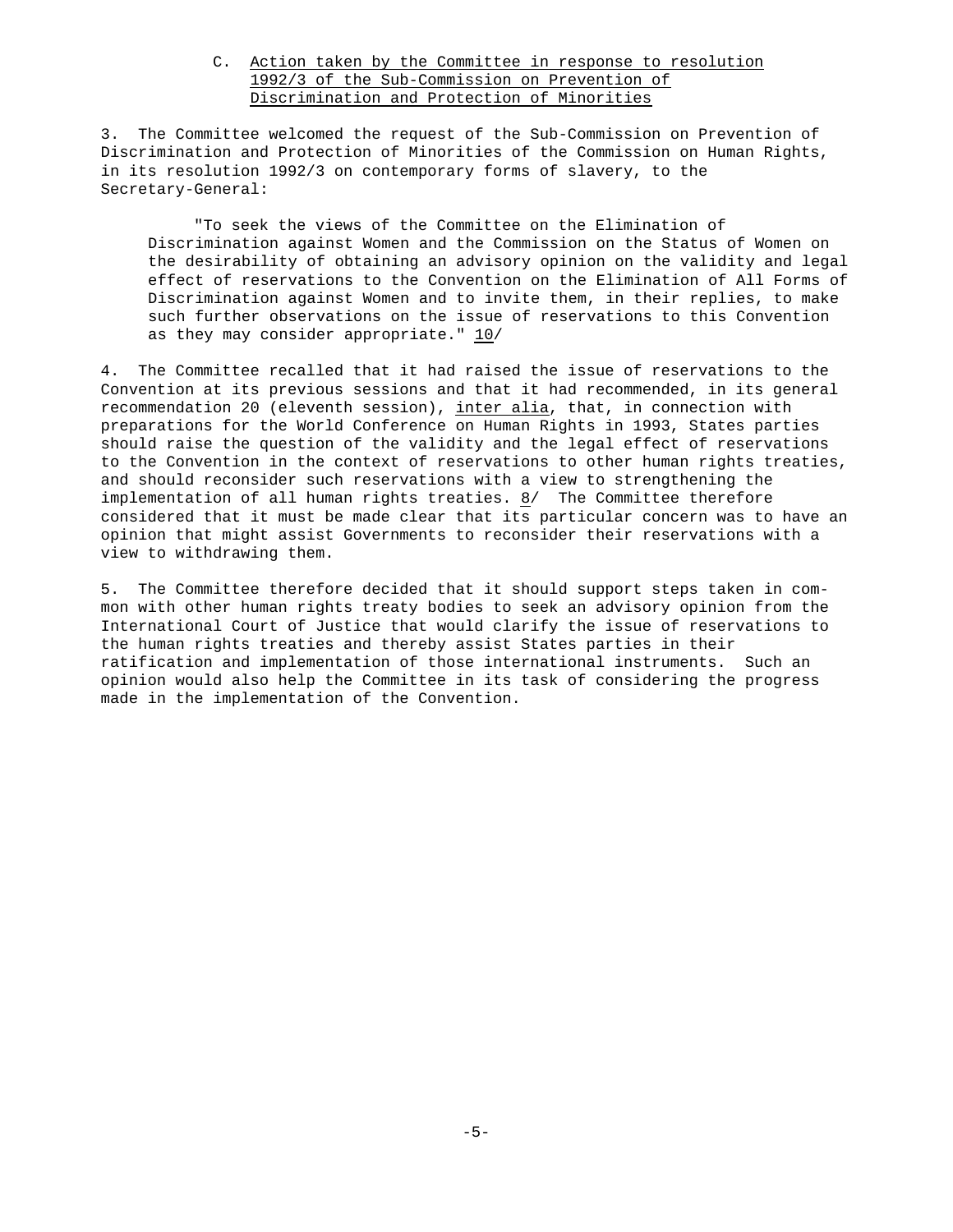### C. Action taken by the Committee in response to resolution 1992/3 of the Sub-Commission on Prevention of Discrimination and Protection of Minorities

3. The Committee welcomed the request of the Sub-Commission on Prevention of Discrimination and Protection of Minorities of the Commission on Human Rights, in its resolution 1992/3 on contemporary forms of slavery, to the Secretary-General:

> "To seek the views of the Committee on the Elimination of Discrimination against Women and the Commission on the Status of Women on the desirability of obtaining an advisory opinion on the validity and legal effect of reservations to the Convention on the Elimination of All Forms of Discrimination against Women and to invite them, in their replies, to make such further observations on the issue of reservations to this Convention as they may consider appropriate." 10/

4. The Committee recalled that it had raised the issue of reservations to the Convention at its previous sessions and that it had recommended, in its general recommendation 20 (eleventh session), *inter alia*, that, in connection with preparations for the World Conference on Human Rights in 1993, States parties should raise the question of the validity and the legal effect of reservations to the Convention in the context of reservations to other human rights treaties, and should reconsider such reservations with a view to strengthening the implementation of all human rights treaties. 8/ The Committee therefore considered that it must be made clear that its particular concern was to have an opinion that might assist Governments to reconsider their reservations with a view to withdrawing them.

5. The Committee therefore decided that it should support steps taken in common with other human rights treaty bodies to seek an advisory opinion from the International Court of Justice that would clarify the issue of reservations to the human rights treaties and thereby assist States parties in their ratification and implementation of those international instruments. Such an opinion would also help the Committee in its task of considering the progress made in the implementation of the Convention.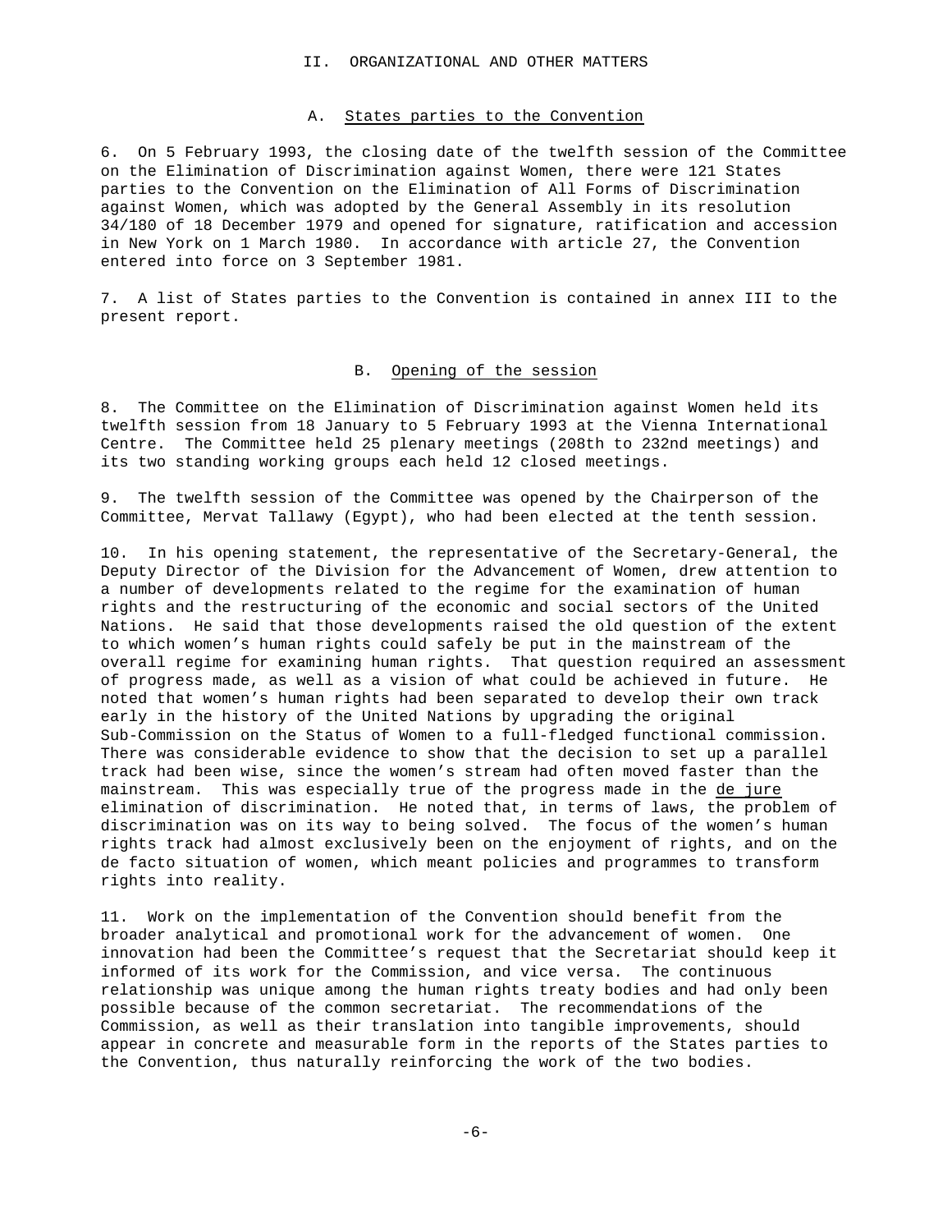## II. ORGANIZATIONAL AND OTHER MATTERS

### A. States parties to the Convention

6. On 5 February 1993, the closing date of the twelfth session of the Committee on the Elimination of Discrimination against Women, there were 121 States parties to the Convention on the Elimination of All Forms of Discrimination against Women, which was adopted by the General Assembly in its resolution 34/180 of 18 December 1979 and opened for signature, ratification and accession in New York on 1 March 1980. In accordance with article 27, the Convention entered into force on 3 September 1981.

7. A list of States parties to the Convention is contained in annex III to the present report.

### B. Opening of the session

8. The Committee on the Elimination of Discrimination against Women held its twelfth session from 18 January to 5 February 1993 at the Vienna International Centre. The Committee held 25 plenary meetings (208th to 232nd meetings) and its two standing working groups each held 12 closed meetings.

9. The twelfth session of the Committee was opened by the Chairperson of the Committee, Mervat Tallawy (Egypt), who had been elected at the tenth session.

10. In his opening statement, the representative of the Secretary-General, the Deputy Director of the Division for the Advancement of Women, drew attention to a number of developments related to the regime for the examination of human rights and the restructuring of the economic and social sectors of the United Nations. He said that those developments raised the old question of the extent to which women's human rights could safely be put in the mainstream of the overall regime for examining human rights. That question required an assessment of progress made, as well as a vision of what could be achieved in future. He noted that women's human rights had been separated to develop their own track early in the history of the United Nations by upgrading the original Sub-Commission on the Status of Women to a full-fledged functional commission. There was considerable evidence to show that the decision to set up a parallel track had been wise, since the women's stream had often moved faster than the mainstream. This was especially true of the progress made in the *de jure* elimination of discrimination. He noted that, in terms of laws, the problem of discrimination was on its way to being solved. The focus of the women's human rights track had almost exclusively been on the enjoyment of rights, and on the de facto situation of women, which meant policies and programmes to transform rights into reality.

11. Work on the implementation of the Convention should benefit from the broader analytical and promotional work for the advancement of women. One innovation had been the Committee's request that the Secretariat should keep it informed of its work for the Commission, and vice versa. The continuous relationship was unique among the human rights treaty bodies and had only been possible because of the common secretariat. The recommendations of the Commission, as well as their translation into tangible improvements, should appear in concrete and measurable form in the reports of the States parties to the Convention, thus naturally reinforcing the work of the two bodies.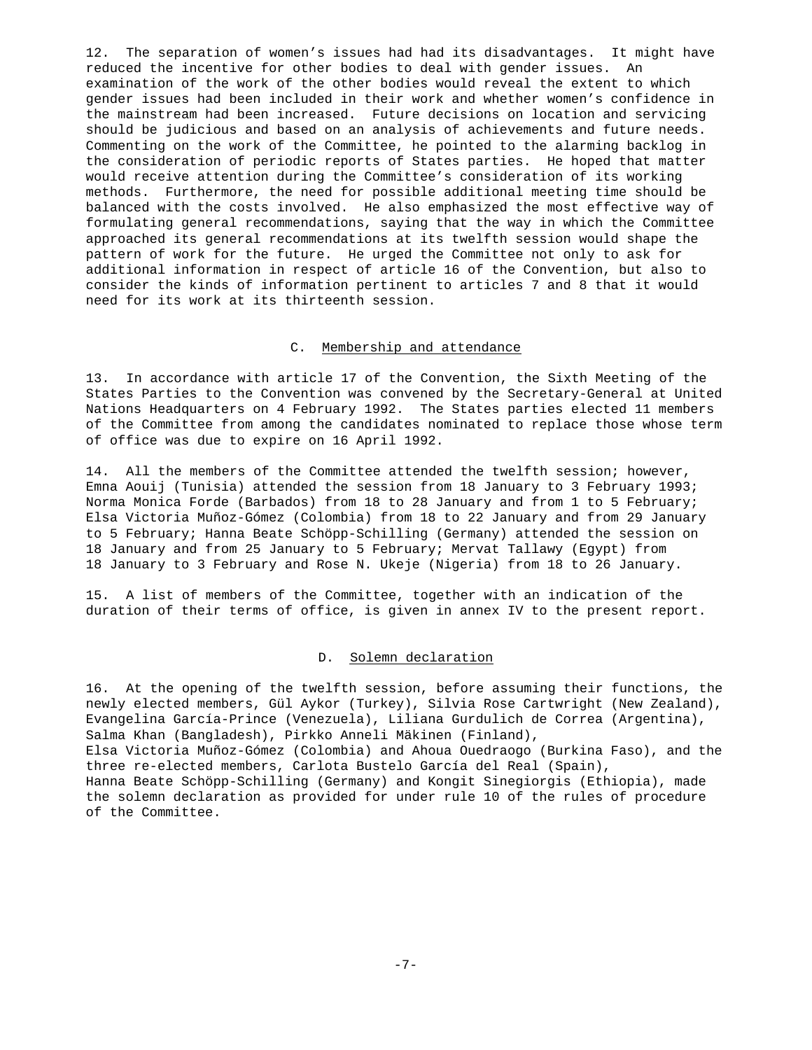12. The separation of women's issues had had its disadvantages. It might have reduced the incentive for other bodies to deal with gender issues. An examination of the work of the other bodies would reveal the extent to which gender issues had been included in their work and whether women's confidence in the mainstream had been increased. Future decisions on location and servicing should be judicious and based on an analysis of achievements and future needs. Commenting on the work of the Committee, he pointed to the alarming backlog in the consideration of periodic reports of States parties. He hoped that matter would receive attention during the Committee's consideration of its working methods. Furthermore, the need for possible additional meeting time should be balanced with the costs involved. He also emphasized the most effective way of formulating general recommendations, saying that the way in which the Committee approached its general recommendations at its twelfth session would shape the pattern of work for the future. He urged the Committee not only to ask for additional information in respect of article 16 of the Convention, but also to consider the kinds of information pertinent to articles 7 and 8 that it would need for its work at its thirteenth session.

## C. Membership and attendance

13. In accordance with article 17 of the Convention, the Sixth Meeting of the States Parties to the Convention was convened by the Secretary-General at United Nations Headquarters on 4 February 1992. The States parties elected 11 members of the Committee from among the candidates nominated to replace those whose term of office was due to expire on 16 April 1992.

14. All the members of the Committee attended the twelfth session; however, Emna Aouij (Tunisia) attended the session from 18 January to 3 February 1993; Norma Monica Forde (Barbados) from 18 to 28 January and from 1 to 5 February; Elsa Victoria Muñoz-Gómez (Colombia) from 18 to 22 January and from 29 January to 5 February; Hanna Beate Schöpp-Schilling (Germany) attended the session on 18 January and from 25 January to 5 February; Mervat Tallawy (Egypt) from 18 January to 3 February and Rose N. Ukeje (Nigeria) from 18 to 26 January.

15. A list of members of the Committee, together with an indication of the duration of their terms of office, is given in annex IV to the present report.

## D. Solemn declaration

16. At the opening of the twelfth session, before assuming their functions, the newly elected members, Gül Aykor (Turkey), Silvia Rose Cartwright (New Zealand), Evangelina García-Prince (Venezuela), Liliana Gurdulich de Correa (Argentina), Salma Khan (Bangladesh), Pirkko Anneli Mäkinen (Finland), Elsa Victoria Muñoz-Gómez (Colombia) and Ahoua Ouedraogo (Burkina Faso), and the three re-elected members, Carlota Bustelo García del Real (Spain), Hanna Beate Schöpp-Schilling (Germany) and Kongit Sinegiorgis (Ethiopia), made the solemn declaration as provided for under rule 10 of the rules of procedure of the Committee.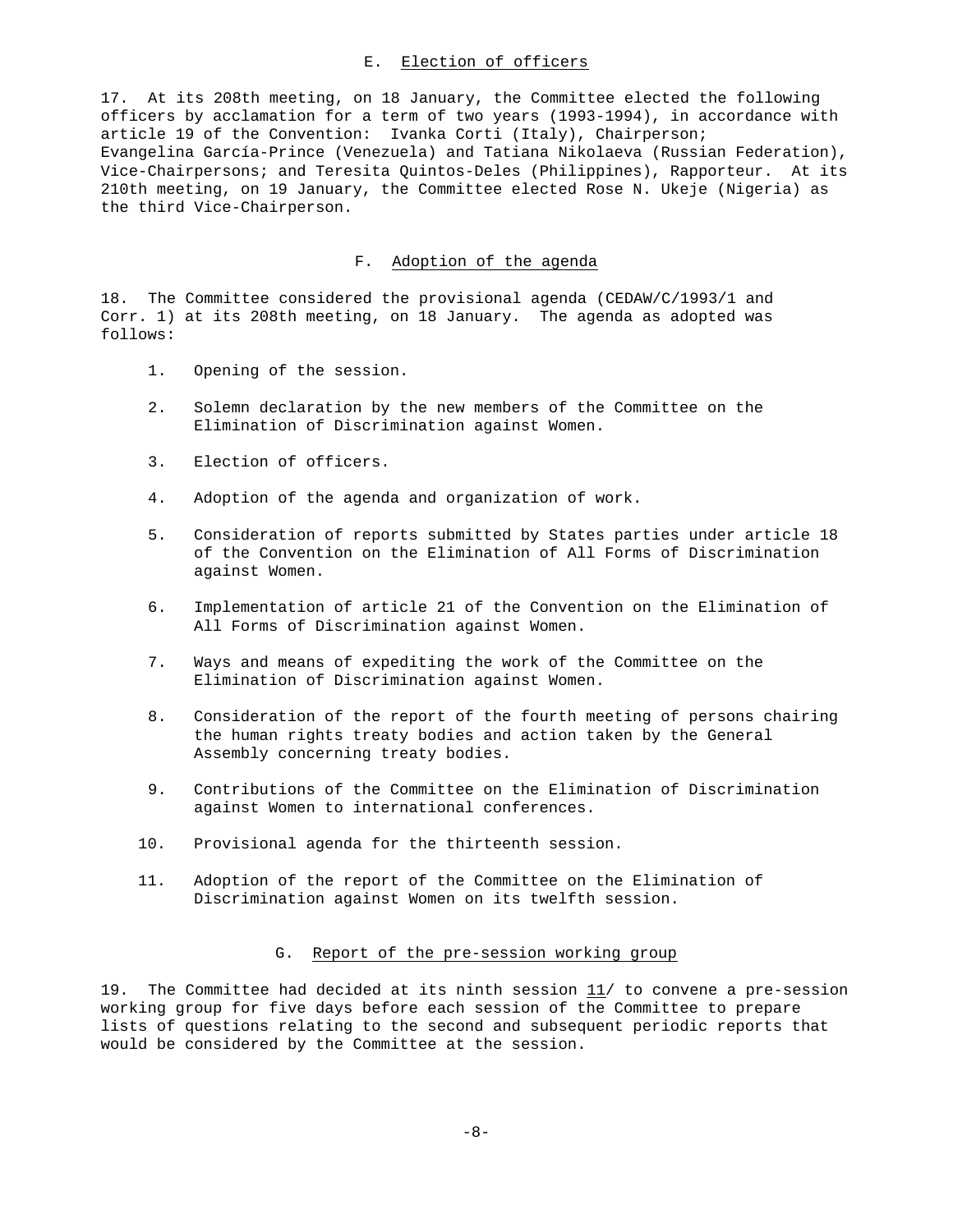## E. Election of officers

17. At its 208th meeting, on 18 January, the Committee elected the following officers by acclamation for a term of two years (1993-1994), in accordance with article 19 of the Convention: Ivanka Corti (Italy), Chairperson; Evangelina García-Prince (Venezuela) and Tatiana Nikolaeva (Russian Federation), Vice-Chairpersons; and Teresita Quintos-Deles (Philippines), Rapporteur. At its 210th meeting, on 19 January, the Committee elected Rose N. Ukeje (Nigeria) as the third Vice-Chairperson.

## F. Adoption of the agenda

18. The Committee considered the provisional agenda (CEDAW/C/1993/1 and Corr. 1) at its 208th meeting, on 18 January. The agenda as adopted was follows:

1. Opening of the session.
2. Solemn declaration by the new members of the Committee on the Elimination of Discrimination against Women.
3. Election of officers.
4. Adoption of the agenda and organization of work.
5. Consideration of reports submitted by States parties under article 18 of the Convention on the Elimination of All Forms of Discrimination against Women.
6. Implementation of article 21 of the Convention on the Elimination of All Forms of Discrimination against Women.
7. Ways and means of expediting the work of the Committee on the Elimination of Discrimination against Women.
8. Consideration of the report of the fourth meeting of persons chairing the human rights treaty bodies and action taken by the General Assembly concerning treaty bodies.
9. Contributions of the Committee on the Elimination of Discrimination against Women to international conferences.
10. Provisional agenda for the thirteenth session.
11. Adoption of the report of the Committee on the Elimination of Discrimination against Women on its twelfth session.

## G. Report of the pre-session working group

19. The Committee had decided at its ninth session 11/ to convene a pre-session working group for five days before each session of the Committee to prepare lists of questions relating to the second and subsequent periodic reports that would be considered by the Committee at the session.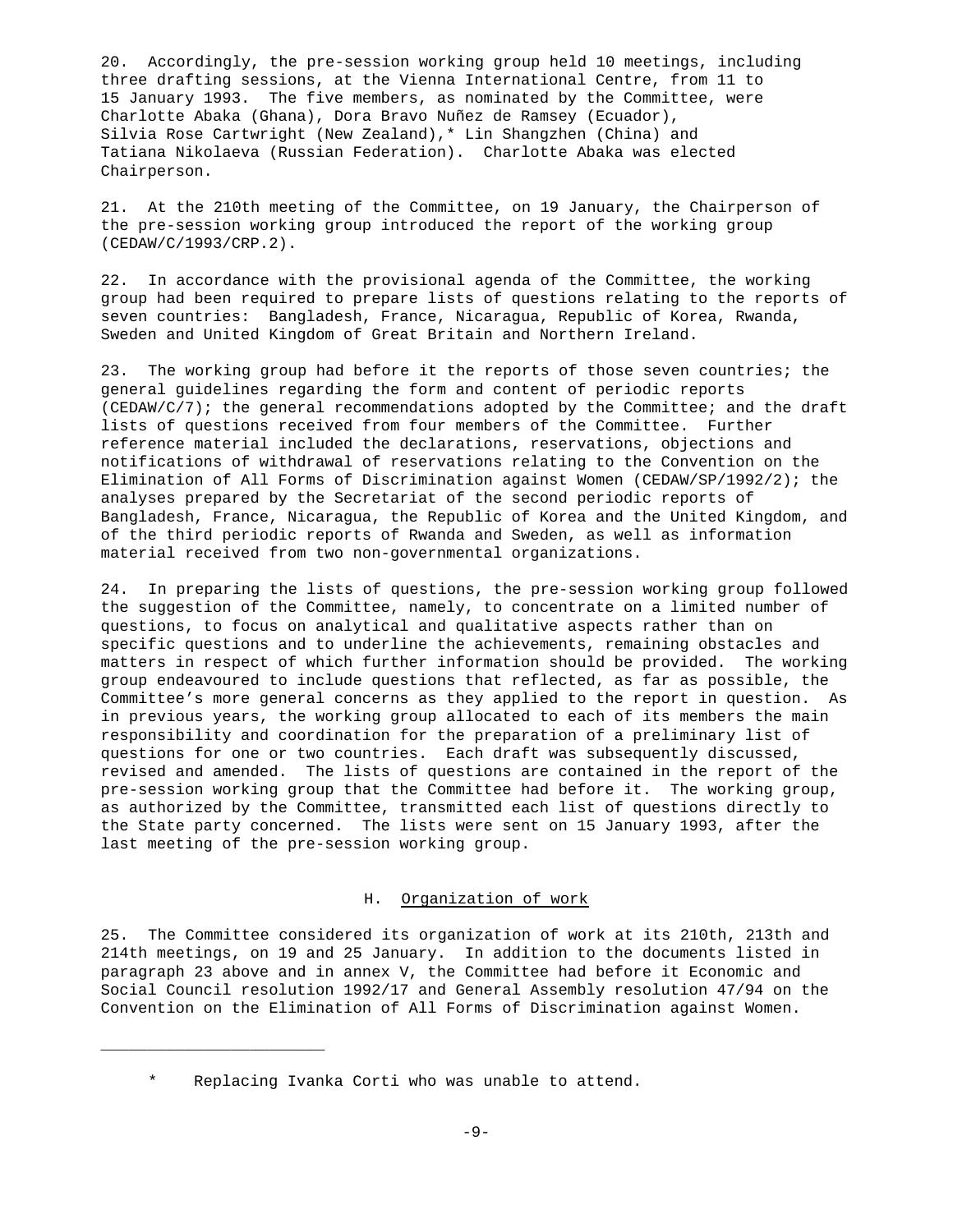20. Accordingly, the pre-session working group held 10 meetings, including three drafting sessions, at the Vienna International Centre, from 11 to 15 January 1993. The five members, as nominated by the Committee, were Charlotte Abaka (Ghana), Dora Bravo Nuñez de Ramsey (Ecuador), Silvia Rose Cartwright (New Zealand),* Lin Shangzhen (China) and Tatiana Nikolaeva (Russian Federation). Charlotte Abaka was elected Chairperson.

21. At the 210th meeting of the Committee, on 19 January, the Chairperson of the pre-session working group introduced the report of the working group (CEDAW/C/1993/CRP.2).

22. In accordance with the provisional agenda of the Committee, the working group had been required to prepare lists of questions relating to the reports of seven countries: Bangladesh, France, Nicaragua, Republic of Korea, Rwanda, Sweden and United Kingdom of Great Britain and Northern Ireland.

23. The working group had before it the reports of those seven countries; the general guidelines regarding the form and content of periodic reports (CEDAW/C/7); the general recommendations adopted by the Committee; and the draft lists of questions received from four members of the Committee. Further reference material included the declarations, reservations, objections and notifications of withdrawal of reservations relating to the Convention on the Elimination of All Forms of Discrimination against Women (CEDAW/SP/1992/2); the analyses prepared by the Secretariat of the second periodic reports of Bangladesh, France, Nicaragua, the Republic of Korea and the United Kingdom, and of the third periodic reports of Rwanda and Sweden, as well as information material received from two non-governmental organizations.

24. In preparing the lists of questions, the pre-session working group followed the suggestion of the Committee, namely, to concentrate on a limited number of questions, to focus on analytical and qualitative aspects rather than on specific questions and to underline the achievements, remaining obstacles and matters in respect of which further information should be provided. The working group endeavoured to include questions that reflected, as far as possible, the Committee's more general concerns as they applied to the report in question. As in previous years, the working group allocated to each of its members the main responsibility and coordination for the preparation of a preliminary list of questions for one or two countries. Each draft was subsequently discussed, revised and amended. The lists of questions are contained in the report of the pre-session working group that the Committee had before it. The working group, as authorized by the Committee, transmitted each list of questions directly to the State party concerned. The lists were sent on 15 January 1993, after the last meeting of the pre-session working group.

## H. Organization of work

25. The Committee considered its organization of work at its 210th, 213th and 214th meetings, on 19 and 25 January. In addition to the documents listed in paragraph 23 above and in annex V, the Committee had before it Economic and Social Council resolution 1992/17 and General Assembly resolution 47/94 on the Convention on the Elimination of All Forms of Discrimination against Women.

---

\* Replacing Ivanka Corti who was unable to attend.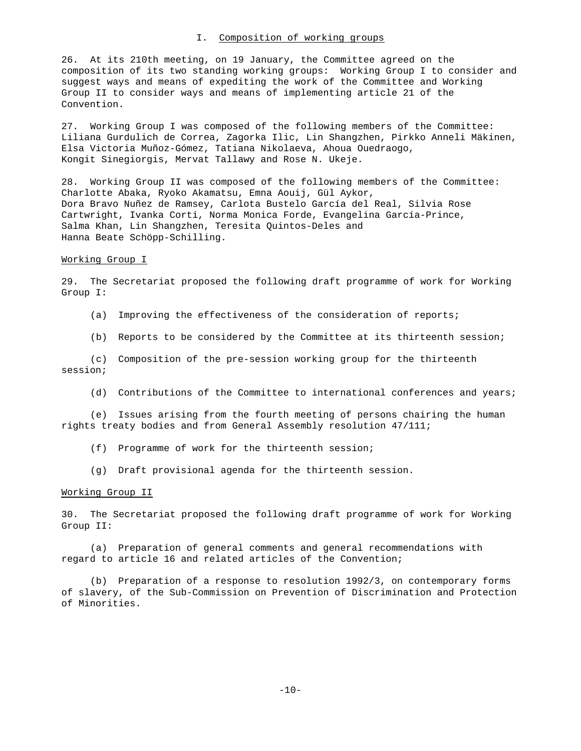## I. Composition of working groups

26. At its 210th meeting, on 19 January, the Committee agreed on the composition of its two standing working groups: Working Group I to consider and suggest ways and means of expediting the work of the Committee and Working Group II to consider ways and means of implementing article 21 of the Convention.

27. Working Group I was composed of the following members of the Committee: Liliana Gurdulich de Correa, Zagorka Ilic, Lin Shangzhen, Pirkko Anneli Mäkinen, Elsa Victoria Muñoz-Gómez, Tatiana Nikolaeva, Ahoua Ouedraogo, Kongit Sinegiorgis, Mervat Tallawy and Rose N. Ukeje.

28. Working Group II was composed of the following members of the Committee: Charlotte Abaka, Ryoko Akamatsu, Emna Aouij, Gül Aykor, Dora Bravo Nuñez de Ramsey, Carlota Bustelo García del Real, Silvia Rose Cartwright, Ivanka Corti, Norma Monica Forde, Evangelina García-Prince, Salma Khan, Lin Shangzhen, Teresita Quintos-Deles and Hanna Beate Schöpp-Schilling.

### Working Group I

29. The Secretariat proposed the following draft programme of work for Working Group I:

(a) Improving the effectiveness of the consideration of reports;

(b) Reports to be considered by the Committee at its thirteenth session;

(c) Composition of the pre-session working group for the thirteenth session;

(d) Contributions of the Committee to international conferences and years;

(e) Issues arising from the fourth meeting of persons chairing the human rights treaty bodies and from General Assembly resolution 47/111;

(f) Programme of work for the thirteenth session;

(g) Draft provisional agenda for the thirteenth session.

### Working Group II

30. The Secretariat proposed the following draft programme of work for Working Group II:

(a) Preparation of general comments and general recommendations with regard to article 16 and related articles of the Convention;

(b) Preparation of a response to resolution 1992/3, on contemporary forms of slavery, of the Sub-Commission on Prevention of Discrimination and Protection of Minorities.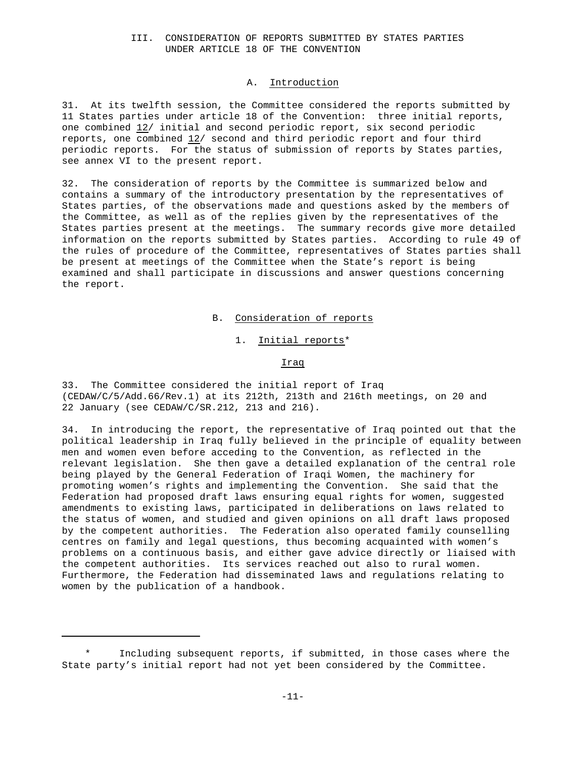# III. CONSIDERATION OF REPORTS SUBMITTED BY STATES PARTIES UNDER ARTICLE 18 OF THE CONVENTION

## A. Introduction

31. At its twelfth session, the Committee considered the reports submitted by 11 States parties under article 18 of the Convention: three initial reports, one combined 12/ initial and second periodic report, six second periodic reports, one combined 12/ second and third periodic report and four third periodic reports. For the status of submission of reports by States parties, see annex VI to the present report.

32. The consideration of reports by the Committee is summarized below and contains a summary of the introductory presentation by the representatives of States parties, of the observations made and questions asked by the members of the Committee, as well as of the replies given by the representatives of the States parties present at the meetings. The summary records give more detailed information on the reports submitted by States parties. According to rule 49 of the rules of procedure of the Committee, representatives of States parties shall be present at meetings of the Committee when the State's report is being examined and shall participate in discussions and answer questions concerning the report.

## B. Consideration of reports

### 1. Initial reports*

#### Iraq

33. The Committee considered the initial report of Iraq (CEDAW/C/5/Add.66/Rev.1) at its 212th, 213th and 216th meetings, on 20 and 22 January (see CEDAW/C/SR.212, 213 and 216).

34. In introducing the report, the representative of Iraq pointed out that the political leadership in Iraq fully believed in the principle of equality between men and women even before acceding to the Convention, as reflected in the relevant legislation. She then gave a detailed explanation of the central role being played by the General Federation of Iraqi Women, the machinery for promoting women's rights and implementing the Convention. She said that the Federation had proposed draft laws ensuring equal rights for women, suggested amendments to existing laws, participated in deliberations on laws related to the status of women, and studied and given opinions on all draft laws proposed by the competent authorities. The Federation also operated family counselling centres on family and legal questions, thus becoming acquainted with women's problems on a continuous basis, and either gave advice directly or liaised with the competent authorities. Its services reached out also to rural women. Furthermore, the Federation had disseminated laws and regulations relating to women by the publication of a handbook.

---

\* Including subsequent reports, if submitted, in those cases where the State party's initial report had not yet been considered by the Committee.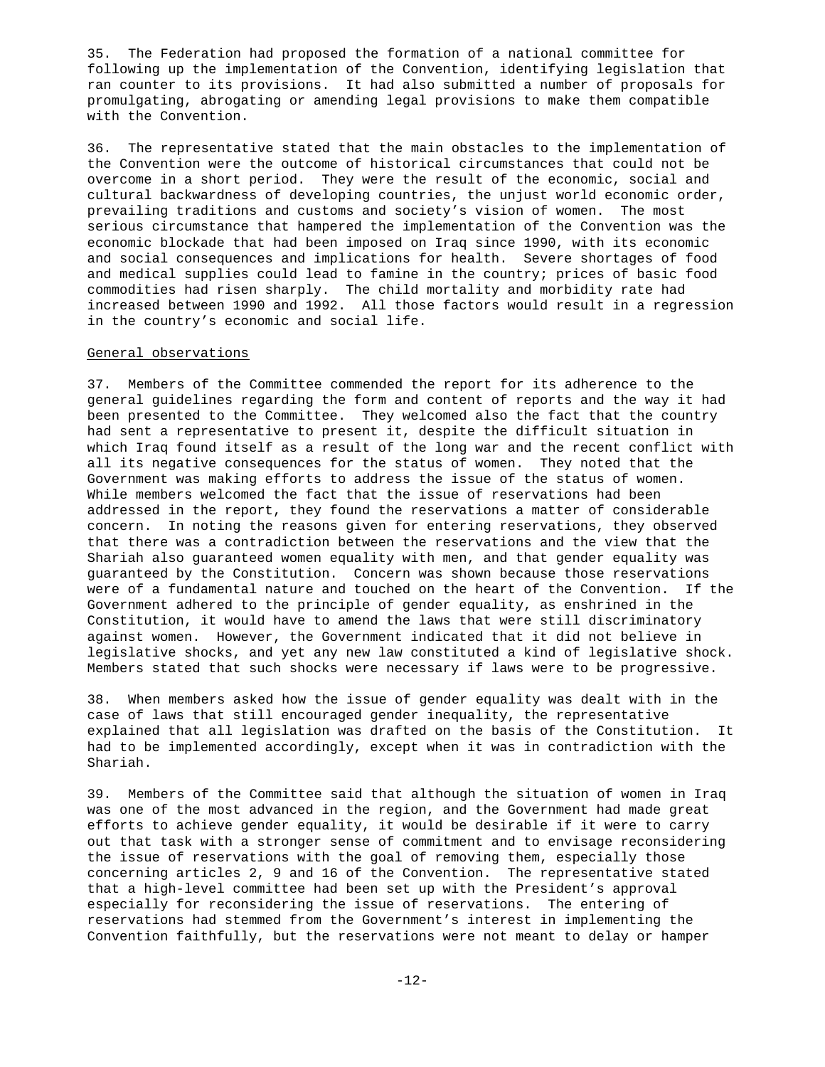35. The Federation had proposed the formation of a national committee for following up the implementation of the Convention, identifying legislation that ran counter to its provisions. It had also submitted a number of proposals for promulgating, abrogating or amending legal provisions to make them compatible with the Convention.

36. The representative stated that the main obstacles to the implementation of the Convention were the outcome of historical circumstances that could not be overcome in a short period. They were the result of the economic, social and cultural backwardness of developing countries, the unjust world economic order, prevailing traditions and customs and society's vision of women. The most serious circumstance that hampered the implementation of the Convention was the economic blockade that had been imposed on Iraq since 1990, with its economic and social consequences and implications for health. Severe shortages of food and medical supplies could lead to famine in the country; prices of basic food commodities had risen sharply. The child mortality and morbidity rate had increased between 1990 and 1992. All those factors would result in a regression in the country's economic and social life.

General observations

37. Members of the Committee commended the report for its adherence to the general guidelines regarding the form and content of reports and the way it had been presented to the Committee. They welcomed also the fact that the country had sent a representative to present it, despite the difficult situation in which Iraq found itself as a result of the long war and the recent conflict with all its negative consequences for the status of women. They noted that the Government was making efforts to address the issue of the status of women. While members welcomed the fact that the issue of reservations had been addressed in the report, they found the reservations a matter of considerable concern. In noting the reasons given for entering reservations, they observed that there was a contradiction between the reservations and the view that the Shariah also guaranteed women equality with men, and that gender equality was guaranteed by the Constitution. Concern was shown because those reservations were of a fundamental nature and touched on the heart of the Convention. If the Government adhered to the principle of gender equality, as enshrined in the Constitution, it would have to amend the laws that were still discriminatory against women. However, the Government indicated that it did not believe in legislative shocks, and yet any new law constituted a kind of legislative shock. Members stated that such shocks were necessary if laws were to be progressive.

38. When members asked how the issue of gender equality was dealt with in the case of laws that still encouraged gender inequality, the representative explained that all legislation was drafted on the basis of the Constitution. It had to be implemented accordingly, except when it was in contradiction with the Shariah.

39. Members of the Committee said that although the situation of women in Iraq was one of the most advanced in the region, and the Government had made great efforts to achieve gender equality, it would be desirable if it were to carry out that task with a stronger sense of commitment and to envisage reconsidering the issue of reservations with the goal of removing them, especially those concerning articles 2, 9 and 16 of the Convention. The representative stated that a high-level committee had been set up with the President's approval especially for reconsidering the issue of reservations. The entering of reservations had stemmed from the Government's interest in implementing the Convention faithfully, but the reservations were not meant to delay or hamper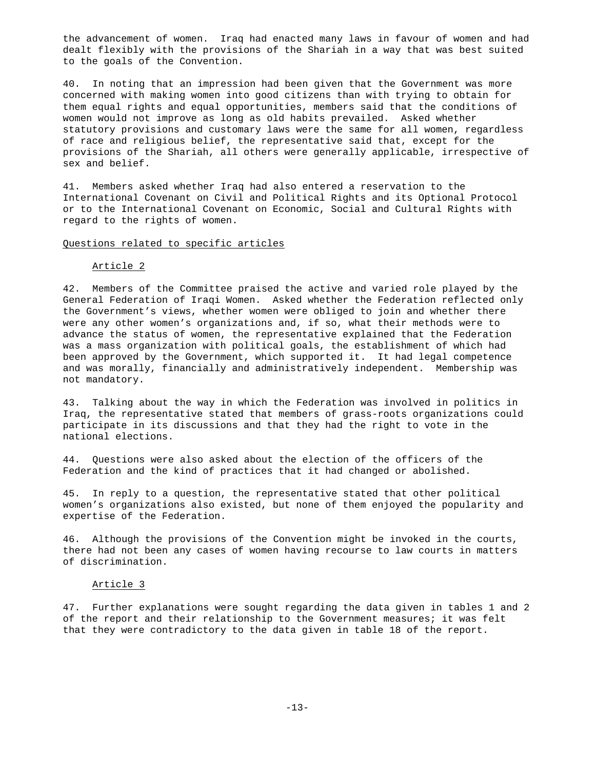the advancement of women. Iraq had enacted many laws in favour of women and had dealt flexibly with the provisions of the Shariah in a way that was best suited to the goals of the Convention.

40. In noting that an impression had been given that the Government was more concerned with making women into good citizens than with trying to obtain for them equal rights and equal opportunities, members said that the conditions of women would not improve as long as old habits prevailed. Asked whether statutory provisions and customary laws were the same for all women, regardless of race and religious belief, the representative said that, except for the provisions of the Shariah, all others were generally applicable, irrespective of sex and belief.

41. Members asked whether Iraq had also entered a reservation to the International Covenant on Civil and Political Rights and its Optional Protocol or to the International Covenant on Economic, Social and Cultural Rights with regard to the rights of women.

Questions related to specific articles

Article 2

42. Members of the Committee praised the active and varied role played by the General Federation of Iraqi Women. Asked whether the Federation reflected only the Government's views, whether women were obliged to join and whether there were any other women's organizations and, if so, what their methods were to advance the status of women, the representative explained that the Federation was a mass organization with political goals, the establishment of which had been approved by the Government, which supported it. It had legal competence and was morally, financially and administratively independent. Membership was not mandatory.

43. Talking about the way in which the Federation was involved in politics in Iraq, the representative stated that members of grass-roots organizations could participate in its discussions and that they had the right to vote in the national elections.

44. Questions were also asked about the election of the officers of the Federation and the kind of practices that it had changed or abolished.

45. In reply to a question, the representative stated that other political women's organizations also existed, but none of them enjoyed the popularity and expertise of the Federation.

46. Although the provisions of the Convention might be invoked in the courts, there had not been any cases of women having recourse to law courts in matters of discrimination.

Article 3

47. Further explanations were sought regarding the data given in tables 1 and 2 of the report and their relationship to the Government measures; it was felt that they were contradictory to the data given in table 18 of the report.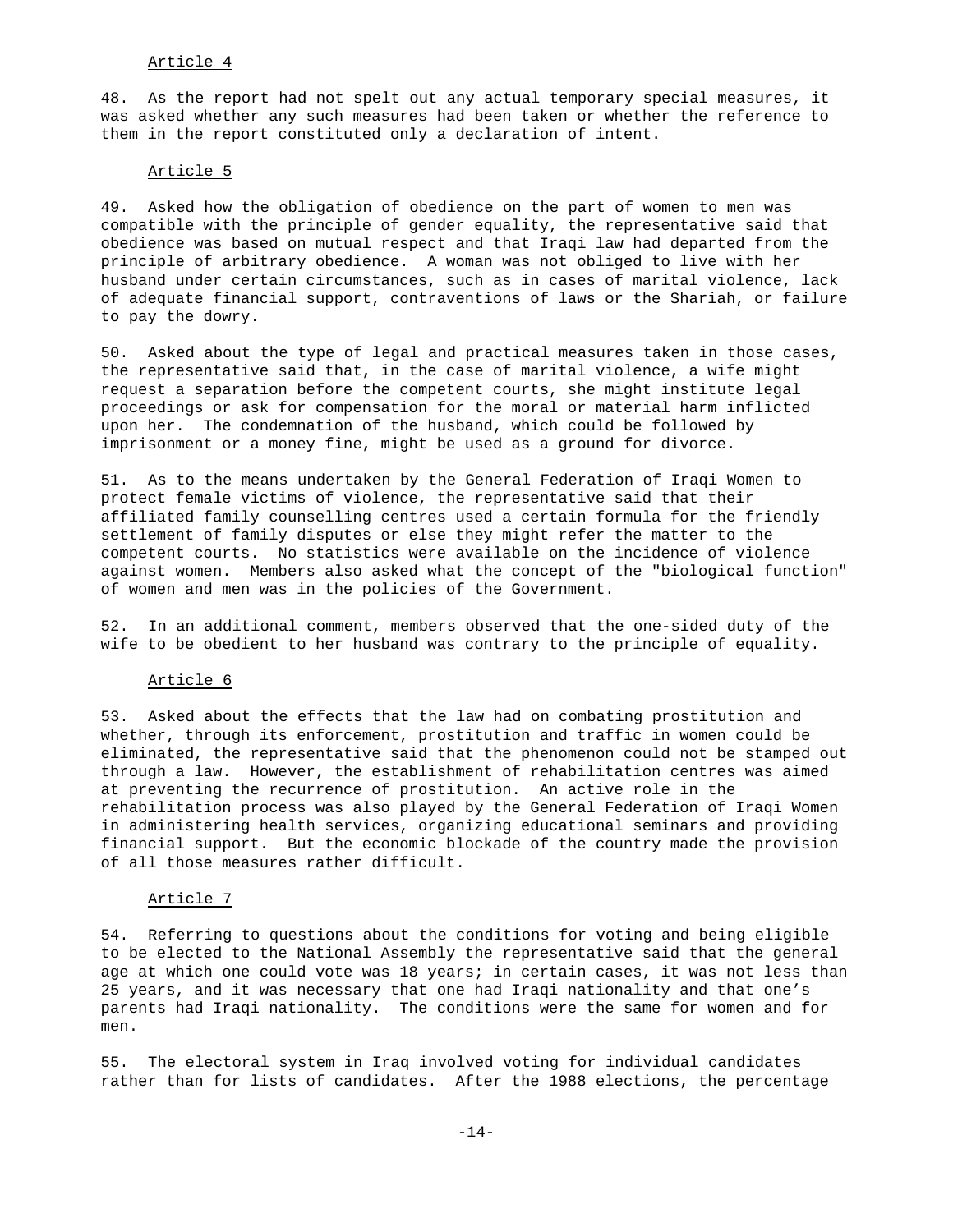Article 4

48. As the report had not spelt out any actual temporary special measures, it was asked whether any such measures had been taken or whether the reference to them in the report constituted only a declaration of intent.

Article 5

49. Asked how the obligation of obedience on the part of women to men was compatible with the principle of gender equality, the representative said that obedience was based on mutual respect and that Iraqi law had departed from the principle of arbitrary obedience. A woman was not obliged to live with her husband under certain circumstances, such as in cases of marital violence, lack of adequate financial support, contraventions of laws or the Shariah, or failure to pay the dowry.

50. Asked about the type of legal and practical measures taken in those cases, the representative said that, in the case of marital violence, a wife might request a separation before the competent courts, she might institute legal proceedings or ask for compensation for the moral or material harm inflicted upon her. The condemnation of the husband, which could be followed by imprisonment or a money fine, might be used as a ground for divorce.

51. As to the means undertaken by the General Federation of Iraqi Women to protect female victims of violence, the representative said that their affiliated family counselling centres used a certain formula for the friendly settlement of family disputes or else they might refer the matter to the competent courts. No statistics were available on the incidence of violence against women. Members also asked what the concept of the "biological function" of women and men was in the policies of the Government.

52. In an additional comment, members observed that the one-sided duty of the wife to be obedient to her husband was contrary to the principle of equality.

Article 6

53. Asked about the effects that the law had on combating prostitution and whether, through its enforcement, prostitution and traffic in women could be eliminated, the representative said that the phenomenon could not be stamped out through a law. However, the establishment of rehabilitation centres was aimed at preventing the recurrence of prostitution. An active role in the rehabilitation process was also played by the General Federation of Iraqi Women in administering health services, organizing educational seminars and providing financial support. But the economic blockade of the country made the provision of all those measures rather difficult.

Article 7

54. Referring to questions about the conditions for voting and being eligible to be elected to the National Assembly the representative said that the general age at which one could vote was 18 years; in certain cases, it was not less than 25 years, and it was necessary that one had Iraqi nationality and that one's parents had Iraqi nationality. The conditions were the same for women and for men.

55. The electoral system in Iraq involved voting for individual candidates rather than for lists of candidates. After the 1988 elections, the percentage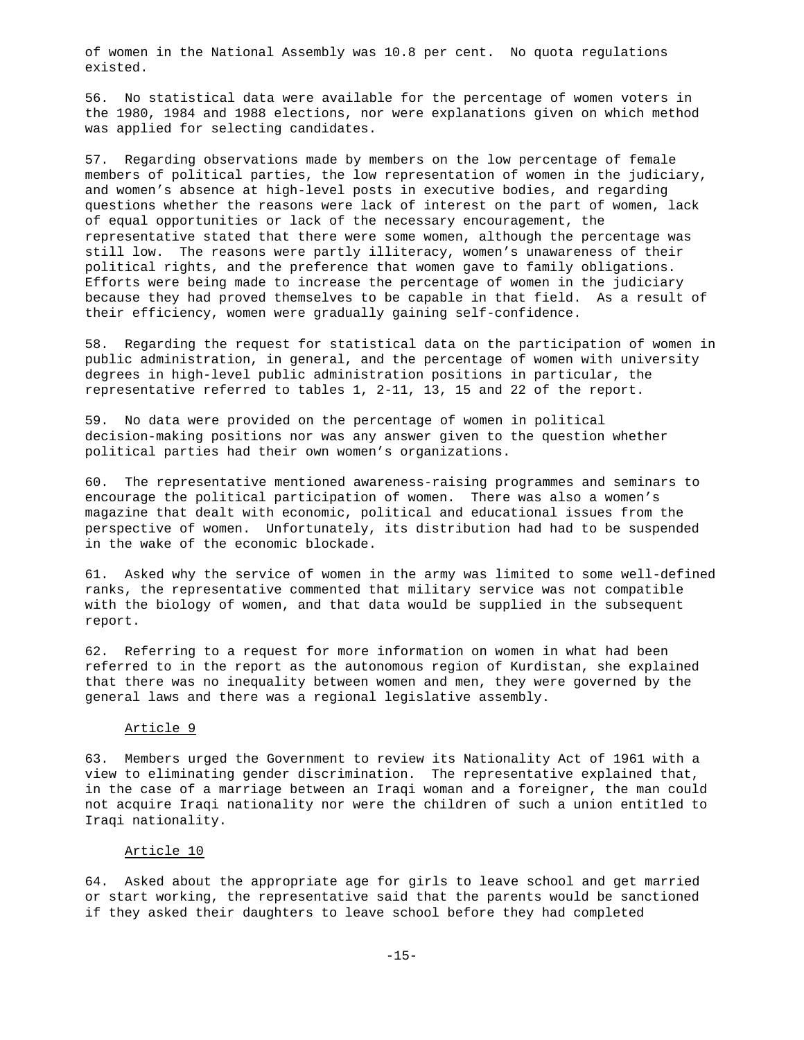of women in the National Assembly was 10.8 per cent. No quota regulations existed.

56. No statistical data were available for the percentage of women voters in the 1980, 1984 and 1988 elections, nor were explanations given on which method was applied for selecting candidates.

57. Regarding observations made by members on the low percentage of female members of political parties, the low representation of women in the judiciary, and women's absence at high-level posts in executive bodies, and regarding questions whether the reasons were lack of interest on the part of women, lack of equal opportunities or lack of the necessary encouragement, the representative stated that there were some women, although the percentage was still low. The reasons were partly illiteracy, women's unawareness of their political rights, and the preference that women gave to family obligations. Efforts were being made to increase the percentage of women in the judiciary because they had proved themselves to be capable in that field. As a result of their efficiency, women were gradually gaining self-confidence.

58. Regarding the request for statistical data on the participation of women in public administration, in general, and the percentage of women with university degrees in high-level public administration positions in particular, the representative referred to tables 1, 2-11, 13, 15 and 22 of the report.

59. No data were provided on the percentage of women in political decision-making positions nor was any answer given to the question whether political parties had their own women's organizations.

60. The representative mentioned awareness-raising programmes and seminars to encourage the political participation of women. There was also a women's magazine that dealt with economic, political and educational issues from the perspective of women. Unfortunately, its distribution had had to be suspended in the wake of the economic blockade.

61. Asked why the service of women in the army was limited to some well-defined ranks, the representative commented that military service was not compatible with the biology of women, and that data would be supplied in the subsequent report.

62. Referring to a request for more information on women in what had been referred to in the report as the autonomous region of Kurdistan, she explained that there was no inequality between women and men, they were governed by the general laws and there was a regional legislative assembly.

Article 9

63. Members urged the Government to review its Nationality Act of 1961 with a view to eliminating gender discrimination. The representative explained that, in the case of a marriage between an Iraqi woman and a foreigner, the man could not acquire Iraqi nationality nor were the children of such a union entitled to Iraqi nationality.

Article 10

64. Asked about the appropriate age for girls to leave school and get married or start working, the representative said that the parents would be sanctioned if they asked their daughters to leave school before they had completed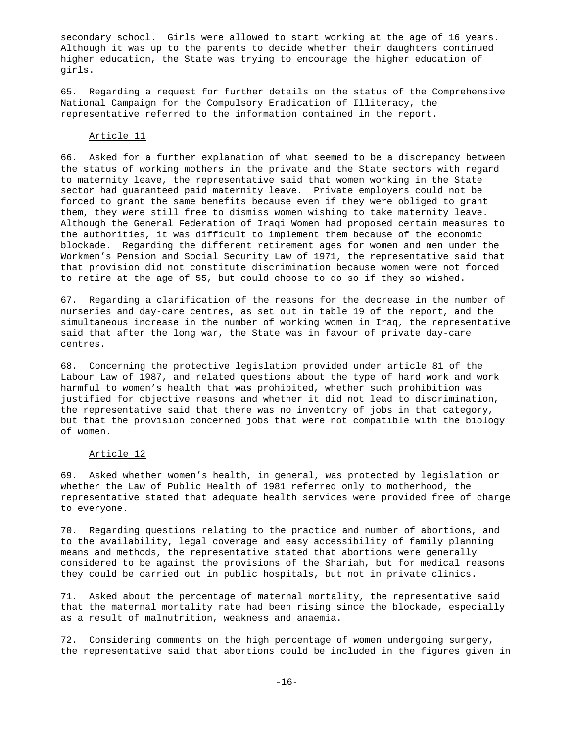secondary school. Girls were allowed to start working at the age of 16 years. Although it was up to the parents to decide whether their daughters continued higher education, the State was trying to encourage the higher education of girls.

65. Regarding a request for further details on the status of the Comprehensive National Campaign for the Compulsory Eradication of Illiteracy, the representative referred to the information contained in the report.

### Article 11

66. Asked for a further explanation of what seemed to be a discrepancy between the status of working mothers in the private and the State sectors with regard to maternity leave, the representative said that women working in the State sector had guaranteed paid maternity leave. Private employers could not be forced to grant the same benefits because even if they were obliged to grant them, they were still free to dismiss women wishing to take maternity leave. Although the General Federation of Iraqi Women had proposed certain measures to the authorities, it was difficult to implement them because of the economic blockade. Regarding the different retirement ages for women and men under the Workmen's Pension and Social Security Law of 1971, the representative said that that provision did not constitute discrimination because women were not forced to retire at the age of 55, but could choose to do so if they so wished.

67. Regarding a clarification of the reasons for the decrease in the number of nurseries and day-care centres, as set out in table 19 of the report, and the simultaneous increase in the number of working women in Iraq, the representative said that after the long war, the State was in favour of private day-care centres.

68. Concerning the protective legislation provided under article 81 of the Labour Law of 1987, and related questions about the type of hard work and work harmful to women's health that was prohibited, whether such prohibition was justified for objective reasons and whether it did not lead to discrimination, the representative said that there was no inventory of jobs in that category, but that the provision concerned jobs that were not compatible with the biology of women.

### Article 12

69. Asked whether women's health, in general, was protected by legislation or whether the Law of Public Health of 1981 referred only to motherhood, the representative stated that adequate health services were provided free of charge to everyone.

70. Regarding questions relating to the practice and number of abortions, and to the availability, legal coverage and easy accessibility of family planning means and methods, the representative stated that abortions were generally considered to be against the provisions of the Shariah, but for medical reasons they could be carried out in public hospitals, but not in private clinics.

71. Asked about the percentage of maternal mortality, the representative said that the maternal mortality rate had been rising since the blockade, especially as a result of malnutrition, weakness and anaemia.

72. Considering comments on the high percentage of women undergoing surgery, the representative said that abortions could be included in the figures given in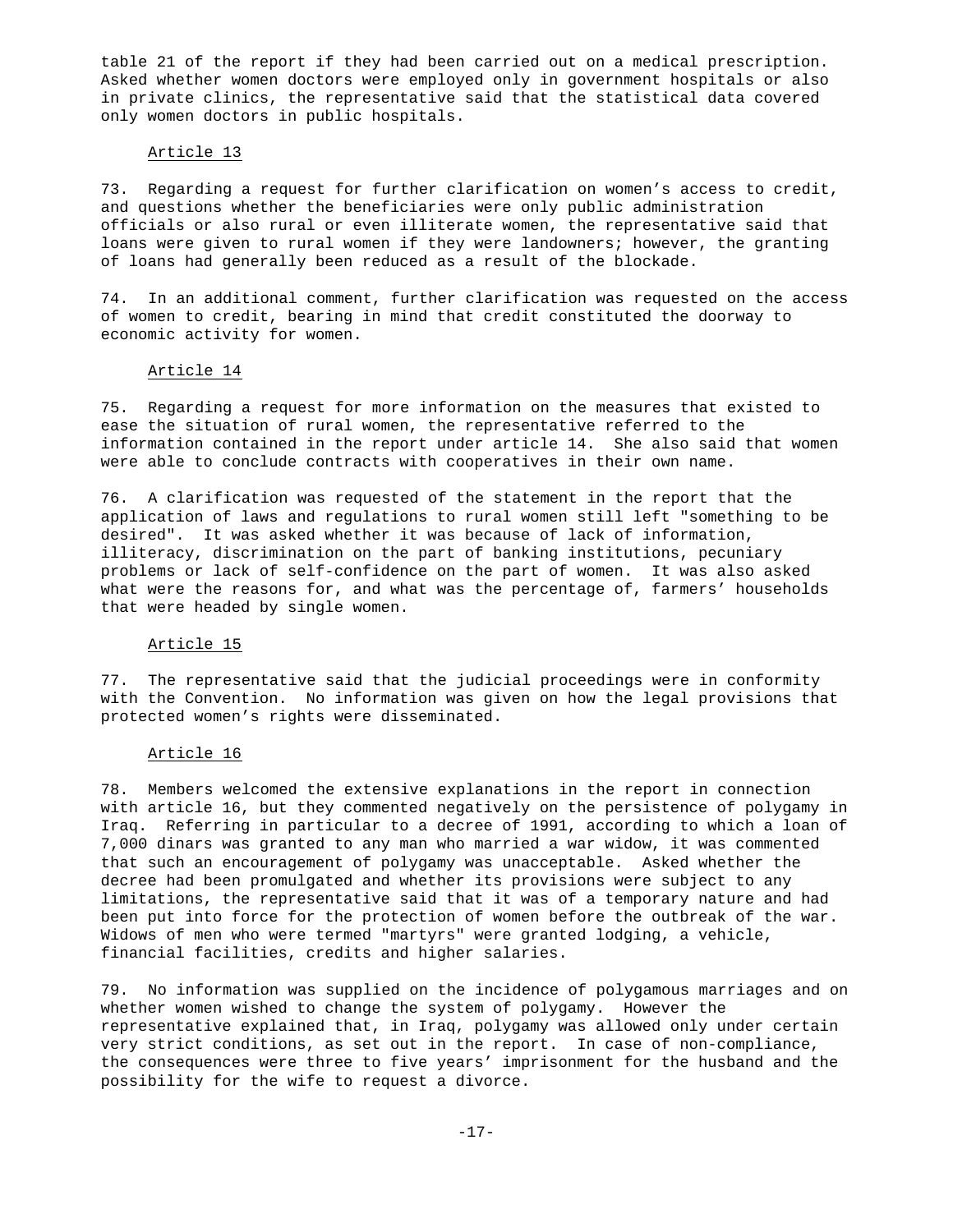table 21 of the report if they had been carried out on a medical prescription. Asked whether women doctors were employed only in government hospitals or also in private clinics, the representative said that the statistical data covered only women doctors in public hospitals.

### Article 13

73. Regarding a request for further clarification on women's access to credit, and questions whether the beneficiaries were only public administration officials or also rural or even illiterate women, the representative said that loans were given to rural women if they were landowners; however, the granting of loans had generally been reduced as a result of the blockade.

74. In an additional comment, further clarification was requested on the access of women to credit, bearing in mind that credit constituted the doorway to economic activity for women.

### Article 14

75. Regarding a request for more information on the measures that existed to ease the situation of rural women, the representative referred to the information contained in the report under article 14. She also said that women were able to conclude contracts with cooperatives in their own name.

76. A clarification was requested of the statement in the report that the application of laws and regulations to rural women still left "something to be desired". It was asked whether it was because of lack of information, illiteracy, discrimination on the part of banking institutions, pecuniary problems or lack of self-confidence on the part of women. It was also asked what were the reasons for, and what was the percentage of, farmers' households that were headed by single women.

### Article 15

77. The representative said that the judicial proceedings were in conformity with the Convention. No information was given on how the legal provisions that protected women's rights were disseminated.

### Article 16

78. Members welcomed the extensive explanations in the report in connection with article 16, but they commented negatively on the persistence of polygamy in Iraq. Referring in particular to a decree of 1991, according to which a loan of 7,000 dinars was granted to any man who married a war widow, it was commented that such an encouragement of polygamy was unacceptable. Asked whether the decree had been promulgated and whether its provisions were subject to any limitations, the representative said that it was of a temporary nature and had been put into force for the protection of women before the outbreak of the war. Widows of men who were termed "martyrs" were granted lodging, a vehicle, financial facilities, credits and higher salaries.

79. No information was supplied on the incidence of polygamous marriages and on whether women wished to change the system of polygamy. However the representative explained that, in Iraq, polygamy was allowed only under certain very strict conditions, as set out in the report. In case of non-compliance, the consequences were three to five years' imprisonment for the husband and the possibility for the wife to request a divorce.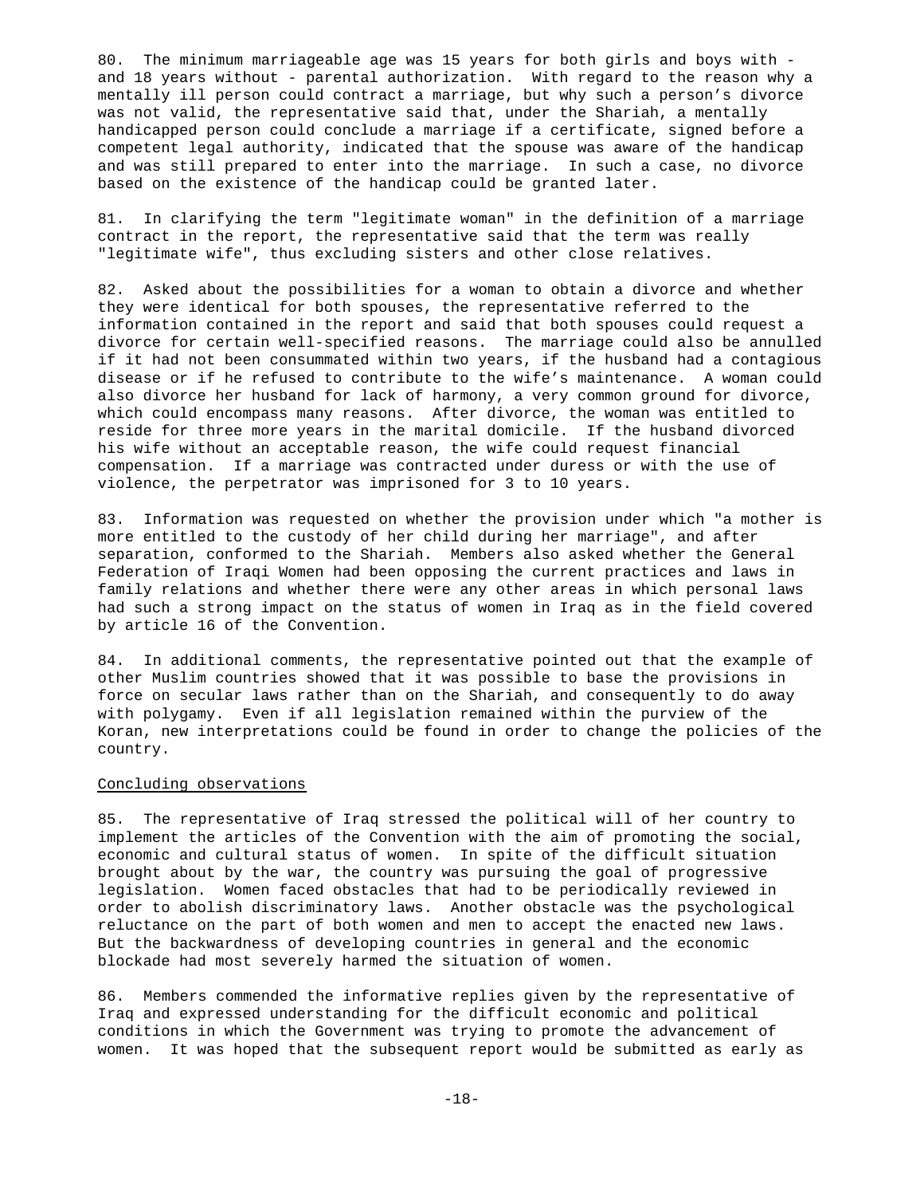80. The minimum marriageable age was 15 years for both girls and boys with - and 18 years without - parental authorization. With regard to the reason why a mentally ill person could contract a marriage, but why such a person's divorce was not valid, the representative said that, under the Shariah, a mentally handicapped person could conclude a marriage if a certificate, signed before a competent legal authority, indicated that the spouse was aware of the handicap and was still prepared to enter into the marriage. In such a case, no divorce based on the existence of the handicap could be granted later.

81. In clarifying the term "legitimate woman" in the definition of a marriage contract in the report, the representative said that the term was really "legitimate wife", thus excluding sisters and other close relatives.

82. Asked about the possibilities for a woman to obtain a divorce and whether they were identical for both spouses, the representative referred to the information contained in the report and said that both spouses could request a divorce for certain well-specified reasons. The marriage could also be annulled if it had not been consummated within two years, if the husband had a contagious disease or if he refused to contribute to the wife's maintenance. A woman could also divorce her husband for lack of harmony, a very common ground for divorce, which could encompass many reasons. After divorce, the woman was entitled to reside for three more years in the marital domicile. If the husband divorced his wife without an acceptable reason, the wife could request financial compensation. If a marriage was contracted under duress or with the use of violence, the perpetrator was imprisoned for 3 to 10 years.

83. Information was requested on whether the provision under which "a mother is more entitled to the custody of her child during her marriage", and after separation, conformed to the Shariah. Members also asked whether the General Federation of Iraqi Women had been opposing the current practices and laws in family relations and whether there were any other areas in which personal laws had such a strong impact on the status of women in Iraq as in the field covered by article 16 of the Convention.

84. In additional comments, the representative pointed out that the example of other Muslim countries showed that it was possible to base the provisions in force on secular laws rather than on the Shariah, and consequently to do away with polygamy. Even if all legislation remained within the purview of the Koran, new interpretations could be found in order to change the policies of the country.

Concluding observations

85. The representative of Iraq stressed the political will of her country to implement the articles of the Convention with the aim of promoting the social, economic and cultural status of women. In spite of the difficult situation brought about by the war, the country was pursuing the goal of progressive legislation. Women faced obstacles that had to be periodically reviewed in order to abolish discriminatory laws. Another obstacle was the psychological reluctance on the part of both women and men to accept the enacted new laws. But the backwardness of developing countries in general and the economic blockade had most severely harmed the situation of women.

86. Members commended the informative replies given by the representative of Iraq and expressed understanding for the difficult economic and political conditions in which the Government was trying to promote the advancement of women. It was hoped that the subsequent report would be submitted as early as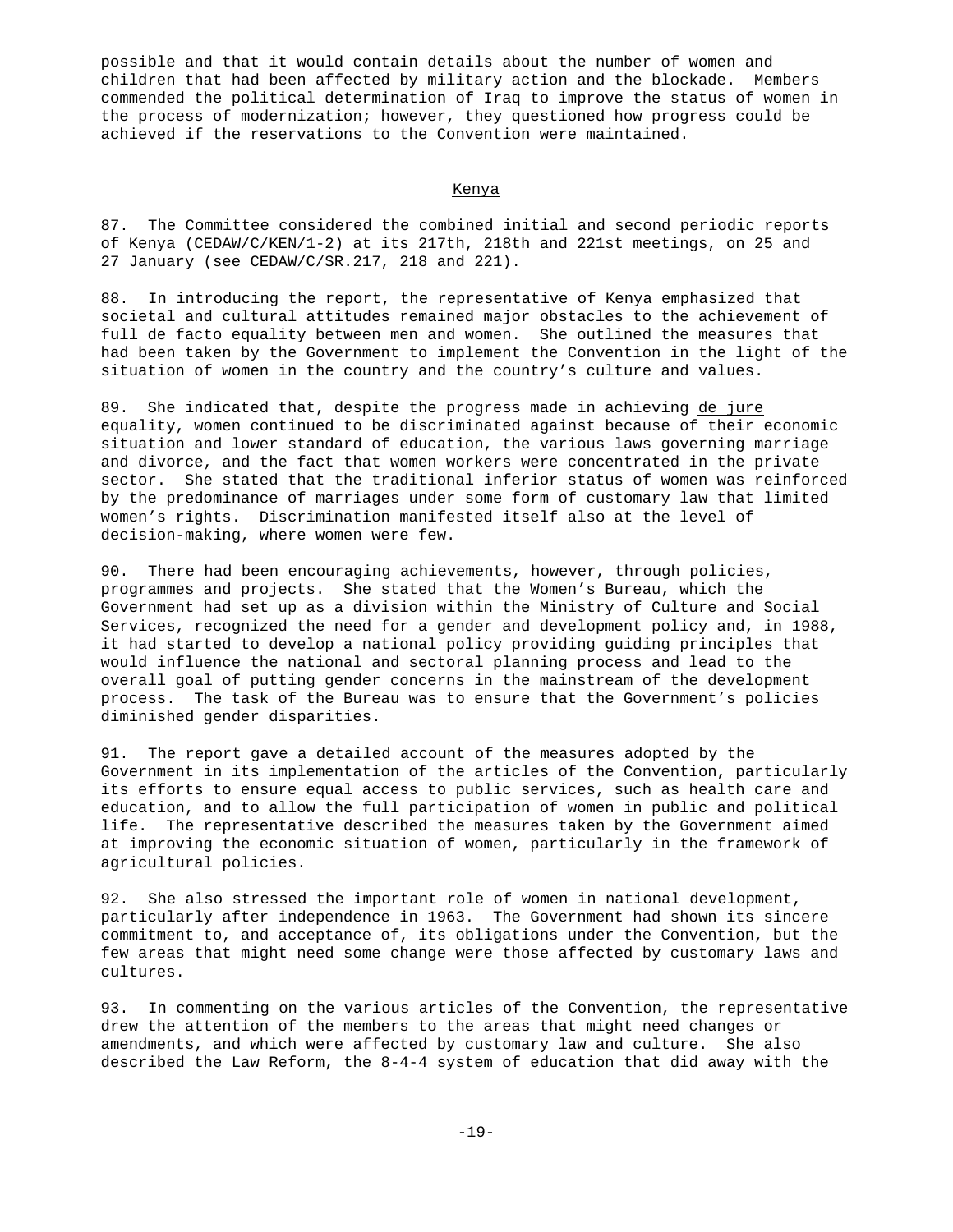possible and that it would contain details about the number of women and children that had been affected by military action and the blockade. Members commended the political determination of Iraq to improve the status of women in the process of modernization; however, they questioned how progress could be achieved if the reservations to the Convention were maintained.

## Kenya

87. The Committee considered the combined initial and second periodic reports of Kenya (CEDAW/C/KEN/1-2) at its 217th, 218th and 221st meetings, on 25 and 27 January (see CEDAW/C/SR.217, 218 and 221).

88. In introducing the report, the representative of Kenya emphasized that societal and cultural attitudes remained major obstacles to the achievement of full de facto equality between men and women. She outlined the measures that had been taken by the Government to implement the Convention in the light of the situation of women in the country and the country's culture and values.

89. She indicated that, despite the progress made in achieving de jure equality, women continued to be discriminated against because of their economic situation and lower standard of education, the various laws governing marriage and divorce, and the fact that women workers were concentrated in the private sector. She stated that the traditional inferior status of women was reinforced by the predominance of marriages under some form of customary law that limited women's rights. Discrimination manifested itself also at the level of decision-making, where women were few.

90. There had been encouraging achievements, however, through policies, programmes and projects. She stated that the Women's Bureau, which the Government had set up as a division within the Ministry of Culture and Social Services, recognized the need for a gender and development policy and, in 1988, it had started to develop a national policy providing guiding principles that would influence the national and sectoral planning process and lead to the overall goal of putting gender concerns in the mainstream of the development process. The task of the Bureau was to ensure that the Government's policies diminished gender disparities.

91. The report gave a detailed account of the measures adopted by the Government in its implementation of the articles of the Convention, particularly its efforts to ensure equal access to public services, such as health care and education, and to allow the full participation of women in public and political life. The representative described the measures taken by the Government aimed at improving the economic situation of women, particularly in the framework of agricultural policies.

92. She also stressed the important role of women in national development, particularly after independence in 1963. The Government had shown its sincere commitment to, and acceptance of, its obligations under the Convention, but the few areas that might need some change were those affected by customary laws and cultures.

93. In commenting on the various articles of the Convention, the representative drew the attention of the members to the areas that might need changes or amendments, and which were affected by customary law and culture. She also described the Law Reform, the 8-4-4 system of education that did away with the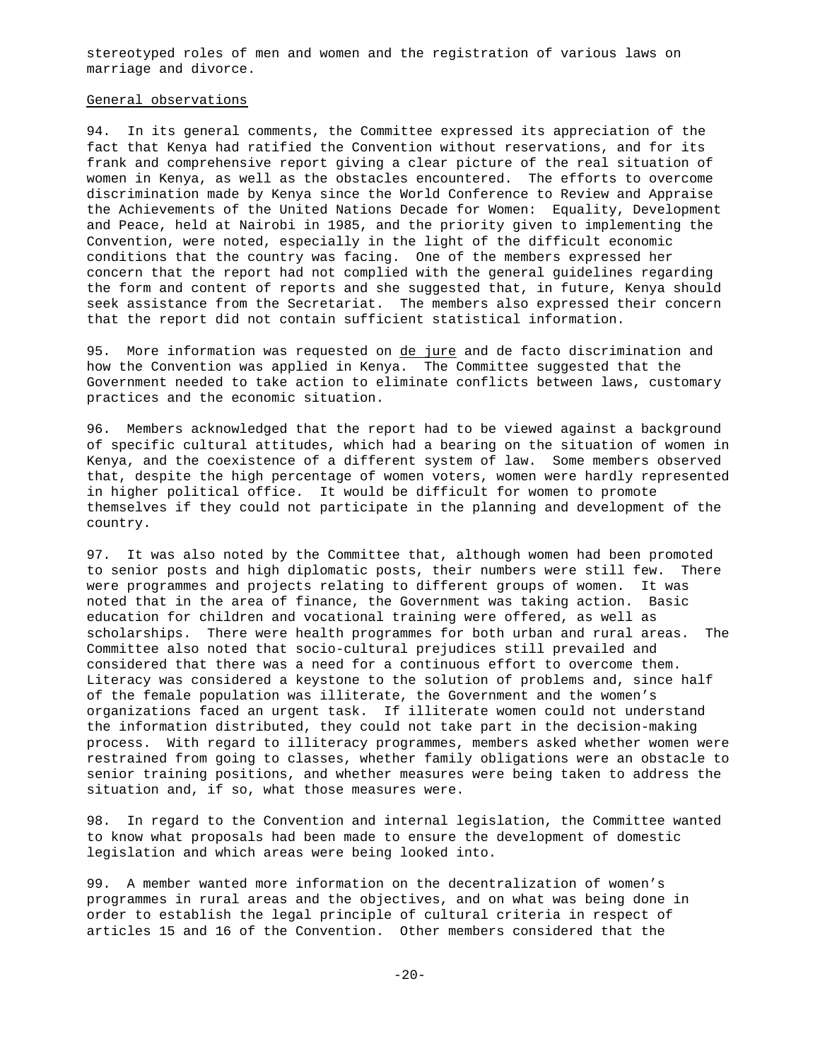stereotyped roles of men and women and the registration of various laws on marriage and divorce.

General observations

94. In its general comments, the Committee expressed its appreciation of the fact that Kenya had ratified the Convention without reservations, and for its frank and comprehensive report giving a clear picture of the real situation of women in Kenya, as well as the obstacles encountered. The efforts to overcome discrimination made by Kenya since the World Conference to Review and Appraise the Achievements of the United Nations Decade for Women: Equality, Development and Peace, held at Nairobi in 1985, and the priority given to implementing the Convention, were noted, especially in the light of the difficult economic conditions that the country was facing. One of the members expressed her concern that the report had not complied with the general guidelines regarding the form and content of reports and she suggested that, in future, Kenya should seek assistance from the Secretariat. The members also expressed their concern that the report did not contain sufficient statistical information.

95. More information was requested on de jure and de facto discrimination and how the Convention was applied in Kenya. The Committee suggested that the Government needed to take action to eliminate conflicts between laws, customary practices and the economic situation.

96. Members acknowledged that the report had to be viewed against a background of specific cultural attitudes, which had a bearing on the situation of women in Kenya, and the coexistence of a different system of law. Some members observed that, despite the high percentage of women voters, women were hardly represented in higher political office. It would be difficult for women to promote themselves if they could not participate in the planning and development of the country.

97. It was also noted by the Committee that, although women had been promoted to senior posts and high diplomatic posts, their numbers were still few. There were programmes and projects relating to different groups of women. It was noted that in the area of finance, the Government was taking action. Basic education for children and vocational training were offered, as well as scholarships. There were health programmes for both urban and rural areas. The Committee also noted that socio-cultural prejudices still prevailed and considered that there was a need for a continuous effort to overcome them. Literacy was considered a keystone to the solution of problems and, since half of the female population was illiterate, the Government and the women's organizations faced an urgent task. If illiterate women could not understand the information distributed, they could not take part in the decision-making process. With regard to illiteracy programmes, members asked whether women were restrained from going to classes, whether family obligations were an obstacle to senior training positions, and whether measures were being taken to address the situation and, if so, what those measures were.

98. In regard to the Convention and internal legislation, the Committee wanted to know what proposals had been made to ensure the development of domestic legislation and which areas were being looked into.

99. A member wanted more information on the decentralization of women's programmes in rural areas and the objectives, and on what was being done in order to establish the legal principle of cultural criteria in respect of articles 15 and 16 of the Convention. Other members considered that the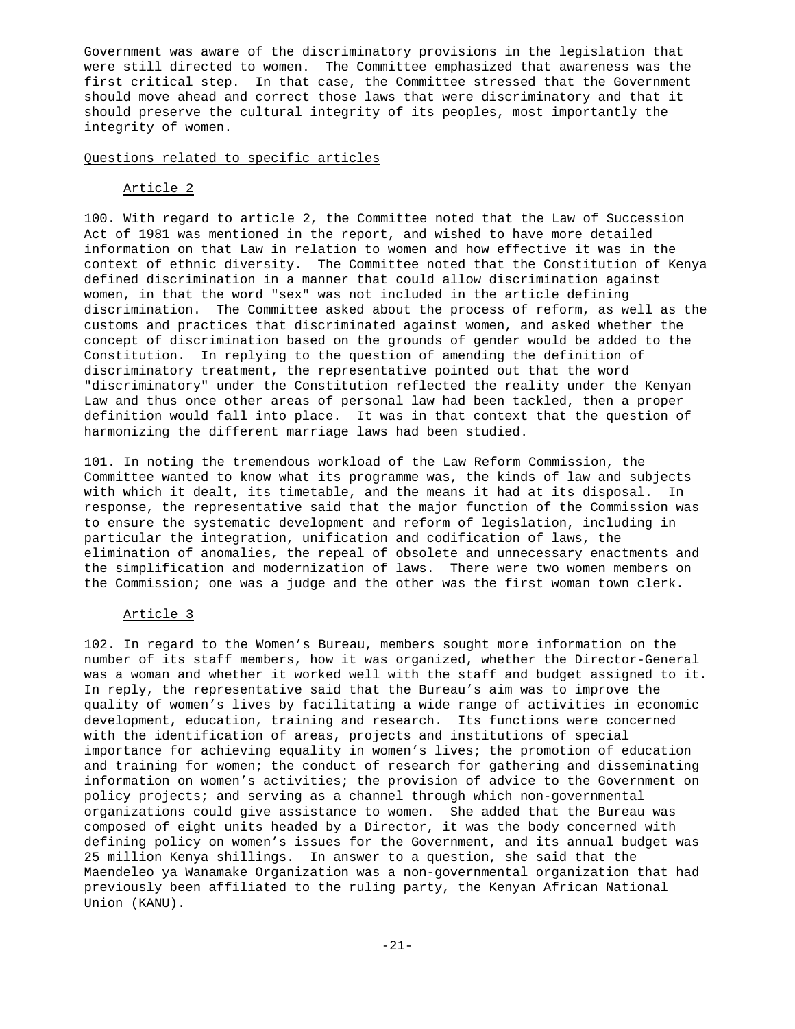Government was aware of the discriminatory provisions in the legislation that were still directed to women. The Committee emphasized that awareness was the first critical step. In that case, the Committee stressed that the Government should move ahead and correct those laws that were discriminatory and that it should preserve the cultural integrity of its peoples, most importantly the integrity of women.

## Questions related to specific articles

### Article 2

100. With regard to article 2, the Committee noted that the Law of Succession Act of 1981 was mentioned in the report, and wished to have more detailed information on that Law in relation to women and how effective it was in the context of ethnic diversity. The Committee noted that the Constitution of Kenya defined discrimination in a manner that could allow discrimination against women, in that the word "sex" was not included in the article defining discrimination. The Committee asked about the process of reform, as well as the customs and practices that discriminated against women, and asked whether the concept of discrimination based on the grounds of gender would be added to the Constitution. In replying to the question of amending the definition of discriminatory treatment, the representative pointed out that the word "discriminatory" under the Constitution reflected the reality under the Kenyan Law and thus once other areas of personal law had been tackled, then a proper definition would fall into place. It was in that context that the question of harmonizing the different marriage laws had been studied.

101. In noting the tremendous workload of the Law Reform Commission, the Committee wanted to know what its programme was, the kinds of law and subjects with which it dealt, its timetable, and the means it had at its disposal. In response, the representative said that the major function of the Commission was to ensure the systematic development and reform of legislation, including in particular the integration, unification and codification of laws, the elimination of anomalies, the repeal of obsolete and unnecessary enactments and the simplification and modernization of laws. There were two women members on the Commission; one was a judge and the other was the first woman town clerk.

### Article 3

102. In regard to the Women's Bureau, members sought more information on the number of its staff members, how it was organized, whether the Director-General was a woman and whether it worked well with the staff and budget assigned to it. In reply, the representative said that the Bureau's aim was to improve the quality of women's lives by facilitating a wide range of activities in economic development, education, training and research. Its functions were concerned with the identification of areas, projects and institutions of special importance for achieving equality in women's lives; the promotion of education and training for women; the conduct of research for gathering and disseminating information on women's activities; the provision of advice to the Government on policy projects; and serving as a channel through which non-governmental organizations could give assistance to women. She added that the Bureau was composed of eight units headed by a Director, it was the body concerned with defining policy on women's issues for the Government, and its annual budget was 25 million Kenya shillings. In answer to a question, she said that the Maendeleo ya Wanamake Organization was a non-governmental organization that had previously been affiliated to the ruling party, the Kenyan African National Union (KANU).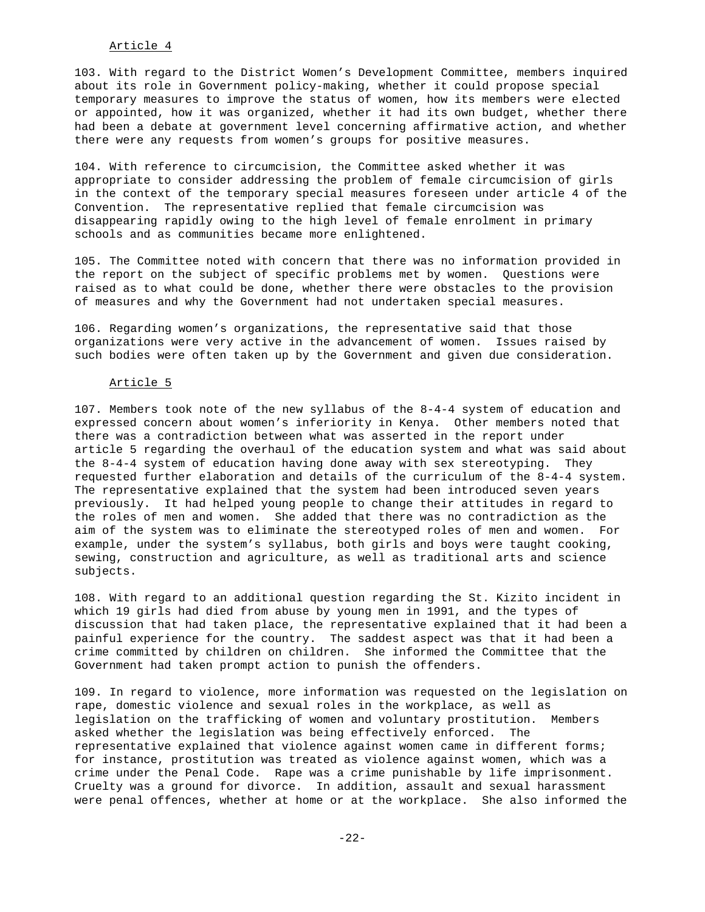Article 4

103. With regard to the District Women's Development Committee, members inquired about its role in Government policy-making, whether it could propose special temporary measures to improve the status of women, how its members were elected or appointed, how it was organized, whether it had its own budget, whether there had been a debate at government level concerning affirmative action, and whether there were any requests from women's groups for positive measures.

104. With reference to circumcision, the Committee asked whether it was appropriate to consider addressing the problem of female circumcision of girls in the context of the temporary special measures foreseen under article 4 of the Convention. The representative replied that female circumcision was disappearing rapidly owing to the high level of female enrolment in primary schools and as communities became more enlightened.

105. The Committee noted with concern that there was no information provided in the report on the subject of specific problems met by women. Questions were raised as to what could be done, whether there were obstacles to the provision of measures and why the Government had not undertaken special measures.

106. Regarding women's organizations, the representative said that those organizations were very active in the advancement of women. Issues raised by such bodies were often taken up by the Government and given due consideration.

Article 5

107. Members took note of the new syllabus of the 8-4-4 system of education and expressed concern about women's inferiority in Kenya. Other members noted that there was a contradiction between what was asserted in the report under article 5 regarding the overhaul of the education system and what was said about the 8-4-4 system of education having done away with sex stereotyping. They requested further elaboration and details of the curriculum of the 8-4-4 system. The representative explained that the system had been introduced seven years previously. It had helped young people to change their attitudes in regard to the roles of men and women. She added that there was no contradiction as the aim of the system was to eliminate the stereotyped roles of men and women. For example, under the system's syllabus, both girls and boys were taught cooking, sewing, construction and agriculture, as well as traditional arts and science subjects.

108. With regard to an additional question regarding the St. Kizito incident in which 19 girls had died from abuse by young men in 1991, and the types of discussion that had taken place, the representative explained that it had been a painful experience for the country. The saddest aspect was that it had been a crime committed by children on children. She informed the Committee that the Government had taken prompt action to punish the offenders.

109. In regard to violence, more information was requested on the legislation on rape, domestic violence and sexual roles in the workplace, as well as legislation on the trafficking of women and voluntary prostitution. Members asked whether the legislation was being effectively enforced. The representative explained that violence against women came in different forms; for instance, prostitution was treated as violence against women, which was a crime under the Penal Code. Rape was a crime punishable by life imprisonment. Cruelty was a ground for divorce. In addition, assault and sexual harassment were penal offences, whether at home or at the workplace. She also informed the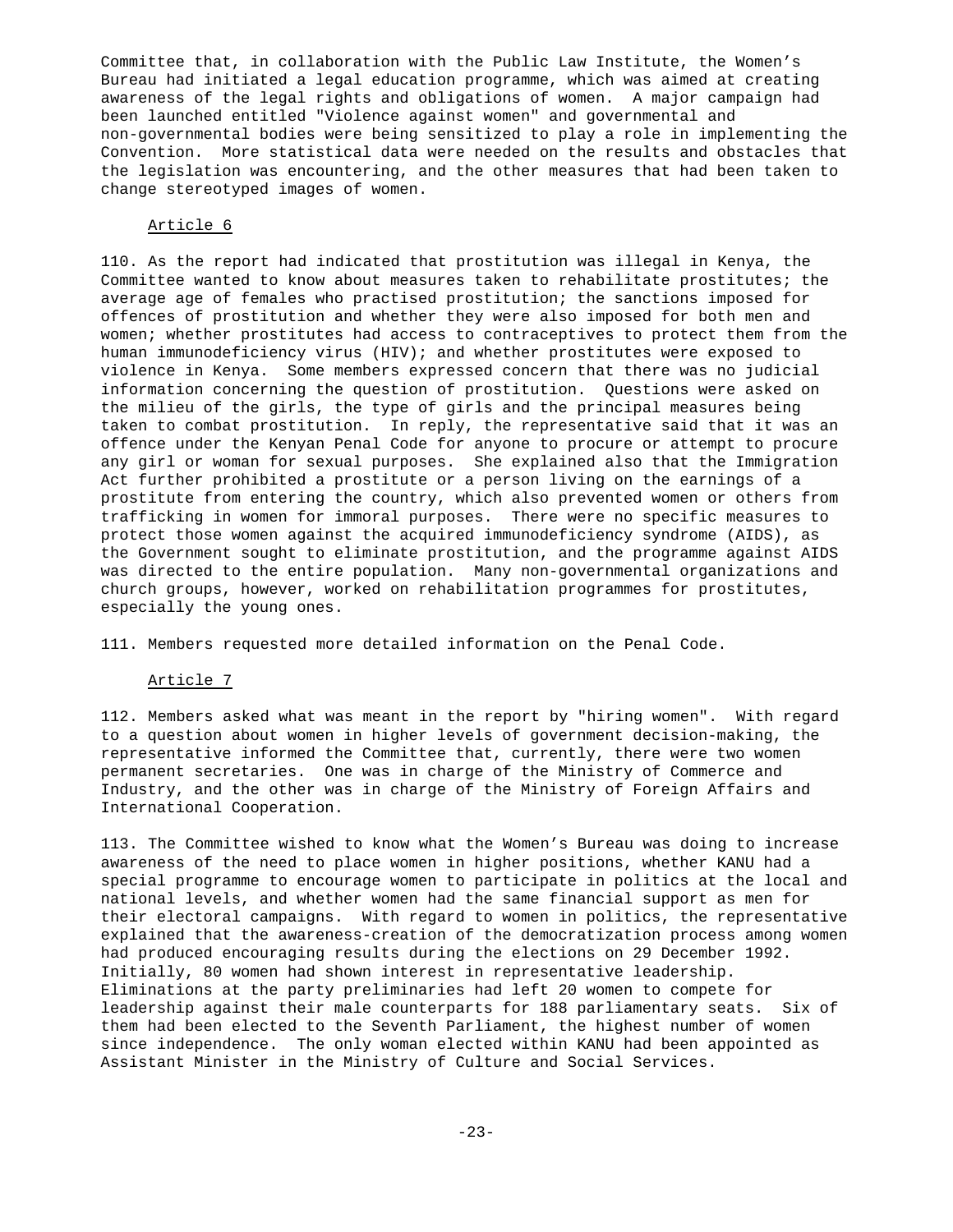Committee that, in collaboration with the Public Law Institute, the Women's Bureau had initiated a legal education programme, which was aimed at creating awareness of the legal rights and obligations of women. A major campaign had been launched entitled "Violence against women" and governmental and non-governmental bodies were being sensitized to play a role in implementing the Convention. More statistical data were needed on the results and obstacles that the legislation was encountering, and the other measures that had been taken to change stereotyped images of women.

Article 6

110. As the report had indicated that prostitution was illegal in Kenya, the Committee wanted to know about measures taken to rehabilitate prostitutes; the average age of females who practised prostitution; the sanctions imposed for offences of prostitution and whether they were also imposed for both men and women; whether prostitutes had access to contraceptives to protect them from the human immunodeficiency virus (HIV); and whether prostitutes were exposed to violence in Kenya. Some members expressed concern that there was no judicial information concerning the question of prostitution. Questions were asked on the milieu of the girls, the type of girls and the principal measures being taken to combat prostitution. In reply, the representative said that it was an offence under the Kenyan Penal Code for anyone to procure or attempt to procure any girl or woman for sexual purposes. She explained also that the Immigration Act further prohibited a prostitute or a person living on the earnings of a prostitute from entering the country, which also prevented women or others from trafficking in women for immoral purposes. There were no specific measures to protect those women against the acquired immunodeficiency syndrome (AIDS), as the Government sought to eliminate prostitution, and the programme against AIDS was directed to the entire population. Many non-governmental organizations and church groups, however, worked on rehabilitation programmes for prostitutes, especially the young ones.

111. Members requested more detailed information on the Penal Code.

Article 7

112. Members asked what was meant in the report by "hiring women". With regard to a question about women in higher levels of government decision-making, the representative informed the Committee that, currently, there were two women permanent secretaries. One was in charge of the Ministry of Commerce and Industry, and the other was in charge of the Ministry of Foreign Affairs and International Cooperation.

113. The Committee wished to know what the Women's Bureau was doing to increase awareness of the need to place women in higher positions, whether KANU had a special programme to encourage women to participate in politics at the local and national levels, and whether women had the same financial support as men for their electoral campaigns. With regard to women in politics, the representative explained that the awareness-creation of the democratization process among women had produced encouraging results during the elections on 29 December 1992. Initially, 80 women had shown interest in representative leadership. Eliminations at the party preliminaries had left 20 women to compete for leadership against their male counterparts for 188 parliamentary seats. Six of them had been elected to the Seventh Parliament, the highest number of women since independence. The only woman elected within KANU had been appointed as Assistant Minister in the Ministry of Culture and Social Services.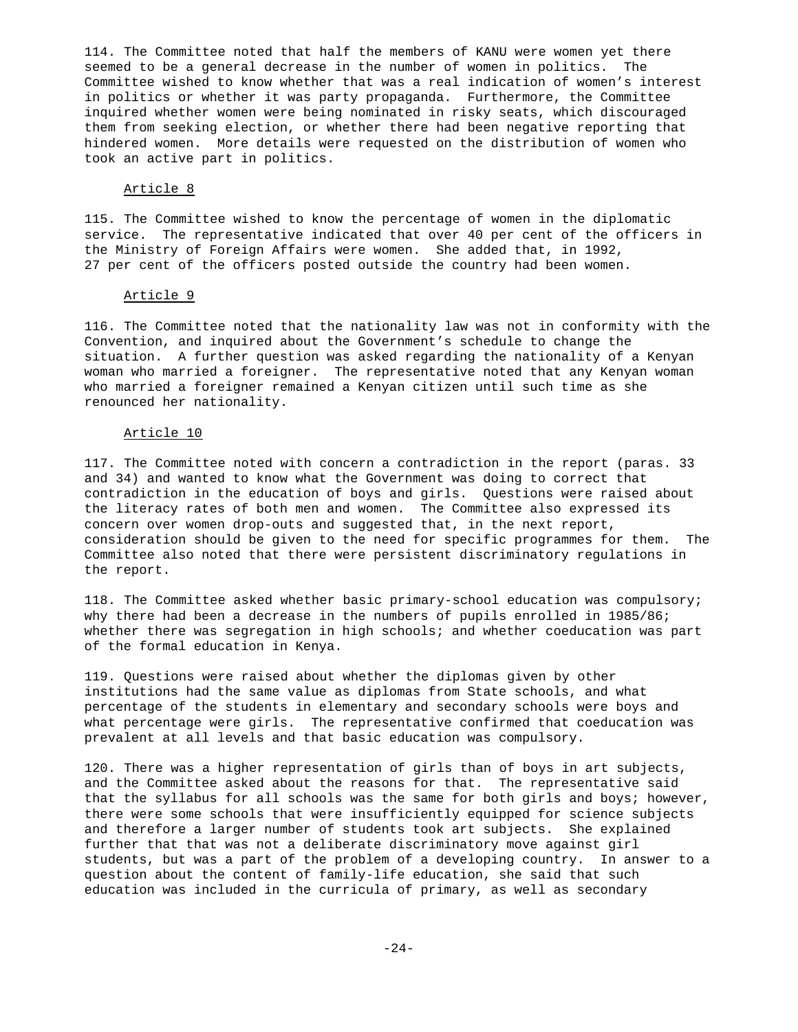114. The Committee noted that half the members of KANU were women yet there seemed to be a general decrease in the number of women in politics. The Committee wished to know whether that was a real indication of women's interest in politics or whether it was party propaganda. Furthermore, the Committee inquired whether women were being nominated in risky seats, which discouraged them from seeking election, or whether there had been negative reporting that hindered women. More details were requested on the distribution of women who took an active part in politics.

### Article 8

115. The Committee wished to know the percentage of women in the diplomatic service. The representative indicated that over 40 per cent of the officers in the Ministry of Foreign Affairs were women. She added that, in 1992, 27 per cent of the officers posted outside the country had been women.

### Article 9

116. The Committee noted that the nationality law was not in conformity with the Convention, and inquired about the Government's schedule to change the situation. A further question was asked regarding the nationality of a Kenyan woman who married a foreigner. The representative noted that any Kenyan woman who married a foreigner remained a Kenyan citizen until such time as she renounced her nationality.

### Article 10

117. The Committee noted with concern a contradiction in the report (paras. 33 and 34) and wanted to know what the Government was doing to correct that contradiction in the education of boys and girls. Questions were raised about the literacy rates of both men and women. The Committee also expressed its concern over women drop-outs and suggested that, in the next report, consideration should be given to the need for specific programmes for them. The Committee also noted that there were persistent discriminatory regulations in the report.

118. The Committee asked whether basic primary-school education was compulsory; why there had been a decrease in the numbers of pupils enrolled in 1985/86; whether there was segregation in high schools; and whether coeducation was part of the formal education in Kenya.

119. Questions were raised about whether the diplomas given by other institutions had the same value as diplomas from State schools, and what percentage of the students in elementary and secondary schools were boys and what percentage were girls. The representative confirmed that coeducation was prevalent at all levels and that basic education was compulsory.

120. There was a higher representation of girls than of boys in art subjects, and the Committee asked about the reasons for that. The representative said that the syllabus for all schools was the same for both girls and boys; however, there were some schools that were insufficiently equipped for science subjects and therefore a larger number of students took art subjects. She explained further that that was not a deliberate discriminatory move against girl students, but was a part of the problem of a developing country. In answer to a question about the content of family-life education, she said that such education was included in the curricula of primary, as well as secondary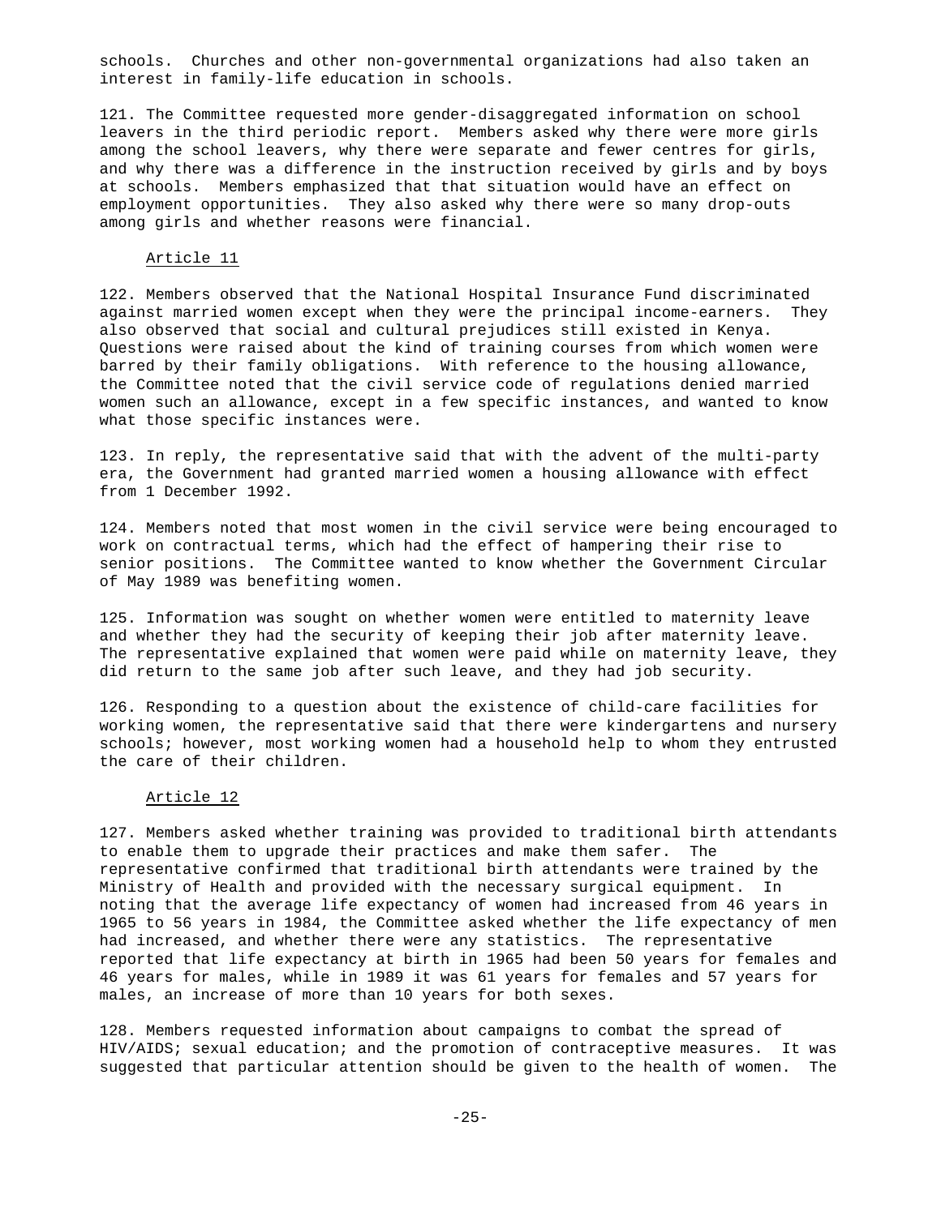schools. Churches and other non-governmental organizations had also taken an interest in family-life education in schools.

121. The Committee requested more gender-disaggregated information on school leavers in the third periodic report. Members asked why there were more girls among the school leavers, why there were separate and fewer centres for girls, and why there was a difference in the instruction received by girls and by boys at schools. Members emphasized that that situation would have an effect on employment opportunities. They also asked why there were so many drop-outs among girls and whether reasons were financial.

### Article 11

122. Members observed that the National Hospital Insurance Fund discriminated against married women except when they were the principal income-earners. They also observed that social and cultural prejudices still existed in Kenya. Questions were raised about the kind of training courses from which women were barred by their family obligations. With reference to the housing allowance, the Committee noted that the civil service code of regulations denied married women such an allowance, except in a few specific instances, and wanted to know what those specific instances were.

123. In reply, the representative said that with the advent of the multi-party era, the Government had granted married women a housing allowance with effect from 1 December 1992.

124. Members noted that most women in the civil service were being encouraged to work on contractual terms, which had the effect of hampering their rise to senior positions. The Committee wanted to know whether the Government Circular of May 1989 was benefiting women.

125. Information was sought on whether women were entitled to maternity leave and whether they had the security of keeping their job after maternity leave. The representative explained that women were paid while on maternity leave, they did return to the same job after such leave, and they had job security.

126. Responding to a question about the existence of child-care facilities for working women, the representative said that there were kindergartens and nursery schools; however, most working women had a household help to whom they entrusted the care of their children.

### Article 12

127. Members asked whether training was provided to traditional birth attendants to enable them to upgrade their practices and make them safer. The representative confirmed that traditional birth attendants were trained by the Ministry of Health and provided with the necessary surgical equipment. In noting that the average life expectancy of women had increased from 46 years in 1965 to 56 years in 1984, the Committee asked whether the life expectancy of men had increased, and whether there were any statistics. The representative reported that life expectancy at birth in 1965 had been 50 years for females and 46 years for males, while in 1989 it was 61 years for females and 57 years for males, an increase of more than 10 years for both sexes.

128. Members requested information about campaigns to combat the spread of HIV/AIDS; sexual education; and the promotion of contraceptive measures. It was suggested that particular attention should be given to the health of women. The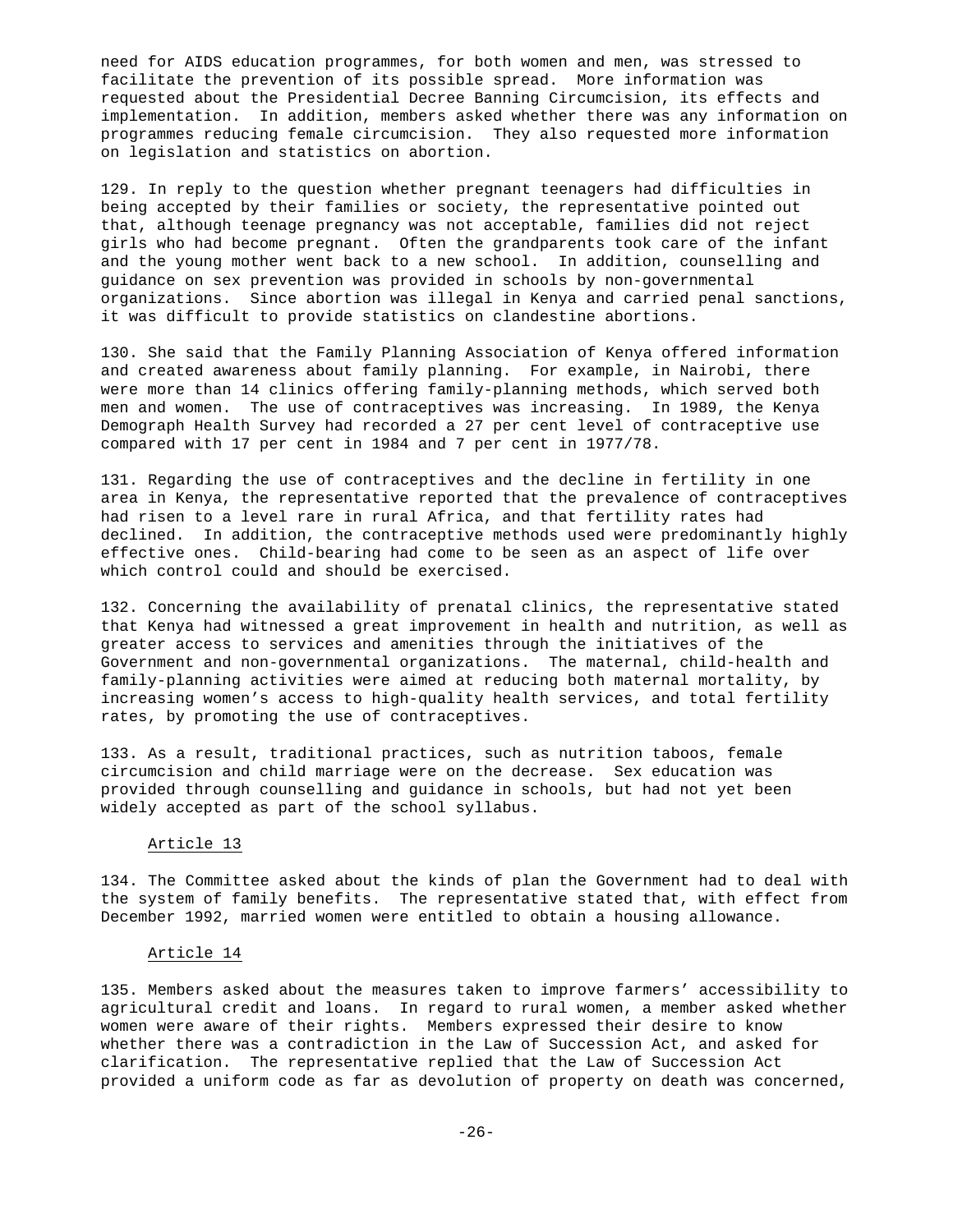need for AIDS education programmes, for both women and men, was stressed to facilitate the prevention of its possible spread. More information was requested about the Presidential Decree Banning Circumcision, its effects and implementation. In addition, members asked whether there was any information on programmes reducing female circumcision. They also requested more information on legislation and statistics on abortion.

129. In reply to the question whether pregnant teenagers had difficulties in being accepted by their families or society, the representative pointed out that, although teenage pregnancy was not acceptable, families did not reject girls who had become pregnant. Often the grandparents took care of the infant and the young mother went back to a new school. In addition, counselling and guidance on sex prevention was provided in schools by non-governmental organizations. Since abortion was illegal in Kenya and carried penal sanctions, it was difficult to provide statistics on clandestine abortions.

130. She said that the Family Planning Association of Kenya offered information and created awareness about family planning. For example, in Nairobi, there were more than 14 clinics offering family-planning methods, which served both men and women. The use of contraceptives was increasing. In 1989, the Kenya Demograph Health Survey had recorded a 27 per cent level of contraceptive use compared with 17 per cent in 1984 and 7 per cent in 1977/78.

131. Regarding the use of contraceptives and the decline in fertility in one area in Kenya, the representative reported that the prevalence of contraceptives had risen to a level rare in rural Africa, and that fertility rates had declined. In addition, the contraceptive methods used were predominantly highly effective ones. Child-bearing had come to be seen as an aspect of life over which control could and should be exercised.

132. Concerning the availability of prenatal clinics, the representative stated that Kenya had witnessed a great improvement in health and nutrition, as well as greater access to services and amenities through the initiatives of the Government and non-governmental organizations. The maternal, child-health and family-planning activities were aimed at reducing both maternal mortality, by increasing women's access to high-quality health services, and total fertility rates, by promoting the use of contraceptives.

133. As a result, traditional practices, such as nutrition taboos, female circumcision and child marriage were on the decrease. Sex education was provided through counselling and guidance in schools, but had not yet been widely accepted as part of the school syllabus.

Article 13

134. The Committee asked about the kinds of plan the Government had to deal with the system of family benefits. The representative stated that, with effect from December 1992, married women were entitled to obtain a housing allowance.

Article 14

135. Members asked about the measures taken to improve farmers' accessibility to agricultural credit and loans. In regard to rural women, a member asked whether women were aware of their rights. Members expressed their desire to know whether there was a contradiction in the Law of Succession Act, and asked for clarification. The representative replied that the Law of Succession Act provided a uniform code as far as devolution of property on death was concerned,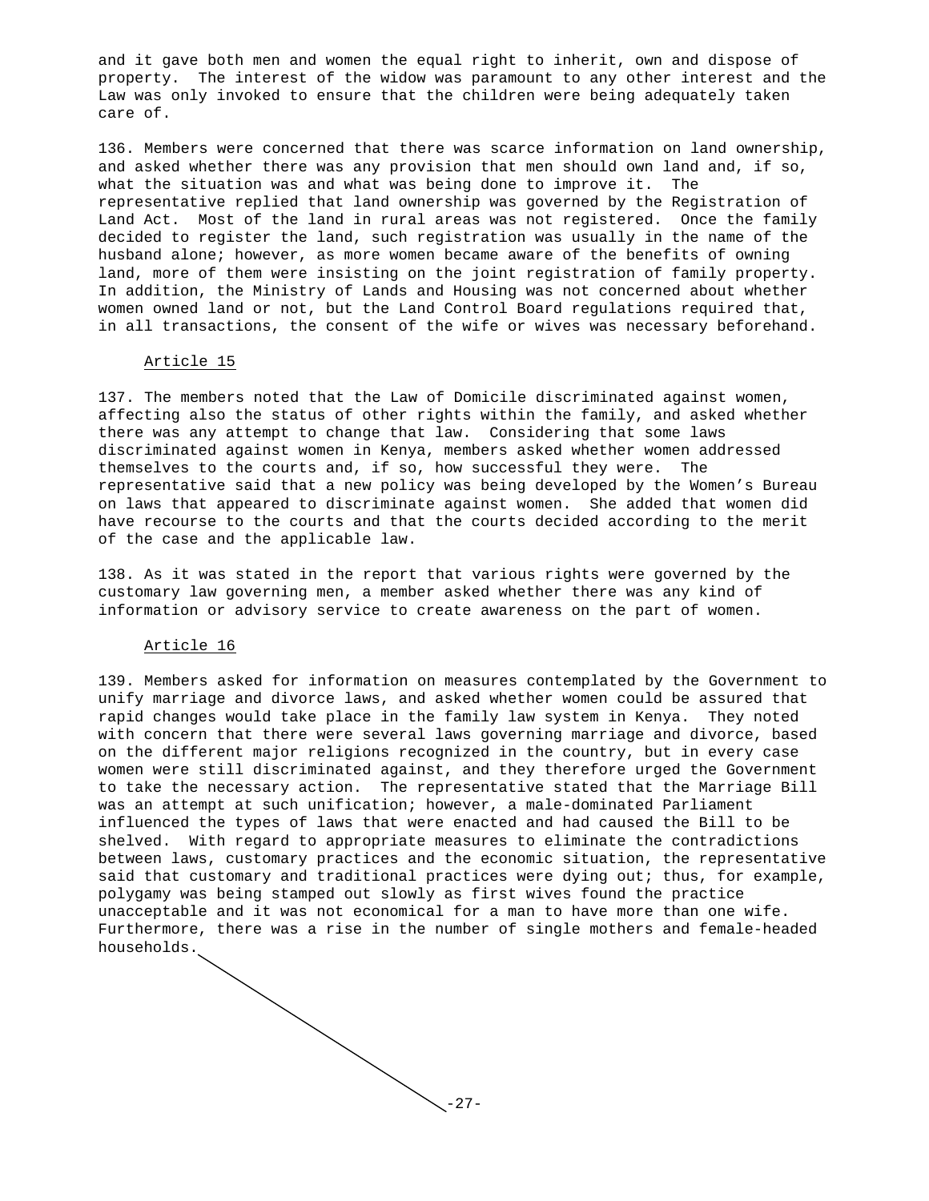and it gave both men and women the equal right to inherit, own and dispose of property. The interest of the widow was paramount to any other interest and the Law was only invoked to ensure that the children were being adequately taken care of.

136. Members were concerned that there was scarce information on land ownership, and asked whether there was any provision that men should own land and, if so, what the situation was and what was being done to improve it. The representative replied that land ownership was governed by the Registration of Land Act. Most of the land in rural areas was not registered. Once the family decided to register the land, such registration was usually in the name of the husband alone; however, as more women became aware of the benefits of owning land, more of them were insisting on the joint registration of family property. In addition, the Ministry of Lands and Housing was not concerned about whether women owned land or not, but the Land Control Board regulations required that, in all transactions, the consent of the wife or wives was necessary beforehand.

Article 15

137. The members noted that the Law of Domicile discriminated against women, affecting also the status of other rights within the family, and asked whether there was any attempt to change that law. Considering that some laws discriminated against women in Kenya, members asked whether women addressed themselves to the courts and, if so, how successful they were. The representative said that a new policy was being developed by the Women's Bureau on laws that appeared to discriminate against women. She added that women did have recourse to the courts and that the courts decided according to the merit of the case and the applicable law.

138. As it was stated in the report that various rights were governed by the customary law governing men, a member asked whether there was any kind of information or advisory service to create awareness on the part of women.

Article 16

139. Members asked for information on measures contemplated by the Government to unify marriage and divorce laws, and asked whether women could be assured that rapid changes would take place in the family law system in Kenya. They noted with concern that there were several laws governing marriage and divorce, based on the different major religions recognized in the country, but in every case women were still discriminated against, and they therefore urged the Government to take the necessary action. The representative stated that the Marriage Bill was an attempt at such unification; however, a male-dominated Parliament influenced the types of laws that were enacted and had caused the Bill to be shelved. With regard to appropriate measures to eliminate the contradictions between laws, customary practices and the economic situation, the representative said that customary and traditional practices were dying out; thus, for example, polygamy was being stamped out slowly as first wives found the practice unacceptable and it was not economical for a man to have more than one wife. Furthermore, there was a rise in the number of single mothers and female-headed households.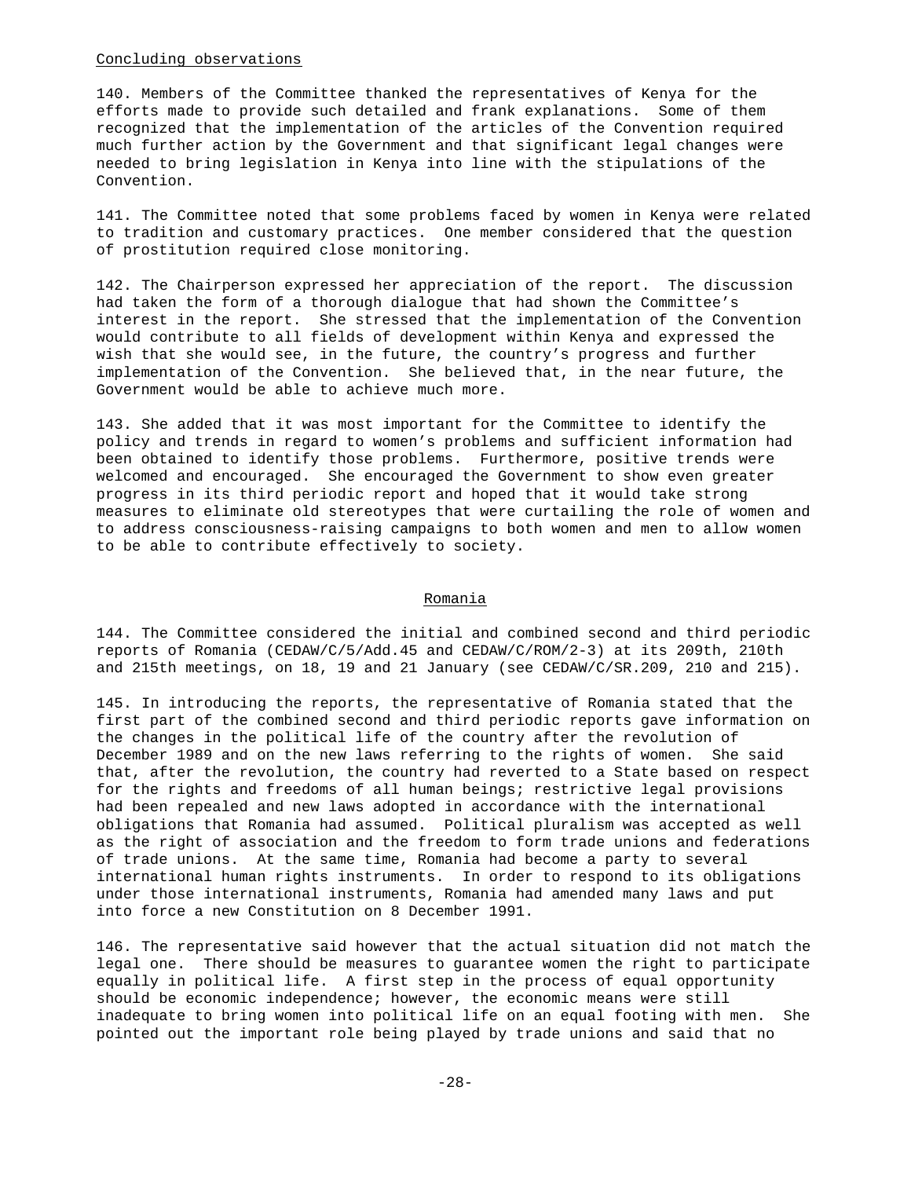Concluding observations

140. Members of the Committee thanked the representatives of Kenya for the efforts made to provide such detailed and frank explanations. Some of them recognized that the implementation of the articles of the Convention required much further action by the Government and that significant legal changes were needed to bring legislation in Kenya into line with the stipulations of the Convention.

141. The Committee noted that some problems faced by women in Kenya were related to tradition and customary practices. One member considered that the question of prostitution required close monitoring.

142. The Chairperson expressed her appreciation of the report. The discussion had taken the form of a thorough dialogue that had shown the Committee's interest in the report. She stressed that the implementation of the Convention would contribute to all fields of development within Kenya and expressed the wish that she would see, in the future, the country's progress and further implementation of the Convention. She believed that, in the near future, the Government would be able to achieve much more.

143. She added that it was most important for the Committee to identify the policy and trends in regard to women's problems and sufficient information had been obtained to identify those problems. Furthermore, positive trends were welcomed and encouraged. She encouraged the Government to show even greater progress in its third periodic report and hoped that it would take strong measures to eliminate old stereotypes that were curtailing the role of women and to address consciousness-raising campaigns to both women and men to allow women to be able to contribute effectively to society.

## Romania

144. The Committee considered the initial and combined second and third periodic reports of Romania (CEDAW/C/5/Add.45 and CEDAW/C/ROM/2-3) at its 209th, 210th and 215th meetings, on 18, 19 and 21 January (see CEDAW/C/SR.209, 210 and 215).

145. In introducing the reports, the representative of Romania stated that the first part of the combined second and third periodic reports gave information on the changes in the political life of the country after the revolution of December 1989 and on the new laws referring to the rights of women. She said that, after the revolution, the country had reverted to a State based on respect for the rights and freedoms of all human beings; restrictive legal provisions had been repealed and new laws adopted in accordance with the international obligations that Romania had assumed. Political pluralism was accepted as well as the right of association and the freedom to form trade unions and federations of trade unions. At the same time, Romania had become a party to several international human rights instruments. In order to respond to its obligations under those international instruments, Romania had amended many laws and put into force a new Constitution on 8 December 1991.

146. The representative said however that the actual situation did not match the legal one. There should be measures to guarantee women the right to participate equally in political life. A first step in the process of equal opportunity should be economic independence; however, the economic means were still inadequate to bring women into political life on an equal footing with men. She pointed out the important role being played by trade unions and said that no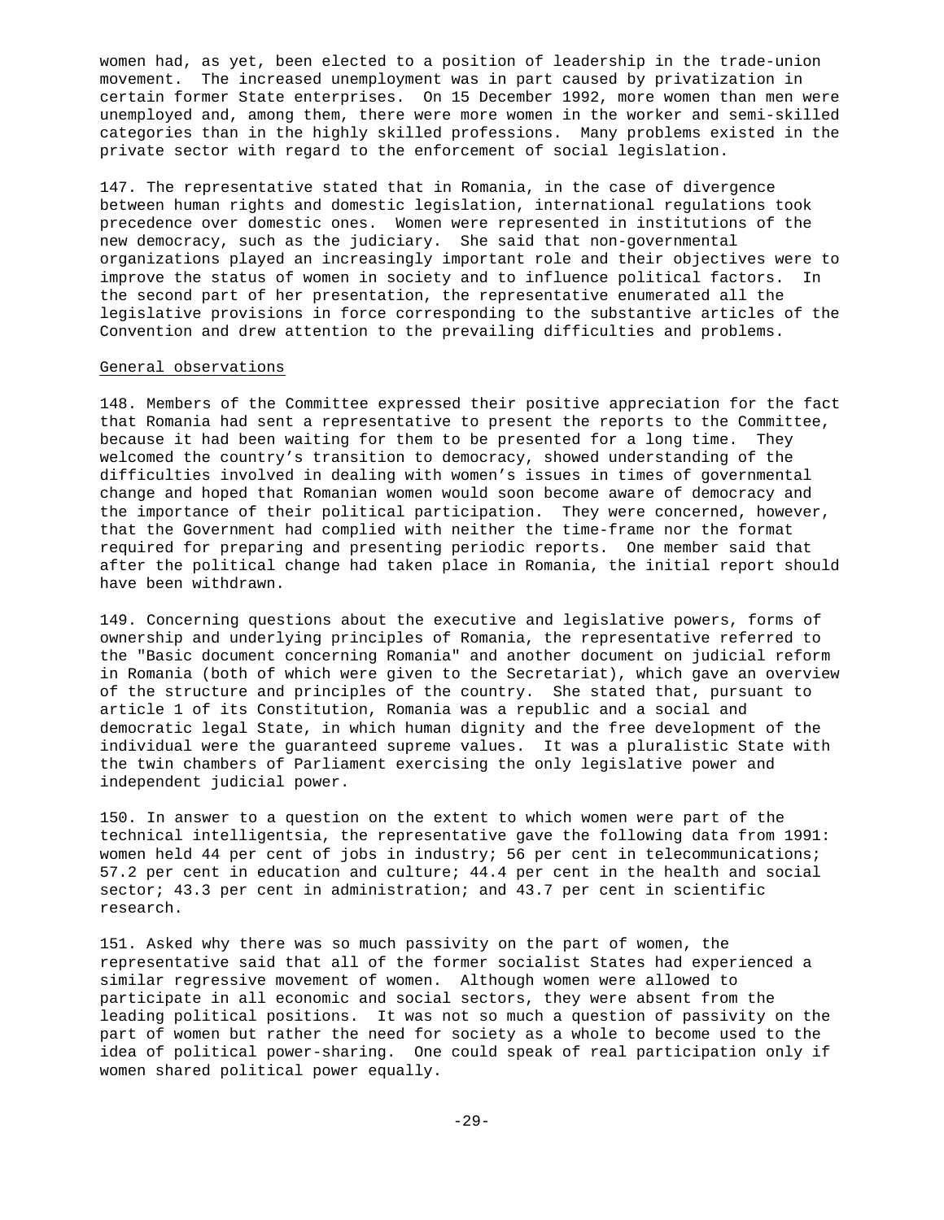women had, as yet, been elected to a position of leadership in the trade-union movement. The increased unemployment was in part caused by privatization in certain former State enterprises. On 15 December 1992, more women than men were unemployed and, among them, there were more women in the worker and semi-skilled categories than in the highly skilled professions. Many problems existed in the private sector with regard to the enforcement of social legislation.

147. The representative stated that in Romania, in the case of divergence between human rights and domestic legislation, international regulations took precedence over domestic ones. Women were represented in institutions of the new democracy, such as the judiciary. She said that non-governmental organizations played an increasingly important role and their objectives were to improve the status of women in society and to influence political factors. In the second part of her presentation, the representative enumerated all the legislative provisions in force corresponding to the substantive articles of the Convention and drew attention to the prevailing difficulties and problems.

General observations

148. Members of the Committee expressed their positive appreciation for the fact that Romania had sent a representative to present the reports to the Committee, because it had been waiting for them to be presented for a long time. They welcomed the country's transition to democracy, showed understanding of the difficulties involved in dealing with women's issues in times of governmental change and hoped that Romanian women would soon become aware of democracy and the importance of their political participation. They were concerned, however, that the Government had complied with neither the time-frame nor the format required for preparing and presenting periodic reports. One member said that after the political change had taken place in Romania, the initial report should have been withdrawn.

149. Concerning questions about the executive and legislative powers, forms of ownership and underlying principles of Romania, the representative referred to the "Basic document concerning Romania" and another document on judicial reform in Romania (both of which were given to the Secretariat), which gave an overview of the structure and principles of the country. She stated that, pursuant to article 1 of its Constitution, Romania was a republic and a social and democratic legal State, in which human dignity and the free development of the individual were the guaranteed supreme values. It was a pluralistic State with the twin chambers of Parliament exercising the only legislative power and independent judicial power.

150. In answer to a question on the extent to which women were part of the technical intelligentsia, the representative gave the following data from 1991: women held 44 per cent of jobs in industry; 56 per cent in telecommunications; 57.2 per cent in education and culture; 44.4 per cent in the health and social sector; 43.3 per cent in administration; and 43.7 per cent in scientific research.

151. Asked why there was so much passivity on the part of women, the representative said that all of the former socialist States had experienced a similar regressive movement of women. Although women were allowed to participate in all economic and social sectors, they were absent from the leading political positions. It was not so much a question of passivity on the part of women but rather the need for society as a whole to become used to the idea of political power-sharing. One could speak of real participation only if women shared political power equally.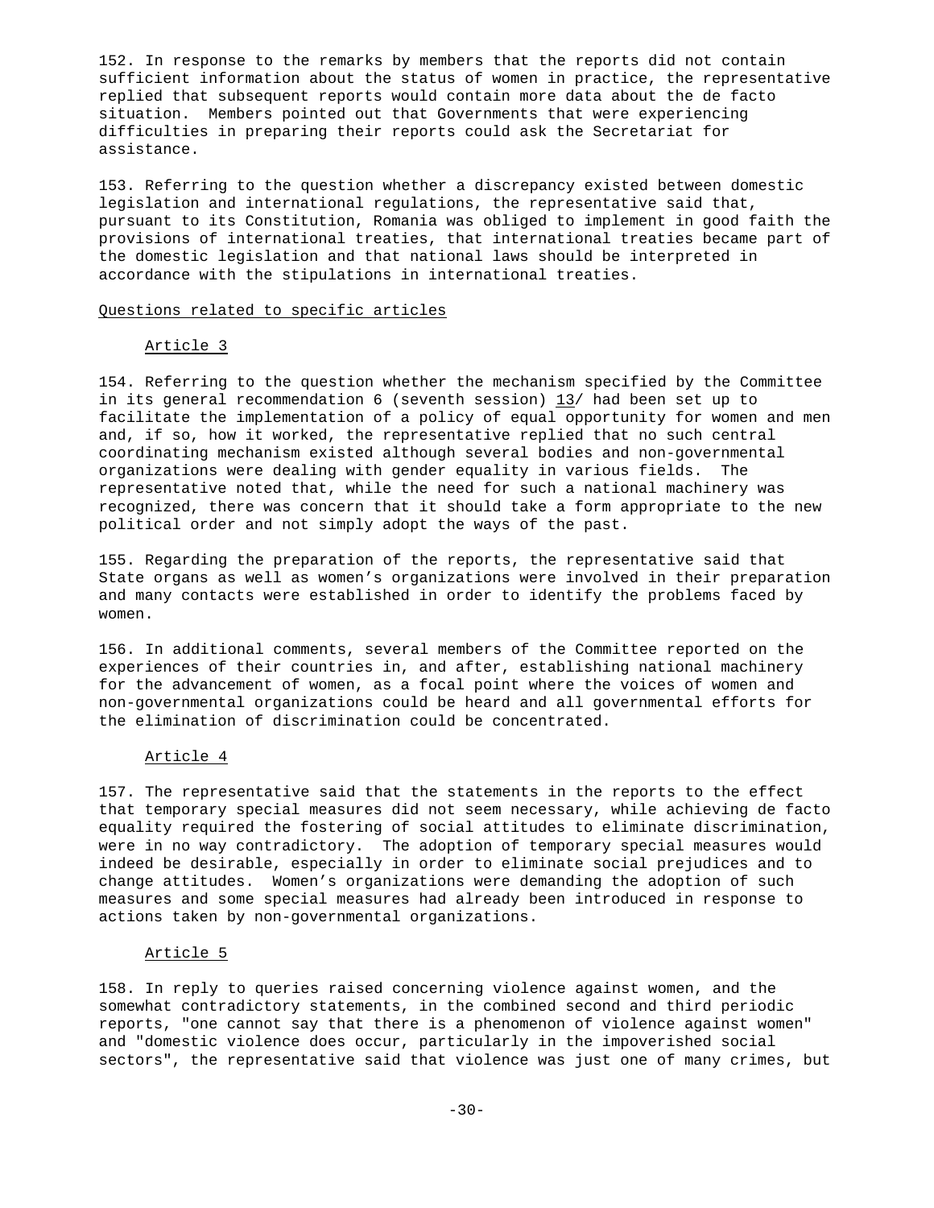152. In response to the remarks by members that the reports did not contain sufficient information about the status of women in practice, the representative replied that subsequent reports would contain more data about the de facto situation. Members pointed out that Governments that were experiencing difficulties in preparing their reports could ask the Secretariat for assistance.

153. Referring to the question whether a discrepancy existed between domestic legislation and international regulations, the representative said that, pursuant to its Constitution, Romania was obliged to implement in good faith the provisions of international treaties, that international treaties became part of the domestic legislation and that national laws should be interpreted in accordance with the stipulations in international treaties.

### Questions related to specific articles

#### Article 3

154. Referring to the question whether the mechanism specified by the Committee in its general recommendation 6 (seventh session) 13/ had been set up to facilitate the implementation of a policy of equal opportunity for women and men and, if so, how it worked, the representative replied that no such central coordinating mechanism existed although several bodies and non-governmental organizations were dealing with gender equality in various fields. The representative noted that, while the need for such a national machinery was recognized, there was concern that it should take a form appropriate to the new political order and not simply adopt the ways of the past.

155. Regarding the preparation of the reports, the representative said that State organs as well as women's organizations were involved in their preparation and many contacts were established in order to identify the problems faced by women.

156. In additional comments, several members of the Committee reported on the experiences of their countries in, and after, establishing national machinery for the advancement of women, as a focal point where the voices of women and non-governmental organizations could be heard and all governmental efforts for the elimination of discrimination could be concentrated.

#### Article 4

157. The representative said that the statements in the reports to the effect that temporary special measures did not seem necessary, while achieving de facto equality required the fostering of social attitudes to eliminate discrimination, were in no way contradictory. The adoption of temporary special measures would indeed be desirable, especially in order to eliminate social prejudices and to change attitudes. Women's organizations were demanding the adoption of such measures and some special measures had already been introduced in response to actions taken by non-governmental organizations.

#### Article 5

158. In reply to queries raised concerning violence against women, and the somewhat contradictory statements, in the combined second and third periodic reports, "one cannot say that there is a phenomenon of violence against women" and "domestic violence does occur, particularly in the impoverished social sectors", the representative said that violence was just one of many crimes, but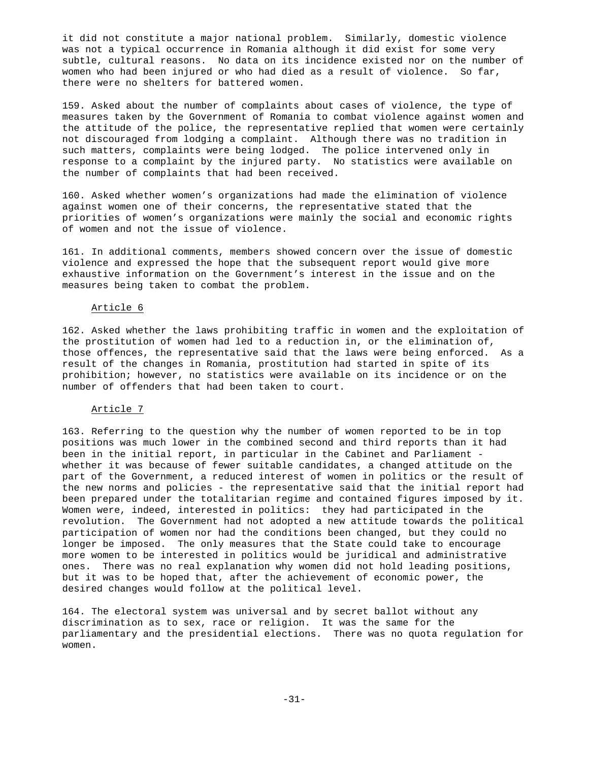it did not constitute a major national problem. Similarly, domestic violence was not a typical occurrence in Romania although it did exist for some very subtle, cultural reasons. No data on its incidence existed nor on the number of women who had been injured or who had died as a result of violence. So far, there were no shelters for battered women.

159. Asked about the number of complaints about cases of violence, the type of measures taken by the Government of Romania to combat violence against women and the attitude of the police, the representative replied that women were certainly not discouraged from lodging a complaint. Although there was no tradition in such matters, complaints were being lodged. The police intervened only in response to a complaint by the injured party. No statistics were available on the number of complaints that had been received.

160. Asked whether women's organizations had made the elimination of violence against women one of their concerns, the representative stated that the priorities of women's organizations were mainly the social and economic rights of women and not the issue of violence.

161. In additional comments, members showed concern over the issue of domestic violence and expressed the hope that the subsequent report would give more exhaustive information on the Government's interest in the issue and on the measures being taken to combat the problem.

Article 6

162. Asked whether the laws prohibiting traffic in women and the exploitation of the prostitution of women had led to a reduction in, or the elimination of, those offences, the representative said that the laws were being enforced. As a result of the changes in Romania, prostitution had started in spite of its prohibition; however, no statistics were available on its incidence or on the number of offenders that had been taken to court.

Article 7

163. Referring to the question why the number of women reported to be in top positions was much lower in the combined second and third reports than it had been in the initial report, in particular in the Cabinet and Parliament - whether it was because of fewer suitable candidates, a changed attitude on the part of the Government, a reduced interest of women in politics or the result of the new norms and policies - the representative said that the initial report had been prepared under the totalitarian regime and contained figures imposed by it. Women were, indeed, interested in politics: they had participated in the revolution. The Government had not adopted a new attitude towards the political participation of women nor had the conditions been changed, but they could no longer be imposed. The only measures that the State could take to encourage more women to be interested in politics would be juridical and administrative ones. There was no real explanation why women did not hold leading positions, but it was to be hoped that, after the achievement of economic power, the desired changes would follow at the political level.

164. The electoral system was universal and by secret ballot without any discrimination as to sex, race or religion. It was the same for the parliamentary and the presidential elections. There was no quota regulation for women.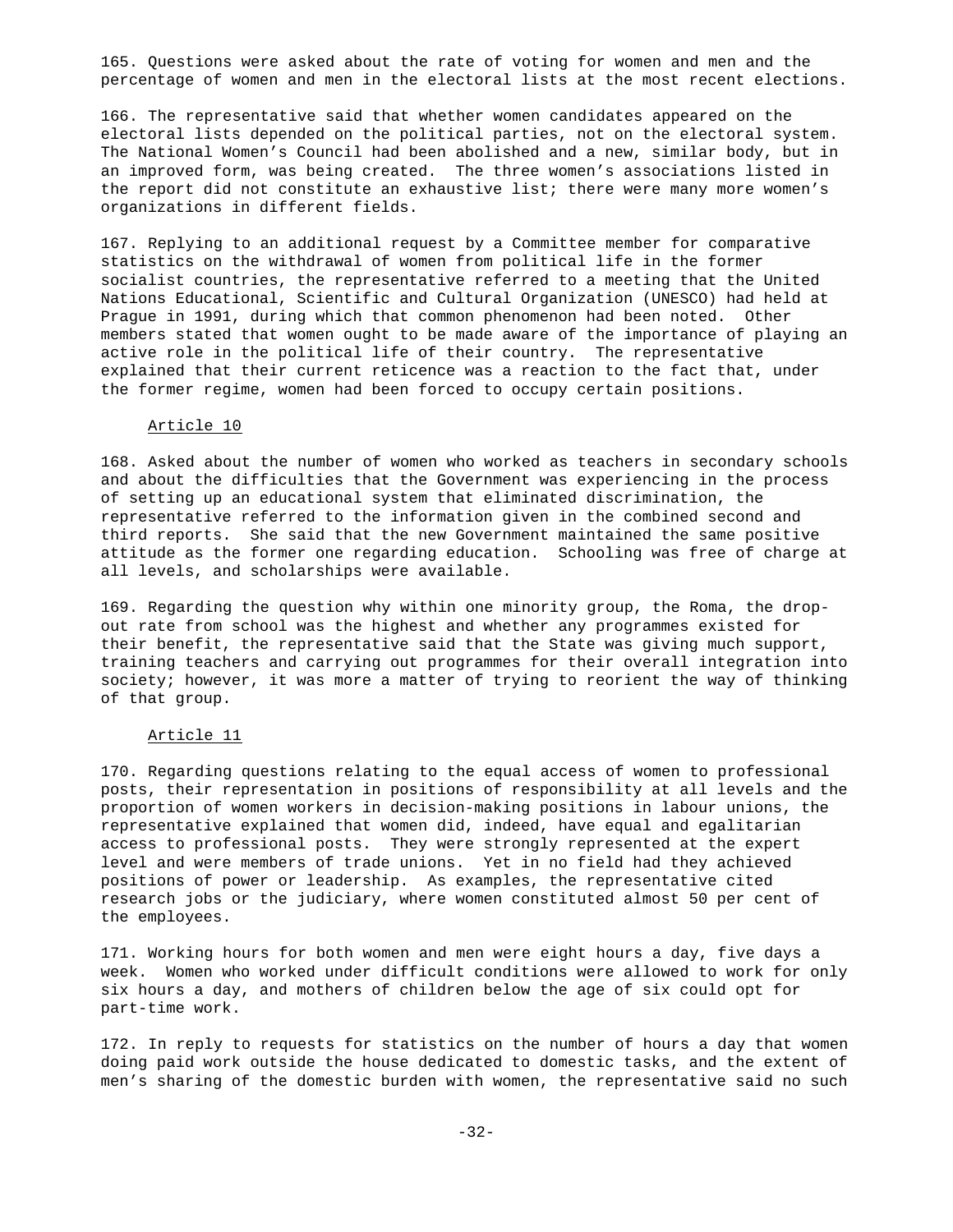165. Questions were asked about the rate of voting for women and men and the percentage of women and men in the electoral lists at the most recent elections.

166. The representative said that whether women candidates appeared on the electoral lists depended on the political parties, not on the electoral system. The National Women's Council had been abolished and a new, similar body, but in an improved form, was being created. The three women's associations listed in the report did not constitute an exhaustive list; there were many more women's organizations in different fields.

167. Replying to an additional request by a Committee member for comparative statistics on the withdrawal of women from political life in the former socialist countries, the representative referred to a meeting that the United Nations Educational, Scientific and Cultural Organization (UNESCO) had held at Prague in 1991, during which that common phenomenon had been noted. Other members stated that women ought to be made aware of the importance of playing an active role in the political life of their country. The representative explained that their current reticence was a reaction to the fact that, under the former regime, women had been forced to occupy certain positions.

Article 10

168. Asked about the number of women who worked as teachers in secondary schools and about the difficulties that the Government was experiencing in the process of setting up an educational system that eliminated discrimination, the representative referred to the information given in the combined second and third reports. She said that the new Government maintained the same positive attitude as the former one regarding education. Schooling was free of charge at all levels, and scholarships were available.

169. Regarding the question why within one minority group, the Roma, the drop-out rate from school was the highest and whether any programmes existed for their benefit, the representative said that the State was giving much support, training teachers and carrying out programmes for their overall integration into society; however, it was more a matter of trying to reorient the way of thinking of that group.

Article 11

170. Regarding questions relating to the equal access of women to professional posts, their representation in positions of responsibility at all levels and the proportion of women workers in decision-making positions in labour unions, the representative explained that women did, indeed, have equal and egalitarian access to professional posts. They were strongly represented at the expert level and were members of trade unions. Yet in no field had they achieved positions of power or leadership. As examples, the representative cited research jobs or the judiciary, where women constituted almost 50 per cent of the employees.

171. Working hours for both women and men were eight hours a day, five days a week. Women who worked under difficult conditions were allowed to work for only six hours a day, and mothers of children below the age of six could opt for part-time work.

172. In reply to requests for statistics on the number of hours a day that women doing paid work outside the house dedicated to domestic tasks, and the extent of men's sharing of the domestic burden with women, the representative said no such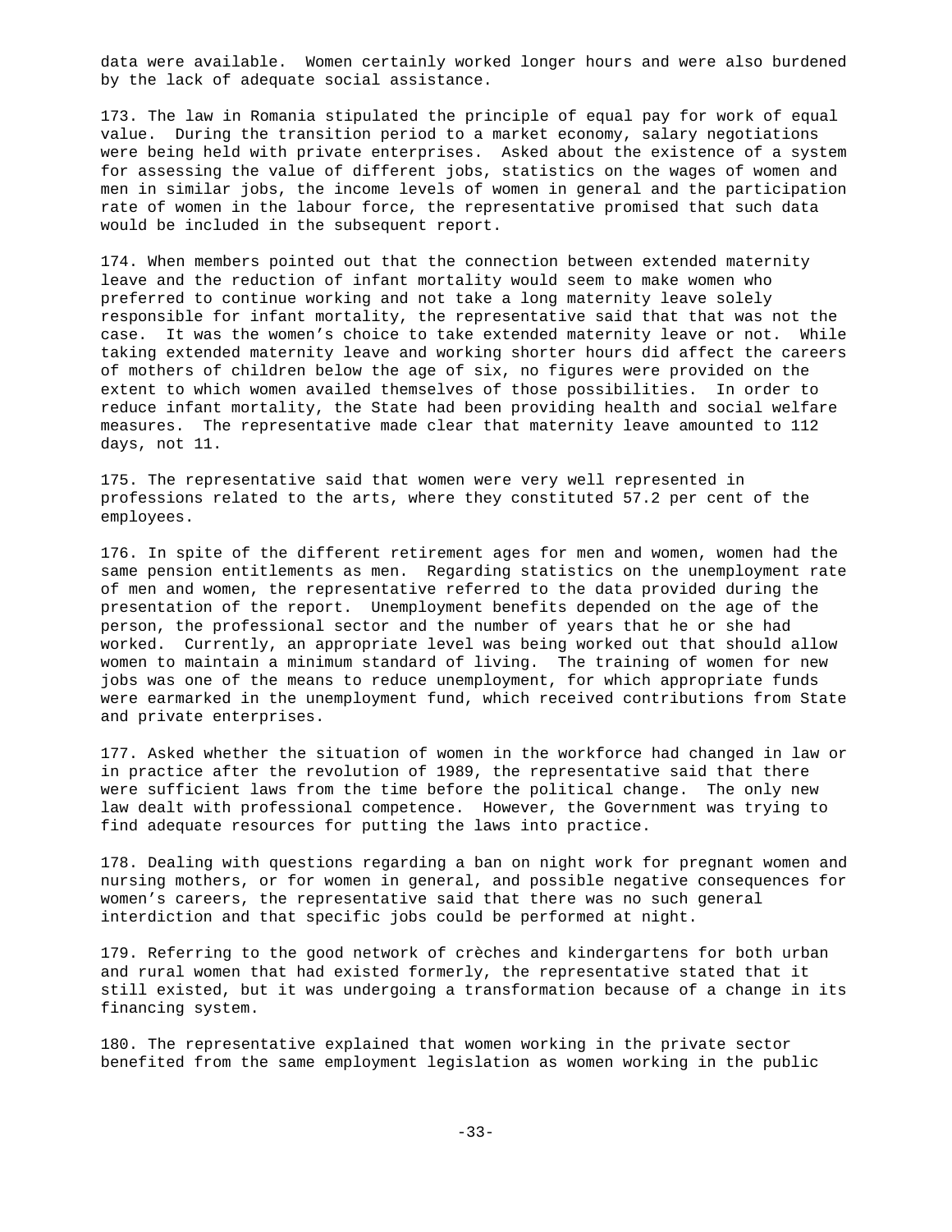data were available. Women certainly worked longer hours and were also burdened by the lack of adequate social assistance.

173. The law in Romania stipulated the principle of equal pay for work of equal value. During the transition period to a market economy, salary negotiations were being held with private enterprises. Asked about the existence of a system for assessing the value of different jobs, statistics on the wages of women and men in similar jobs, the income levels of women in general and the participation rate of women in the labour force, the representative promised that such data would be included in the subsequent report.

174. When members pointed out that the connection between extended maternity leave and the reduction of infant mortality would seem to make women who preferred to continue working and not take a long maternity leave solely responsible for infant mortality, the representative said that that was not the case. It was the women's choice to take extended maternity leave or not. While taking extended maternity leave and working shorter hours did affect the careers of mothers of children below the age of six, no figures were provided on the extent to which women availed themselves of those possibilities. In order to reduce infant mortality, the State had been providing health and social welfare measures. The representative made clear that maternity leave amounted to 112 days, not 11.

175. The representative said that women were very well represented in professions related to the arts, where they constituted 57.2 per cent of the employees.

176. In spite of the different retirement ages for men and women, women had the same pension entitlements as men. Regarding statistics on the unemployment rate of men and women, the representative referred to the data provided during the presentation of the report. Unemployment benefits depended on the age of the person, the professional sector and the number of years that he or she had worked. Currently, an appropriate level was being worked out that should allow women to maintain a minimum standard of living. The training of women for new jobs was one of the means to reduce unemployment, for which appropriate funds were earmarked in the unemployment fund, which received contributions from State and private enterprises.

177. Asked whether the situation of women in the workforce had changed in law or in practice after the revolution of 1989, the representative said that there were sufficient laws from the time before the political change. The only new law dealt with professional competence. However, the Government was trying to find adequate resources for putting the laws into practice.

178. Dealing with questions regarding a ban on night work for pregnant women and nursing mothers, or for women in general, and possible negative consequences for women's careers, the representative said that there was no such general interdiction and that specific jobs could be performed at night.

179. Referring to the good network of crèches and kindergartens for both urban and rural women that had existed formerly, the representative stated that it still existed, but it was undergoing a transformation because of a change in its financing system.

180. The representative explained that women working in the private sector benefited from the same employment legislation as women working in the public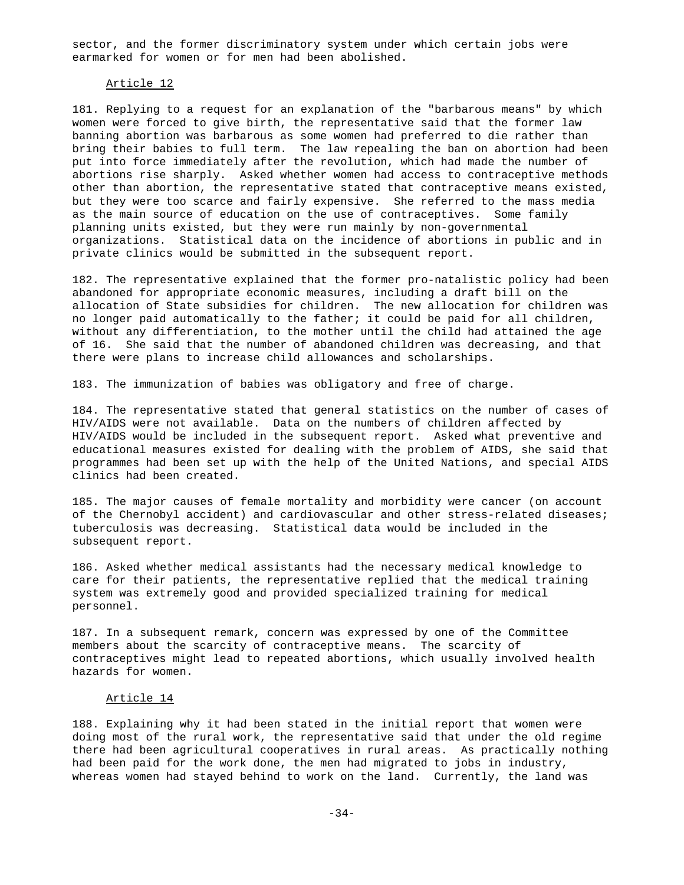sector, and the former discriminatory system under which certain jobs were earmarked for women or for men had been abolished.

Article 12

181. Replying to a request for an explanation of the "barbarous means" by which women were forced to give birth, the representative said that the former law banning abortion was barbarous as some women had preferred to die rather than bring their babies to full term. The law repealing the ban on abortion had been put into force immediately after the revolution, which had made the number of abortions rise sharply. Asked whether women had access to contraceptive methods other than abortion, the representative stated that contraceptive means existed, but they were too scarce and fairly expensive. She referred to the mass media as the main source of education on the use of contraceptives. Some family planning units existed, but they were run mainly by non-governmental organizations. Statistical data on the incidence of abortions in public and in private clinics would be submitted in the subsequent report.

182. The representative explained that the former pro-natalistic policy had been abandoned for appropriate economic measures, including a draft bill on the allocation of State subsidies for children. The new allocation for children was no longer paid automatically to the father; it could be paid for all children, without any differentiation, to the mother until the child had attained the age of 16. She said that the number of abandoned children was decreasing, and that there were plans to increase child allowances and scholarships.

183. The immunization of babies was obligatory and free of charge.

184. The representative stated that general statistics on the number of cases of HIV/AIDS were not available. Data on the numbers of children affected by HIV/AIDS would be included in the subsequent report. Asked what preventive and educational measures existed for dealing with the problem of AIDS, she said that programmes had been set up with the help of the United Nations, and special AIDS clinics had been created.

185. The major causes of female mortality and morbidity were cancer (on account of the Chernobyl accident) and cardiovascular and other stress-related diseases; tuberculosis was decreasing. Statistical data would be included in the subsequent report.

186. Asked whether medical assistants had the necessary medical knowledge to care for their patients, the representative replied that the medical training system was extremely good and provided specialized training for medical personnel.

187. In a subsequent remark, concern was expressed by one of the Committee members about the scarcity of contraceptive means. The scarcity of contraceptives might lead to repeated abortions, which usually involved health hazards for women.

Article 14

188. Explaining why it had been stated in the initial report that women were doing most of the rural work, the representative said that under the old regime there had been agricultural cooperatives in rural areas. As practically nothing had been paid for the work done, the men had migrated to jobs in industry, whereas women had stayed behind to work on the land. Currently, the land was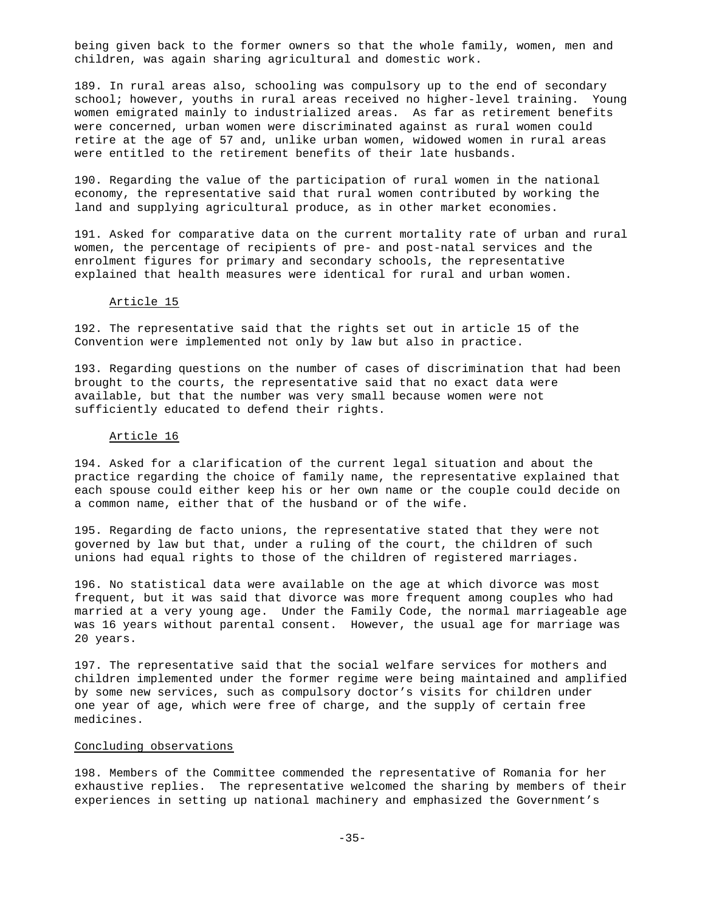being given back to the former owners so that the whole family, women, men and children, was again sharing agricultural and domestic work.

189. In rural areas also, schooling was compulsory up to the end of secondary school; however, youths in rural areas received no higher-level training. Young women emigrated mainly to industrialized areas. As far as retirement benefits were concerned, urban women were discriminated against as rural women could retire at the age of 57 and, unlike urban women, widowed women in rural areas were entitled to the retirement benefits of their late husbands.

190. Regarding the value of the participation of rural women in the national economy, the representative said that rural women contributed by working the land and supplying agricultural produce, as in other market economies.

191. Asked for comparative data on the current mortality rate of urban and rural women, the percentage of recipients of pre- and post-natal services and the enrolment figures for primary and secondary schools, the representative explained that health measures were identical for rural and urban women.

### Article 15

192. The representative said that the rights set out in article 15 of the Convention were implemented not only by law but also in practice.

193. Regarding questions on the number of cases of discrimination that had been brought to the courts, the representative said that no exact data were available, but that the number was very small because women were not sufficiently educated to defend their rights.

### Article 16

194. Asked for a clarification of the current legal situation and about the practice regarding the choice of family name, the representative explained that each spouse could either keep his or her own name or the couple could decide on a common name, either that of the husband or of the wife.

195. Regarding de facto unions, the representative stated that they were not governed by law but that, under a ruling of the court, the children of such unions had equal rights to those of the children of registered marriages.

196. No statistical data were available on the age at which divorce was most frequent, but it was said that divorce was more frequent among couples who had married at a very young age. Under the Family Code, the normal marriageable age was 16 years without parental consent. However, the usual age for marriage was 20 years.

197. The representative said that the social welfare services for mothers and children implemented under the former regime were being maintained and amplified by some new services, such as compulsory doctor's visits for children under one year of age, which were free of charge, and the supply of certain free medicines.

## Concluding observations

198. Members of the Committee commended the representative of Romania for her exhaustive replies. The representative welcomed the sharing by members of their experiences in setting up national machinery and emphasized the Government's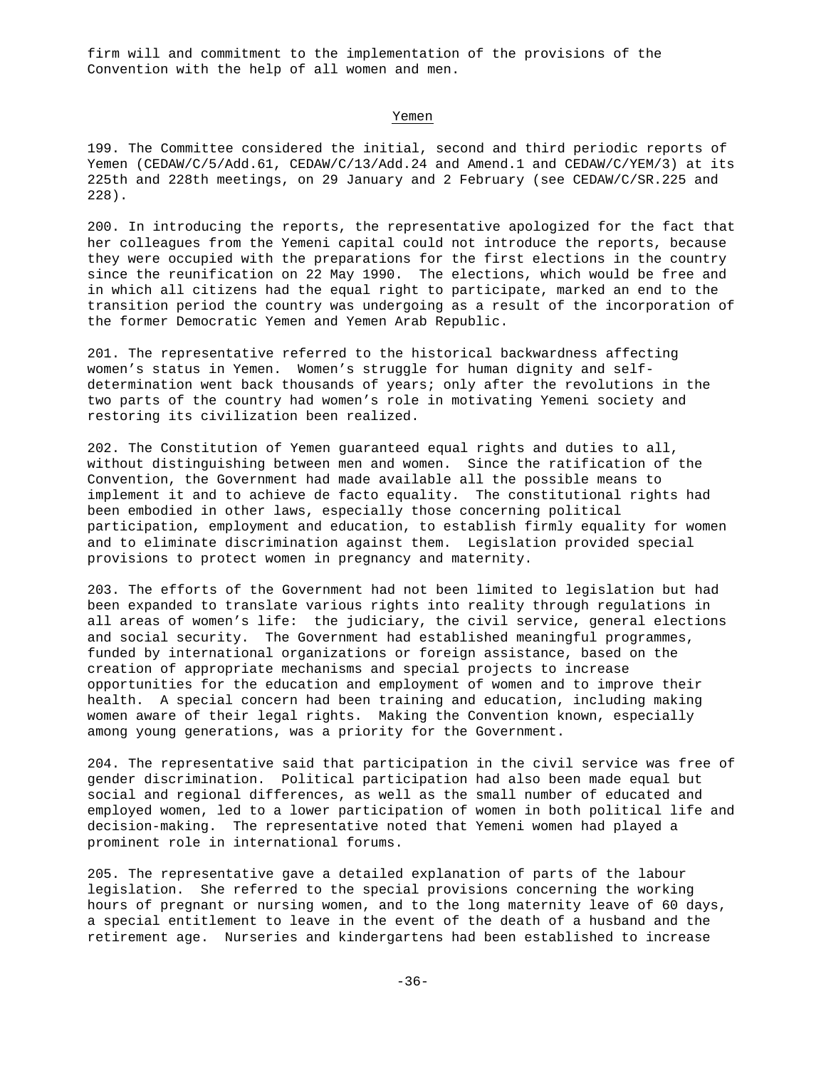firm will and commitment to the implementation of the provisions of the Convention with the help of all women and men.

## Yemen

199. The Committee considered the initial, second and third periodic reports of Yemen (CEDAW/C/5/Add.61, CEDAW/C/13/Add.24 and Amend.1 and CEDAW/C/YEM/3) at its 225th and 228th meetings, on 29 January and 2 February (see CEDAW/C/SR.225 and 228).

200. In introducing the reports, the representative apologized for the fact that her colleagues from the Yemeni capital could not introduce the reports, because they were occupied with the preparations for the first elections in the country since the reunification on 22 May 1990. The elections, which would be free and in which all citizens had the equal right to participate, marked an end to the transition period the country was undergoing as a result of the incorporation of the former Democratic Yemen and Yemen Arab Republic.

201. The representative referred to the historical backwardness affecting women's status in Yemen. Women's struggle for human dignity and self-determination went back thousands of years; only after the revolutions in the two parts of the country had women's role in motivating Yemeni society and restoring its civilization been realized.

202. The Constitution of Yemen guaranteed equal rights and duties to all, without distinguishing between men and women. Since the ratification of the Convention, the Government had made available all the possible means to implement it and to achieve de facto equality. The constitutional rights had been embodied in other laws, especially those concerning political participation, employment and education, to establish firmly equality for women and to eliminate discrimination against them. Legislation provided special provisions to protect women in pregnancy and maternity.

203. The efforts of the Government had not been limited to legislation but had been expanded to translate various rights into reality through regulations in all areas of women's life: the judiciary, the civil service, general elections and social security. The Government had established meaningful programmes, funded by international organizations or foreign assistance, based on the creation of appropriate mechanisms and special projects to increase opportunities for the education and employment of women and to improve their health. A special concern had been training and education, including making women aware of their legal rights. Making the Convention known, especially among young generations, was a priority for the Government.

204. The representative said that participation in the civil service was free of gender discrimination. Political participation had also been made equal but social and regional differences, as well as the small number of educated and employed women, led to a lower participation of women in both political life and decision-making. The representative noted that Yemeni women had played a prominent role in international forums.

205. The representative gave a detailed explanation of parts of the labour legislation. She referred to the special provisions concerning the working hours of pregnant or nursing women, and to the long maternity leave of 60 days, a special entitlement to leave in the event of the death of a husband and the retirement age. Nurseries and kindergartens had been established to increase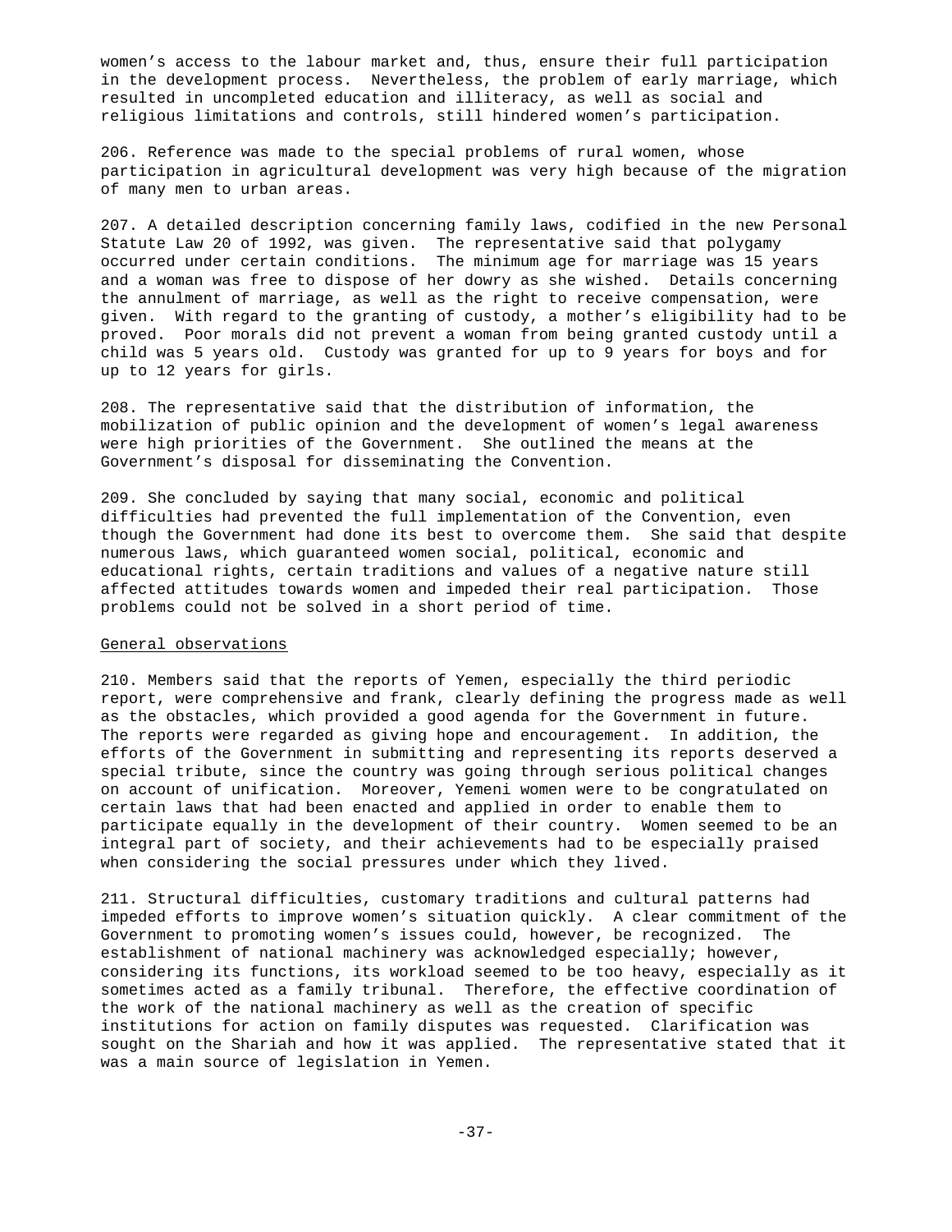women's access to the labour market and, thus, ensure their full participation in the development process. Nevertheless, the problem of early marriage, which resulted in uncompleted education and illiteracy, as well as social and religious limitations and controls, still hindered women's participation.

206. Reference was made to the special problems of rural women, whose participation in agricultural development was very high because of the migration of many men to urban areas.

207. A detailed description concerning family laws, codified in the new Personal Statute Law 20 of 1992, was given. The representative said that polygamy occurred under certain conditions. The minimum age for marriage was 15 years and a woman was free to dispose of her dowry as she wished. Details concerning the annulment of marriage, as well as the right to receive compensation, were given. With regard to the granting of custody, a mother's eligibility had to be proved. Poor morals did not prevent a woman from being granted custody until a child was 5 years old. Custody was granted for up to 9 years for boys and for up to 12 years for girls.

208. The representative said that the distribution of information, the mobilization of public opinion and the development of women's legal awareness were high priorities of the Government. She outlined the means at the Government's disposal for disseminating the Convention.

209. She concluded by saying that many social, economic and political difficulties had prevented the full implementation of the Convention, even though the Government had done its best to overcome them. She said that despite numerous laws, which guaranteed women social, political, economic and educational rights, certain traditions and values of a negative nature still affected attitudes towards women and impeded their real participation. Those problems could not be solved in a short period of time.

General observations

210. Members said that the reports of Yemen, especially the third periodic report, were comprehensive and frank, clearly defining the progress made as well as the obstacles, which provided a good agenda for the Government in future. The reports were regarded as giving hope and encouragement. In addition, the efforts of the Government in submitting and representing its reports deserved a special tribute, since the country was going through serious political changes on account of unification. Moreover, Yemeni women were to be congratulated on certain laws that had been enacted and applied in order to enable them to participate equally in the development of their country. Women seemed to be an integral part of society, and their achievements had to be especially praised when considering the social pressures under which they lived.

211. Structural difficulties, customary traditions and cultural patterns had impeded efforts to improve women's situation quickly. A clear commitment of the Government to promoting women's issues could, however, be recognized. The establishment of national machinery was acknowledged especially; however, considering its functions, its workload seemed to be too heavy, especially as it sometimes acted as a family tribunal. Therefore, the effective coordination of the work of the national machinery as well as the creation of specific institutions for action on family disputes was requested. Clarification was sought on the Shariah and how it was applied. The representative stated that it was a main source of legislation in Yemen.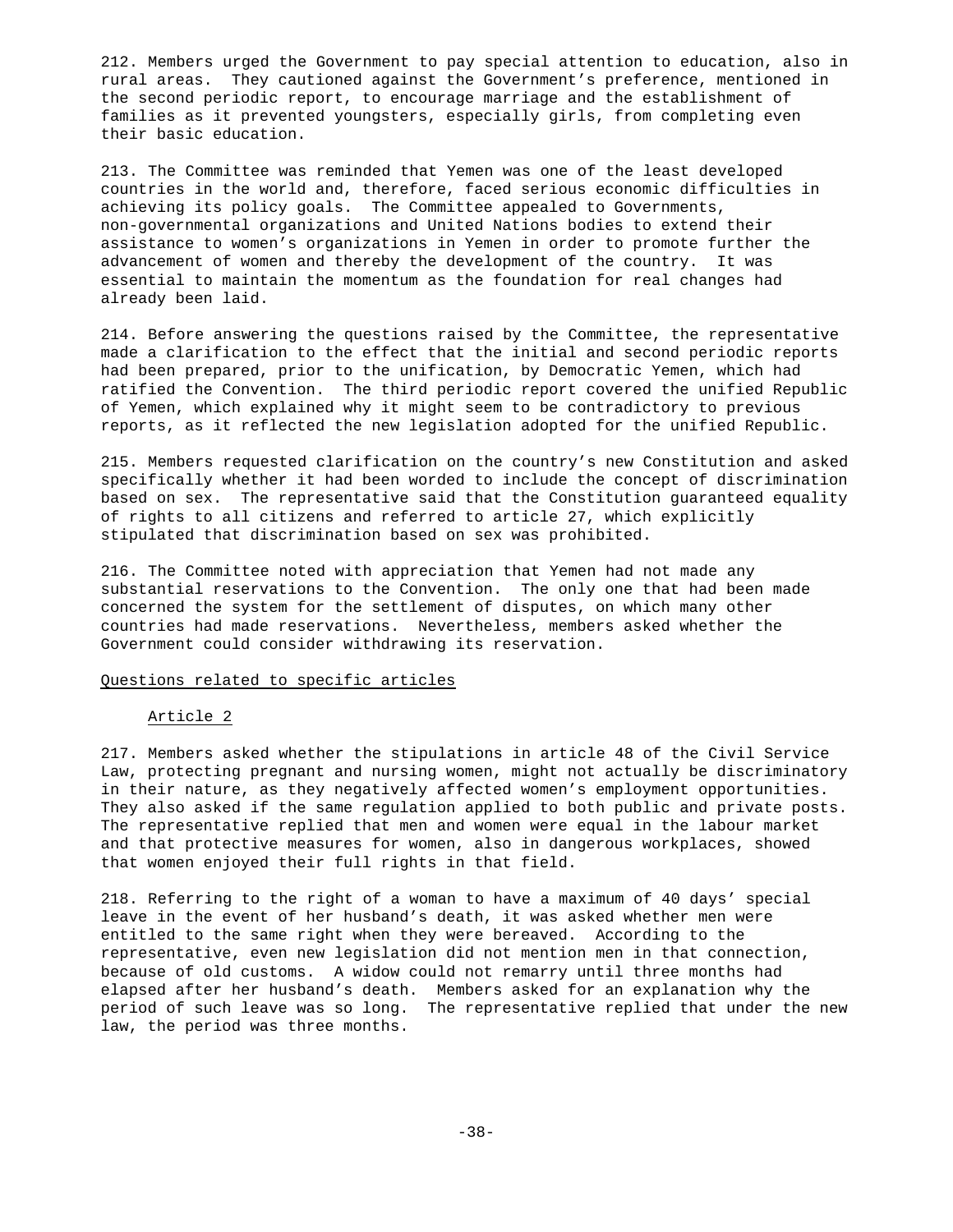212. Members urged the Government to pay special attention to education, also in rural areas. They cautioned against the Government's preference, mentioned in the second periodic report, to encourage marriage and the establishment of families as it prevented youngsters, especially girls, from completing even their basic education.

213. The Committee was reminded that Yemen was one of the least developed countries in the world and, therefore, faced serious economic difficulties in achieving its policy goals. The Committee appealed to Governments, non-governmental organizations and United Nations bodies to extend their assistance to women's organizations in Yemen in order to promote further the advancement of women and thereby the development of the country. It was essential to maintain the momentum as the foundation for real changes had already been laid.

214. Before answering the questions raised by the Committee, the representative made a clarification to the effect that the initial and second periodic reports had been prepared, prior to the unification, by Democratic Yemen, which had ratified the Convention. The third periodic report covered the unified Republic of Yemen, which explained why it might seem to be contradictory to previous reports, as it reflected the new legislation adopted for the unified Republic.

215. Members requested clarification on the country's new Constitution and asked specifically whether it had been worded to include the concept of discrimination based on sex. The representative said that the Constitution guaranteed equality of rights to all citizens and referred to article 27, which explicitly stipulated that discrimination based on sex was prohibited.

216. The Committee noted with appreciation that Yemen had not made any substantial reservations to the Convention. The only one that had been made concerned the system for the settlement of disputes, on which many other countries had made reservations. Nevertheless, members asked whether the Government could consider withdrawing its reservation.

## Questions related to specific articles

### Article 2

217. Members asked whether the stipulations in article 48 of the Civil Service Law, protecting pregnant and nursing women, might not actually be discriminatory in their nature, as they negatively affected women's employment opportunities. They also asked if the same regulation applied to both public and private posts. The representative replied that men and women were equal in the labour market and that protective measures for women, also in dangerous workplaces, showed that women enjoyed their full rights in that field.

218. Referring to the right of a woman to have a maximum of 40 days' special leave in the event of her husband's death, it was asked whether men were entitled to the same right when they were bereaved. According to the representative, even new legislation did not mention men in that connection, because of old customs. A widow could not remarry until three months had elapsed after her husband's death. Members asked for an explanation why the period of such leave was so long. The representative replied that under the new law, the period was three months.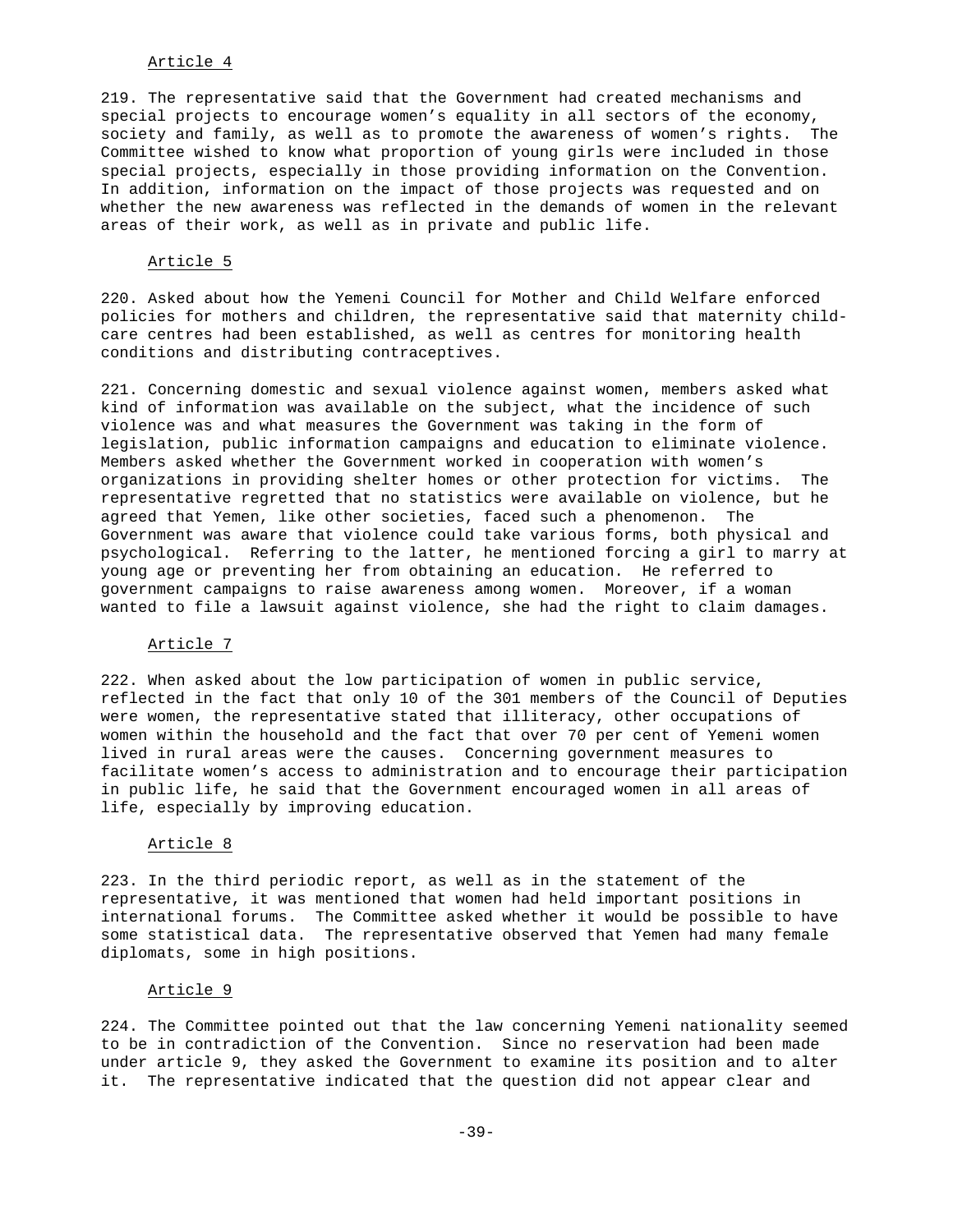### Article 4

219. The representative said that the Government had created mechanisms and special projects to encourage women's equality in all sectors of the economy, society and family, as well as to promote the awareness of women's rights. The Committee wished to know what proportion of young girls were included in those special projects, especially in those providing information on the Convention. In addition, information on the impact of those projects was requested and on whether the new awareness was reflected in the demands of women in the relevant areas of their work, as well as in private and public life.

### Article 5

220. Asked about how the Yemeni Council for Mother and Child Welfare enforced policies for mothers and children, the representative said that maternity child-care centres had been established, as well as centres for monitoring health conditions and distributing contraceptives.

221. Concerning domestic and sexual violence against women, members asked what kind of information was available on the subject, what the incidence of such violence was and what measures the Government was taking in the form of legislation, public information campaigns and education to eliminate violence. Members asked whether the Government worked in cooperation with women's organizations in providing shelter homes or other protection for victims. The representative regretted that no statistics were available on violence, but he agreed that Yemen, like other societies, faced such a phenomenon. The Government was aware that violence could take various forms, both physical and psychological. Referring to the latter, he mentioned forcing a girl to marry at young age or preventing her from obtaining an education. He referred to government campaigns to raise awareness among women. Moreover, if a woman wanted to file a lawsuit against violence, she had the right to claim damages.

### Article 7

222. When asked about the low participation of women in public service, reflected in the fact that only 10 of the 301 members of the Council of Deputies were women, the representative stated that illiteracy, other occupations of women within the household and the fact that over 70 per cent of Yemeni women lived in rural areas were the causes. Concerning government measures to facilitate women's access to administration and to encourage their participation in public life, he said that the Government encouraged women in all areas of life, especially by improving education.

### Article 8

223. In the third periodic report, as well as in the statement of the representative, it was mentioned that women had held important positions in international forums. The Committee asked whether it would be possible to have some statistical data. The representative observed that Yemen had many female diplomats, some in high positions.

### Article 9

224. The Committee pointed out that the law concerning Yemeni nationality seemed to be in contradiction of the Convention. Since no reservation had been made under article 9, they asked the Government to examine its position and to alter it. The representative indicated that the question did not appear clear and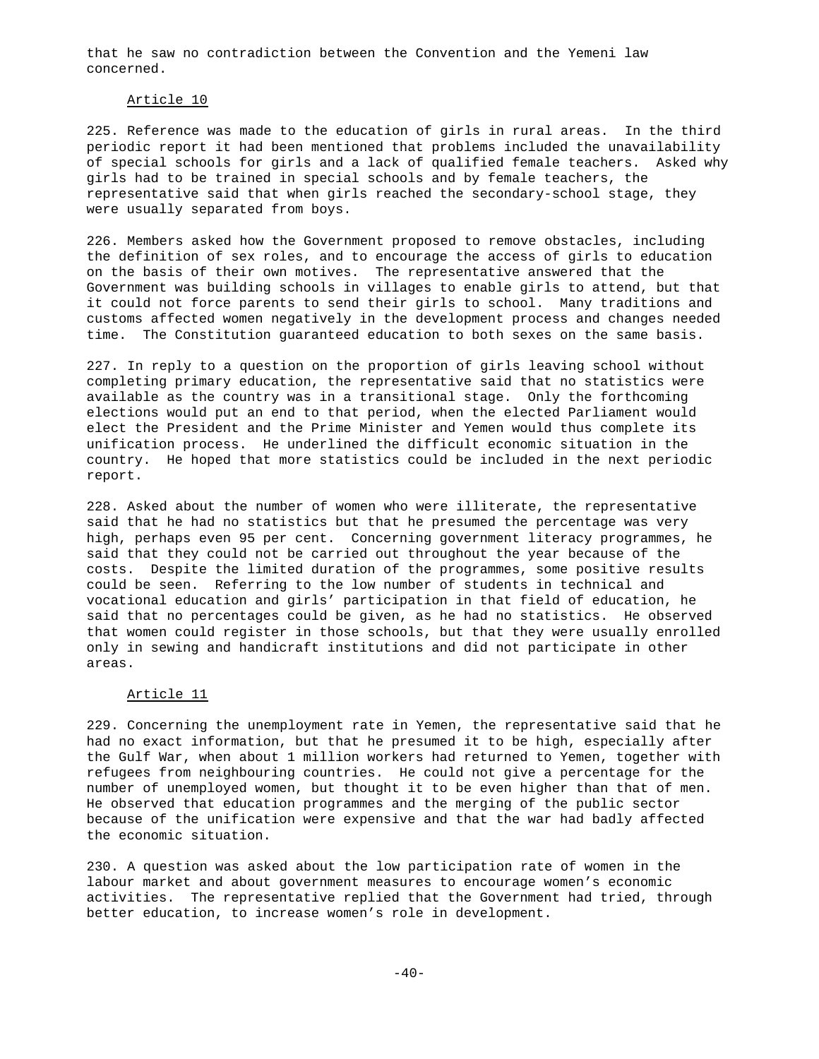that he saw no contradiction between the Convention and the Yemeni law concerned.

### Article 10

225. Reference was made to the education of girls in rural areas. In the third periodic report it had been mentioned that problems included the unavailability of special schools for girls and a lack of qualified female teachers. Asked why girls had to be trained in special schools and by female teachers, the representative said that when girls reached the secondary-school stage, they were usually separated from boys.

226. Members asked how the Government proposed to remove obstacles, including the definition of sex roles, and to encourage the access of girls to education on the basis of their own motives. The representative answered that the Government was building schools in villages to enable girls to attend, but that it could not force parents to send their girls to school. Many traditions and customs affected women negatively in the development process and changes needed time. The Constitution guaranteed education to both sexes on the same basis.

227. In reply to a question on the proportion of girls leaving school without completing primary education, the representative said that no statistics were available as the country was in a transitional stage. Only the forthcoming elections would put an end to that period, when the elected Parliament would elect the President and the Prime Minister and Yemen would thus complete its unification process. He underlined the difficult economic situation in the country. He hoped that more statistics could be included in the next periodic report.

228. Asked about the number of women who were illiterate, the representative said that he had no statistics but that he presumed the percentage was very high, perhaps even 95 per cent. Concerning government literacy programmes, he said that they could not be carried out throughout the year because of the costs. Despite the limited duration of the programmes, some positive results could be seen. Referring to the low number of students in technical and vocational education and girls' participation in that field of education, he said that no percentages could be given, as he had no statistics. He observed that women could register in those schools, but that they were usually enrolled only in sewing and handicraft institutions and did not participate in other areas.

### Article 11

229. Concerning the unemployment rate in Yemen, the representative said that he had no exact information, but that he presumed it to be high, especially after the Gulf War, when about 1 million workers had returned to Yemen, together with refugees from neighbouring countries. He could not give a percentage for the number of unemployed women, but thought it to be even higher than that of men. He observed that education programmes and the merging of the public sector because of the unification were expensive and that the war had badly affected the economic situation.

230. A question was asked about the low participation rate of women in the labour market and about government measures to encourage women's economic activities. The representative replied that the Government had tried, through better education, to increase women's role in development.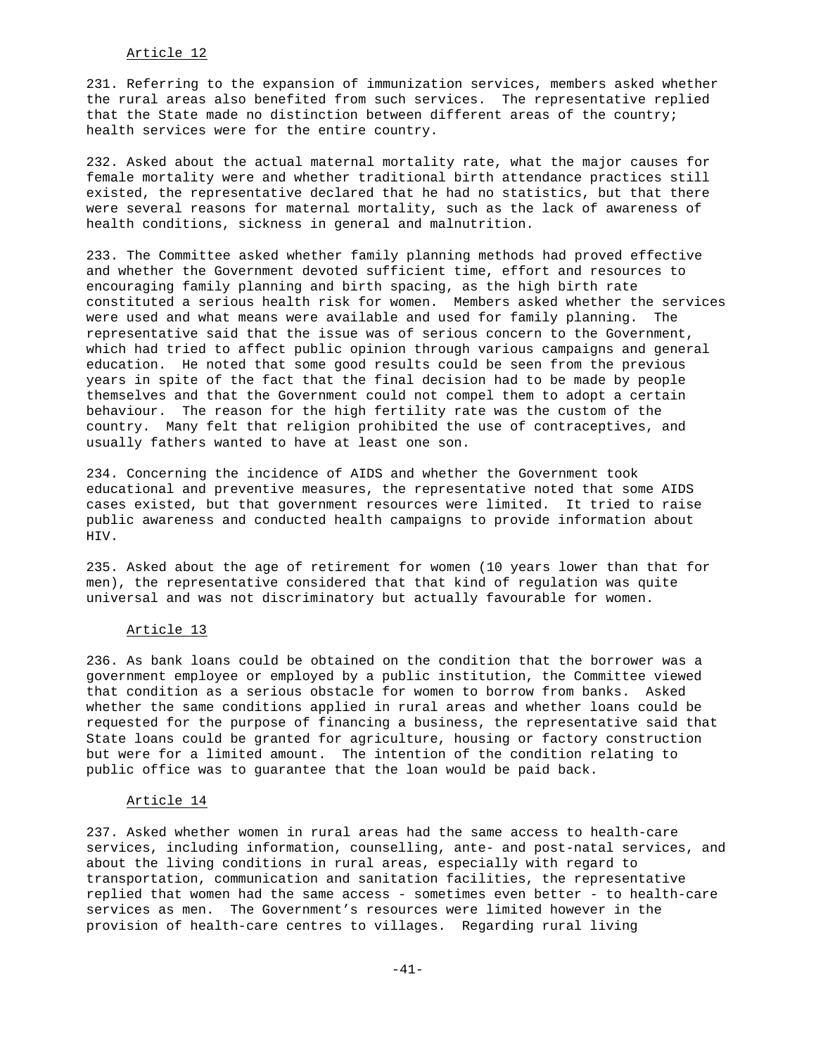Article 12

231. Referring to the expansion of immunization services, members asked whether the rural areas also benefited from such services. The representative replied that the State made no distinction between different areas of the country; health services were for the entire country.

232. Asked about the actual maternal mortality rate, what the major causes for female mortality were and whether traditional birth attendance practices still existed, the representative declared that he had no statistics, but that there were several reasons for maternal mortality, such as the lack of awareness of health conditions, sickness in general and malnutrition.

233. The Committee asked whether family planning methods had proved effective and whether the Government devoted sufficient time, effort and resources to encouraging family planning and birth spacing, as the high birth rate constituted a serious health risk for women. Members asked whether the services were used and what means were available and used for family planning. The representative said that the issue was of serious concern to the Government, which had tried to affect public opinion through various campaigns and general education. He noted that some good results could be seen from the previous years in spite of the fact that the final decision had to be made by people themselves and that the Government could not compel them to adopt a certain behaviour. The reason for the high fertility rate was the custom of the country. Many felt that religion prohibited the use of contraceptives, and usually fathers wanted to have at least one son.

234. Concerning the incidence of AIDS and whether the Government took educational and preventive measures, the representative noted that some AIDS cases existed, but that government resources were limited. It tried to raise public awareness and conducted health campaigns to provide information about HIV.

235. Asked about the age of retirement for women (10 years lower than that for men), the representative considered that that kind of regulation was quite universal and was not discriminatory but actually favourable for women.

Article 13

236. As bank loans could be obtained on the condition that the borrower was a government employee or employed by a public institution, the Committee viewed that condition as a serious obstacle for women to borrow from banks. Asked whether the same conditions applied in rural areas and whether loans could be requested for the purpose of financing a business, the representative said that State loans could be granted for agriculture, housing or factory construction but were for a limited amount. The intention of the condition relating to public office was to guarantee that the loan would be paid back.

Article 14

237. Asked whether women in rural areas had the same access to health-care services, including information, counselling, ante- and post-natal services, and about the living conditions in rural areas, especially with regard to transportation, communication and sanitation facilities, the representative replied that women had the same access - sometimes even better - to health-care services as men. The Government's resources were limited however in the provision of health-care centres to villages. Regarding rural living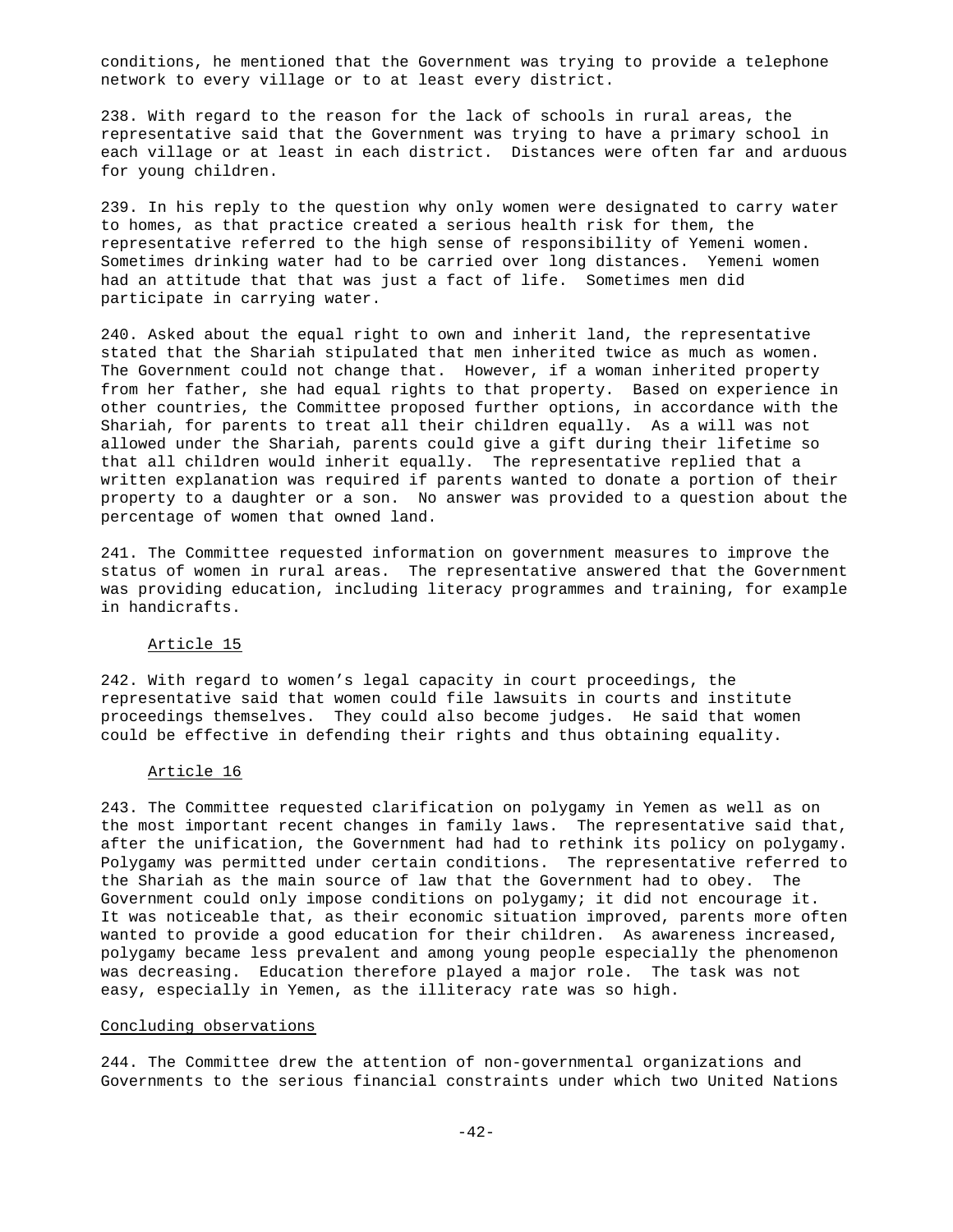conditions, he mentioned that the Government was trying to provide a telephone network to every village or to at least every district.

238. With regard to the reason for the lack of schools in rural areas, the representative said that the Government was trying to have a primary school in each village or at least in each district. Distances were often far and arduous for young children.

239. In his reply to the question why only women were designated to carry water to homes, as that practice created a serious health risk for them, the representative referred to the high sense of responsibility of Yemeni women. Sometimes drinking water had to be carried over long distances. Yemeni women had an attitude that that was just a fact of life. Sometimes men did participate in carrying water.

240. Asked about the equal right to own and inherit land, the representative stated that the Shariah stipulated that men inherited twice as much as women. The Government could not change that. However, if a woman inherited property from her father, she had equal rights to that property. Based on experience in other countries, the Committee proposed further options, in accordance with the Shariah, for parents to treat all their children equally. As a will was not allowed under the Shariah, parents could give a gift during their lifetime so that all children would inherit equally. The representative replied that a written explanation was required if parents wanted to donate a portion of their property to a daughter or a son. No answer was provided to a question about the percentage of women that owned land.

241. The Committee requested information on government measures to improve the status of women in rural areas. The representative answered that the Government was providing education, including literacy programmes and training, for example in handicrafts.

### Article 15

242. With regard to women's legal capacity in court proceedings, the representative said that women could file lawsuits in courts and institute proceedings themselves. They could also become judges. He said that women could be effective in defending their rights and thus obtaining equality.

### Article 16

243. The Committee requested clarification on polygamy in Yemen as well as on the most important recent changes in family laws. The representative said that, after the unification, the Government had had to rethink its policy on polygamy. Polygamy was permitted under certain conditions. The representative referred to the Shariah as the main source of law that the Government had to obey. The Government could only impose conditions on polygamy; it did not encourage it. It was noticeable that, as their economic situation improved, parents more often wanted to provide a good education for their children. As awareness increased, polygamy became less prevalent and among young people especially the phenomenon was decreasing. Education therefore played a major role. The task was not easy, especially in Yemen, as the illiteracy rate was so high.

### Concluding observations

244. The Committee drew the attention of non-governmental organizations and Governments to the serious financial constraints under which two United Nations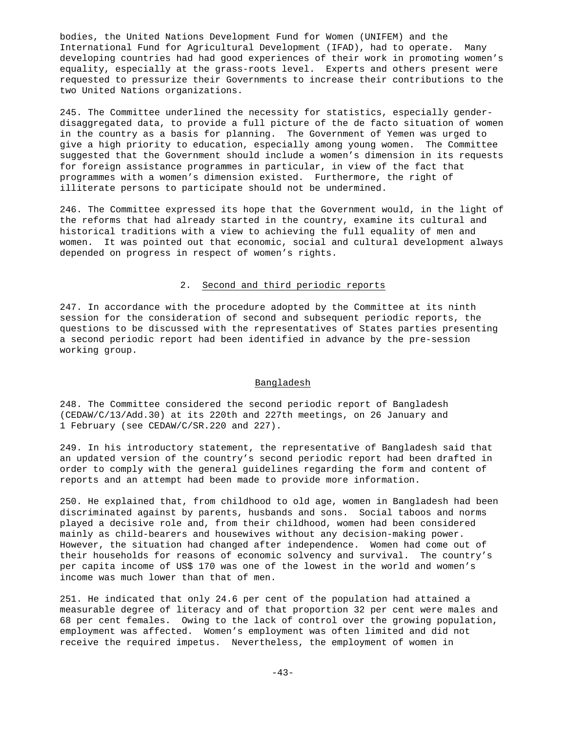bodies, the United Nations Development Fund for Women (UNIFEM) and the International Fund for Agricultural Development (IFAD), had to operate. Many developing countries had had good experiences of their work in promoting women's equality, especially at the grass-roots level. Experts and others present were requested to pressurize their Governments to increase their contributions to the two United Nations organizations.

245. The Committee underlined the necessity for statistics, especially gender-disaggregated data, to provide a full picture of the de facto situation of women in the country as a basis for planning. The Government of Yemen was urged to give a high priority to education, especially among young women. The Committee suggested that the Government should include a women's dimension in its requests for foreign assistance programmes in particular, in view of the fact that programmes with a women's dimension existed. Furthermore, the right of illiterate persons to participate should not be undermined.

246. The Committee expressed its hope that the Government would, in the light of the reforms that had already started in the country, examine its cultural and historical traditions with a view to achieving the full equality of men and women. It was pointed out that economic, social and cultural development always depended on progress in respect of women's rights.

### 2. Second and third periodic reports

247. In accordance with the procedure adopted by the Committee at its ninth session for the consideration of second and subsequent periodic reports, the questions to be discussed with the representatives of States parties presenting a second periodic report had been identified in advance by the pre-session working group.

#### Bangladesh

248. The Committee considered the second periodic report of Bangladesh (CEDAW/C/13/Add.30) at its 220th and 227th meetings, on 26 January and 1 February (see CEDAW/C/SR.220 and 227).

249. In his introductory statement, the representative of Bangladesh said that an updated version of the country's second periodic report had been drafted in order to comply with the general guidelines regarding the form and content of reports and an attempt had been made to provide more information.

250. He explained that, from childhood to old age, women in Bangladesh had been discriminated against by parents, husbands and sons. Social taboos and norms played a decisive role and, from their childhood, women had been considered mainly as child-bearers and housewives without any decision-making power. However, the situation had changed after independence. Women had come out of their households for reasons of economic solvency and survival. The country's per capita income of US$ 170 was one of the lowest in the world and women's income was much lower than that of men.

251. He indicated that only 24.6 per cent of the population had attained a measurable degree of literacy and of that proportion 32 per cent were males and 68 per cent females. Owing to the lack of control over the growing population, employment was affected. Women's employment was often limited and did not receive the required impetus. Nevertheless, the employment of women in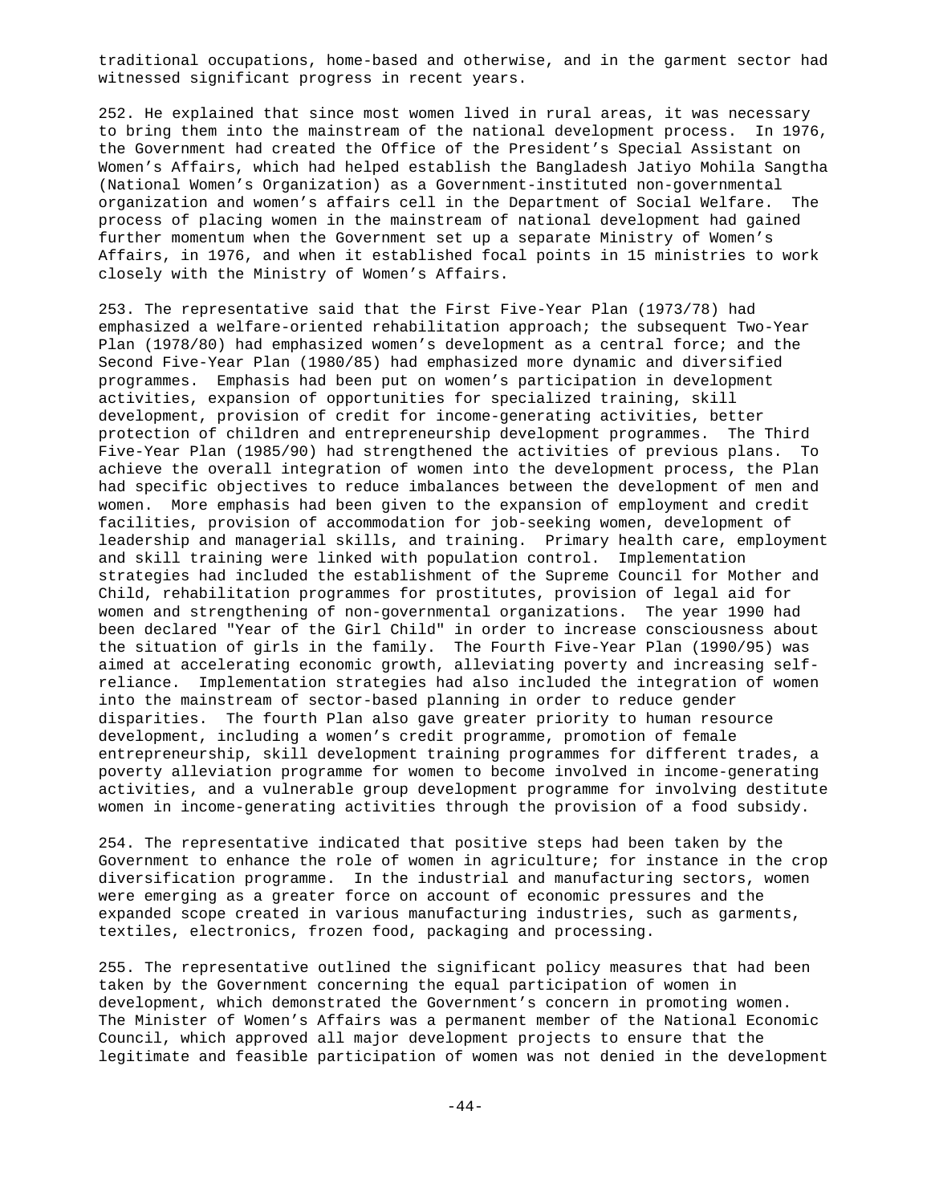traditional occupations, home-based and otherwise, and in the garment sector had witnessed significant progress in recent years.

252. He explained that since most women lived in rural areas, it was necessary to bring them into the mainstream of the national development process. In 1976, the Government had created the Office of the President's Special Assistant on Women's Affairs, which had helped establish the Bangladesh Jatiyo Mohila Sangtha (National Women's Organization) as a Government-instituted non-governmental organization and women's affairs cell in the Department of Social Welfare. The process of placing women in the mainstream of national development had gained further momentum when the Government set up a separate Ministry of Women's Affairs, in 1976, and when it established focal points in 15 ministries to work closely with the Ministry of Women's Affairs.

253. The representative said that the First Five-Year Plan (1973/78) had emphasized a welfare-oriented rehabilitation approach; the subsequent Two-Year Plan (1978/80) had emphasized women's development as a central force; and the Second Five-Year Plan (1980/85) had emphasized more dynamic and diversified programmes. Emphasis had been put on women's participation in development activities, expansion of opportunities for specialized training, skill development, provision of credit for income-generating activities, better protection of children and entrepreneurship development programmes. The Third Five-Year Plan (1985/90) had strengthened the activities of previous plans. To achieve the overall integration of women into the development process, the Plan had specific objectives to reduce imbalances between the development of men and women. More emphasis had been given to the expansion of employment and credit facilities, provision of accommodation for job-seeking women, development of leadership and managerial skills, and training. Primary health care, employment and skill training were linked with population control. Implementation strategies had included the establishment of the Supreme Council for Mother and Child, rehabilitation programmes for prostitutes, provision of legal aid for women and strengthening of non-governmental organizations. The year 1990 had been declared "Year of the Girl Child" in order to increase consciousness about the situation of girls in the family. The Fourth Five-Year Plan (1990/95) was aimed at accelerating economic growth, alleviating poverty and increasing self-reliance. Implementation strategies had also included the integration of women into the mainstream of sector-based planning in order to reduce gender disparities. The fourth Plan also gave greater priority to human resource development, including a women's credit programme, promotion of female entrepreneurship, skill development training programmes for different trades, a poverty alleviation programme for women to become involved in income-generating activities, and a vulnerable group development programme for involving destitute women in income-generating activities through the provision of a food subsidy.

254. The representative indicated that positive steps had been taken by the Government to enhance the role of women in agriculture; for instance in the crop diversification programme. In the industrial and manufacturing sectors, women were emerging as a greater force on account of economic pressures and the expanded scope created in various manufacturing industries, such as garments, textiles, electronics, frozen food, packaging and processing.

255. The representative outlined the significant policy measures that had been taken by the Government concerning the equal participation of women in development, which demonstrated the Government's concern in promoting women. The Minister of Women's Affairs was a permanent member of the National Economic Council, which approved all major development projects to ensure that the legitimate and feasible participation of women was not denied in the development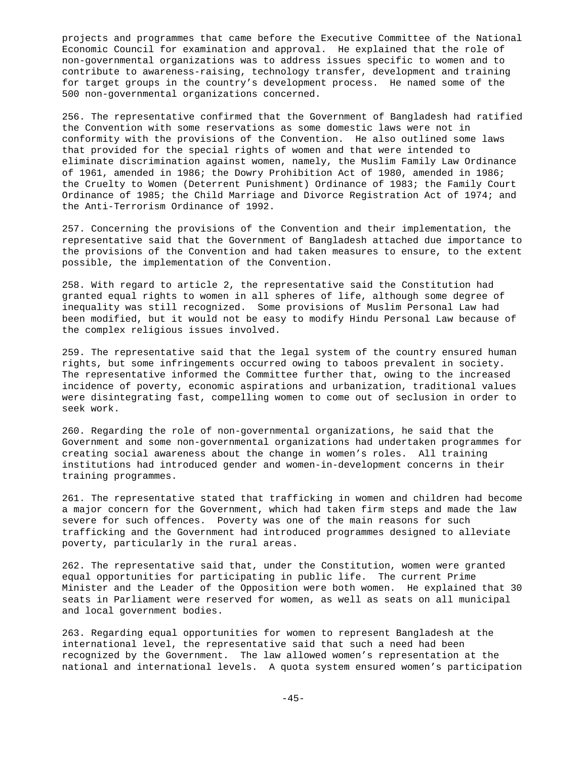projects and programmes that came before the Executive Committee of the National Economic Council for examination and approval. He explained that the role of non-governmental organizations was to address issues specific to women and to contribute to awareness-raising, technology transfer, development and training for target groups in the country's development process. He named some of the 500 non-governmental organizations concerned.

256. The representative confirmed that the Government of Bangladesh had ratified the Convention with some reservations as some domestic laws were not in conformity with the provisions of the Convention. He also outlined some laws that provided for the special rights of women and that were intended to eliminate discrimination against women, namely, the Muslim Family Law Ordinance of 1961, amended in 1986; the Dowry Prohibition Act of 1980, amended in 1986; the Cruelty to Women (Deterrent Punishment) Ordinance of 1983; the Family Court Ordinance of 1985; the Child Marriage and Divorce Registration Act of 1974; and the Anti-Terrorism Ordinance of 1992.

257. Concerning the provisions of the Convention and their implementation, the representative said that the Government of Bangladesh attached due importance to the provisions of the Convention and had taken measures to ensure, to the extent possible, the implementation of the Convention.

258. With regard to article 2, the representative said the Constitution had granted equal rights to women in all spheres of life, although some degree of inequality was still recognized. Some provisions of Muslim Personal Law had been modified, but it would not be easy to modify Hindu Personal Law because of the complex religious issues involved.

259. The representative said that the legal system of the country ensured human rights, but some infringements occurred owing to taboos prevalent in society. The representative informed the Committee further that, owing to the increased incidence of poverty, economic aspirations and urbanization, traditional values were disintegrating fast, compelling women to come out of seclusion in order to seek work.

260. Regarding the role of non-governmental organizations, he said that the Government and some non-governmental organizations had undertaken programmes for creating social awareness about the change in women's roles. All training institutions had introduced gender and women-in-development concerns in their training programmes.

261. The representative stated that trafficking in women and children had become a major concern for the Government, which had taken firm steps and made the law severe for such offences. Poverty was one of the main reasons for such trafficking and the Government had introduced programmes designed to alleviate poverty, particularly in the rural areas.

262. The representative said that, under the Constitution, women were granted equal opportunities for participating in public life. The current Prime Minister and the Leader of the Opposition were both women. He explained that 30 seats in Parliament were reserved for women, as well as seats on all municipal and local government bodies.

263. Regarding equal opportunities for women to represent Bangladesh at the international level, the representative said that such a need had been recognized by the Government. The law allowed women's representation at the national and international levels. A quota system ensured women's participation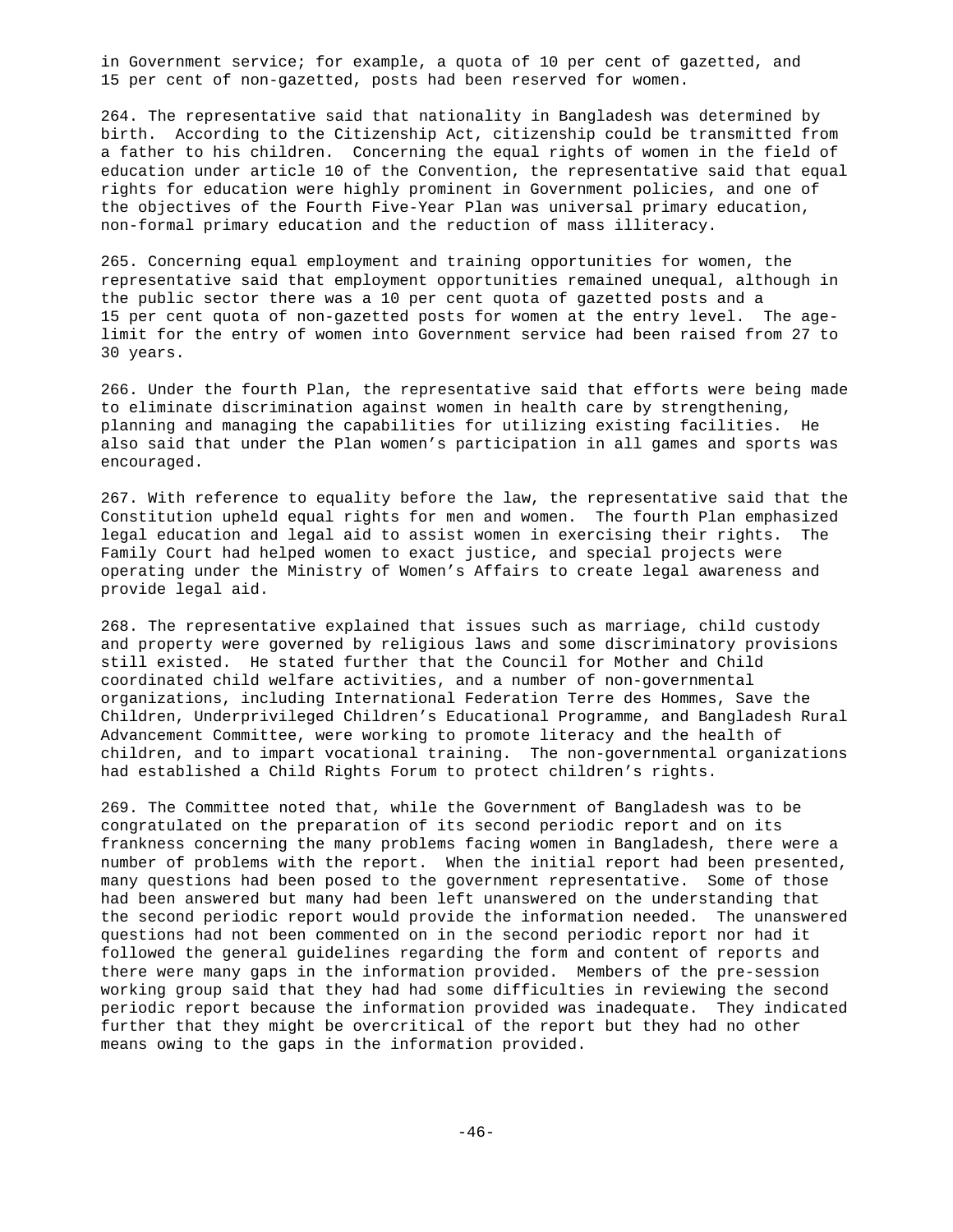in Government service; for example, a quota of 10 per cent of gazetted, and 15 per cent of non-gazetted, posts had been reserved for women.

264. The representative said that nationality in Bangladesh was determined by birth. According to the Citizenship Act, citizenship could be transmitted from a father to his children. Concerning the equal rights of women in the field of education under article 10 of the Convention, the representative said that equal rights for education were highly prominent in Government policies, and one of the objectives of the Fourth Five-Year Plan was universal primary education, non-formal primary education and the reduction of mass illiteracy.

265. Concerning equal employment and training opportunities for women, the representative said that employment opportunities remained unequal, although in the public sector there was a 10 per cent quota of gazetted posts and a 15 per cent quota of non-gazetted posts for women at the entry level. The age-limit for the entry of women into Government service had been raised from 27 to 30 years.

266. Under the fourth Plan, the representative said that efforts were being made to eliminate discrimination against women in health care by strengthening, planning and managing the capabilities for utilizing existing facilities. He also said that under the Plan women's participation in all games and sports was encouraged.

267. With reference to equality before the law, the representative said that the Constitution upheld equal rights for men and women. The fourth Plan emphasized legal education and legal aid to assist women in exercising their rights. The Family Court had helped women to exact justice, and special projects were operating under the Ministry of Women's Affairs to create legal awareness and provide legal aid.

268. The representative explained that issues such as marriage, child custody and property were governed by religious laws and some discriminatory provisions still existed. He stated further that the Council for Mother and Child coordinated child welfare activities, and a number of non-governmental organizations, including International Federation Terre des Hommes, Save the Children, Underprivileged Children's Educational Programme, and Bangladesh Rural Advancement Committee, were working to promote literacy and the health of children, and to impart vocational training. The non-governmental organizations had established a Child Rights Forum to protect children's rights.

269. The Committee noted that, while the Government of Bangladesh was to be congratulated on the preparation of its second periodic report and on its frankness concerning the many problems facing women in Bangladesh, there were a number of problems with the report. When the initial report had been presented, many questions had been posed to the government representative. Some of those had been answered but many had been left unanswered on the understanding that the second periodic report would provide the information needed. The unanswered questions had not been commented on in the second periodic report nor had it followed the general guidelines regarding the form and content of reports and there were many gaps in the information provided. Members of the pre-session working group said that they had had some difficulties in reviewing the second periodic report because the information provided was inadequate. They indicated further that they might be overcritical of the report but they had no other means owing to the gaps in the information provided.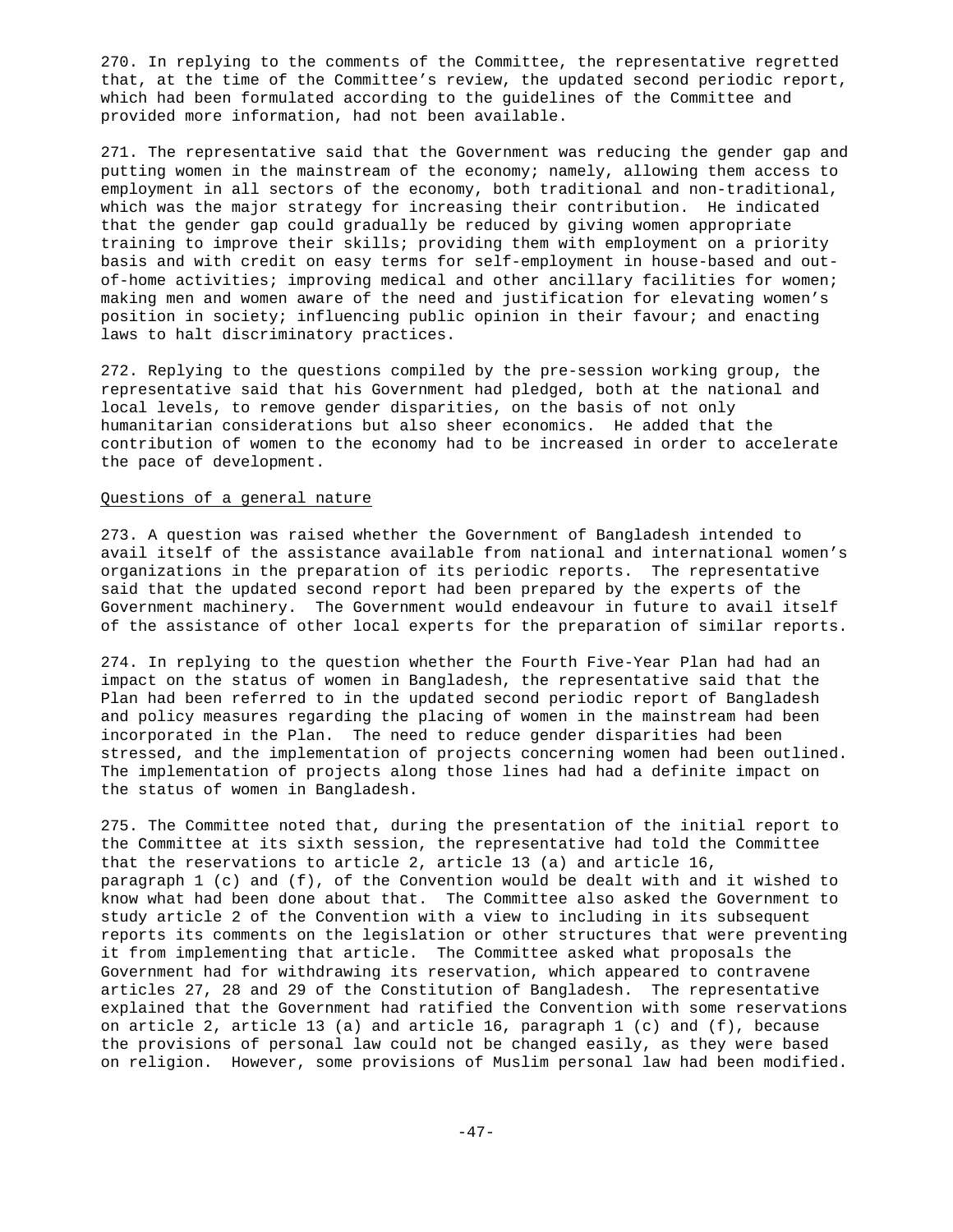270. In replying to the comments of the Committee, the representative regretted that, at the time of the Committee's review, the updated second periodic report, which had been formulated according to the guidelines of the Committee and provided more information, had not been available.

271. The representative said that the Government was reducing the gender gap and putting women in the mainstream of the economy; namely, allowing them access to employment in all sectors of the economy, both traditional and non-traditional, which was the major strategy for increasing their contribution. He indicated that the gender gap could gradually be reduced by giving women appropriate training to improve their skills; providing them with employment on a priority basis and with credit on easy terms for self-employment in house-based and out-of-home activities; improving medical and other ancillary facilities for women; making men and women aware of the need and justification for elevating women's position in society; influencing public opinion in their favour; and enacting laws to halt discriminatory practices.

272. Replying to the questions compiled by the pre-session working group, the representative said that his Government had pledged, both at the national and local levels, to remove gender disparities, on the basis of not only humanitarian considerations but also sheer economics. He added that the contribution of women to the economy had to be increased in order to accelerate the pace of development.

Questions of a general nature

273. A question was raised whether the Government of Bangladesh intended to avail itself of the assistance available from national and international women's organizations in the preparation of its periodic reports. The representative said that the updated second report had been prepared by the experts of the Government machinery. The Government would endeavour in future to avail itself of the assistance of other local experts for the preparation of similar reports.

274. In replying to the question whether the Fourth Five-Year Plan had had an impact on the status of women in Bangladesh, the representative said that the Plan had been referred to in the updated second periodic report of Bangladesh and policy measures regarding the placing of women in the mainstream had been incorporated in the Plan. The need to reduce gender disparities had been stressed, and the implementation of projects concerning women had been outlined. The implementation of projects along those lines had had a definite impact on the status of women in Bangladesh.

275. The Committee noted that, during the presentation of the initial report to the Committee at its sixth session, the representative had told the Committee that the reservations to article 2, article 13 (a) and article 16, paragraph 1 (c) and (f), of the Convention would be dealt with and it wished to know what had been done about that. The Committee also asked the Government to study article 2 of the Convention with a view to including in its subsequent reports its comments on the legislation or other structures that were preventing it from implementing that article. The Committee asked what proposals the Government had for withdrawing its reservation, which appeared to contravene articles 27, 28 and 29 of the Constitution of Bangladesh. The representative explained that the Government had ratified the Convention with some reservations on article 2, article 13 (a) and article 16, paragraph 1 (c) and (f), because the provisions of personal law could not be changed easily, as they were based on religion. However, some provisions of Muslim personal law had been modified.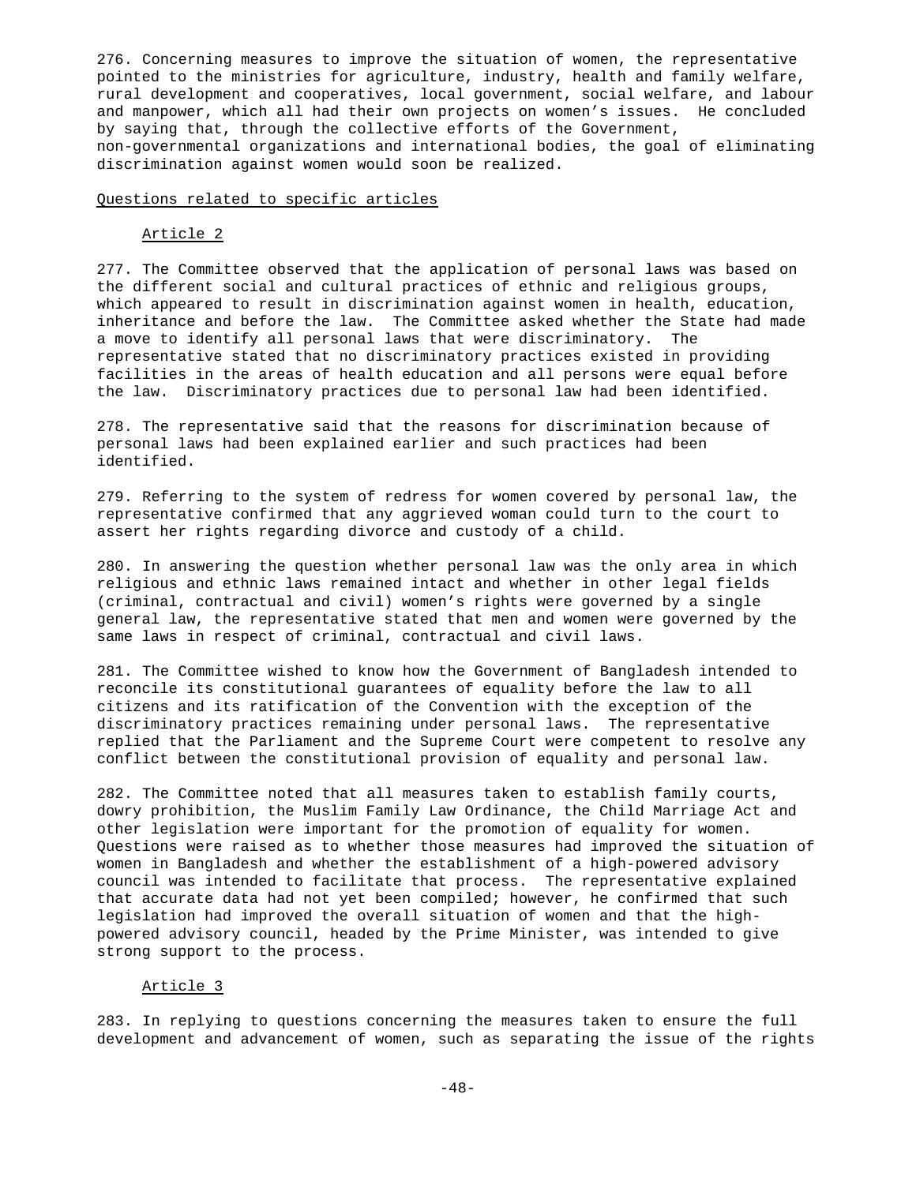276. Concerning measures to improve the situation of women, the representative pointed to the ministries for agriculture, industry, health and family welfare, rural development and cooperatives, local government, social welfare, and labour and manpower, which all had their own projects on women's issues. He concluded by saying that, through the collective efforts of the Government, non-governmental organizations and international bodies, the goal of eliminating discrimination against women would soon be realized.

## Questions related to specific articles

### Article 2

277. The Committee observed that the application of personal laws was based on the different social and cultural practices of ethnic and religious groups, which appeared to result in discrimination against women in health, education, inheritance and before the law. The Committee asked whether the State had made a move to identify all personal laws that were discriminatory. The representative stated that no discriminatory practices existed in providing facilities in the areas of health education and all persons were equal before the law. Discriminatory practices due to personal law had been identified.

278. The representative said that the reasons for discrimination because of personal laws had been explained earlier and such practices had been identified.

279. Referring to the system of redress for women covered by personal law, the representative confirmed that any aggrieved woman could turn to the court to assert her rights regarding divorce and custody of a child.

280. In answering the question whether personal law was the only area in which religious and ethnic laws remained intact and whether in other legal fields (criminal, contractual and civil) women's rights were governed by a single general law, the representative stated that men and women were governed by the same laws in respect of criminal, contractual and civil laws.

281. The Committee wished to know how the Government of Bangladesh intended to reconcile its constitutional guarantees of equality before the law to all citizens and its ratification of the Convention with the exception of the discriminatory practices remaining under personal laws. The representative replied that the Parliament and the Supreme Court were competent to resolve any conflict between the constitutional provision of equality and personal law.

282. The Committee noted that all measures taken to establish family courts, dowry prohibition, the Muslim Family Law Ordinance, the Child Marriage Act and other legislation were important for the promotion of equality for women. Questions were raised as to whether those measures had improved the situation of women in Bangladesh and whether the establishment of a high-powered advisory council was intended to facilitate that process. The representative explained that accurate data had not yet been compiled; however, he confirmed that such legislation had improved the overall situation of women and that the high-powered advisory council, headed by the Prime Minister, was intended to give strong support to the process.

### Article 3

283. In replying to questions concerning the measures taken to ensure the full development and advancement of women, such as separating the issue of the rights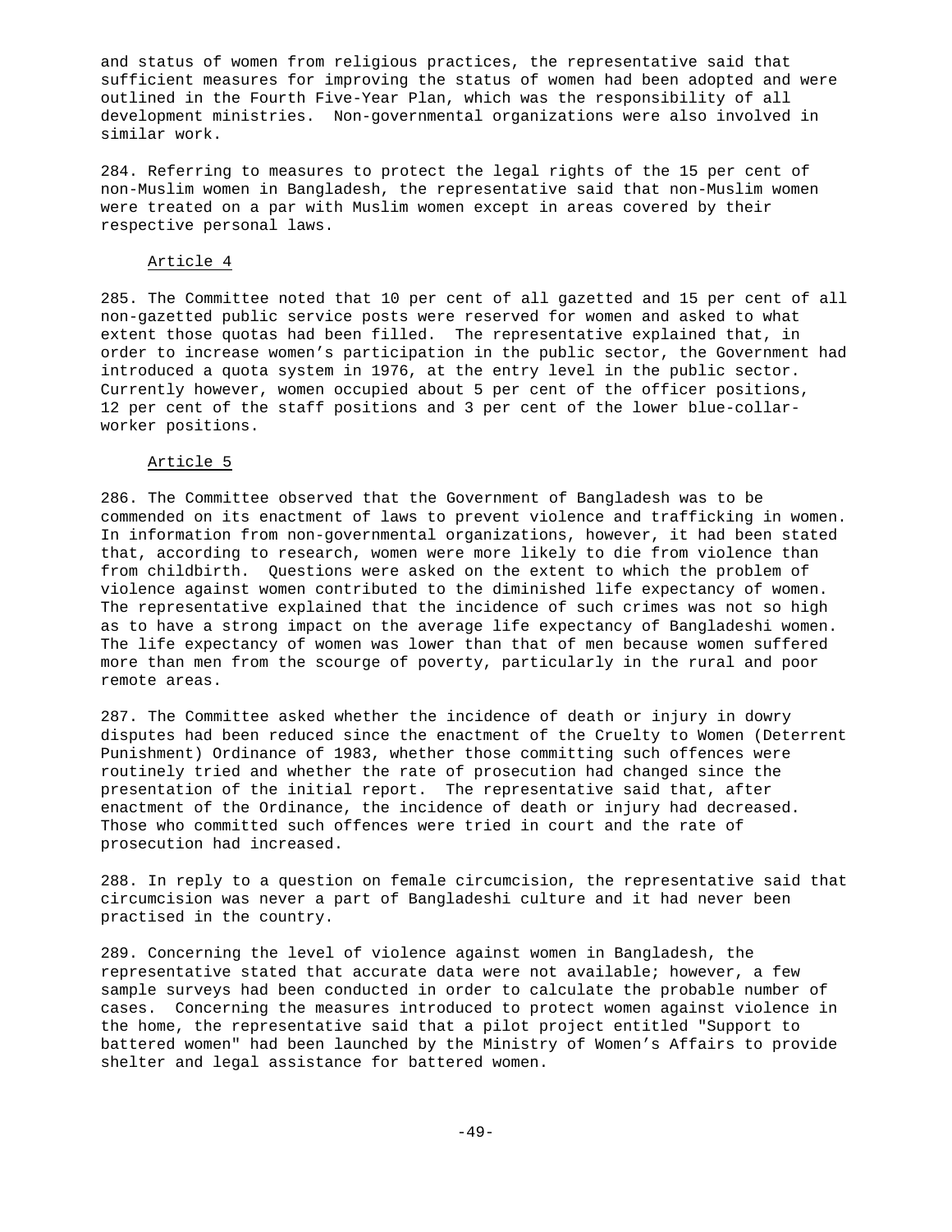and status of women from religious practices, the representative said that sufficient measures for improving the status of women had been adopted and were outlined in the Fourth Five-Year Plan, which was the responsibility of all development ministries. Non-governmental organizations were also involved in similar work.

284. Referring to measures to protect the legal rights of the 15 per cent of non-Muslim women in Bangladesh, the representative said that non-Muslim women were treated on a par with Muslim women except in areas covered by their respective personal laws.

### Article 4

285. The Committee noted that 10 per cent of all gazetted and 15 per cent of all non-gazetted public service posts were reserved for women and asked to what extent those quotas had been filled. The representative explained that, in order to increase women's participation in the public sector, the Government had introduced a quota system in 1976, at the entry level in the public sector. Currently however, women occupied about 5 per cent of the officer positions, 12 per cent of the staff positions and 3 per cent of the lower blue-collar-worker positions.

### Article 5

286. The Committee observed that the Government of Bangladesh was to be commended on its enactment of laws to prevent violence and trafficking in women. In information from non-governmental organizations, however, it had been stated that, according to research, women were more likely to die from violence than from childbirth. Questions were asked on the extent to which the problem of violence against women contributed to the diminished life expectancy of women. The representative explained that the incidence of such crimes was not so high as to have a strong impact on the average life expectancy of Bangladeshi women. The life expectancy of women was lower than that of men because women suffered more than men from the scourge of poverty, particularly in the rural and poor remote areas.

287. The Committee asked whether the incidence of death or injury in dowry disputes had been reduced since the enactment of the Cruelty to Women (Deterrent Punishment) Ordinance of 1983, whether those committing such offences were routinely tried and whether the rate of prosecution had changed since the presentation of the initial report. The representative said that, after enactment of the Ordinance, the incidence of death or injury had decreased. Those who committed such offences were tried in court and the rate of prosecution had increased.

288. In reply to a question on female circumcision, the representative said that circumcision was never a part of Bangladeshi culture and it had never been practised in the country.

289. Concerning the level of violence against women in Bangladesh, the representative stated that accurate data were not available; however, a few sample surveys had been conducted in order to calculate the probable number of cases. Concerning the measures introduced to protect women against violence in the home, the representative said that a pilot project entitled "Support to battered women" had been launched by the Ministry of Women's Affairs to provide shelter and legal assistance for battered women.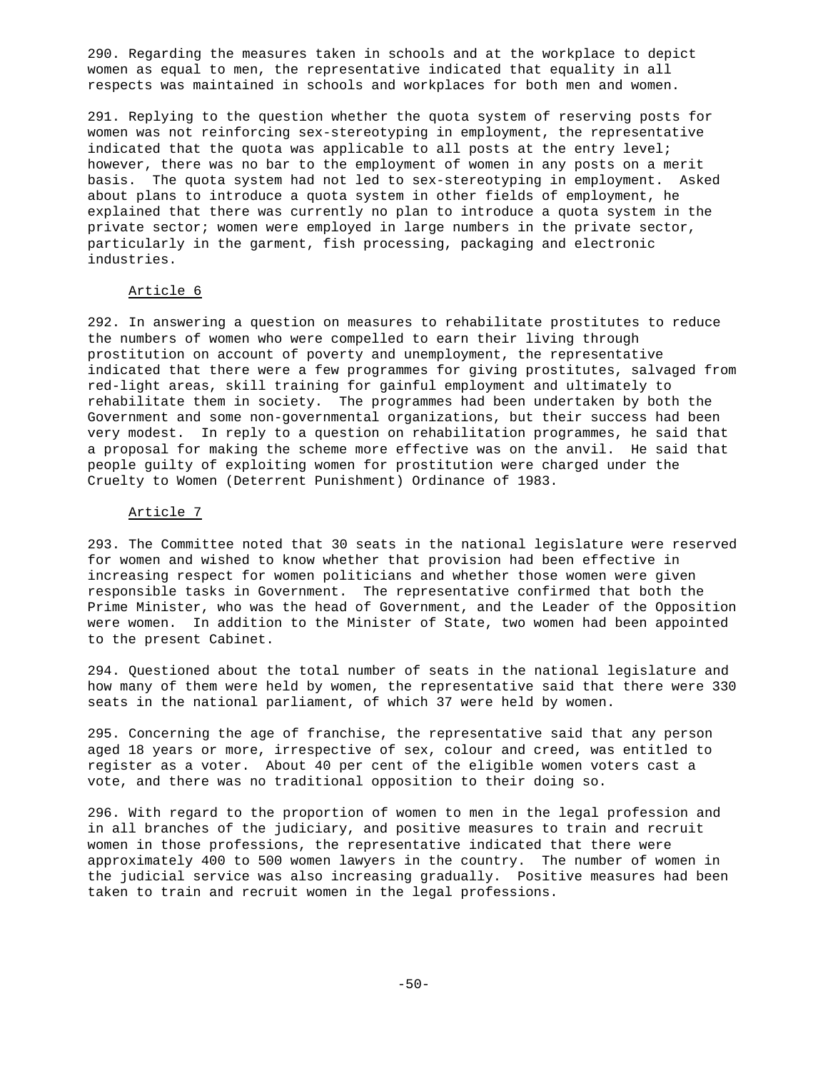290. Regarding the measures taken in schools and at the workplace to depict women as equal to men, the representative indicated that equality in all respects was maintained in schools and workplaces for both men and women.

291. Replying to the question whether the quota system of reserving posts for women was not reinforcing sex-stereotyping in employment, the representative indicated that the quota was applicable to all posts at the entry level; however, there was no bar to the employment of women in any posts on a merit basis. The quota system had not led to sex-stereotyping in employment. Asked about plans to introduce a quota system in other fields of employment, he explained that there was currently no plan to introduce a quota system in the private sector; women were employed in large numbers in the private sector, particularly in the garment, fish processing, packaging and electronic industries.

<u>Article 6</u>

292. In answering a question on measures to rehabilitate prostitutes to reduce the numbers of women who were compelled to earn their living through prostitution on account of poverty and unemployment, the representative indicated that there were a few programmes for giving prostitutes, salvaged from red-light areas, skill training for gainful employment and ultimately to rehabilitate them in society. The programmes had been undertaken by both the Government and some non-governmental organizations, but their success had been very modest. In reply to a question on rehabilitation programmes, he said that a proposal for making the scheme more effective was on the anvil. He said that people guilty of exploiting women for prostitution were charged under the Cruelty to Women (Deterrent Punishment) Ordinance of 1983.

<u>Article 7</u>

293. The Committee noted that 30 seats in the national legislature were reserved for women and wished to know whether that provision had been effective in increasing respect for women politicians and whether those women were given responsible tasks in Government. The representative confirmed that both the Prime Minister, who was the head of Government, and the Leader of the Opposition were women. In addition to the Minister of State, two women had been appointed to the present Cabinet.

294. Questioned about the total number of seats in the national legislature and how many of them were held by women, the representative said that there were 330 seats in the national parliament, of which 37 were held by women.

295. Concerning the age of franchise, the representative said that any person aged 18 years or more, irrespective of sex, colour and creed, was entitled to register as a voter. About 40 per cent of the eligible women voters cast a vote, and there was no traditional opposition to their doing so.

296. With regard to the proportion of women to men in the legal profession and in all branches of the judiciary, and positive measures to train and recruit women in those professions, the representative indicated that there were approximately 400 to 500 women lawyers in the country. The number of women in the judicial service was also increasing gradually. Positive measures had been taken to train and recruit women in the legal professions.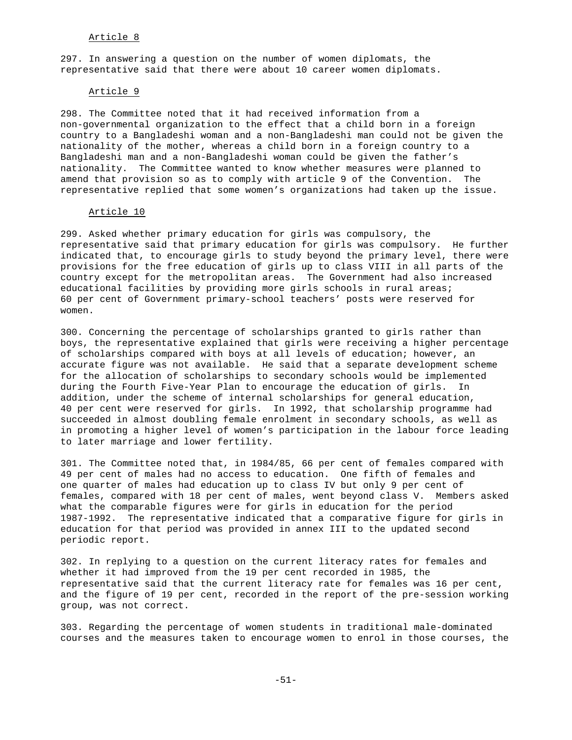Article 8

297. In answering a question on the number of women diplomats, the representative said that there were about 10 career women diplomats.

Article 9

298. The Committee noted that it had received information from a non-governmental organization to the effect that a child born in a foreign country to a Bangladeshi woman and a non-Bangladeshi man could not be given the nationality of the mother, whereas a child born in a foreign country to a Bangladeshi man and a non-Bangladeshi woman could be given the father's nationality. The Committee wanted to know whether measures were planned to amend that provision so as to comply with article 9 of the Convention. The representative replied that some women's organizations had taken up the issue.

Article 10

299. Asked whether primary education for girls was compulsory, the representative said that primary education for girls was compulsory. He further indicated that, to encourage girls to study beyond the primary level, there were provisions for the free education of girls up to class VIII in all parts of the country except for the metropolitan areas. The Government had also increased educational facilities by providing more girls schools in rural areas; 60 per cent of Government primary-school teachers' posts were reserved for women.

300. Concerning the percentage of scholarships granted to girls rather than boys, the representative explained that girls were receiving a higher percentage of scholarships compared with boys at all levels of education; however, an accurate figure was not available. He said that a separate development scheme for the allocation of scholarships to secondary schools would be implemented during the Fourth Five-Year Plan to encourage the education of girls. In addition, under the scheme of internal scholarships for general education, 40 per cent were reserved for girls. In 1992, that scholarship programme had succeeded in almost doubling female enrolment in secondary schools, as well as in promoting a higher level of women's participation in the labour force leading to later marriage and lower fertility.

301. The Committee noted that, in 1984/85, 66 per cent of females compared with 49 per cent of males had no access to education. One fifth of females and one quarter of males had education up to class IV but only 9 per cent of females, compared with 18 per cent of males, went beyond class V. Members asked what the comparable figures were for girls in education for the period 1987-1992. The representative indicated that a comparative figure for girls in education for that period was provided in annex III to the updated second periodic report.

302. In replying to a question on the current literacy rates for females and whether it had improved from the 19 per cent recorded in 1985, the representative said that the current literacy rate for females was 16 per cent, and the figure of 19 per cent, recorded in the report of the pre-session working group, was not correct.

303. Regarding the percentage of women students in traditional male-dominated courses and the measures taken to encourage women to enrol in those courses, the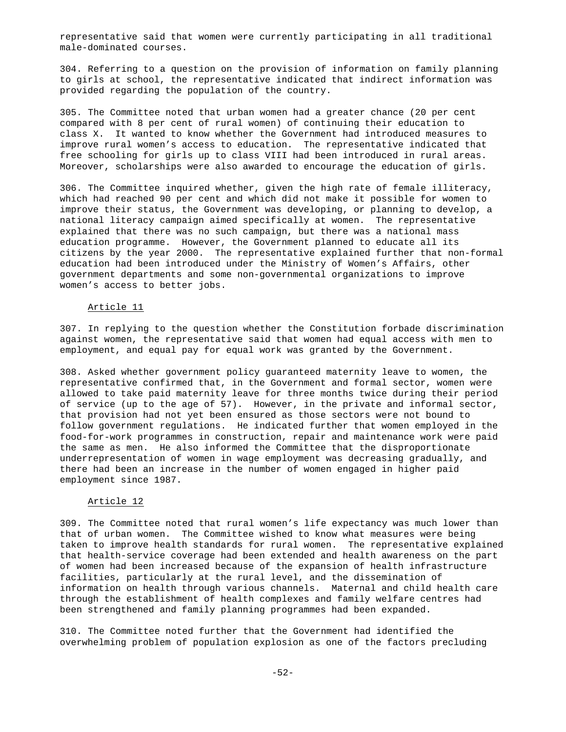representative said that women were currently participating in all traditional male-dominated courses.

304. Referring to a question on the provision of information on family planning to girls at school, the representative indicated that indirect information was provided regarding the population of the country.

305. The Committee noted that urban women had a greater chance (20 per cent compared with 8 per cent of rural women) of continuing their education to class X. It wanted to know whether the Government had introduced measures to improve rural women's access to education. The representative indicated that free schooling for girls up to class VIII had been introduced in rural areas. Moreover, scholarships were also awarded to encourage the education of girls.

306. The Committee inquired whether, given the high rate of female illiteracy, which had reached 90 per cent and which did not make it possible for women to improve their status, the Government was developing, or planning to develop, a national literacy campaign aimed specifically at women. The representative explained that there was no such campaign, but there was a national mass education programme. However, the Government planned to educate all its citizens by the year 2000. The representative explained further that non-formal education had been introduced under the Ministry of Women's Affairs, other government departments and some non-governmental organizations to improve women's access to better jobs.

Article 11

307. In replying to the question whether the Constitution forbade discrimination against women, the representative said that women had equal access with men to employment, and equal pay for equal work was granted by the Government.

308. Asked whether government policy guaranteed maternity leave to women, the representative confirmed that, in the Government and formal sector, women were allowed to take paid maternity leave for three months twice during their period of service (up to the age of 57). However, in the private and informal sector, that provision had not yet been ensured as those sectors were not bound to follow government regulations. He indicated further that women employed in the food-for-work programmes in construction, repair and maintenance work were paid the same as men. He also informed the Committee that the disproportionate underrepresentation of women in wage employment was decreasing gradually, and there had been an increase in the number of women engaged in higher paid employment since 1987.

Article 12

309. The Committee noted that rural women's life expectancy was much lower than that of urban women. The Committee wished to know what measures were being taken to improve health standards for rural women. The representative explained that health-service coverage had been extended and health awareness on the part of women had been increased because of the expansion of health infrastructure facilities, particularly at the rural level, and the dissemination of information on health through various channels. Maternal and child health care through the establishment of health complexes and family welfare centres had been strengthened and family planning programmes had been expanded.

310. The Committee noted further that the Government had identified the overwhelming problem of population explosion as one of the factors precluding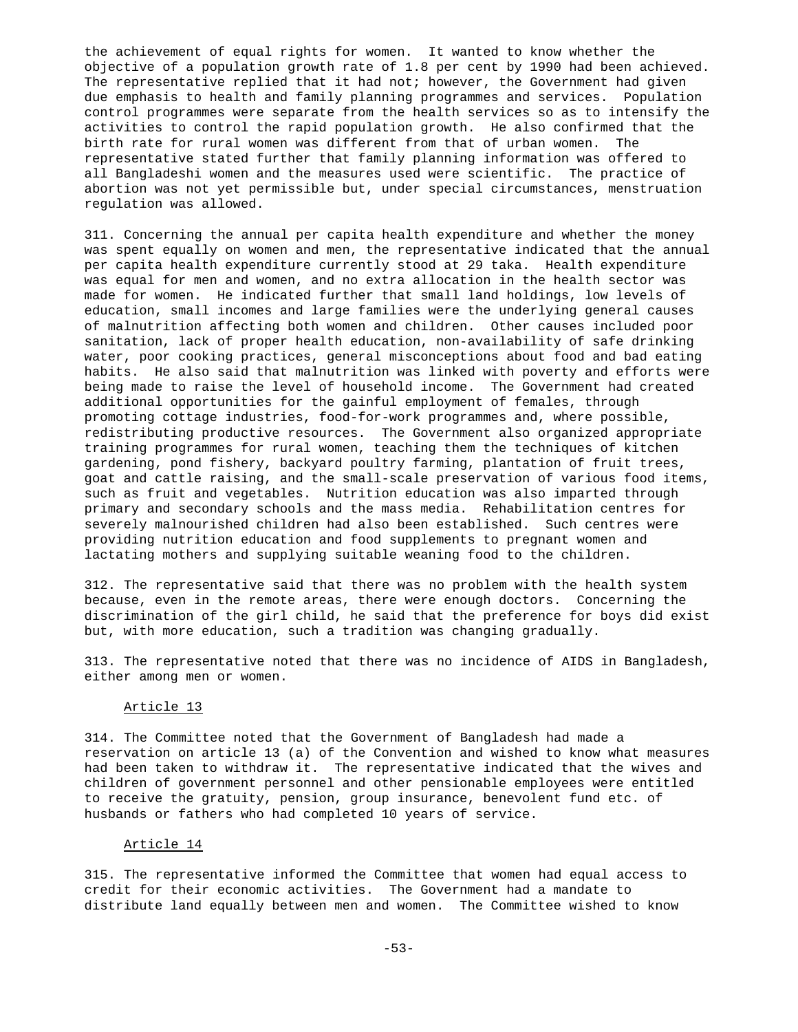the achievement of equal rights for women. It wanted to know whether the objective of a population growth rate of 1.8 per cent by 1990 had been achieved. The representative replied that it had not; however, the Government had given due emphasis to health and family planning programmes and services. Population control programmes were separate from the health services so as to intensify the activities to control the rapid population growth. He also confirmed that the birth rate for rural women was different from that of urban women. The representative stated further that family planning information was offered to all Bangladeshi women and the measures used were scientific. The practice of abortion was not yet permissible but, under special circumstances, menstruation regulation was allowed.

311. Concerning the annual per capita health expenditure and whether the money was spent equally on women and men, the representative indicated that the annual per capita health expenditure currently stood at 29 taka. Health expenditure was equal for men and women, and no extra allocation in the health sector was made for women. He indicated further that small land holdings, low levels of education, small incomes and large families were the underlying general causes of malnutrition affecting both women and children. Other causes included poor sanitation, lack of proper health education, non-availability of safe drinking water, poor cooking practices, general misconceptions about food and bad eating habits. He also said that malnutrition was linked with poverty and efforts were being made to raise the level of household income. The Government had created additional opportunities for the gainful employment of females, through promoting cottage industries, food-for-work programmes and, where possible, redistributing productive resources. The Government also organized appropriate training programmes for rural women, teaching them the techniques of kitchen gardening, pond fishery, backyard poultry farming, plantation of fruit trees, goat and cattle raising, and the small-scale preservation of various food items, such as fruit and vegetables. Nutrition education was also imparted through primary and secondary schools and the mass media. Rehabilitation centres for severely malnourished children had also been established. Such centres were providing nutrition education and food supplements to pregnant women and lactating mothers and supplying suitable weaning food to the children.

312. The representative said that there was no problem with the health system because, even in the remote areas, there were enough doctors. Concerning the discrimination of the girl child, he said that the preference for boys did exist but, with more education, such a tradition was changing gradually.

313. The representative noted that there was no incidence of AIDS in Bangladesh, either among men or women.

### Article 13

314. The Committee noted that the Government of Bangladesh had made a reservation on article 13 (a) of the Convention and wished to know what measures had been taken to withdraw it. The representative indicated that the wives and children of government personnel and other pensionable employees were entitled to receive the gratuity, pension, group insurance, benevolent fund etc. of husbands or fathers who had completed 10 years of service.

### Article 14

315. The representative informed the Committee that women had equal access to credit for their economic activities. The Government had a mandate to distribute land equally between men and women. The Committee wished to know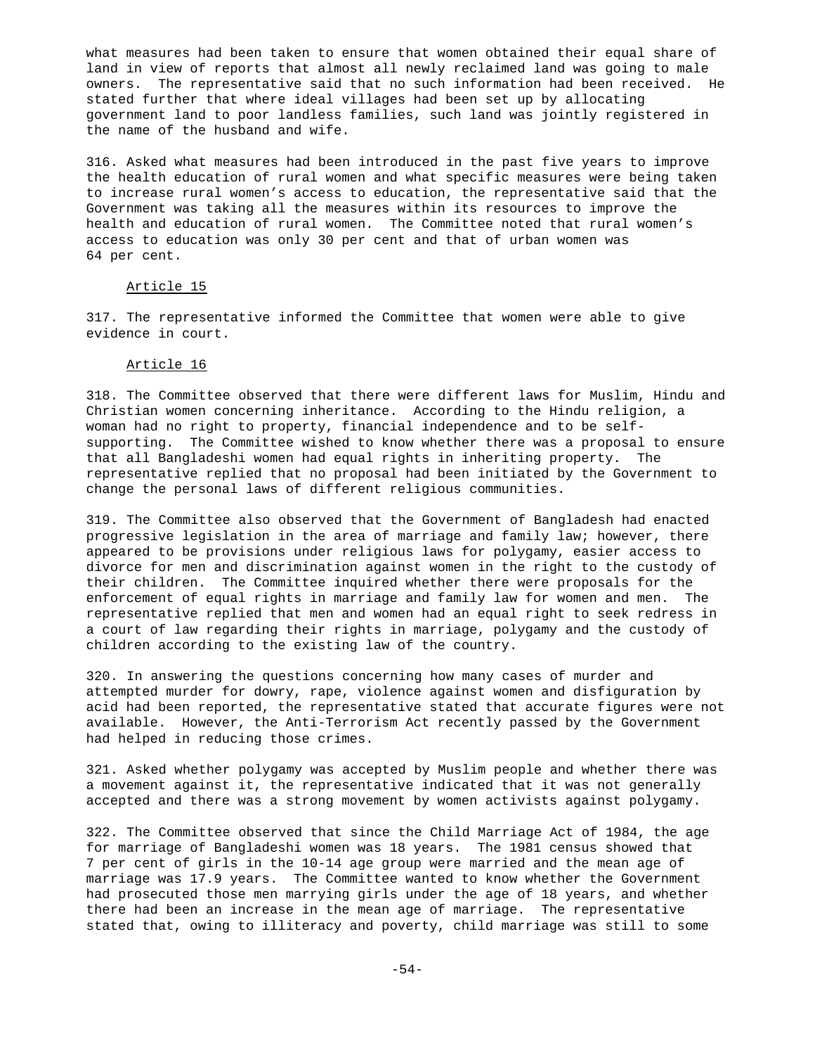what measures had been taken to ensure that women obtained their equal share of land in view of reports that almost all newly reclaimed land was going to male owners. The representative said that no such information had been received. He stated further that where ideal villages had been set up by allocating government land to poor landless families, such land was jointly registered in the name of the husband and wife.

316. Asked what measures had been introduced in the past five years to improve the health education of rural women and what specific measures were being taken to increase rural women's access to education, the representative said that the Government was taking all the measures within its resources to improve the health and education of rural women. The Committee noted that rural women's access to education was only 30 per cent and that of urban women was 64 per cent.

### Article 15

317. The representative informed the Committee that women were able to give evidence in court.

### Article 16

318. The Committee observed that there were different laws for Muslim, Hindu and Christian women concerning inheritance. According to the Hindu religion, a woman had no right to property, financial independence and to be self-supporting. The Committee wished to know whether there was a proposal to ensure that all Bangladeshi women had equal rights in inheriting property. The representative replied that no proposal had been initiated by the Government to change the personal laws of different religious communities.

319. The Committee also observed that the Government of Bangladesh had enacted progressive legislation in the area of marriage and family law; however, there appeared to be provisions under religious laws for polygamy, easier access to divorce for men and discrimination against women in the right to the custody of their children. The Committee inquired whether there were proposals for the enforcement of equal rights in marriage and family law for women and men. The representative replied that men and women had an equal right to seek redress in a court of law regarding their rights in marriage, polygamy and the custody of children according to the existing law of the country.

320. In answering the questions concerning how many cases of murder and attempted murder for dowry, rape, violence against women and disfiguration by acid had been reported, the representative stated that accurate figures were not available. However, the Anti-Terrorism Act recently passed by the Government had helped in reducing those crimes.

321. Asked whether polygamy was accepted by Muslim people and whether there was a movement against it, the representative indicated that it was not generally accepted and there was a strong movement by women activists against polygamy.

322. The Committee observed that since the Child Marriage Act of 1984, the age for marriage of Bangladeshi women was 18 years. The 1981 census showed that 7 per cent of girls in the 10-14 age group were married and the mean age of marriage was 17.9 years. The Committee wanted to know whether the Government had prosecuted those men marrying girls under the age of 18 years, and whether there had been an increase in the mean age of marriage. The representative stated that, owing to illiteracy and poverty, child marriage was still to some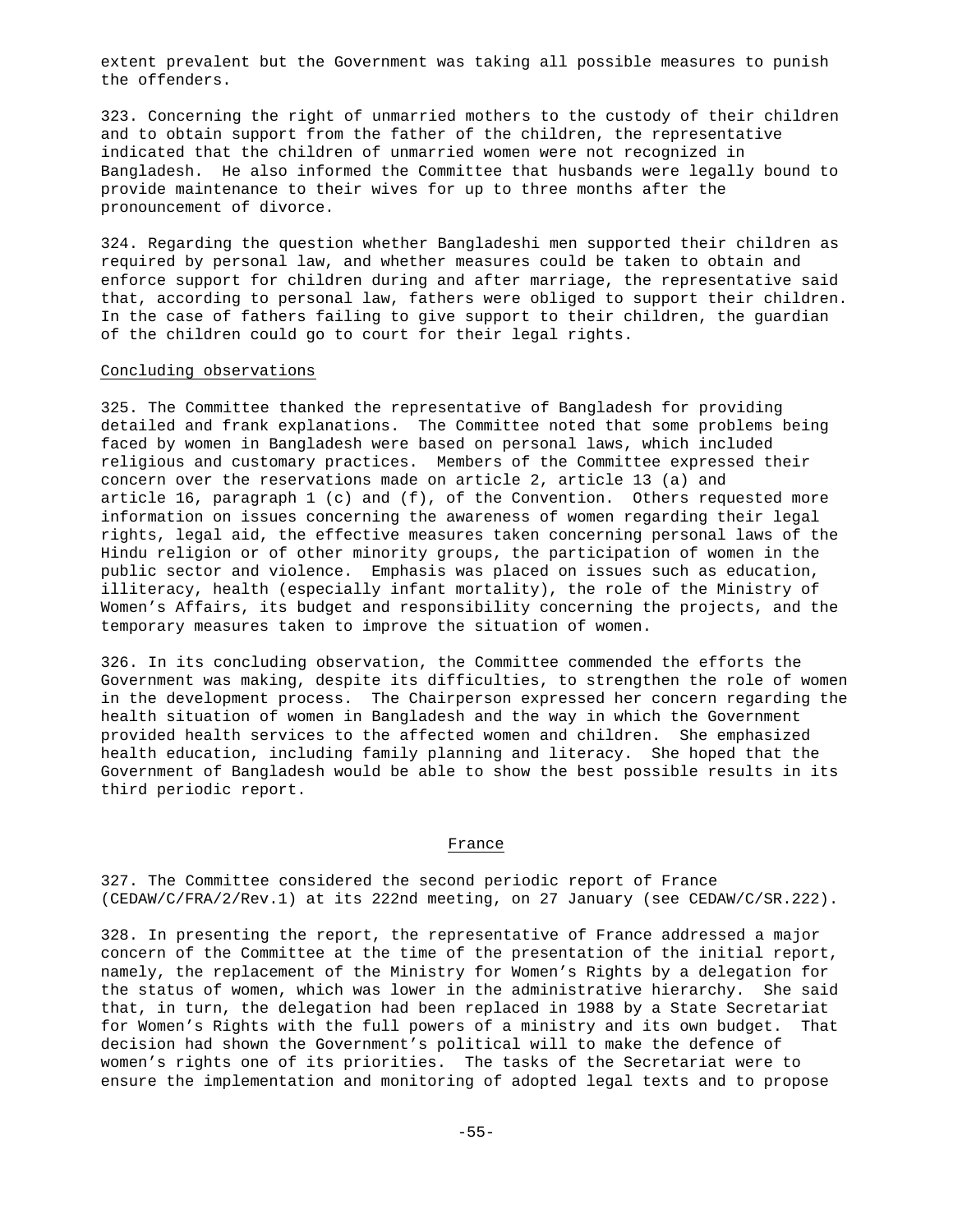extent prevalent but the Government was taking all possible measures to punish the offenders.

323. Concerning the right of unmarried mothers to the custody of their children and to obtain support from the father of the children, the representative indicated that the children of unmarried women were not recognized in Bangladesh. He also informed the Committee that husbands were legally bound to provide maintenance to their wives for up to three months after the pronouncement of divorce.

324. Regarding the question whether Bangladeshi men supported their children as required by personal law, and whether measures could be taken to obtain and enforce support for children during and after marriage, the representative said that, according to personal law, fathers were obliged to support their children. In the case of fathers failing to give support to their children, the guardian of the children could go to court for their legal rights.

### Concluding observations

325. The Committee thanked the representative of Bangladesh for providing detailed and frank explanations. The Committee noted that some problems being faced by women in Bangladesh were based on personal laws, which included religious and customary practices. Members of the Committee expressed their concern over the reservations made on article 2, article 13 (a) and article 16, paragraph 1 (c) and (f), of the Convention. Others requested more information on issues concerning the awareness of women regarding their legal rights, legal aid, the effective measures taken concerning personal laws of the Hindu religion or of other minority groups, the participation of women in the public sector and violence. Emphasis was placed on issues such as education, illiteracy, health (especially infant mortality), the role of the Ministry of Women's Affairs, its budget and responsibility concerning the projects, and the temporary measures taken to improve the situation of women.

326. In its concluding observation, the Committee commended the efforts the Government was making, despite its difficulties, to strengthen the role of women in the development process. The Chairperson expressed her concern regarding the health situation of women in Bangladesh and the way in which the Government provided health services to the affected women and children. She emphasized health education, including family planning and literacy. She hoped that the Government of Bangladesh would be able to show the best possible results in its third periodic report.

## France

327. The Committee considered the second periodic report of France (CEDAW/C/FRA/2/Rev.1) at its 222nd meeting, on 27 January (see CEDAW/C/SR.222).

328. In presenting the report, the representative of France addressed a major concern of the Committee at the time of the presentation of the initial report, namely, the replacement of the Ministry for Women's Rights by a delegation for the status of women, which was lower in the administrative hierarchy. She said that, in turn, the delegation had been replaced in 1988 by a State Secretariat for Women's Rights with the full powers of a ministry and its own budget. That decision had shown the Government's political will to make the defence of women's rights one of its priorities. The tasks of the Secretariat were to ensure the implementation and monitoring of adopted legal texts and to propose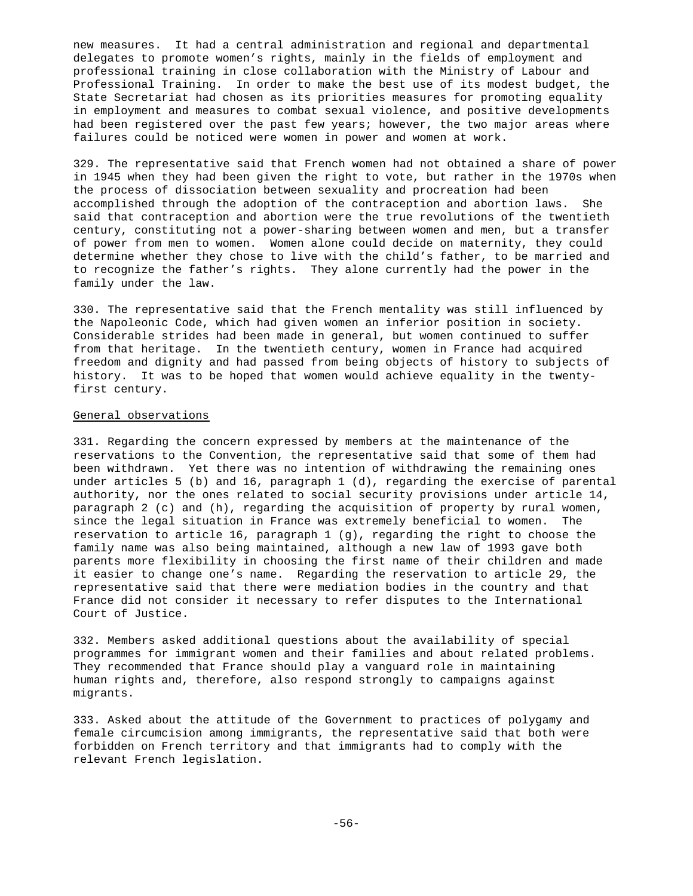new measures. It had a central administration and regional and departmental delegates to promote women's rights, mainly in the fields of employment and professional training in close collaboration with the Ministry of Labour and Professional Training. In order to make the best use of its modest budget, the State Secretariat had chosen as its priorities measures for promoting equality in employment and measures to combat sexual violence, and positive developments had been registered over the past few years; however, the two major areas where failures could be noticed were women in power and women at work.

329. The representative said that French women had not obtained a share of power in 1945 when they had been given the right to vote, but rather in the 1970s when the process of dissociation between sexuality and procreation had been accomplished through the adoption of the contraception and abortion laws. She said that contraception and abortion were the true revolutions of the twentieth century, constituting not a power-sharing between women and men, but a transfer of power from men to women. Women alone could decide on maternity, they could determine whether they chose to live with the child's father, to be married and to recognize the father's rights. They alone currently had the power in the family under the law.

330. The representative said that the French mentality was still influenced by the Napoleonic Code, which had given women an inferior position in society. Considerable strides had been made in general, but women continued to suffer from that heritage. In the twentieth century, women in France had acquired freedom and dignity and had passed from being objects of history to subjects of history. It was to be hoped that women would achieve equality in the twenty-first century.

## General observations

331. Regarding the concern expressed by members at the maintenance of the reservations to the Convention, the representative said that some of them had been withdrawn. Yet there was no intention of withdrawing the remaining ones under articles 5 (b) and 16, paragraph 1 (d), regarding the exercise of parental authority, nor the ones related to social security provisions under article 14, paragraph 2 (c) and (h), regarding the acquisition of property by rural women, since the legal situation in France was extremely beneficial to women. The reservation to article 16, paragraph 1 (g), regarding the right to choose the family name was also being maintained, although a new law of 1993 gave both parents more flexibility in choosing the first name of their children and made it easier to change one's name. Regarding the reservation to article 29, the representative said that there were mediation bodies in the country and that France did not consider it necessary to refer disputes to the International Court of Justice.

332. Members asked additional questions about the availability of special programmes for immigrant women and their families and about related problems. They recommended that France should play a vanguard role in maintaining human rights and, therefore, also respond strongly to campaigns against migrants.

333. Asked about the attitude of the Government to practices of polygamy and female circumcision among immigrants, the representative said that both were forbidden on French territory and that immigrants had to comply with the relevant French legislation.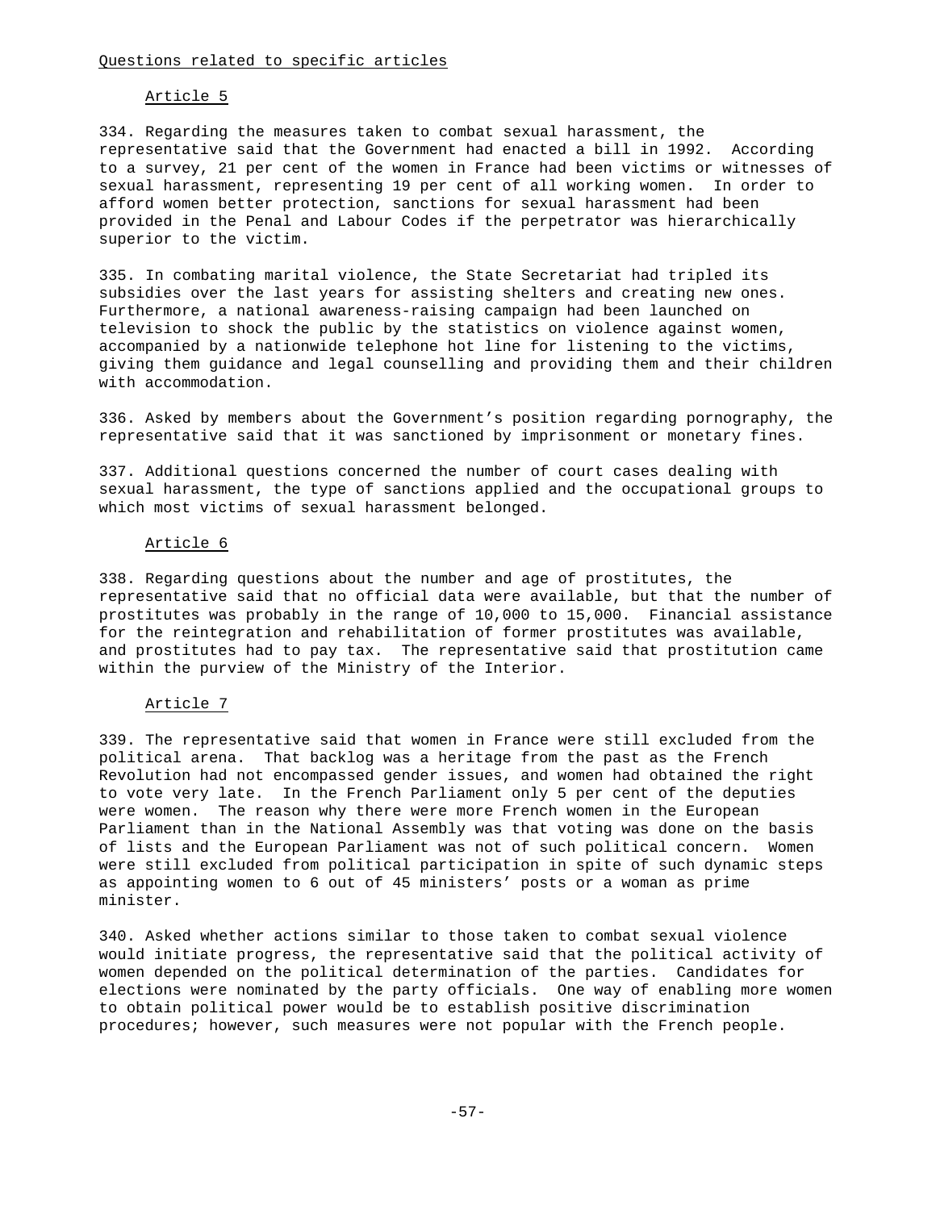Questions related to specific articles

Article 5

334. Regarding the measures taken to combat sexual harassment, the representative said that the Government had enacted a bill in 1992. According to a survey, 21 per cent of the women in France had been victims or witnesses of sexual harassment, representing 19 per cent of all working women. In order to afford women better protection, sanctions for sexual harassment had been provided in the Penal and Labour Codes if the perpetrator was hierarchically superior to the victim.

335. In combating marital violence, the State Secretariat had tripled its subsidies over the last years for assisting shelters and creating new ones. Furthermore, a national awareness-raising campaign had been launched on television to shock the public by the statistics on violence against women, accompanied by a nationwide telephone hot line for listening to the victims, giving them guidance and legal counselling and providing them and their children with accommodation.

336. Asked by members about the Government's position regarding pornography, the representative said that it was sanctioned by imprisonment or monetary fines.

337. Additional questions concerned the number of court cases dealing with sexual harassment, the type of sanctions applied and the occupational groups to which most victims of sexual harassment belonged.

Article 6

338. Regarding questions about the number and age of prostitutes, the representative said that no official data were available, but that the number of prostitutes was probably in the range of 10,000 to 15,000. Financial assistance for the reintegration and rehabilitation of former prostitutes was available, and prostitutes had to pay tax. The representative said that prostitution came within the purview of the Ministry of the Interior.

Article 7

339. The representative said that women in France were still excluded from the political arena. That backlog was a heritage from the past as the French Revolution had not encompassed gender issues, and women had obtained the right to vote very late. In the French Parliament only 5 per cent of the deputies were women. The reason why there were more French women in the European Parliament than in the National Assembly was that voting was done on the basis of lists and the European Parliament was not of such political concern. Women were still excluded from political participation in spite of such dynamic steps as appointing women to 6 out of 45 ministers' posts or a woman as prime minister.

340. Asked whether actions similar to those taken to combat sexual violence would initiate progress, the representative said that the political activity of women depended on the political determination of the parties. Candidates for elections were nominated by the party officials. One way of enabling more women to obtain political power would be to establish positive discrimination procedures; however, such measures were not popular with the French people.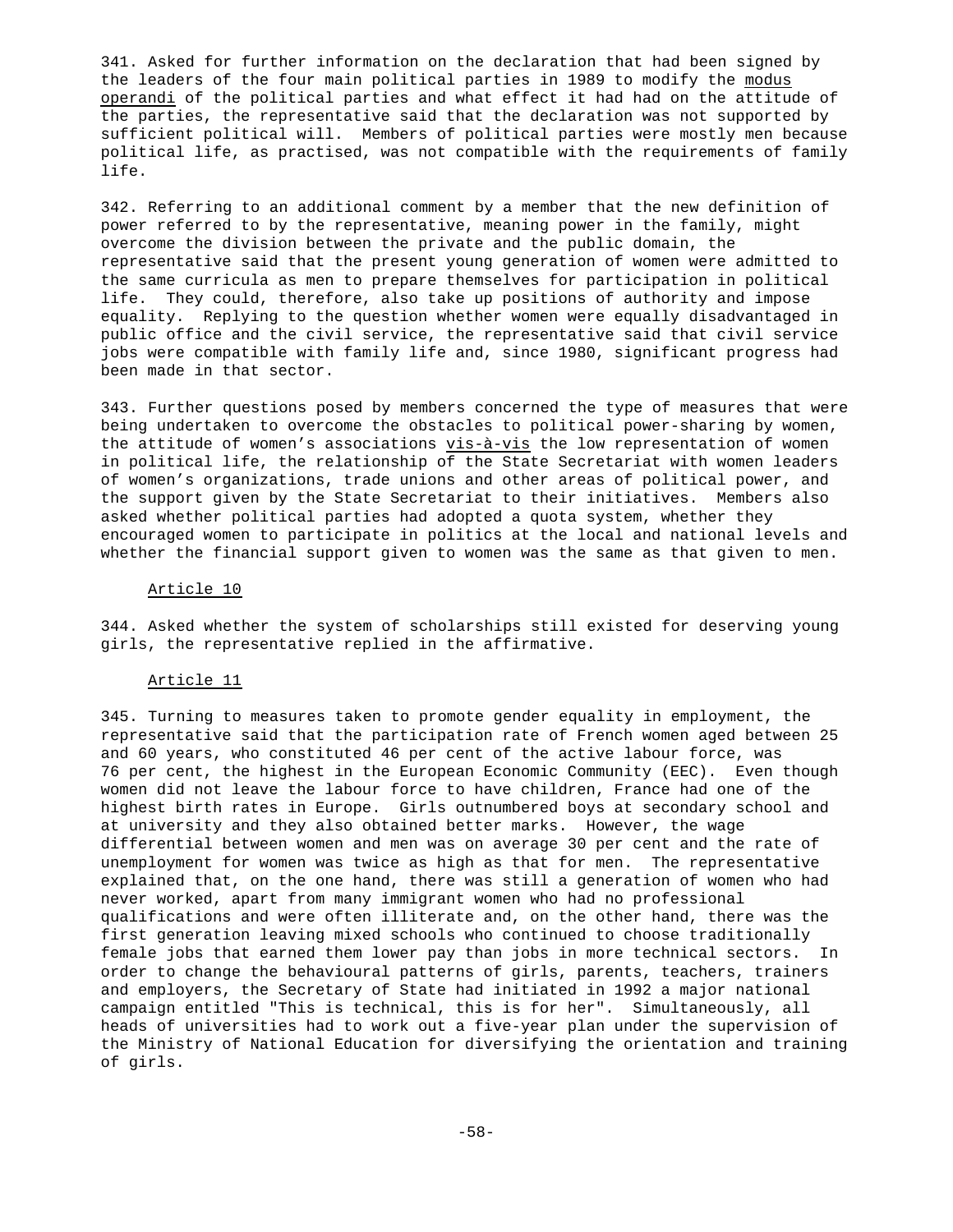341. Asked for further information on the declaration that had been signed by the leaders of the four main political parties in 1989 to modify the *modus operandi* of the political parties and what effect it had had on the attitude of the parties, the representative said that the declaration was not supported by sufficient political will. Members of political parties were mostly men because political life, as practised, was not compatible with the requirements of family life.

342. Referring to an additional comment by a member that the new definition of power referred to by the representative, meaning power in the family, might overcome the division between the private and the public domain, the representative said that the present young generation of women were admitted to the same curricula as men to prepare themselves for participation in political life. They could, therefore, also take up positions of authority and impose equality. Replying to the question whether women were equally disadvantaged in public office and the civil service, the representative said that civil service jobs were compatible with family life and, since 1980, significant progress had been made in that sector.

343. Further questions posed by members concerned the type of measures that were being undertaken to overcome the obstacles to political power-sharing by women, the attitude of women's associations *vis-à-vis* the low representation of women in political life, the relationship of the State Secretariat with women leaders of women's organizations, trade unions and other areas of political power, and the support given by the State Secretariat to their initiatives. Members also asked whether political parties had adopted a quota system, whether they encouraged women to participate in politics at the local and national levels and whether the financial support given to women was the same as that given to men.

### Article 10

344. Asked whether the system of scholarships still existed for deserving young girls, the representative replied in the affirmative.

### Article 11

345. Turning to measures taken to promote gender equality in employment, the representative said that the participation rate of French women aged between 25 and 60 years, who constituted 46 per cent of the active labour force, was 76 per cent, the highest in the European Economic Community (EEC). Even though women did not leave the labour force to have children, France had one of the highest birth rates in Europe. Girls outnumbered boys at secondary school and at university and they also obtained better marks. However, the wage differential between women and men was on average 30 per cent and the rate of unemployment for women was twice as high as that for men. The representative explained that, on the one hand, there was still a generation of women who had never worked, apart from many immigrant women who had no professional qualifications and were often illiterate and, on the other hand, there was the first generation leaving mixed schools who continued to choose traditionally female jobs that earned them lower pay than jobs in more technical sectors. In order to change the behavioural patterns of girls, parents, teachers, trainers and employers, the Secretary of State had initiated in 1992 a major national campaign entitled "This is technical, this is for her". Simultaneously, all heads of universities had to work out a five-year plan under the supervision of the Ministry of National Education for diversifying the orientation and training of girls.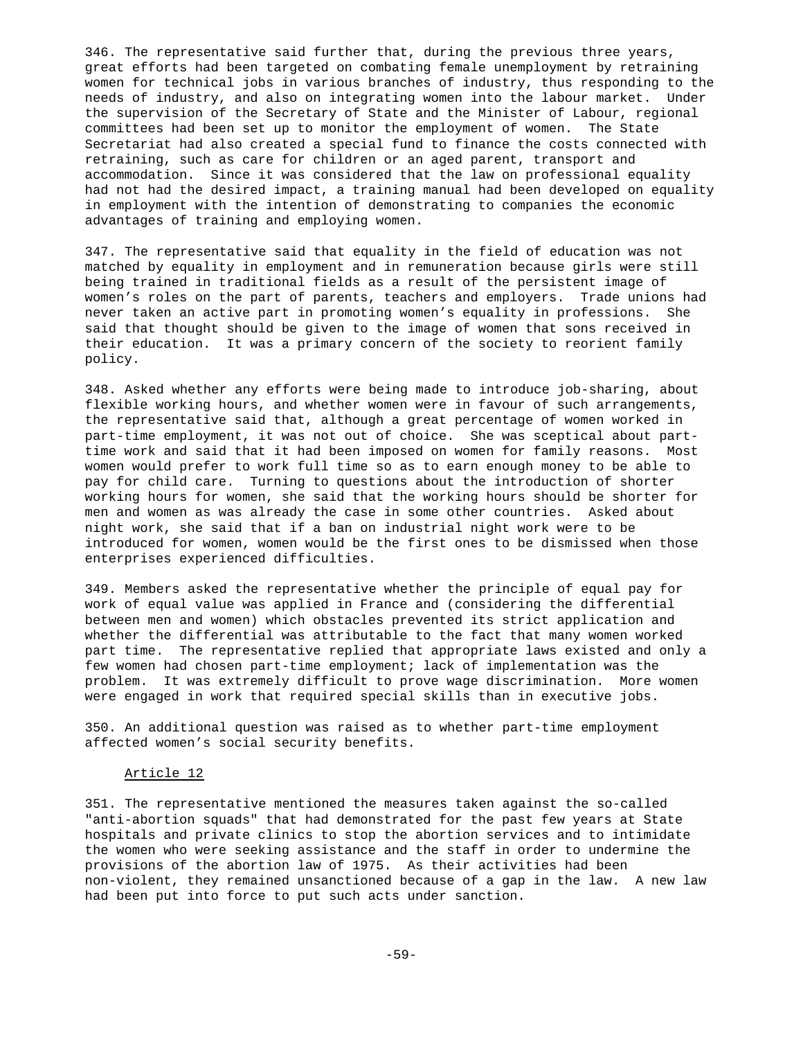346. The representative said further that, during the previous three years, great efforts had been targeted on combating female unemployment by retraining women for technical jobs in various branches of industry, thus responding to the needs of industry, and also on integrating women into the labour market. Under the supervision of the Secretary of State and the Minister of Labour, regional committees had been set up to monitor the employment of women. The State Secretariat had also created a special fund to finance the costs connected with retraining, such as care for children or an aged parent, transport and accommodation. Since it was considered that the law on professional equality had not had the desired impact, a training manual had been developed on equality in employment with the intention of demonstrating to companies the economic advantages of training and employing women.

347. The representative said that equality in the field of education was not matched by equality in employment and in remuneration because girls were still being trained in traditional fields as a result of the persistent image of women's roles on the part of parents, teachers and employers. Trade unions had never taken an active part in promoting women's equality in professions. She said that thought should be given to the image of women that sons received in their education. It was a primary concern of the society to reorient family policy.

348. Asked whether any efforts were being made to introduce job-sharing, about flexible working hours, and whether women were in favour of such arrangements, the representative said that, although a great percentage of women worked in part-time employment, it was not out of choice. She was sceptical about part-time work and said that it had been imposed on women for family reasons. Most women would prefer to work full time so as to earn enough money to be able to pay for child care. Turning to questions about the introduction of shorter working hours for women, she said that the working hours should be shorter for men and women as was already the case in some other countries. Asked about night work, she said that if a ban on industrial night work were to be introduced for women, women would be the first ones to be dismissed when those enterprises experienced difficulties.

349. Members asked the representative whether the principle of equal pay for work of equal value was applied in France and (considering the differential between men and women) which obstacles prevented its strict application and whether the differential was attributable to the fact that many women worked part time. The representative replied that appropriate laws existed and only a few women had chosen part-time employment; lack of implementation was the problem. It was extremely difficult to prove wage discrimination. More women were engaged in work that required special skills than in executive jobs.

350. An additional question was raised as to whether part-time employment affected women's social security benefits.

### Article 12

351. The representative mentioned the measures taken against the so-called "anti-abortion squads" that had demonstrated for the past few years at State hospitals and private clinics to stop the abortion services and to intimidate the women who were seeking assistance and the staff in order to undermine the provisions of the abortion law of 1975. As their activities had been non-violent, they remained unsanctioned because of a gap in the law. A new law had been put into force to put such acts under sanction.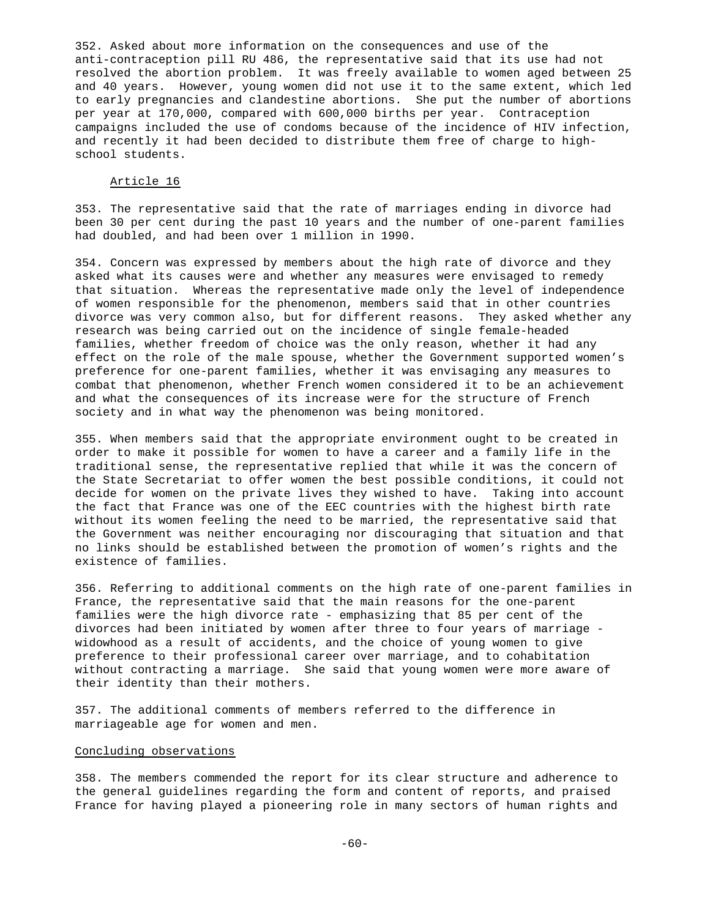352. Asked about more information on the consequences and use of the anti-contraception pill RU 486, the representative said that its use had not resolved the abortion problem. It was freely available to women aged between 25 and 40 years. However, young women did not use it to the same extent, which led to early pregnancies and clandestine abortions. She put the number of abortions per year at 170,000, compared with 600,000 births per year. Contraception campaigns included the use of condoms because of the incidence of HIV infection, and recently it had been decided to distribute them free of charge to high-school students.

### Article 16

353. The representative said that the rate of marriages ending in divorce had been 30 per cent during the past 10 years and the number of one-parent families had doubled, and had been over 1 million in 1990.

354. Concern was expressed by members about the high rate of divorce and they asked what its causes were and whether any measures were envisaged to remedy that situation. Whereas the representative made only the level of independence of women responsible for the phenomenon, members said that in other countries divorce was very common also, but for different reasons. They asked whether any research was being carried out on the incidence of single female-headed families, whether freedom of choice was the only reason, whether it had any effect on the role of the male spouse, whether the Government supported women's preference for one-parent families, whether it was envisaging any measures to combat that phenomenon, whether French women considered it to be an achievement and what the consequences of its increase were for the structure of French society and in what way the phenomenon was being monitored.

355. When members said that the appropriate environment ought to be created in order to make it possible for women to have a career and a family life in the traditional sense, the representative replied that while it was the concern of the State Secretariat to offer women the best possible conditions, it could not decide for women on the private lives they wished to have. Taking into account the fact that France was one of the EEC countries with the highest birth rate without its women feeling the need to be married, the representative said that the Government was neither encouraging nor discouraging that situation and that no links should be established between the promotion of women's rights and the existence of families.

356. Referring to additional comments on the high rate of one-parent families in France, the representative said that the main reasons for the one-parent families were the high divorce rate - emphasizing that 85 per cent of the divorces had been initiated by women after three to four years of marriage - widowhood as a result of accidents, and the choice of young women to give preference to their professional career over marriage, and to cohabitation without contracting a marriage. She said that young women were more aware of their identity than their mothers.

357. The additional comments of members referred to the difference in marriageable age for women and men.

### Concluding observations

358. The members commended the report for its clear structure and adherence to the general guidelines regarding the form and content of reports, and praised France for having played a pioneering role in many sectors of human rights and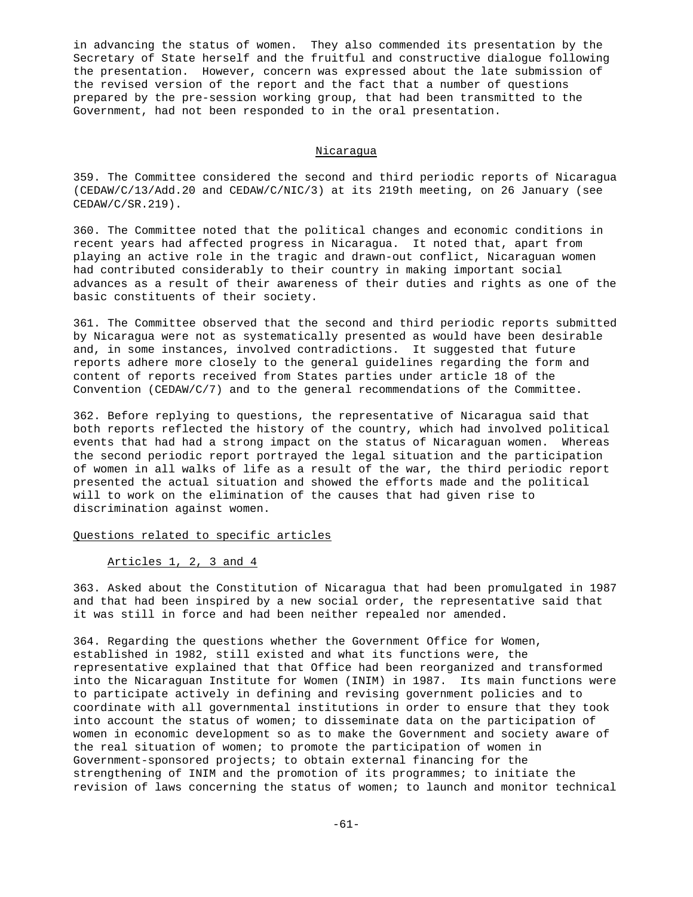in advancing the status of women. They also commended its presentation by the Secretary of State herself and the fruitful and constructive dialogue following the presentation. However, concern was expressed about the late submission of the revised version of the report and the fact that a number of questions prepared by the pre-session working group, that had been transmitted to the Government, had not been responded to in the oral presentation.

## Nicaragua

359. The Committee considered the second and third periodic reports of Nicaragua (CEDAW/C/13/Add.20 and CEDAW/C/NIC/3) at its 219th meeting, on 26 January (see CEDAW/C/SR.219).

360. The Committee noted that the political changes and economic conditions in recent years had affected progress in Nicaragua. It noted that, apart from playing an active role in the tragic and drawn-out conflict, Nicaraguan women had contributed considerably to their country in making important social advances as a result of their awareness of their duties and rights as one of the basic constituents of their society.

361. The Committee observed that the second and third periodic reports submitted by Nicaragua were not as systematically presented as would have been desirable and, in some instances, involved contradictions. It suggested that future reports adhere more closely to the general guidelines regarding the form and content of reports received from States parties under article 18 of the Convention (CEDAW/C/7) and to the general recommendations of the Committee.

362. Before replying to questions, the representative of Nicaragua said that both reports reflected the history of the country, which had involved political events that had had a strong impact on the status of Nicaraguan women. Whereas the second periodic report portrayed the legal situation and the participation of women in all walks of life as a result of the war, the third periodic report presented the actual situation and showed the efforts made and the political will to work on the elimination of the causes that had given rise to discrimination against women.

### Questions related to specific articles

#### Articles 1, 2, 3 and 4

363. Asked about the Constitution of Nicaragua that had been promulgated in 1987 and that had been inspired by a new social order, the representative said that it was still in force and had been neither repealed nor amended.

364. Regarding the questions whether the Government Office for Women, established in 1982, still existed and what its functions were, the representative explained that that Office had been reorganized and transformed into the Nicaraguan Institute for Women (INIM) in 1987. Its main functions were to participate actively in defining and revising government policies and to coordinate with all governmental institutions in order to ensure that they took into account the status of women; to disseminate data on the participation of women in economic development so as to make the Government and society aware of the real situation of women; to promote the participation of women in Government-sponsored projects; to obtain external financing for the strengthening of INIM and the promotion of its programmes; to initiate the revision of laws concerning the status of women; to launch and monitor technical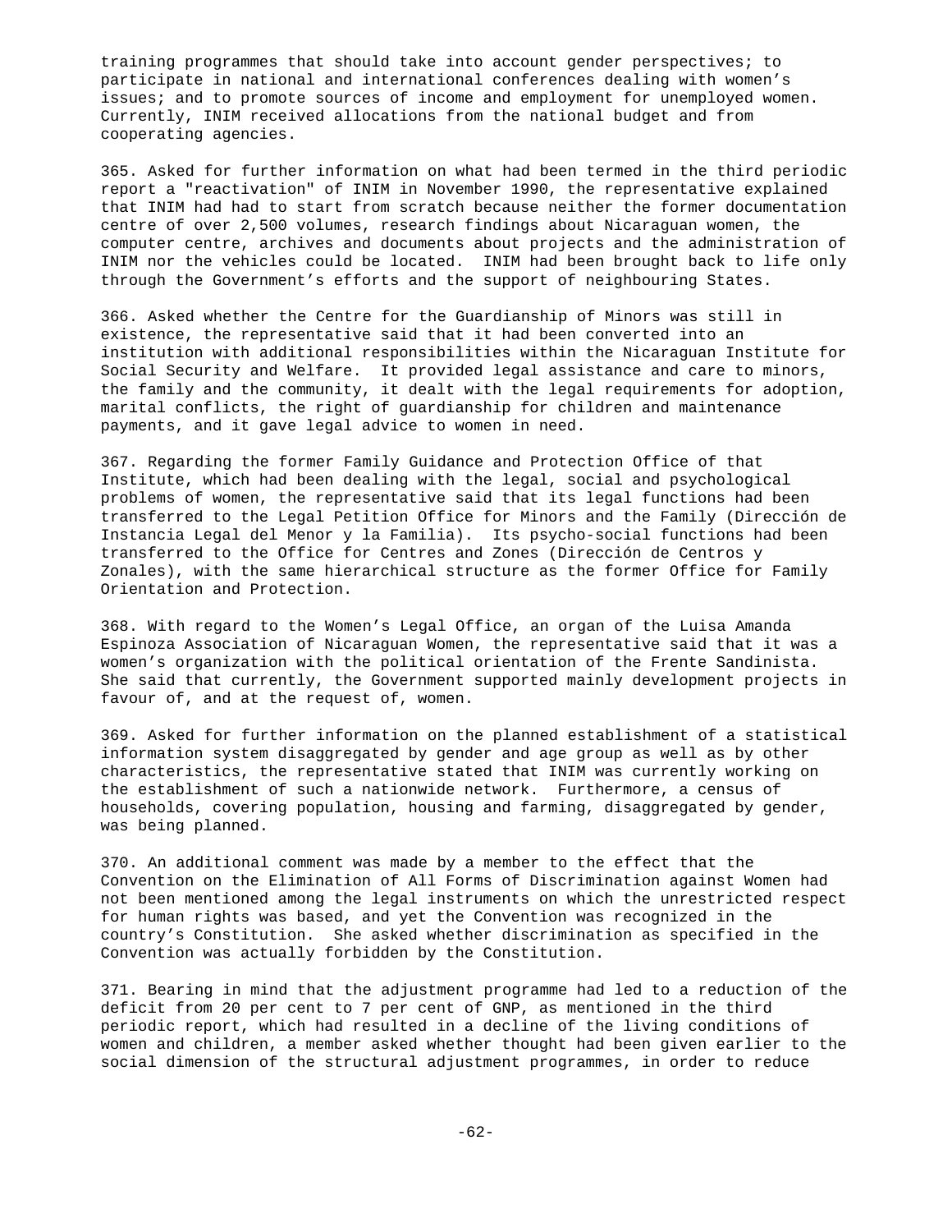training programmes that should take into account gender perspectives; to participate in national and international conferences dealing with women's issues; and to promote sources of income and employment for unemployed women. Currently, INIM received allocations from the national budget and from cooperating agencies.

365. Asked for further information on what had been termed in the third periodic report a "reactivation" of INIM in November 1990, the representative explained that INIM had had to start from scratch because neither the former documentation centre of over 2,500 volumes, research findings about Nicaraguan women, the computer centre, archives and documents about projects and the administration of INIM nor the vehicles could be located. INIM had been brought back to life only through the Government's efforts and the support of neighbouring States.

366. Asked whether the Centre for the Guardianship of Minors was still in existence, the representative said that it had been converted into an institution with additional responsibilities within the Nicaraguan Institute for Social Security and Welfare. It provided legal assistance and care to minors, the family and the community, it dealt with the legal requirements for adoption, marital conflicts, the right of guardianship for children and maintenance payments, and it gave legal advice to women in need.

367. Regarding the former Family Guidance and Protection Office of that Institute, which had been dealing with the legal, social and psychological problems of women, the representative said that its legal functions had been transferred to the Legal Petition Office for Minors and the Family (Dirección de Instancia Legal del Menor y la Familia). Its psycho-social functions had been transferred to the Office for Centres and Zones (Dirección de Centros y Zonales), with the same hierarchical structure as the former Office for Family Orientation and Protection.

368. With regard to the Women's Legal Office, an organ of the Luisa Amanda Espinoza Association of Nicaraguan Women, the representative said that it was a women's organization with the political orientation of the Frente Sandinista. She said that currently, the Government supported mainly development projects in favour of, and at the request of, women.

369. Asked for further information on the planned establishment of a statistical information system disaggregated by gender and age group as well as by other characteristics, the representative stated that INIM was currently working on the establishment of such a nationwide network. Furthermore, a census of households, covering population, housing and farming, disaggregated by gender, was being planned.

370. An additional comment was made by a member to the effect that the Convention on the Elimination of All Forms of Discrimination against Women had not been mentioned among the legal instruments on which the unrestricted respect for human rights was based, and yet the Convention was recognized in the country's Constitution. She asked whether discrimination as specified in the Convention was actually forbidden by the Constitution.

371. Bearing in mind that the adjustment programme had led to a reduction of the deficit from 20 per cent to 7 per cent of GNP, as mentioned in the third periodic report, which had resulted in a decline of the living conditions of women and children, a member asked whether thought had been given earlier to the social dimension of the structural adjustment programmes, in order to reduce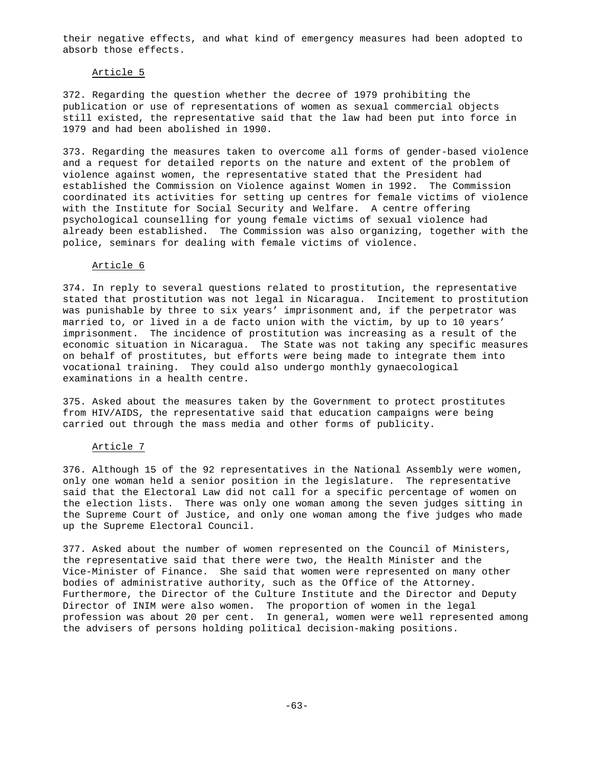their negative effects, and what kind of emergency measures had been adopted to absorb those effects.

### Article 5

372. Regarding the question whether the decree of 1979 prohibiting the publication or use of representations of women as sexual commercial objects still existed, the representative said that the law had been put into force in 1979 and had been abolished in 1990.

373. Regarding the measures taken to overcome all forms of gender-based violence and a request for detailed reports on the nature and extent of the problem of violence against women, the representative stated that the President had established the Commission on Violence against Women in 1992. The Commission coordinated its activities for setting up centres for female victims of violence with the Institute for Social Security and Welfare. A centre offering psychological counselling for young female victims of sexual violence had already been established. The Commission was also organizing, together with the police, seminars for dealing with female victims of violence.

### Article 6

374. In reply to several questions related to prostitution, the representative stated that prostitution was not legal in Nicaragua. Incitement to prostitution was punishable by three to six years' imprisonment and, if the perpetrator was married to, or lived in a de facto union with the victim, by up to 10 years' imprisonment. The incidence of prostitution was increasing as a result of the economic situation in Nicaragua. The State was not taking any specific measures on behalf of prostitutes, but efforts were being made to integrate them into vocational training. They could also undergo monthly gynaecological examinations in a health centre.

375. Asked about the measures taken by the Government to protect prostitutes from HIV/AIDS, the representative said that education campaigns were being carried out through the mass media and other forms of publicity.

### Article 7

376. Although 15 of the 92 representatives in the National Assembly were women, only one woman held a senior position in the legislature. The representative said that the Electoral Law did not call for a specific percentage of women on the election lists. There was only one woman among the seven judges sitting in the Supreme Court of Justice, and only one woman among the five judges who made up the Supreme Electoral Council.

377. Asked about the number of women represented on the Council of Ministers, the representative said that there were two, the Health Minister and the Vice-Minister of Finance. She said that women were represented on many other bodies of administrative authority, such as the Office of the Attorney. Furthermore, the Director of the Culture Institute and the Director and Deputy Director of INIM were also women. The proportion of women in the legal profession was about 20 per cent. In general, women were well represented among the advisers of persons holding political decision-making positions.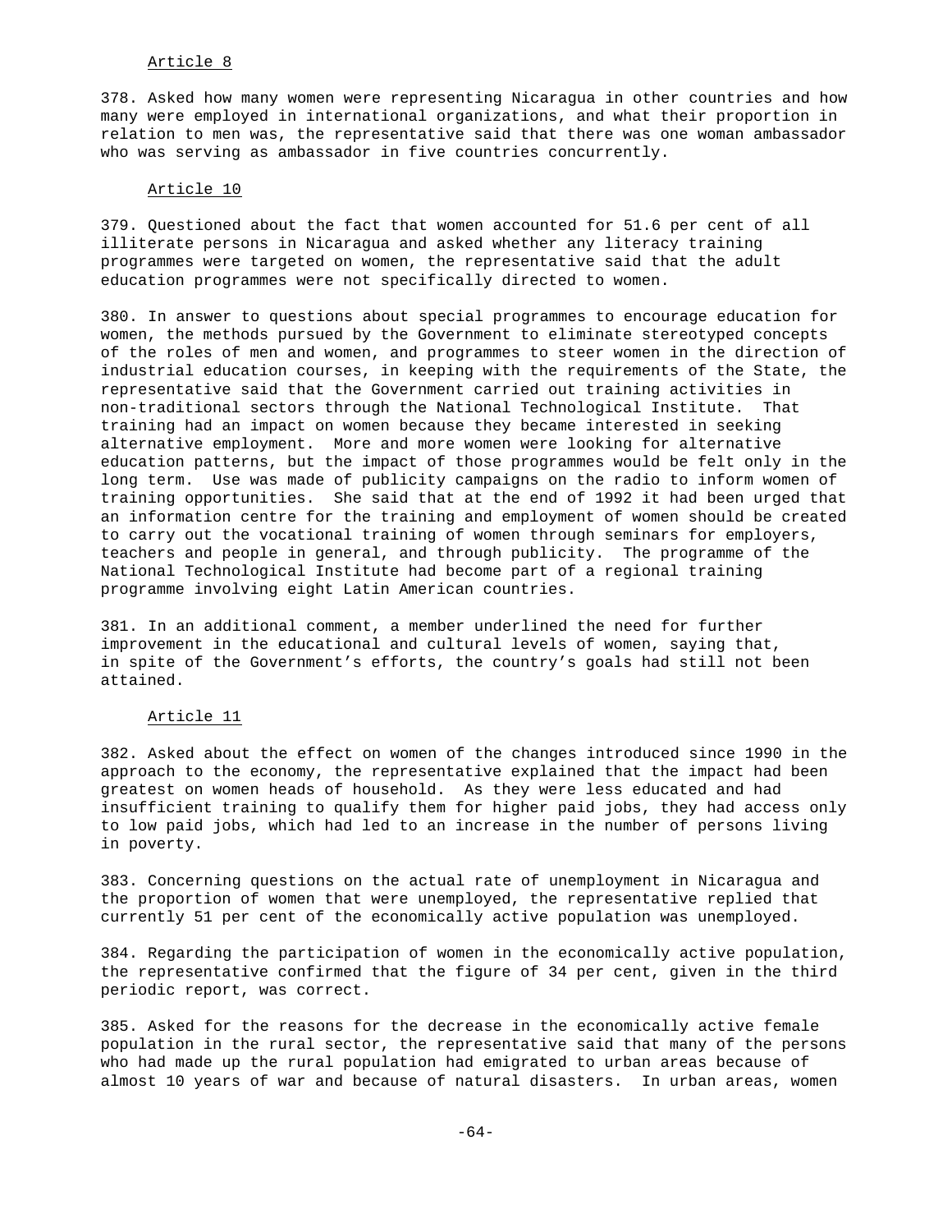### Article 8

378. Asked how many women were representing Nicaragua in other countries and how many were employed in international organizations, and what their proportion in relation to men was, the representative said that there was one woman ambassador who was serving as ambassador in five countries concurrently.

### Article 10

379. Questioned about the fact that women accounted for 51.6 per cent of all illiterate persons in Nicaragua and asked whether any literacy training programmes were targeted on women, the representative said that the adult education programmes were not specifically directed to women.

380. In answer to questions about special programmes to encourage education for women, the methods pursued by the Government to eliminate stereotyped concepts of the roles of men and women, and programmes to steer women in the direction of industrial education courses, in keeping with the requirements of the State, the representative said that the Government carried out training activities in non-traditional sectors through the National Technological Institute. That training had an impact on women because they became interested in seeking alternative employment. More and more women were looking for alternative education patterns, but the impact of those programmes would be felt only in the long term. Use was made of publicity campaigns on the radio to inform women of training opportunities. She said that at the end of 1992 it had been urged that an information centre for the training and employment of women should be created to carry out the vocational training of women through seminars for employers, teachers and people in general, and through publicity. The programme of the National Technological Institute had become part of a regional training programme involving eight Latin American countries.

381. In an additional comment, a member underlined the need for further improvement in the educational and cultural levels of women, saying that, in spite of the Government's efforts, the country's goals had still not been attained.

### Article 11

382. Asked about the effect on women of the changes introduced since 1990 in the approach to the economy, the representative explained that the impact had been greatest on women heads of household. As they were less educated and had insufficient training to qualify them for higher paid jobs, they had access only to low paid jobs, which had led to an increase in the number of persons living in poverty.

383. Concerning questions on the actual rate of unemployment in Nicaragua and the proportion of women that were unemployed, the representative replied that currently 51 per cent of the economically active population was unemployed.

384. Regarding the participation of women in the economically active population, the representative confirmed that the figure of 34 per cent, given in the third periodic report, was correct.

385. Asked for the reasons for the decrease in the economically active female population in the rural sector, the representative said that many of the persons who had made up the rural population had emigrated to urban areas because of almost 10 years of war and because of natural disasters. In urban areas, women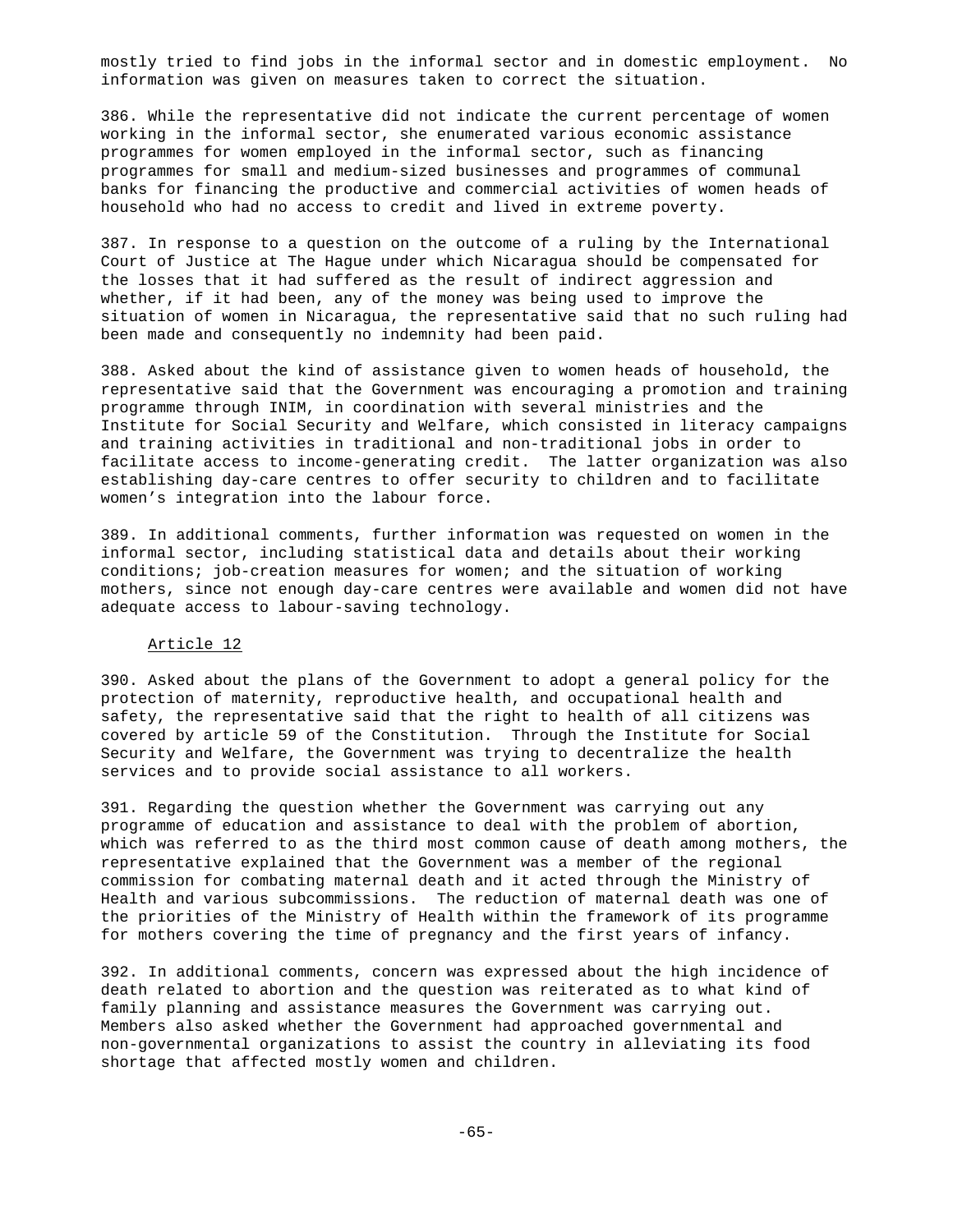mostly tried to find jobs in the informal sector and in domestic employment. No information was given on measures taken to correct the situation.

386. While the representative did not indicate the current percentage of women working in the informal sector, she enumerated various economic assistance programmes for women employed in the informal sector, such as financing programmes for small and medium-sized businesses and programmes of communal banks for financing the productive and commercial activities of women heads of household who had no access to credit and lived in extreme poverty.

387. In response to a question on the outcome of a ruling by the International Court of Justice at The Hague under which Nicaragua should be compensated for the losses that it had suffered as the result of indirect aggression and whether, if it had been, any of the money was being used to improve the situation of women in Nicaragua, the representative said that no such ruling had been made and consequently no indemnity had been paid.

388. Asked about the kind of assistance given to women heads of household, the representative said that the Government was encouraging a promotion and training programme through INIM, in coordination with several ministries and the Institute for Social Security and Welfare, which consisted in literacy campaigns and training activities in traditional and non-traditional jobs in order to facilitate access to income-generating credit. The latter organization was also establishing day-care centres to offer security to children and to facilitate women's integration into the labour force.

389. In additional comments, further information was requested on women in the informal sector, including statistical data and details about their working conditions; job-creation measures for women; and the situation of working mothers, since not enough day-care centres were available and women did not have adequate access to labour-saving technology.

## Article 12

390. Asked about the plans of the Government to adopt a general policy for the protection of maternity, reproductive health, and occupational health and safety, the representative said that the right to health of all citizens was covered by article 59 of the Constitution. Through the Institute for Social Security and Welfare, the Government was trying to decentralize the health services and to provide social assistance to all workers.

391. Regarding the question whether the Government was carrying out any programme of education and assistance to deal with the problem of abortion, which was referred to as the third most common cause of death among mothers, the representative explained that the Government was a member of the regional commission for combating maternal death and it acted through the Ministry of Health and various subcommissions. The reduction of maternal death was one of the priorities of the Ministry of Health within the framework of its programme for mothers covering the time of pregnancy and the first years of infancy.

392. In additional comments, concern was expressed about the high incidence of death related to abortion and the question was reiterated as to what kind of family planning and assistance measures the Government was carrying out. Members also asked whether the Government had approached governmental and non-governmental organizations to assist the country in alleviating its food shortage that affected mostly women and children.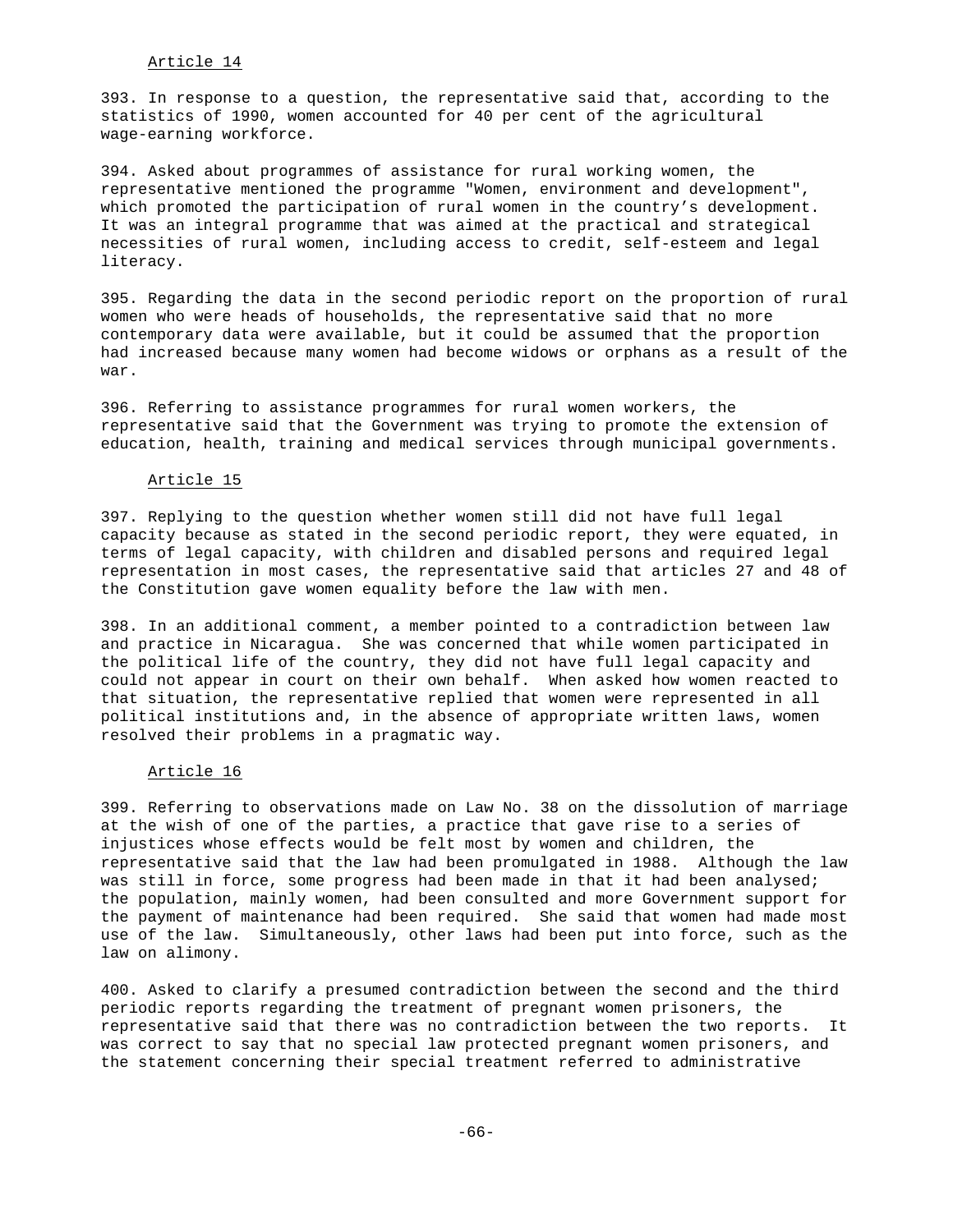### Article 14

393. In response to a question, the representative said that, according to the statistics of 1990, women accounted for 40 per cent of the agricultural wage-earning workforce.

394. Asked about programmes of assistance for rural working women, the representative mentioned the programme "Women, environment and development", which promoted the participation of rural women in the country's development. It was an integral programme that was aimed at the practical and strategical necessities of rural women, including access to credit, self-esteem and legal literacy.

395. Regarding the data in the second periodic report on the proportion of rural women who were heads of households, the representative said that no more contemporary data were available, but it could be assumed that the proportion had increased because many women had become widows or orphans as a result of the war.

396. Referring to assistance programmes for rural women workers, the representative said that the Government was trying to promote the extension of education, health, training and medical services through municipal governments.

### Article 15

397. Replying to the question whether women still did not have full legal capacity because as stated in the second periodic report, they were equated, in terms of legal capacity, with children and disabled persons and required legal representation in most cases, the representative said that articles 27 and 48 of the Constitution gave women equality before the law with men.

398. In an additional comment, a member pointed to a contradiction between law and practice in Nicaragua. She was concerned that while women participated in the political life of the country, they did not have full legal capacity and could not appear in court on their own behalf. When asked how women reacted to that situation, the representative replied that women were represented in all political institutions and, in the absence of appropriate written laws, women resolved their problems in a pragmatic way.

### Article 16

399. Referring to observations made on Law No. 38 on the dissolution of marriage at the wish of one of the parties, a practice that gave rise to a series of injustices whose effects would be felt most by women and children, the representative said that the law had been promulgated in 1988. Although the law was still in force, some progress had been made in that it had been analysed; the population, mainly women, had been consulted and more Government support for the payment of maintenance had been required. She said that women had made most use of the law. Simultaneously, other laws had been put into force, such as the law on alimony.

400. Asked to clarify a presumed contradiction between the second and the third periodic reports regarding the treatment of pregnant women prisoners, the representative said that there was no contradiction between the two reports. It was correct to say that no special law protected pregnant women prisoners, and the statement concerning their special treatment referred to administrative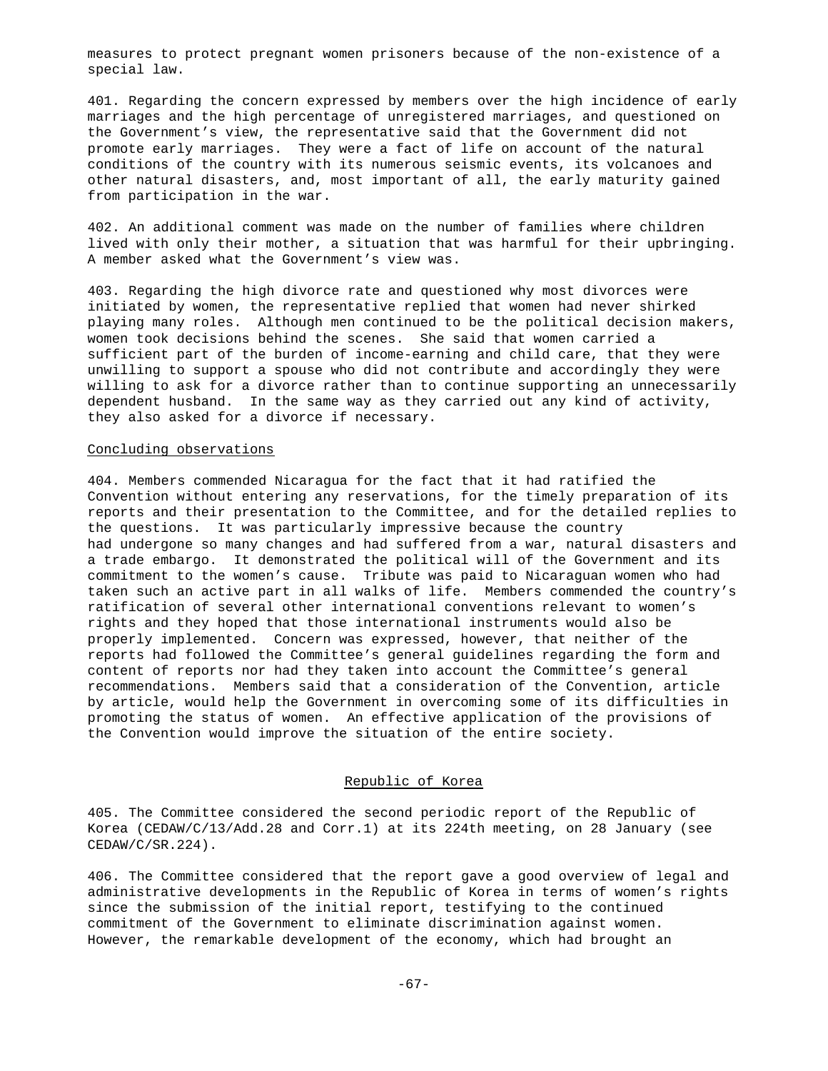measures to protect pregnant women prisoners because of the non-existence of a special law.

401. Regarding the concern expressed by members over the high incidence of early marriages and the high percentage of unregistered marriages, and questioned on the Government's view, the representative said that the Government did not promote early marriages. They were a fact of life on account of the natural conditions of the country with its numerous seismic events, its volcanoes and other natural disasters, and, most important of all, the early maturity gained from participation in the war.

402. An additional comment was made on the number of families where children lived with only their mother, a situation that was harmful for their upbringing. A member asked what the Government's view was.

403. Regarding the high divorce rate and questioned why most divorces were initiated by women, the representative replied that women had never shirked playing many roles. Although men continued to be the political decision makers, women took decisions behind the scenes. She said that women carried a sufficient part of the burden of income-earning and child care, that they were unwilling to support a spouse who did not contribute and accordingly they were willing to ask for a divorce rather than to continue supporting an unnecessarily dependent husband. In the same way as they carried out any kind of activity, they also asked for a divorce if necessary.

Concluding observations

404. Members commended Nicaragua for the fact that it had ratified the Convention without entering any reservations, for the timely preparation of its reports and their presentation to the Committee, and for the detailed replies to the questions. It was particularly impressive because the country had undergone so many changes and had suffered from a war, natural disasters and a trade embargo. It demonstrated the political will of the Government and its commitment to the women's cause. Tribute was paid to Nicaraguan women who had taken such an active part in all walks of life. Members commended the country's ratification of several other international conventions relevant to women's rights and they hoped that those international instruments would also be properly implemented. Concern was expressed, however, that neither of the reports had followed the Committee's general guidelines regarding the form and content of reports nor had they taken into account the Committee's general recommendations. Members said that a consideration of the Convention, article by article, would help the Government in overcoming some of its difficulties in promoting the status of women. An effective application of the provisions of the Convention would improve the situation of the entire society.

## Republic of Korea

405. The Committee considered the second periodic report of the Republic of Korea (CEDAW/C/13/Add.28 and Corr.1) at its 224th meeting, on 28 January (see CEDAW/C/SR.224).

406. The Committee considered that the report gave a good overview of legal and administrative developments in the Republic of Korea in terms of women's rights since the submission of the initial report, testifying to the continued commitment of the Government to eliminate discrimination against women. However, the remarkable development of the economy, which had brought an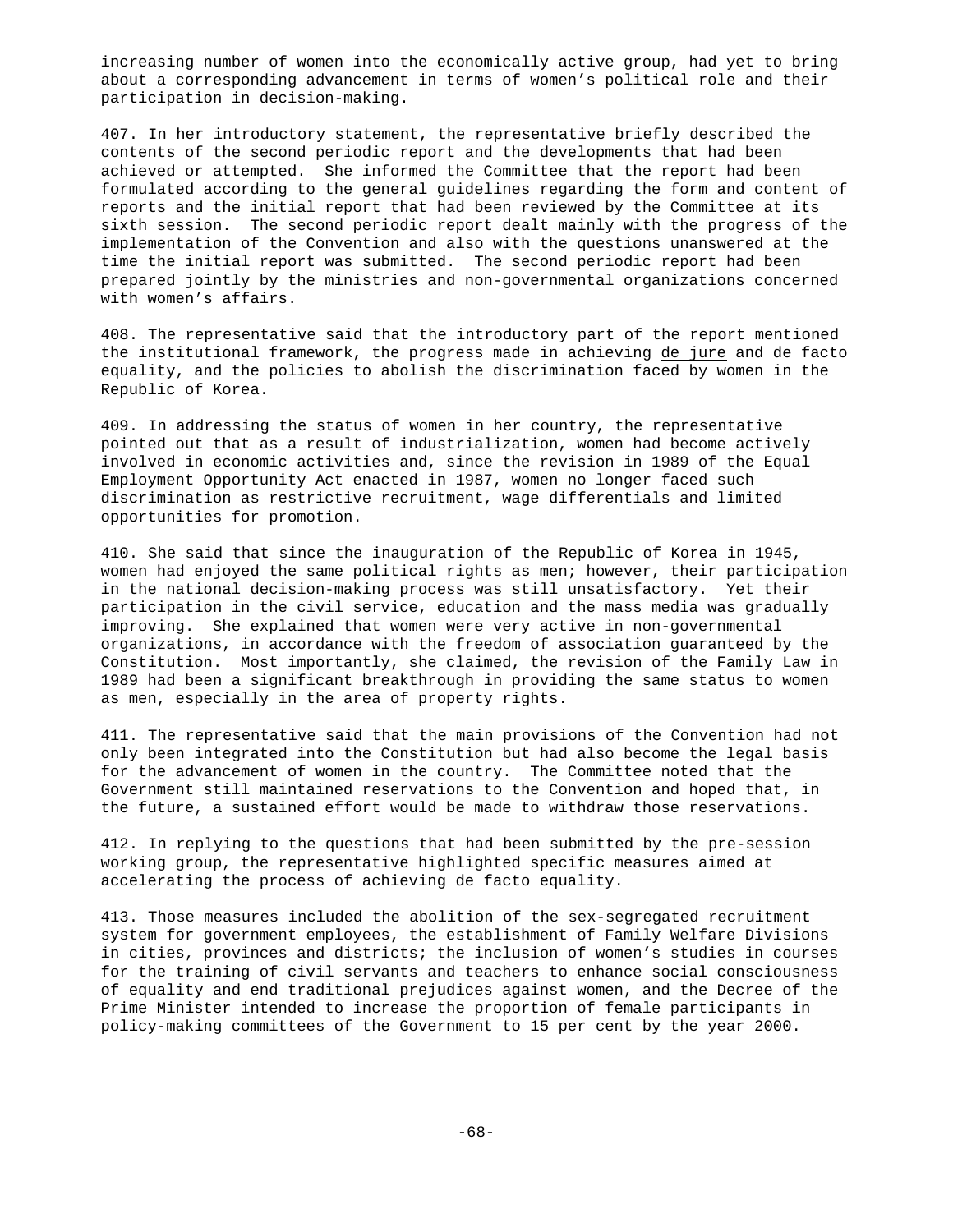increasing number of women into the economically active group, had yet to bring about a corresponding advancement in terms of women's political role and their participation in decision-making.

407. In her introductory statement, the representative briefly described the contents of the second periodic report and the developments that had been achieved or attempted. She informed the Committee that the report had been formulated according to the general guidelines regarding the form and content of reports and the initial report that had been reviewed by the Committee at its sixth session. The second periodic report dealt mainly with the progress of the implementation of the Convention and also with the questions unanswered at the time the initial report was submitted. The second periodic report had been prepared jointly by the ministries and non-governmental organizations concerned with women's affairs.

408. The representative said that the introductory part of the report mentioned the institutional framework, the progress made in achieving de jure and de facto equality, and the policies to abolish the discrimination faced by women in the Republic of Korea.

409. In addressing the status of women in her country, the representative pointed out that as a result of industrialization, women had become actively involved in economic activities and, since the revision in 1989 of the Equal Employment Opportunity Act enacted in 1987, women no longer faced such discrimination as restrictive recruitment, wage differentials and limited opportunities for promotion.

410. She said that since the inauguration of the Republic of Korea in 1945, women had enjoyed the same political rights as men; however, their participation in the national decision-making process was still unsatisfactory. Yet their participation in the civil service, education and the mass media was gradually improving. She explained that women were very active in non-governmental organizations, in accordance with the freedom of association guaranteed by the Constitution. Most importantly, she claimed, the revision of the Family Law in 1989 had been a significant breakthrough in providing the same status to women as men, especially in the area of property rights.

411. The representative said that the main provisions of the Convention had not only been integrated into the Constitution but had also become the legal basis for the advancement of women in the country. The Committee noted that the Government still maintained reservations to the Convention and hoped that, in the future, a sustained effort would be made to withdraw those reservations.

412. In replying to the questions that had been submitted by the pre-session working group, the representative highlighted specific measures aimed at accelerating the process of achieving de facto equality.

413. Those measures included the abolition of the sex-segregated recruitment system for government employees, the establishment of Family Welfare Divisions in cities, provinces and districts; the inclusion of women's studies in courses for the training of civil servants and teachers to enhance social consciousness of equality and end traditional prejudices against women, and the Decree of the Prime Minister intended to increase the proportion of female participants in policy-making committees of the Government to 15 per cent by the year 2000.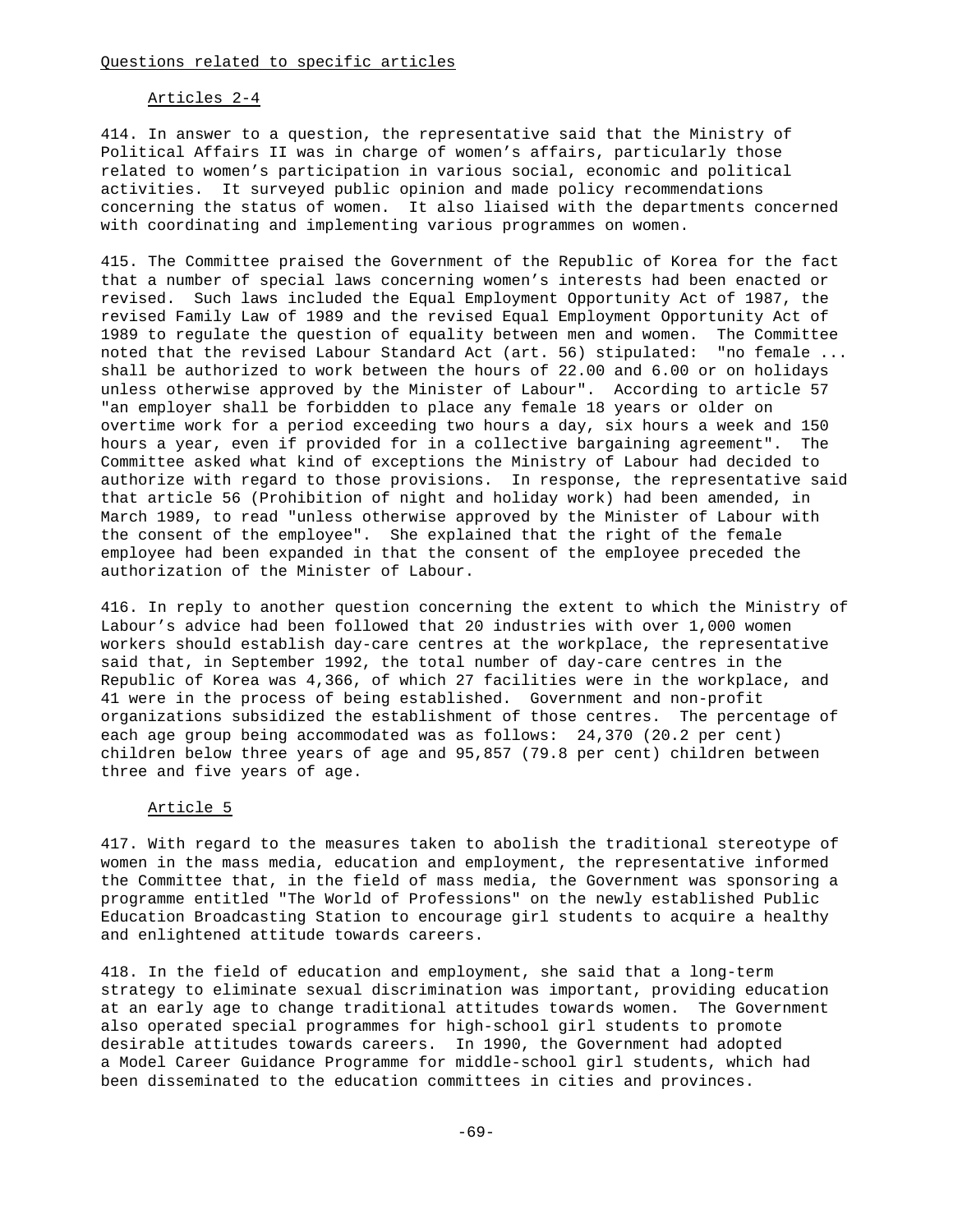## Questions related to specific articles

### Articles 2-4

414. In answer to a question, the representative said that the Ministry of Political Affairs II was in charge of women's affairs, particularly those related to women's participation in various social, economic and political activities. It surveyed public opinion and made policy recommendations concerning the status of women. It also liaised with the departments concerned with coordinating and implementing various programmes on women.

415. The Committee praised the Government of the Republic of Korea for the fact that a number of special laws concerning women's interests had been enacted or revised. Such laws included the Equal Employment Opportunity Act of 1987, the revised Family Law of 1989 and the revised Equal Employment Opportunity Act of 1989 to regulate the question of equality between men and women. The Committee noted that the revised Labour Standard Act (art. 56) stipulated: "no female ... shall be authorized to work between the hours of 22.00 and 6.00 or on holidays unless otherwise approved by the Minister of Labour". According to article 57 "an employer shall be forbidden to place any female 18 years or older on overtime work for a period exceeding two hours a day, six hours a week and 150 hours a year, even if provided for in a collective bargaining agreement". The Committee asked what kind of exceptions the Ministry of Labour had decided to authorize with regard to those provisions. In response, the representative said that article 56 (Prohibition of night and holiday work) had been amended, in March 1989, to read "unless otherwise approved by the Minister of Labour with the consent of the employee". She explained that the right of the female employee had been expanded in that the consent of the employee preceded the authorization of the Minister of Labour.

416. In reply to another question concerning the extent to which the Ministry of Labour's advice had been followed that 20 industries with over 1,000 women workers should establish day-care centres at the workplace, the representative said that, in September 1992, the total number of day-care centres in the Republic of Korea was 4,366, of which 27 facilities were in the workplace, and 41 were in the process of being established. Government and non-profit organizations subsidized the establishment of those centres. The percentage of each age group being accommodated was as follows: 24,370 (20.2 per cent) children below three years of age and 95,857 (79.8 per cent) children between three and five years of age.

### Article 5

417. With regard to the measures taken to abolish the traditional stereotype of women in the mass media, education and employment, the representative informed the Committee that, in the field of mass media, the Government was sponsoring a programme entitled "The World of Professions" on the newly established Public Education Broadcasting Station to encourage girl students to acquire a healthy and enlightened attitude towards careers.

418. In the field of education and employment, she said that a long-term strategy to eliminate sexual discrimination was important, providing education at an early age to change traditional attitudes towards women. The Government also operated special programmes for high-school girl students to promote desirable attitudes towards careers. In 1990, the Government had adopted a Model Career Guidance Programme for middle-school girl students, which had been disseminated to the education committees in cities and provinces.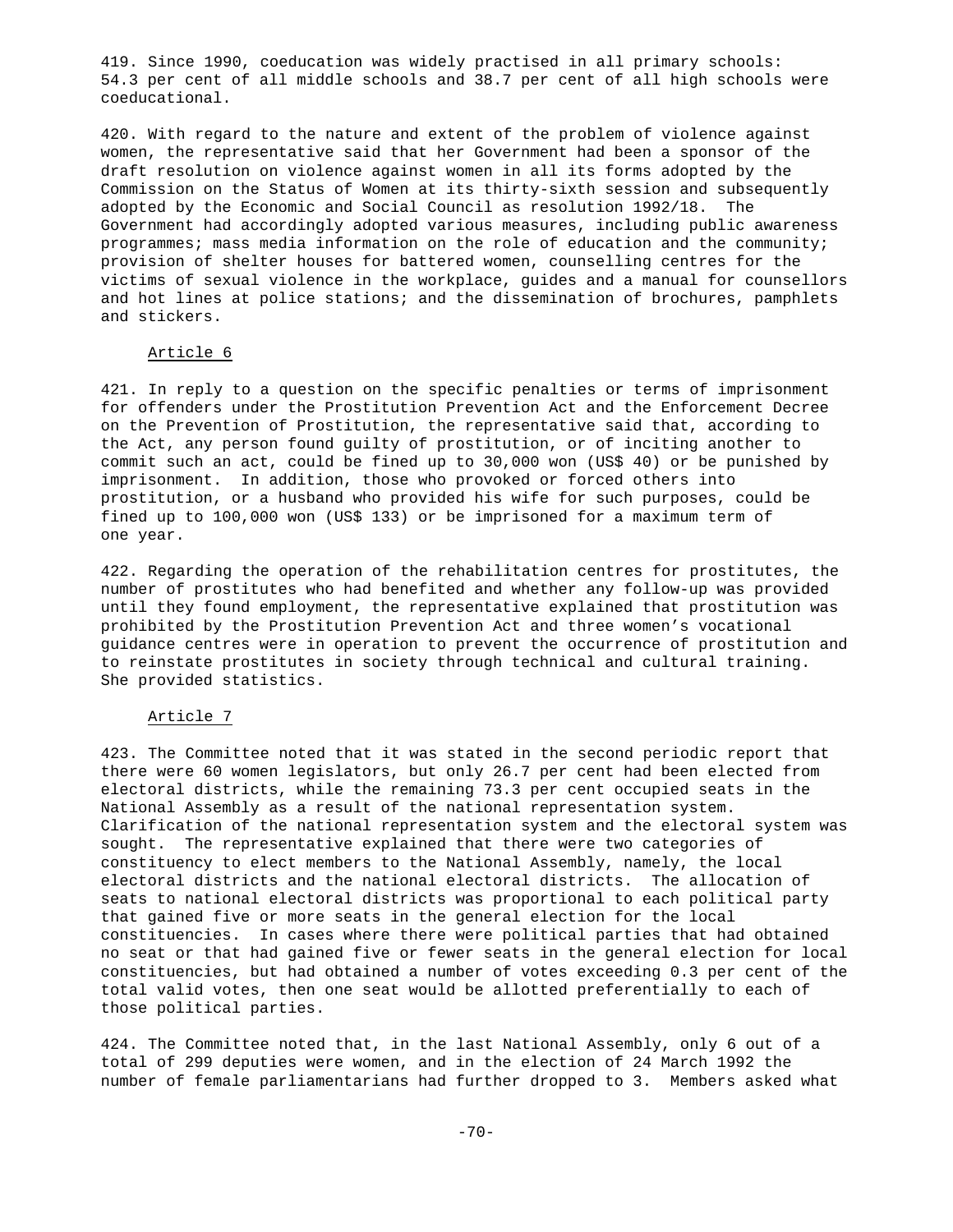419. Since 1990, coeducation was widely practised in all primary schools: 54.3 per cent of all middle schools and 38.7 per cent of all high schools were coeducational.

420. With regard to the nature and extent of the problem of violence against women, the representative said that her Government had been a sponsor of the draft resolution on violence against women in all its forms adopted by the Commission on the Status of Women at its thirty-sixth session and subsequently adopted by the Economic and Social Council as resolution 1992/18. The Government had accordingly adopted various measures, including public awareness programmes; mass media information on the role of education and the community; provision of shelter houses for battered women, counselling centres for the victims of sexual violence in the workplace, guides and a manual for counsellors and hot lines at police stations; and the dissemination of brochures, pamphlets and stickers.

Article 6

421. In reply to a question on the specific penalties or terms of imprisonment for offenders under the Prostitution Prevention Act and the Enforcement Decree on the Prevention of Prostitution, the representative said that, according to the Act, any person found guilty of prostitution, or of inciting another to commit such an act, could be fined up to 30,000 won (US$ 40) or be punished by imprisonment. In addition, those who provoked or forced others into prostitution, or a husband who provided his wife for such purposes, could be fined up to 100,000 won (US$ 133) or be imprisoned for a maximum term of one year.

422. Regarding the operation of the rehabilitation centres for prostitutes, the number of prostitutes who had benefited and whether any follow-up was provided until they found employment, the representative explained that prostitution was prohibited by the Prostitution Prevention Act and three women's vocational guidance centres were in operation to prevent the occurrence of prostitution and to reinstate prostitutes in society through technical and cultural training. She provided statistics.

Article 7

423. The Committee noted that it was stated in the second periodic report that there were 60 women legislators, but only 26.7 per cent had been elected from electoral districts, while the remaining 73.3 per cent occupied seats in the National Assembly as a result of the national representation system. Clarification of the national representation system and the electoral system was sought. The representative explained that there were two categories of constituency to elect members to the National Assembly, namely, the local electoral districts and the national electoral districts. The allocation of seats to national electoral districts was proportional to each political party that gained five or more seats in the general election for the local constituencies. In cases where there were political parties that had obtained no seat or that had gained five or fewer seats in the general election for local constituencies, but had obtained a number of votes exceeding 0.3 per cent of the total valid votes, then one seat would be allotted preferentially to each of those political parties.

424. The Committee noted that, in the last National Assembly, only 6 out of a total of 299 deputies were women, and in the election of 24 March 1992 the number of female parliamentarians had further dropped to 3. Members asked what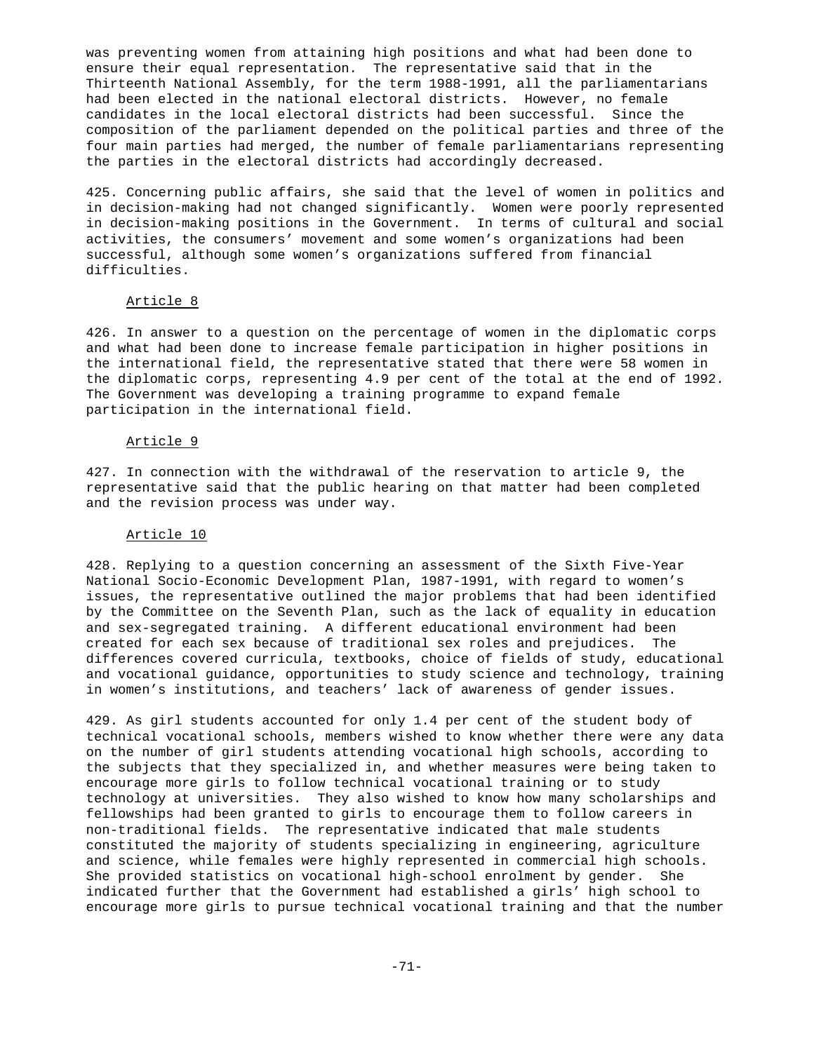was preventing women from attaining high positions and what had been done to ensure their equal representation. The representative said that in the Thirteenth National Assembly, for the term 1988-1991, all the parliamentarians had been elected in the national electoral districts. However, no female candidates in the local electoral districts had been successful. Since the composition of the parliament depended on the political parties and three of the four main parties had merged, the number of female parliamentarians representing the parties in the electoral districts had accordingly decreased.

425. Concerning public affairs, she said that the level of women in politics and in decision-making had not changed significantly. Women were poorly represented in decision-making positions in the Government. In terms of cultural and social activities, the consumers' movement and some women's organizations had been successful, although some women's organizations suffered from financial difficulties.

### Article 8

426. In answer to a question on the percentage of women in the diplomatic corps and what had been done to increase female participation in higher positions in the international field, the representative stated that there were 58 women in the diplomatic corps, representing 4.9 per cent of the total at the end of 1992. The Government was developing a training programme to expand female participation in the international field.

### Article 9

427. In connection with the withdrawal of the reservation to article 9, the representative said that the public hearing on that matter had been completed and the revision process was under way.

### Article 10

428. Replying to a question concerning an assessment of the Sixth Five-Year National Socio-Economic Development Plan, 1987-1991, with regard to women's issues, the representative outlined the major problems that had been identified by the Committee on the Seventh Plan, such as the lack of equality in education and sex-segregated training. A different educational environment had been created for each sex because of traditional sex roles and prejudices. The differences covered curricula, textbooks, choice of fields of study, educational and vocational guidance, opportunities to study science and technology, training in women's institutions, and teachers' lack of awareness of gender issues.

429. As girl students accounted for only 1.4 per cent of the student body of technical vocational schools, members wished to know whether there were any data on the number of girl students attending vocational high schools, according to the subjects that they specialized in, and whether measures were being taken to encourage more girls to follow technical vocational training or to study technology at universities. They also wished to know how many scholarships and fellowships had been granted to girls to encourage them to follow careers in non-traditional fields. The representative indicated that male students constituted the majority of students specializing in engineering, agriculture and science, while females were highly represented in commercial high schools. She provided statistics on vocational high-school enrolment by gender. She indicated further that the Government had established a girls' high school to encourage more girls to pursue technical vocational training and that the number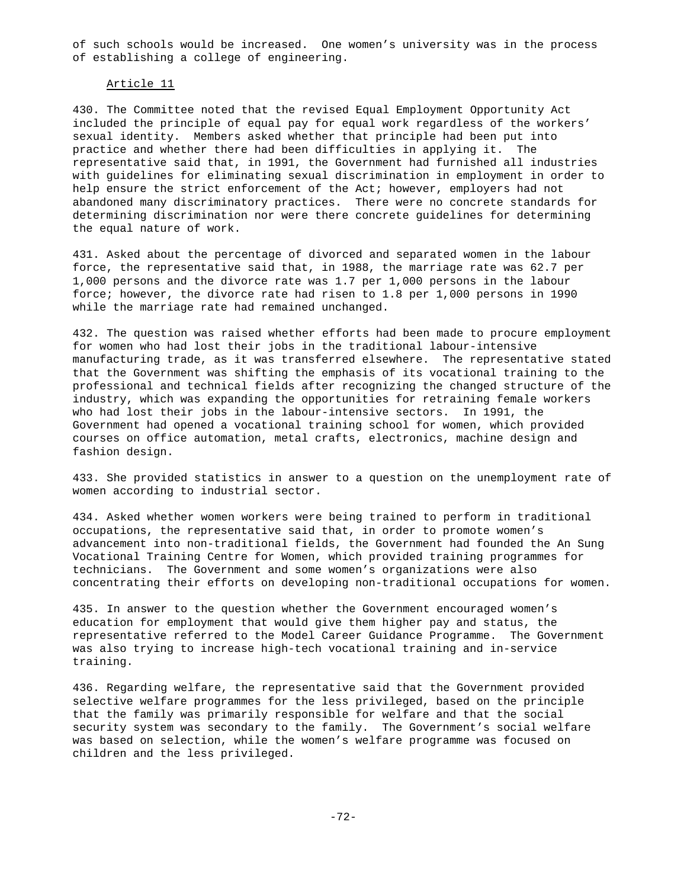of such schools would be increased. One women's university was in the process of establishing a college of engineering.

## Article 11

430. The Committee noted that the revised Equal Employment Opportunity Act included the principle of equal pay for equal work regardless of the workers' sexual identity. Members asked whether that principle had been put into practice and whether there had been difficulties in applying it. The representative said that, in 1991, the Government had furnished all industries with guidelines for eliminating sexual discrimination in employment in order to help ensure the strict enforcement of the Act; however, employers had not abandoned many discriminatory practices. There were no concrete standards for determining discrimination nor were there concrete guidelines for determining the equal nature of work.

431. Asked about the percentage of divorced and separated women in the labour force, the representative said that, in 1988, the marriage rate was 62.7 per 1,000 persons and the divorce rate was 1.7 per 1,000 persons in the labour force; however, the divorce rate had risen to 1.8 per 1,000 persons in 1990 while the marriage rate had remained unchanged.

432. The question was raised whether efforts had been made to procure employment for women who had lost their jobs in the traditional labour-intensive manufacturing trade, as it was transferred elsewhere. The representative stated that the Government was shifting the emphasis of its vocational training to the professional and technical fields after recognizing the changed structure of the industry, which was expanding the opportunities for retraining female workers who had lost their jobs in the labour-intensive sectors. In 1991, the Government had opened a vocational training school for women, which provided courses on office automation, metal crafts, electronics, machine design and fashion design.

433. She provided statistics in answer to a question on the unemployment rate of women according to industrial sector.

434. Asked whether women workers were being trained to perform in traditional occupations, the representative said that, in order to promote women's advancement into non-traditional fields, the Government had founded the An Sung Vocational Training Centre for Women, which provided training programmes for technicians. The Government and some women's organizations were also concentrating their efforts on developing non-traditional occupations for women.

435. In answer to the question whether the Government encouraged women's education for employment that would give them higher pay and status, the representative referred to the Model Career Guidance Programme. The Government was also trying to increase high-tech vocational training and in-service training.

436. Regarding welfare, the representative said that the Government provided selective welfare programmes for the less privileged, based on the principle that the family was primarily responsible for welfare and that the social security system was secondary to the family. The Government's social welfare was based on selection, while the women's welfare programme was focused on children and the less privileged.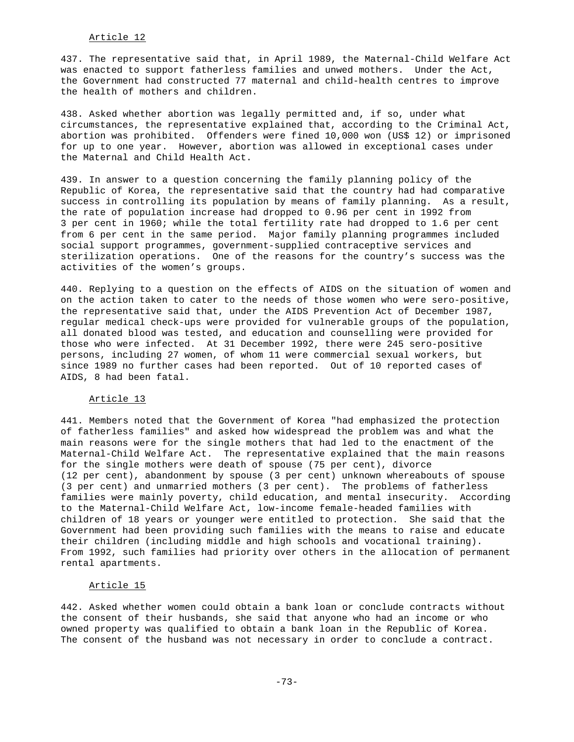Article 12

437. The representative said that, in April 1989, the Maternal-Child Welfare Act was enacted to support fatherless families and unwed mothers. Under the Act, the Government had constructed 77 maternal and child-health centres to improve the health of mothers and children.

438. Asked whether abortion was legally permitted and, if so, under what circumstances, the representative explained that, according to the Criminal Act, abortion was prohibited. Offenders were fined 10,000 won (US$ 12) or imprisoned for up to one year. However, abortion was allowed in exceptional cases under the Maternal and Child Health Act.

439. In answer to a question concerning the family planning policy of the Republic of Korea, the representative said that the country had had comparative success in controlling its population by means of family planning. As a result, the rate of population increase had dropped to 0.96 per cent in 1992 from 3 per cent in 1960; while the total fertility rate had dropped to 1.6 per cent from 6 per cent in the same period. Major family planning programmes included social support programmes, government-supplied contraceptive services and sterilization operations. One of the reasons for the country's success was the activities of the women's groups.

440. Replying to a question on the effects of AIDS on the situation of women and on the action taken to cater to the needs of those women who were sero-positive, the representative said that, under the AIDS Prevention Act of December 1987, regular medical check-ups were provided for vulnerable groups of the population, all donated blood was tested, and education and counselling were provided for those who were infected. At 31 December 1992, there were 245 sero-positive persons, including 27 women, of whom 11 were commercial sexual workers, but since 1989 no further cases had been reported. Out of 10 reported cases of AIDS, 8 had been fatal.

Article 13

441. Members noted that the Government of Korea "had emphasized the protection of fatherless families" and asked how widespread the problem was and what the main reasons were for the single mothers that had led to the enactment of the Maternal-Child Welfare Act. The representative explained that the main reasons for the single mothers were death of spouse (75 per cent), divorce (12 per cent), abandonment by spouse (3 per cent) unknown whereabouts of spouse (3 per cent) and unmarried mothers (3 per cent). The problems of fatherless families were mainly poverty, child education, and mental insecurity. According to the Maternal-Child Welfare Act, low-income female-headed families with children of 18 years or younger were entitled to protection. She said that the Government had been providing such families with the means to raise and educate their children (including middle and high schools and vocational training). From 1992, such families had priority over others in the allocation of permanent rental apartments.

Article 15

442. Asked whether women could obtain a bank loan or conclude contracts without the consent of their husbands, she said that anyone who had an income or who owned property was qualified to obtain a bank loan in the Republic of Korea. The consent of the husband was not necessary in order to conclude a contract.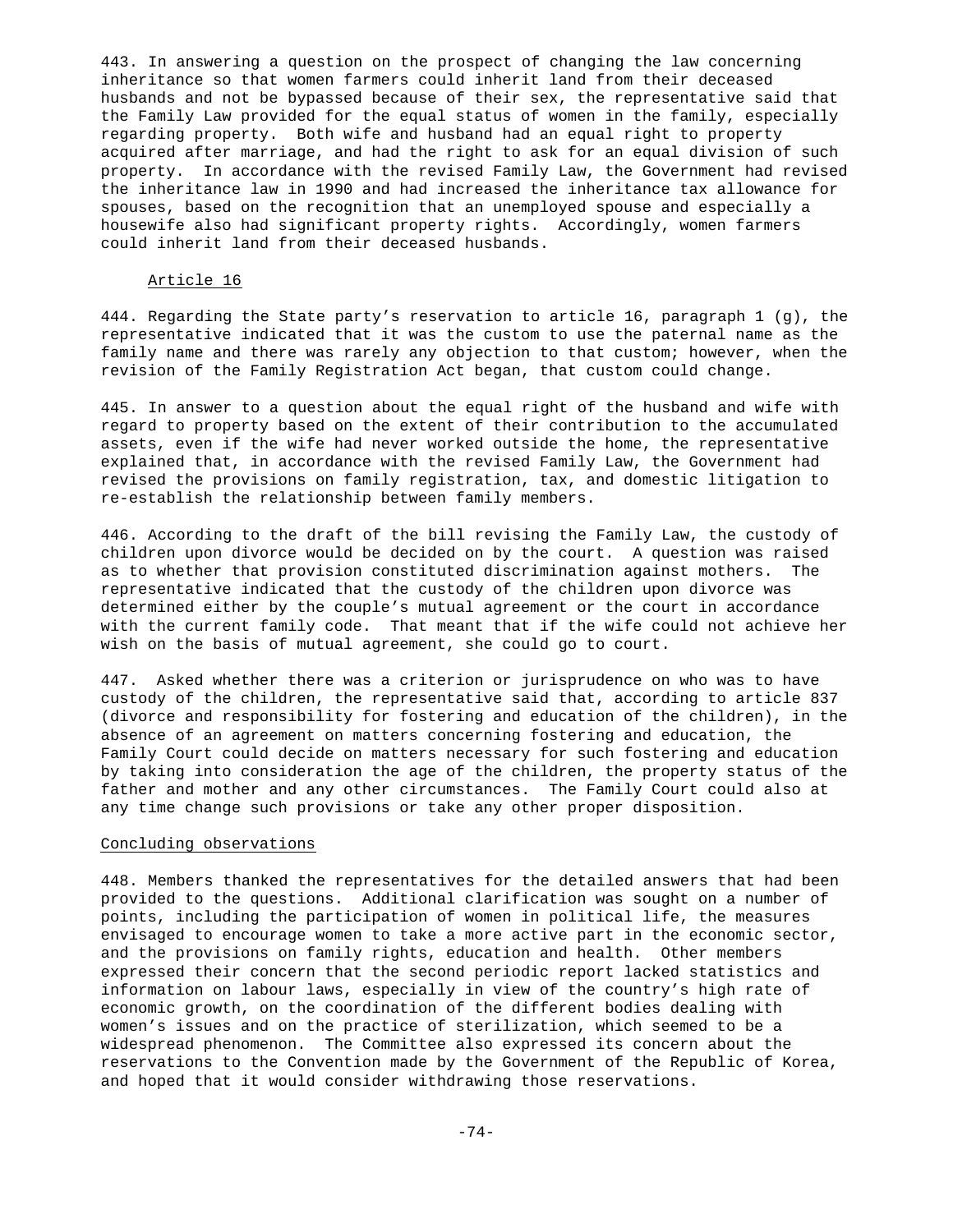443. In answering a question on the prospect of changing the law concerning inheritance so that women farmers could inherit land from their deceased husbands and not be bypassed because of their sex, the representative said that the Family Law provided for the equal status of women in the family, especially regarding property. Both wife and husband had an equal right to property acquired after marriage, and had the right to ask for an equal division of such property. In accordance with the revised Family Law, the Government had revised the inheritance law in 1990 and had increased the inheritance tax allowance for spouses, based on the recognition that an unemployed spouse and especially a housewife also had significant property rights. Accordingly, women farmers could inherit land from their deceased husbands.

### Article 16

444. Regarding the State party's reservation to article 16, paragraph 1 (g), the representative indicated that it was the custom to use the paternal name as the family name and there was rarely any objection to that custom; however, when the revision of the Family Registration Act began, that custom could change.

445. In answer to a question about the equal right of the husband and wife with regard to property based on the extent of their contribution to the accumulated assets, even if the wife had never worked outside the home, the representative explained that, in accordance with the revised Family Law, the Government had revised the provisions on family registration, tax, and domestic litigation to re-establish the relationship between family members.

446. According to the draft of the bill revising the Family Law, the custody of children upon divorce would be decided on by the court. A question was raised as to whether that provision constituted discrimination against mothers. The representative indicated that the custody of the children upon divorce was determined either by the couple's mutual agreement or the court in accordance with the current family code. That meant that if the wife could not achieve her wish on the basis of mutual agreement, she could go to court.

447. Asked whether there was a criterion or jurisprudence on who was to have custody of the children, the representative said that, according to article 837 (divorce and responsibility for fostering and education of the children), in the absence of an agreement on matters concerning fostering and education, the Family Court could decide on matters necessary for such fostering and education by taking into consideration the age of the children, the property status of the father and mother and any other circumstances. The Family Court could also at any time change such provisions or take any other proper disposition.

### Concluding observations

448. Members thanked the representatives for the detailed answers that had been provided to the questions. Additional clarification was sought on a number of points, including the participation of women in political life, the measures envisaged to encourage women to take a more active part in the economic sector, and the provisions on family rights, education and health. Other members expressed their concern that the second periodic report lacked statistics and information on labour laws, especially in view of the country's high rate of economic growth, on the coordination of the different bodies dealing with women's issues and on the practice of sterilization, which seemed to be a widespread phenomenon. The Committee also expressed its concern about the reservations to the Convention made by the Government of the Republic of Korea, and hoped that it would consider withdrawing those reservations.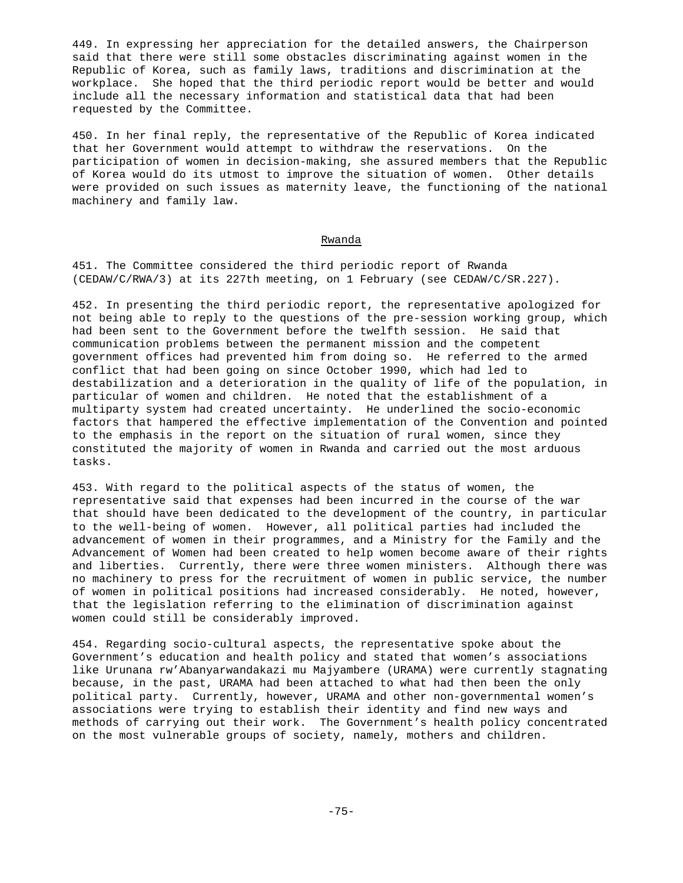449. In expressing her appreciation for the detailed answers, the Chairperson said that there were still some obstacles discriminating against women in the Republic of Korea, such as family laws, traditions and discrimination at the workplace. She hoped that the third periodic report would be better and would include all the necessary information and statistical data that had been requested by the Committee.

450. In her final reply, the representative of the Republic of Korea indicated that her Government would attempt to withdraw the reservations. On the participation of women in decision-making, she assured members that the Republic of Korea would do its utmost to improve the situation of women. Other details were provided on such issues as maternity leave, the functioning of the national machinery and family law.

## Rwanda

451. The Committee considered the third periodic report of Rwanda (CEDAW/C/RWA/3) at its 227th meeting, on 1 February (see CEDAW/C/SR.227).

452. In presenting the third periodic report, the representative apologized for not being able to reply to the questions of the pre-session working group, which had been sent to the Government before the twelfth session. He said that communication problems between the permanent mission and the competent government offices had prevented him from doing so. He referred to the armed conflict that had been going on since October 1990, which had led to destabilization and a deterioration in the quality of life of the population, in particular of women and children. He noted that the establishment of a multiparty system had created uncertainty. He underlined the socio-economic factors that hampered the effective implementation of the Convention and pointed to the emphasis in the report on the situation of rural women, since they constituted the majority of women in Rwanda and carried out the most arduous tasks.

453. With regard to the political aspects of the status of women, the representative said that expenses had been incurred in the course of the war that should have been dedicated to the development of the country, in particular to the well-being of women. However, all political parties had included the advancement of women in their programmes, and a Ministry for the Family and the Advancement of Women had been created to help women become aware of their rights and liberties. Currently, there were three women ministers. Although there was no machinery to press for the recruitment of women in public service, the number of women in political positions had increased considerably. He noted, however, that the legislation referring to the elimination of discrimination against women could still be considerably improved.

454. Regarding socio-cultural aspects, the representative spoke about the Government's education and health policy and stated that women's associations like Urunana rw'Abanyarwandakazi mu Majyambere (URAMA) were currently stagnating because, in the past, URAMA had been attached to what had then been the only political party. Currently, however, URAMA and other non-governmental women's associations were trying to establish their identity and find new ways and methods of carrying out their work. The Government's health policy concentrated on the most vulnerable groups of society, namely, mothers and children.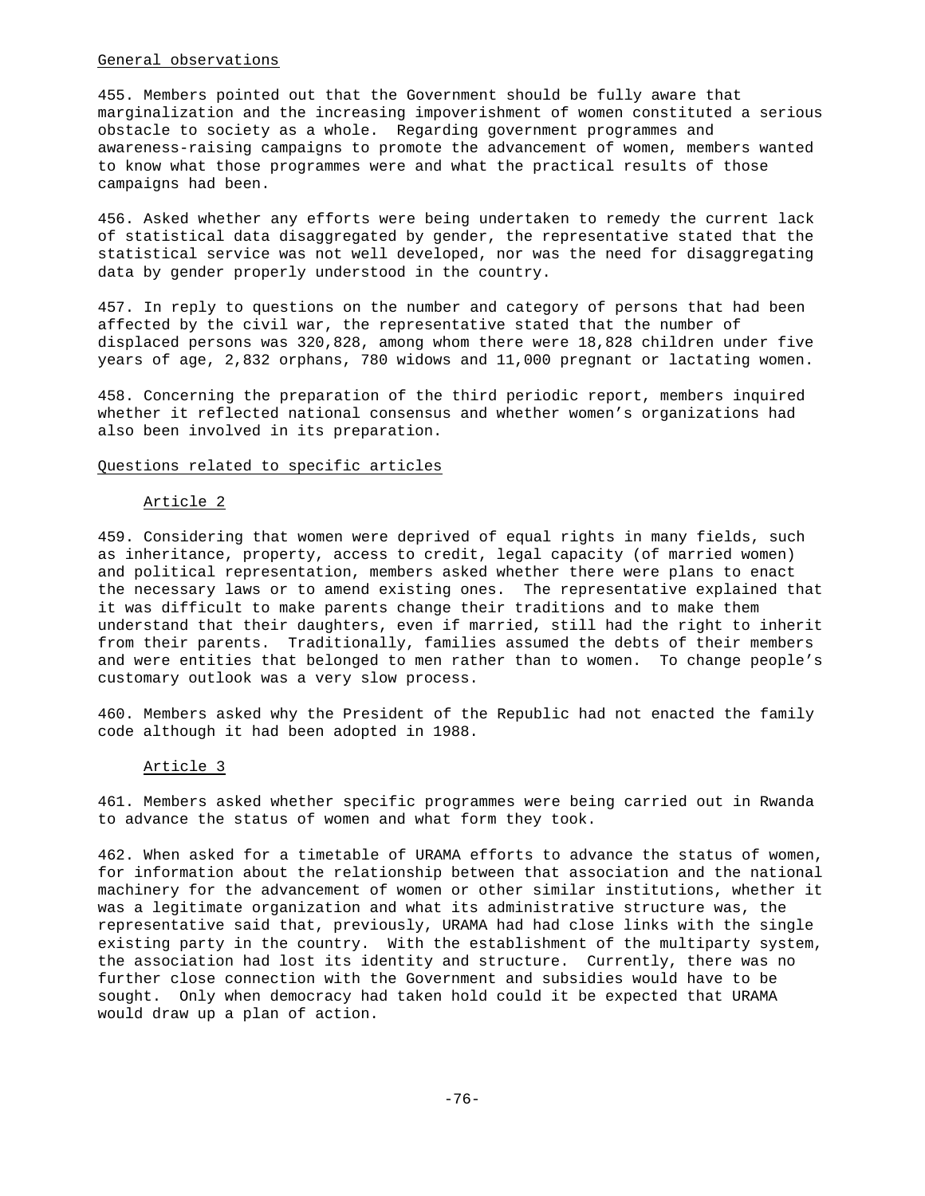## General observations

455. Members pointed out that the Government should be fully aware that marginalization and the increasing impoverishment of women constituted a serious obstacle to society as a whole. Regarding government programmes and awareness-raising campaigns to promote the advancement of women, members wanted to know what those programmes were and what the practical results of those campaigns had been.

456. Asked whether any efforts were being undertaken to remedy the current lack of statistical data disaggregated by gender, the representative stated that the statistical service was not well developed, nor was the need for disaggregating data by gender properly understood in the country.

457. In reply to questions on the number and category of persons that had been affected by the civil war, the representative stated that the number of displaced persons was 320,828, among whom there were 18,828 children under five years of age, 2,832 orphans, 780 widows and 11,000 pregnant or lactating women.

458. Concerning the preparation of the third periodic report, members inquired whether it reflected national consensus and whether women's organizations had also been involved in its preparation.

## Questions related to specific articles

### Article 2

459. Considering that women were deprived of equal rights in many fields, such as inheritance, property, access to credit, legal capacity (of married women) and political representation, members asked whether there were plans to enact the necessary laws or to amend existing ones. The representative explained that it was difficult to make parents change their traditions and to make them understand that their daughters, even if married, still had the right to inherit from their parents. Traditionally, families assumed the debts of their members and were entities that belonged to men rather than to women. To change people's customary outlook was a very slow process.

460. Members asked why the President of the Republic had not enacted the family code although it had been adopted in 1988.

### Article 3

461. Members asked whether specific programmes were being carried out in Rwanda to advance the status of women and what form they took.

462. When asked for a timetable of URAMA efforts to advance the status of women, for information about the relationship between that association and the national machinery for the advancement of women or other similar institutions, whether it was a legitimate organization and what its administrative structure was, the representative said that, previously, URAMA had had close links with the single existing party in the country. With the establishment of the multiparty system, the association had lost its identity and structure. Currently, there was no further close connection with the Government and subsidies would have to be sought. Only when democracy had taken hold could it be expected that URAMA would draw up a plan of action.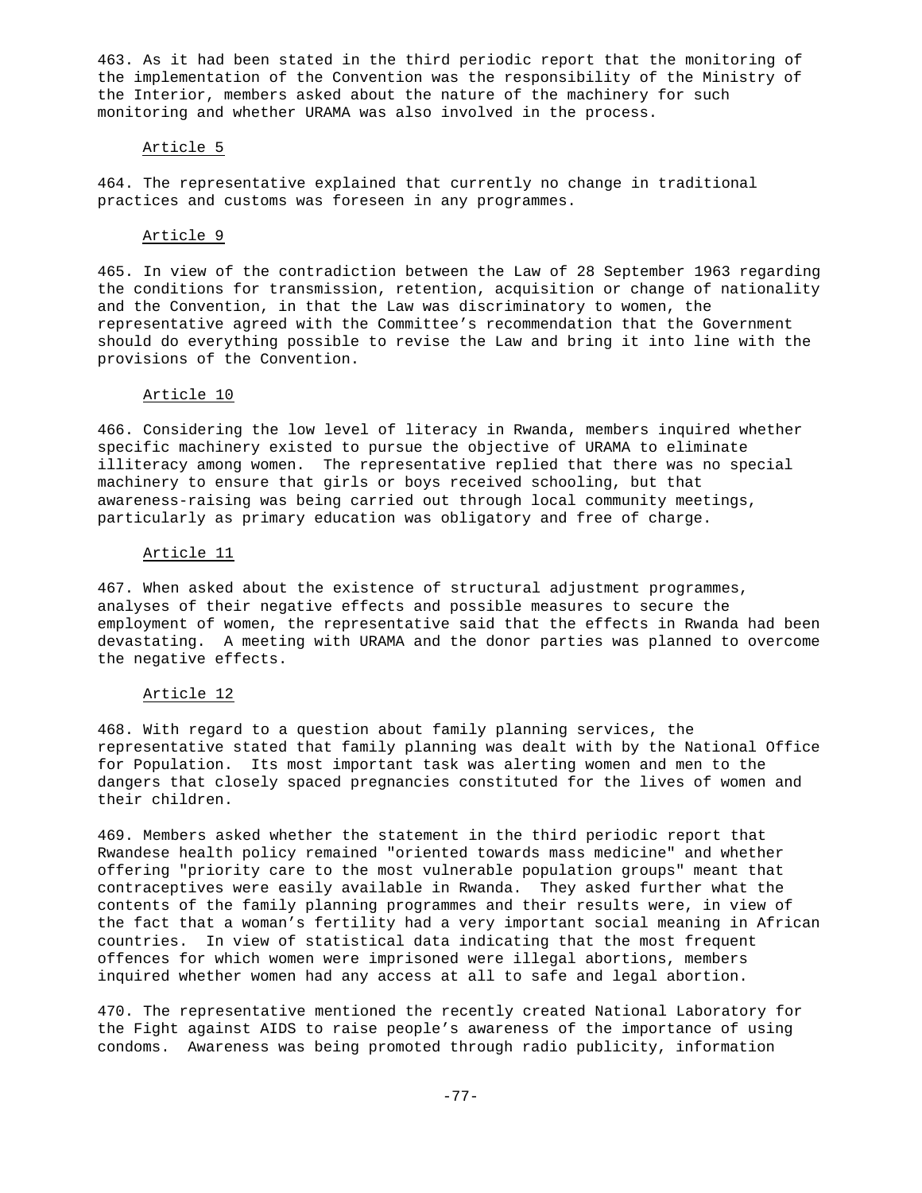463. As it had been stated in the third periodic report that the monitoring of the implementation of the Convention was the responsibility of the Ministry of the Interior, members asked about the nature of the machinery for such monitoring and whether URAMA was also involved in the process.

Article 5

464. The representative explained that currently no change in traditional practices and customs was foreseen in any programmes.

Article 9

465. In view of the contradiction between the Law of 28 September 1963 regarding the conditions for transmission, retention, acquisition or change of nationality and the Convention, in that the Law was discriminatory to women, the representative agreed with the Committee's recommendation that the Government should do everything possible to revise the Law and bring it into line with the provisions of the Convention.

Article 10

466. Considering the low level of literacy in Rwanda, members inquired whether specific machinery existed to pursue the objective of URAMA to eliminate illiteracy among women. The representative replied that there was no special machinery to ensure that girls or boys received schooling, but that awareness-raising was being carried out through local community meetings, particularly as primary education was obligatory and free of charge.

Article 11

467. When asked about the existence of structural adjustment programmes, analyses of their negative effects and possible measures to secure the employment of women, the representative said that the effects in Rwanda had been devastating. A meeting with URAMA and the donor parties was planned to overcome the negative effects.

Article 12

468. With regard to a question about family planning services, the representative stated that family planning was dealt with by the National Office for Population. Its most important task was alerting women and men to the dangers that closely spaced pregnancies constituted for the lives of women and their children.

469. Members asked whether the statement in the third periodic report that Rwandese health policy remained "oriented towards mass medicine" and whether offering "priority care to the most vulnerable population groups" meant that contraceptives were easily available in Rwanda. They asked further what the contents of the family planning programmes and their results were, in view of the fact that a woman's fertility had a very important social meaning in African countries. In view of statistical data indicating that the most frequent offences for which women were imprisoned were illegal abortions, members inquired whether women had any access at all to safe and legal abortion.

470. The representative mentioned the recently created National Laboratory for the Fight against AIDS to raise people's awareness of the importance of using condoms. Awareness was being promoted through radio publicity, information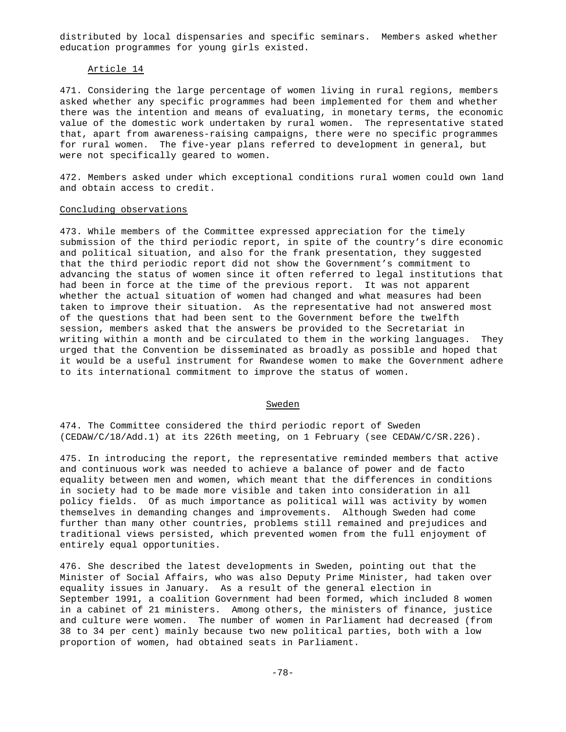distributed by local dispensaries and specific seminars. Members asked whether education programmes for young girls existed.

Article 14

471. Considering the large percentage of women living in rural regions, members asked whether any specific programmes had been implemented for them and whether there was the intention and means of evaluating, in monetary terms, the economic value of the domestic work undertaken by rural women. The representative stated that, apart from awareness-raising campaigns, there were no specific programmes for rural women. The five-year plans referred to development in general, but were not specifically geared to women.

472. Members asked under which exceptional conditions rural women could own land and obtain access to credit.

Concluding observations

473. While members of the Committee expressed appreciation for the timely submission of the third periodic report, in spite of the country's dire economic and political situation, and also for the frank presentation, they suggested that the third periodic report did not show the Government's commitment to advancing the status of women since it often referred to legal institutions that had been in force at the time of the previous report. It was not apparent whether the actual situation of women had changed and what measures had been taken to improve their situation. As the representative had not answered most of the questions that had been sent to the Government before the twelfth session, members asked that the answers be provided to the Secretariat in writing within a month and be circulated to them in the working languages. They urged that the Convention be disseminated as broadly as possible and hoped that it would be a useful instrument for Rwandese women to make the Government adhere to its international commitment to improve the status of women.

## Sweden

474. The Committee considered the third periodic report of Sweden (CEDAW/C/18/Add.1) at its 226th meeting, on 1 February (see CEDAW/C/SR.226).

475. In introducing the report, the representative reminded members that active and continuous work was needed to achieve a balance of power and de facto equality between men and women, which meant that the differences in conditions in society had to be made more visible and taken into consideration in all policy fields. Of as much importance as political will was activity by women themselves in demanding changes and improvements. Although Sweden had come further than many other countries, problems still remained and prejudices and traditional views persisted, which prevented women from the full enjoyment of entirely equal opportunities.

476. She described the latest developments in Sweden, pointing out that the Minister of Social Affairs, who was also Deputy Prime Minister, had taken over equality issues in January. As a result of the general election in September 1991, a coalition Government had been formed, which included 8 women in a cabinet of 21 ministers. Among others, the ministers of finance, justice and culture were women. The number of women in Parliament had decreased (from 38 to 34 per cent) mainly because two new political parties, both with a low proportion of women, had obtained seats in Parliament.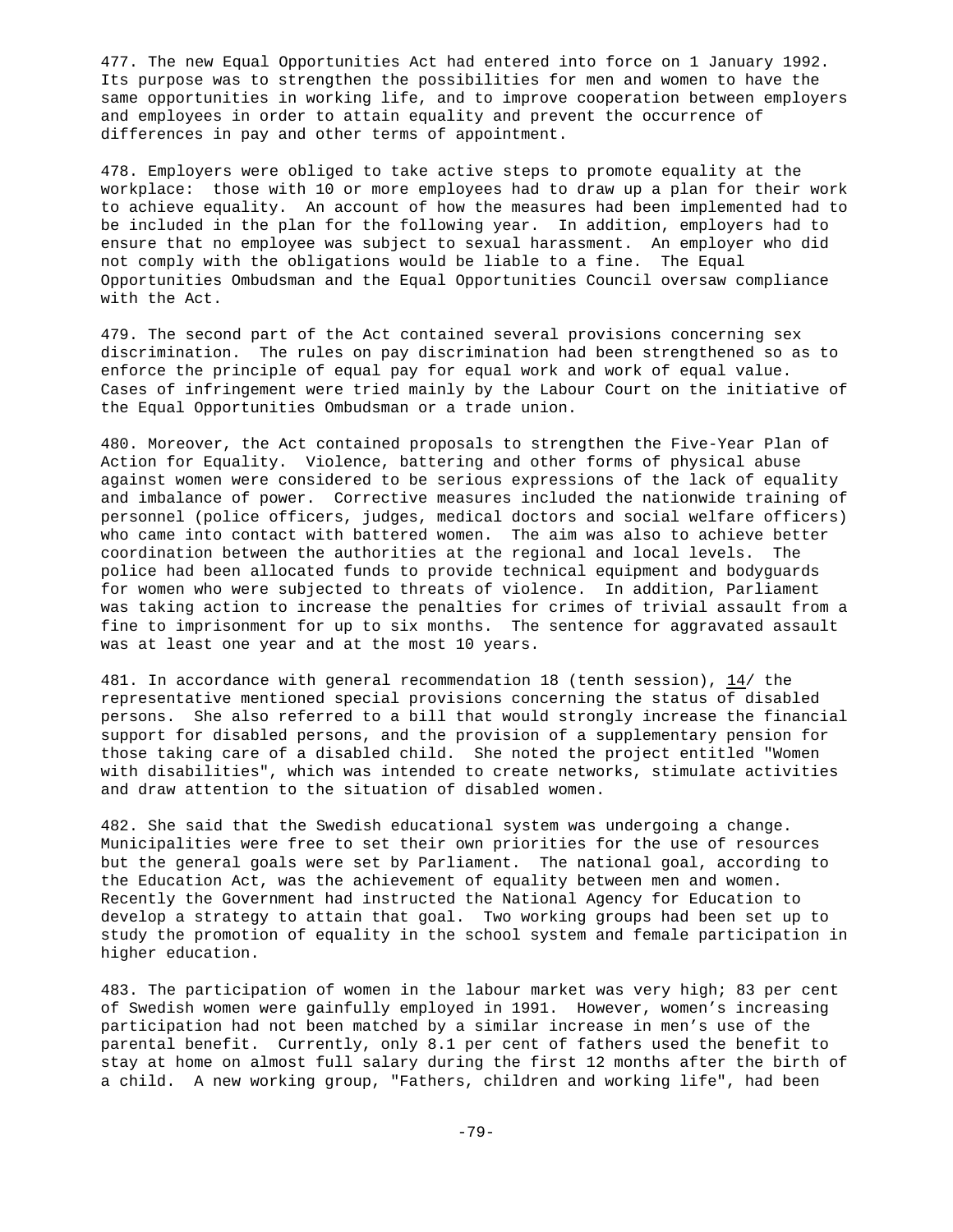477. The new Equal Opportunities Act had entered into force on 1 January 1992. Its purpose was to strengthen the possibilities for men and women to have the same opportunities in working life, and to improve cooperation between employers and employees in order to attain equality and prevent the occurrence of differences in pay and other terms of appointment.

478. Employers were obliged to take active steps to promote equality at the workplace: those with 10 or more employees had to draw up a plan for their work to achieve equality. An account of how the measures had been implemented had to be included in the plan for the following year. In addition, employers had to ensure that no employee was subject to sexual harassment. An employer who did not comply with the obligations would be liable to a fine. The Equal Opportunities Ombudsman and the Equal Opportunities Council oversaw compliance with the Act.

479. The second part of the Act contained several provisions concerning sex discrimination. The rules on pay discrimination had been strengthened so as to enforce the principle of equal pay for equal work and work of equal value. Cases of infringement were tried mainly by the Labour Court on the initiative of the Equal Opportunities Ombudsman or a trade union.

480. Moreover, the Act contained proposals to strengthen the Five-Year Plan of Action for Equality. Violence, battering and other forms of physical abuse against women were considered to be serious expressions of the lack of equality and imbalance of power. Corrective measures included the nationwide training of personnel (police officers, judges, medical doctors and social welfare officers) who came into contact with battered women. The aim was also to achieve better coordination between the authorities at the regional and local levels. The police had been allocated funds to provide technical equipment and bodyguards for women who were subjected to threats of violence. In addition, Parliament was taking action to increase the penalties for crimes of trivial assault from a fine to imprisonment for up to six months. The sentence for aggravated assault was at least one year and at the most 10 years.

481. In accordance with general recommendation 18 (tenth session), 14/ the representative mentioned special provisions concerning the status of disabled persons. She also referred to a bill that would strongly increase the financial support for disabled persons, and the provision of a supplementary pension for those taking care of a disabled child. She noted the project entitled "Women with disabilities", which was intended to create networks, stimulate activities and draw attention to the situation of disabled women.

482. She said that the Swedish educational system was undergoing a change. Municipalities were free to set their own priorities for the use of resources but the general goals were set by Parliament. The national goal, according to the Education Act, was the achievement of equality between men and women. Recently the Government had instructed the National Agency for Education to develop a strategy to attain that goal. Two working groups had been set up to study the promotion of equality in the school system and female participation in higher education.

483. The participation of women in the labour market was very high; 83 per cent of Swedish women were gainfully employed in 1991. However, women's increasing participation had not been matched by a similar increase in men's use of the parental benefit. Currently, only 8.1 per cent of fathers used the benefit to stay at home on almost full salary during the first 12 months after the birth of a child. A new working group, "Fathers, children and working life", had been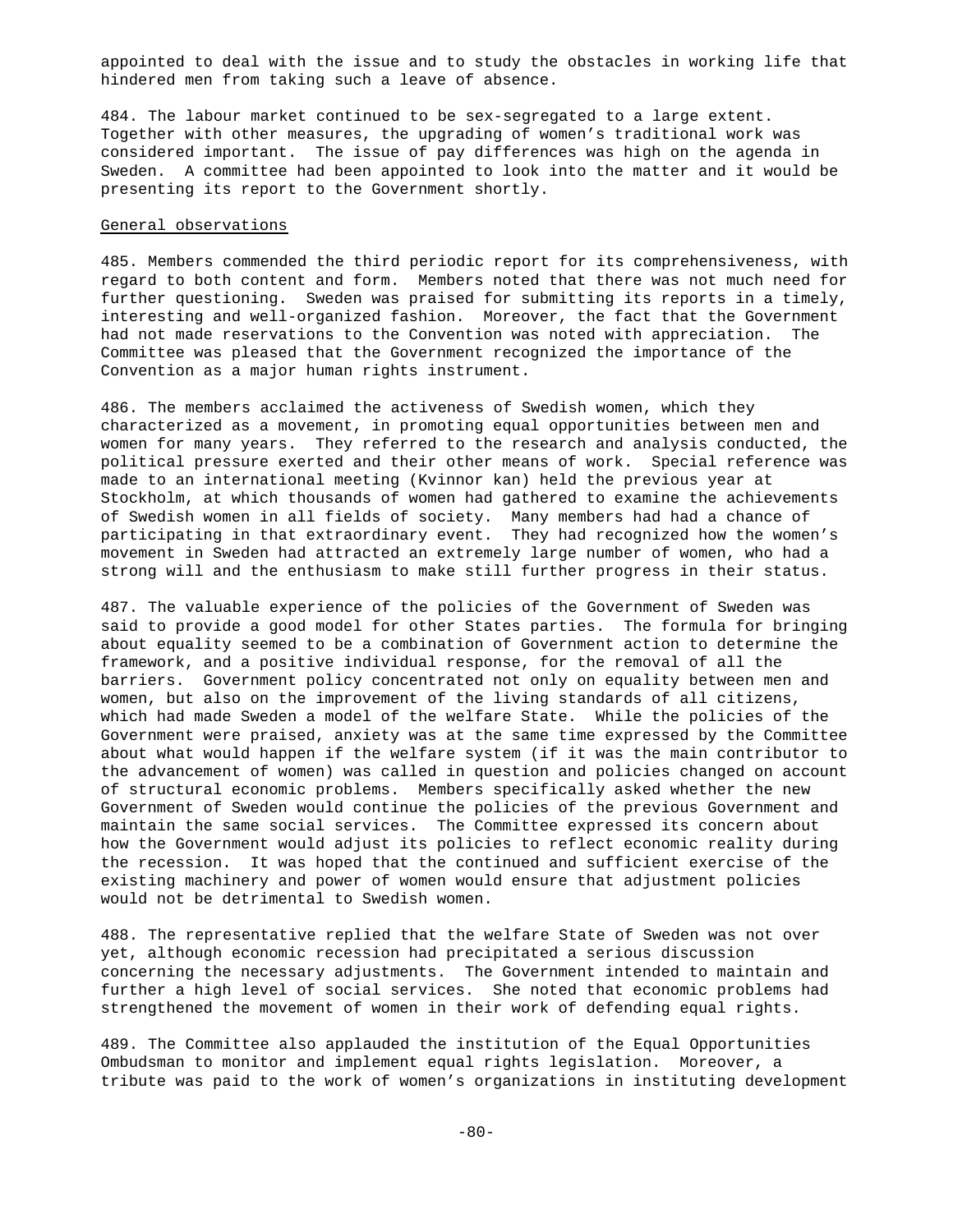appointed to deal with the issue and to study the obstacles in working life that hindered men from taking such a leave of absence.

484. The labour market continued to be sex-segregated to a large extent. Together with other measures, the upgrading of women's traditional work was considered important. The issue of pay differences was high on the agenda in Sweden. A committee had been appointed to look into the matter and it would be presenting its report to the Government shortly.

General observations

485. Members commended the third periodic report for its comprehensiveness, with regard to both content and form. Members noted that there was not much need for further questioning. Sweden was praised for submitting its reports in a timely, interesting and well-organized fashion. Moreover, the fact that the Government had not made reservations to the Convention was noted with appreciation. The Committee was pleased that the Government recognized the importance of the Convention as a major human rights instrument.

486. The members acclaimed the activeness of Swedish women, which they characterized as a movement, in promoting equal opportunities between men and women for many years. They referred to the research and analysis conducted, the political pressure exerted and their other means of work. Special reference was made to an international meeting (Kvinnor kan) held the previous year at Stockholm, at which thousands of women had gathered to examine the achievements of Swedish women in all fields of society. Many members had had a chance of participating in that extraordinary event. They had recognized how the women's movement in Sweden had attracted an extremely large number of women, who had a strong will and the enthusiasm to make still further progress in their status.

487. The valuable experience of the policies of the Government of Sweden was said to provide a good model for other States parties. The formula for bringing about equality seemed to be a combination of Government action to determine the framework, and a positive individual response, for the removal of all the barriers. Government policy concentrated not only on equality between men and women, but also on the improvement of the living standards of all citizens, which had made Sweden a model of the welfare State. While the policies of the Government were praised, anxiety was at the same time expressed by the Committee about what would happen if the welfare system (if it was the main contributor to the advancement of women) was called in question and policies changed on account of structural economic problems. Members specifically asked whether the new Government of Sweden would continue the policies of the previous Government and maintain the same social services. The Committee expressed its concern about how the Government would adjust its policies to reflect economic reality during the recession. It was hoped that the continued and sufficient exercise of the existing machinery and power of women would ensure that adjustment policies would not be detrimental to Swedish women.

488. The representative replied that the welfare State of Sweden was not over yet, although economic recession had precipitated a serious discussion concerning the necessary adjustments. The Government intended to maintain and further a high level of social services. She noted that economic problems had strengthened the movement of women in their work of defending equal rights.

489. The Committee also applauded the institution of the Equal Opportunities Ombudsman to monitor and implement equal rights legislation. Moreover, a tribute was paid to the work of women's organizations in instituting development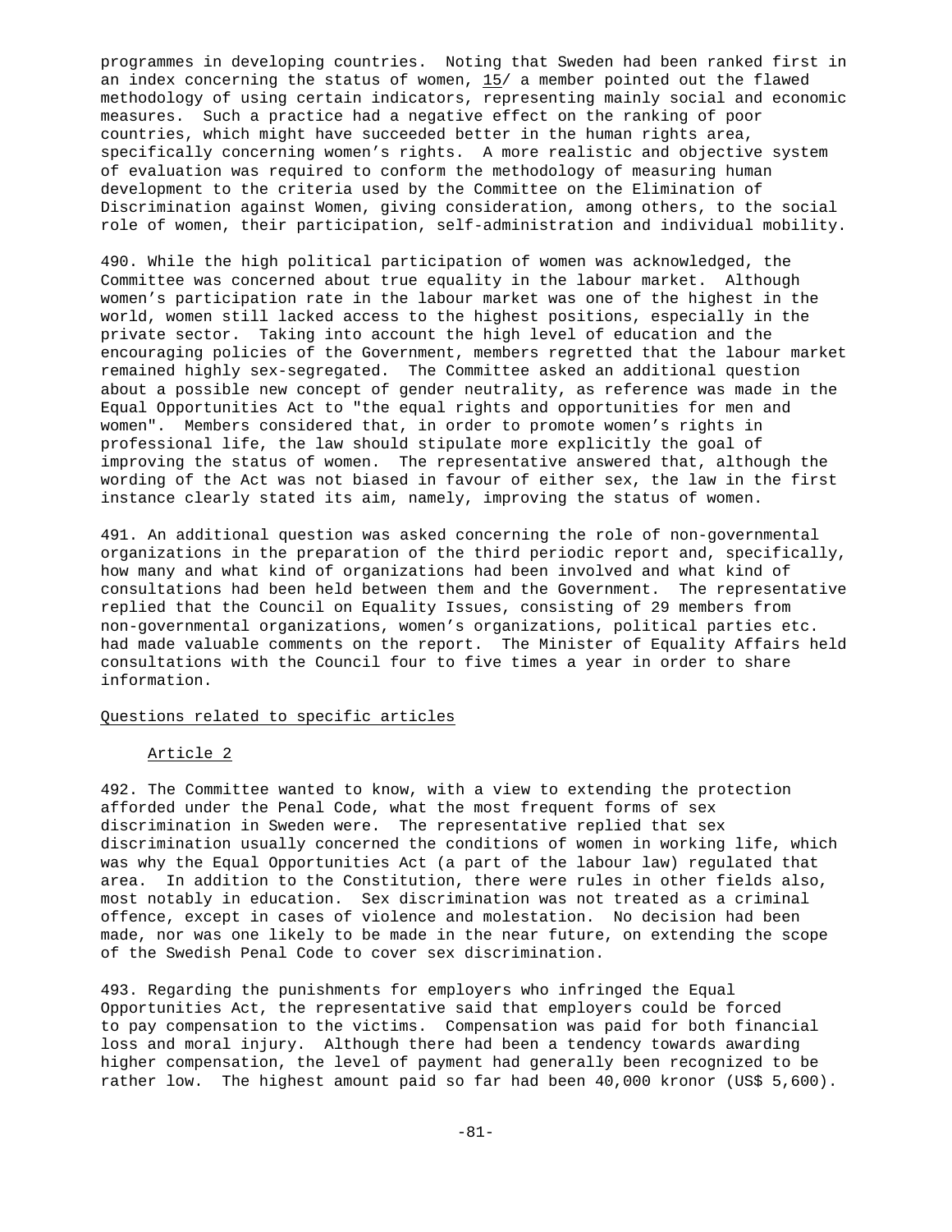programmes in developing countries. Noting that Sweden had been ranked first in an index concerning the status of women, 15/ a member pointed out the flawed methodology of using certain indicators, representing mainly social and economic measures. Such a practice had a negative effect on the ranking of poor countries, which might have succeeded better in the human rights area, specifically concerning women's rights. A more realistic and objective system of evaluation was required to conform the methodology of measuring human development to the criteria used by the Committee on the Elimination of Discrimination against Women, giving consideration, among others, to the social role of women, their participation, self-administration and individual mobility.

490. While the high political participation of women was acknowledged, the Committee was concerned about true equality in the labour market. Although women's participation rate in the labour market was one of the highest in the world, women still lacked access to the highest positions, especially in the private sector. Taking into account the high level of education and the encouraging policies of the Government, members regretted that the labour market remained highly sex-segregated. The Committee asked an additional question about a possible new concept of gender neutrality, as reference was made in the Equal Opportunities Act to "the equal rights and opportunities for men and women". Members considered that, in order to promote women's rights in professional life, the law should stipulate more explicitly the goal of improving the status of women. The representative answered that, although the wording of the Act was not biased in favour of either sex, the law in the first instance clearly stated its aim, namely, improving the status of women.

491. An additional question was asked concerning the role of non-governmental organizations in the preparation of the third periodic report and, specifically, how many and what kind of organizations had been involved and what kind of consultations had been held between them and the Government. The representative replied that the Council on Equality Issues, consisting of 29 members from non-governmental organizations, women's organizations, political parties etc. had made valuable comments on the report. The Minister of Equality Affairs held consultations with the Council four to five times a year in order to share information.

Questions related to specific articles

Article 2

492. The Committee wanted to know, with a view to extending the protection afforded under the Penal Code, what the most frequent forms of sex discrimination in Sweden were. The representative replied that sex discrimination usually concerned the conditions of women in working life, which was why the Equal Opportunities Act (a part of the labour law) regulated that area. In addition to the Constitution, there were rules in other fields also, most notably in education. Sex discrimination was not treated as a criminal offence, except in cases of violence and molestation. No decision had been made, nor was one likely to be made in the near future, on extending the scope of the Swedish Penal Code to cover sex discrimination.

493. Regarding the punishments for employers who infringed the Equal Opportunities Act, the representative said that employers could be forced to pay compensation to the victims. Compensation was paid for both financial loss and moral injury. Although there had been a tendency towards awarding higher compensation, the level of payment had generally been recognized to be rather low. The highest amount paid so far had been 40,000 kronor (US$ 5,600).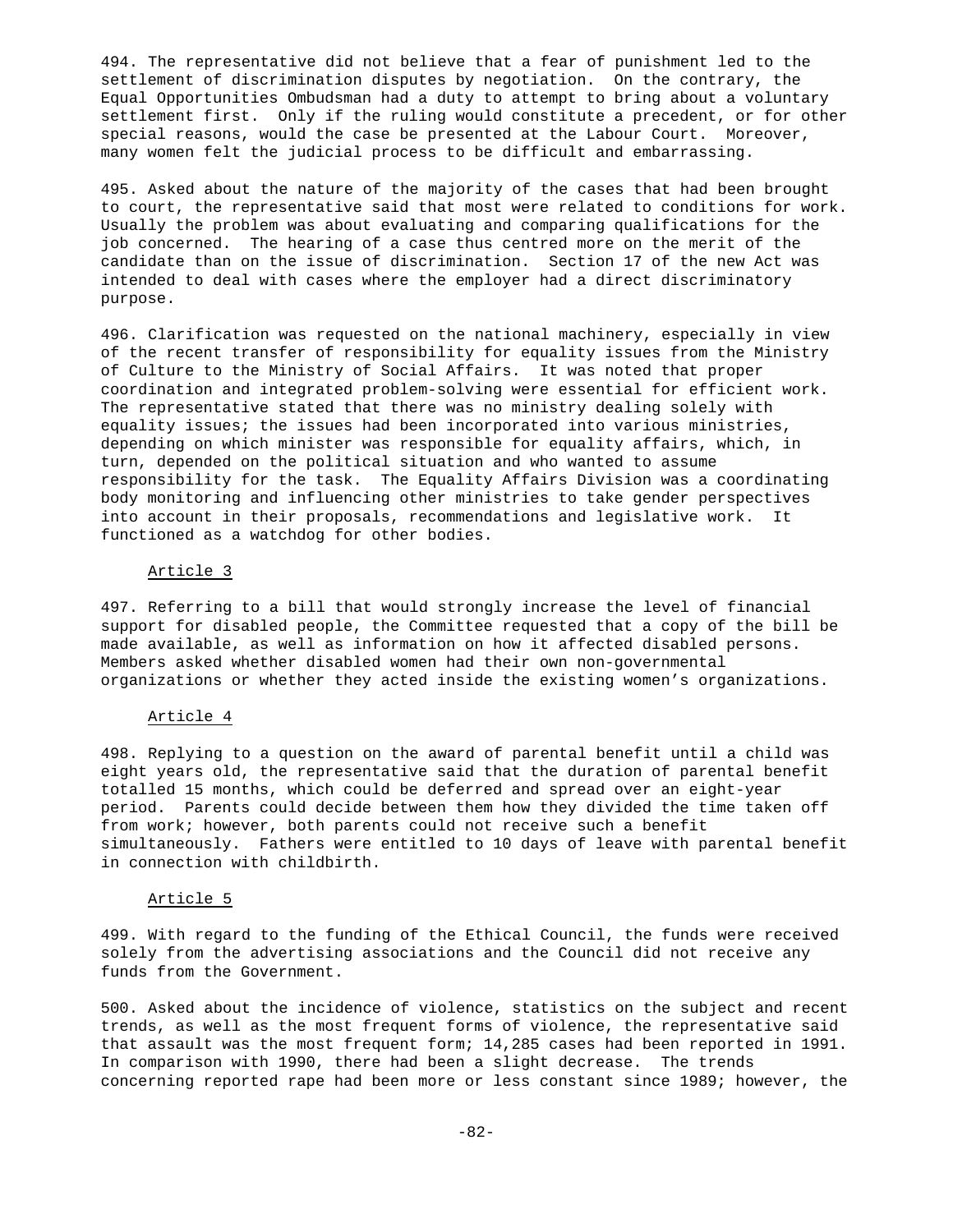494. The representative did not believe that a fear of punishment led to the settlement of discrimination disputes by negotiation. On the contrary, the Equal Opportunities Ombudsman had a duty to attempt to bring about a voluntary settlement first. Only if the ruling would constitute a precedent, or for other special reasons, would the case be presented at the Labour Court. Moreover, many women felt the judicial process to be difficult and embarrassing.

495. Asked about the nature of the majority of the cases that had been brought to court, the representative said that most were related to conditions for work. Usually the problem was about evaluating and comparing qualifications for the job concerned. The hearing of a case thus centred more on the merit of the candidate than on the issue of discrimination. Section 17 of the new Act was intended to deal with cases where the employer had a direct discriminatory purpose.

496. Clarification was requested on the national machinery, especially in view of the recent transfer of responsibility for equality issues from the Ministry of Culture to the Ministry of Social Affairs. It was noted that proper coordination and integrated problem-solving were essential for efficient work. The representative stated that there was no ministry dealing solely with equality issues; the issues had been incorporated into various ministries, depending on which minister was responsible for equality affairs, which, in turn, depended on the political situation and who wanted to assume responsibility for the task. The Equality Affairs Division was a coordinating body monitoring and influencing other ministries to take gender perspectives into account in their proposals, recommendations and legislative work. It functioned as a watchdog for other bodies.

Article 3

497. Referring to a bill that would strongly increase the level of financial support for disabled people, the Committee requested that a copy of the bill be made available, as well as information on how it affected disabled persons. Members asked whether disabled women had their own non-governmental organizations or whether they acted inside the existing women's organizations.

Article 4

498. Replying to a question on the award of parental benefit until a child was eight years old, the representative said that the duration of parental benefit totalled 15 months, which could be deferred and spread over an eight-year period. Parents could decide between them how they divided the time taken off from work; however, both parents could not receive such a benefit simultaneously. Fathers were entitled to 10 days of leave with parental benefit in connection with childbirth.

Article 5

499. With regard to the funding of the Ethical Council, the funds were received solely from the advertising associations and the Council did not receive any funds from the Government.

500. Asked about the incidence of violence, statistics on the subject and recent trends, as well as the most frequent forms of violence, the representative said that assault was the most frequent form; 14,285 cases had been reported in 1991. In comparison with 1990, there had been a slight decrease. The trends concerning reported rape had been more or less constant since 1989; however, the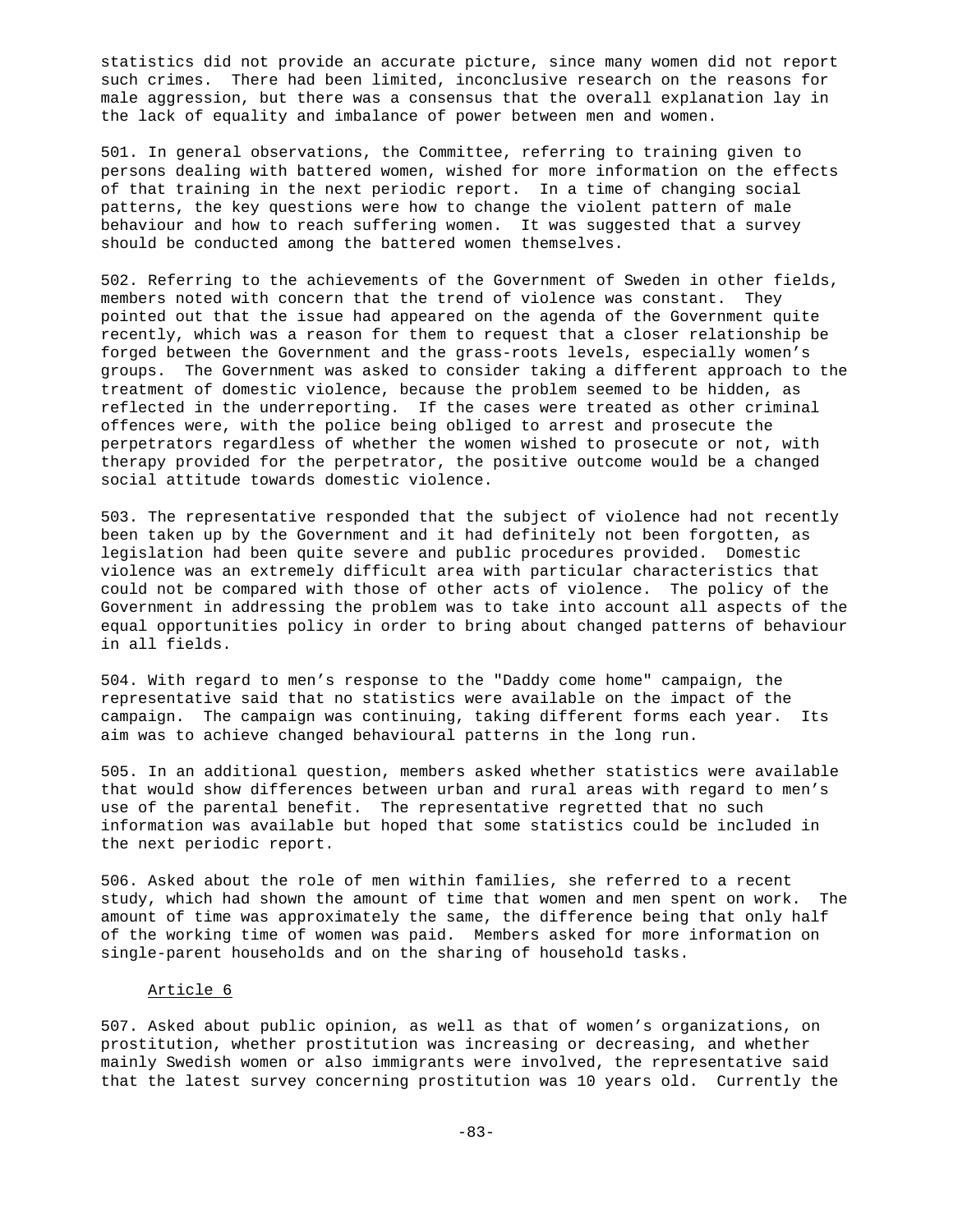statistics did not provide an accurate picture, since many women did not report such crimes. There had been limited, inconclusive research on the reasons for male aggression, but there was a consensus that the overall explanation lay in the lack of equality and imbalance of power between men and women.

501. In general observations, the Committee, referring to training given to persons dealing with battered women, wished for more information on the effects of that training in the next periodic report. In a time of changing social patterns, the key questions were how to change the violent pattern of male behaviour and how to reach suffering women. It was suggested that a survey should be conducted among the battered women themselves.

502. Referring to the achievements of the Government of Sweden in other fields, members noted with concern that the trend of violence was constant. They pointed out that the issue had appeared on the agenda of the Government quite recently, which was a reason for them to request that a closer relationship be forged between the Government and the grass-roots levels, especially women's groups. The Government was asked to consider taking a different approach to the treatment of domestic violence, because the problem seemed to be hidden, as reflected in the underreporting. If the cases were treated as other criminal offences were, with the police being obliged to arrest and prosecute the perpetrators regardless of whether the women wished to prosecute or not, with therapy provided for the perpetrator, the positive outcome would be a changed social attitude towards domestic violence.

503. The representative responded that the subject of violence had not recently been taken up by the Government and it had definitely not been forgotten, as legislation had been quite severe and public procedures provided. Domestic violence was an extremely difficult area with particular characteristics that could not be compared with those of other acts of violence. The policy of the Government in addressing the problem was to take into account all aspects of the equal opportunities policy in order to bring about changed patterns of behaviour in all fields.

504. With regard to men's response to the "Daddy come home" campaign, the representative said that no statistics were available on the impact of the campaign. The campaign was continuing, taking different forms each year. Its aim was to achieve changed behavioural patterns in the long run.

505. In an additional question, members asked whether statistics were available that would show differences between urban and rural areas with regard to men's use of the parental benefit. The representative regretted that no such information was available but hoped that some statistics could be included in the next periodic report.

506. Asked about the role of men within families, she referred to a recent study, which had shown the amount of time that women and men spent on work. The amount of time was approximately the same, the difference being that only half of the working time of women was paid. Members asked for more information on single-parent households and on the sharing of household tasks.

Article 6

507. Asked about public opinion, as well as that of women's organizations, on prostitution, whether prostitution was increasing or decreasing, and whether mainly Swedish women or also immigrants were involved, the representative said that the latest survey concerning prostitution was 10 years old. Currently the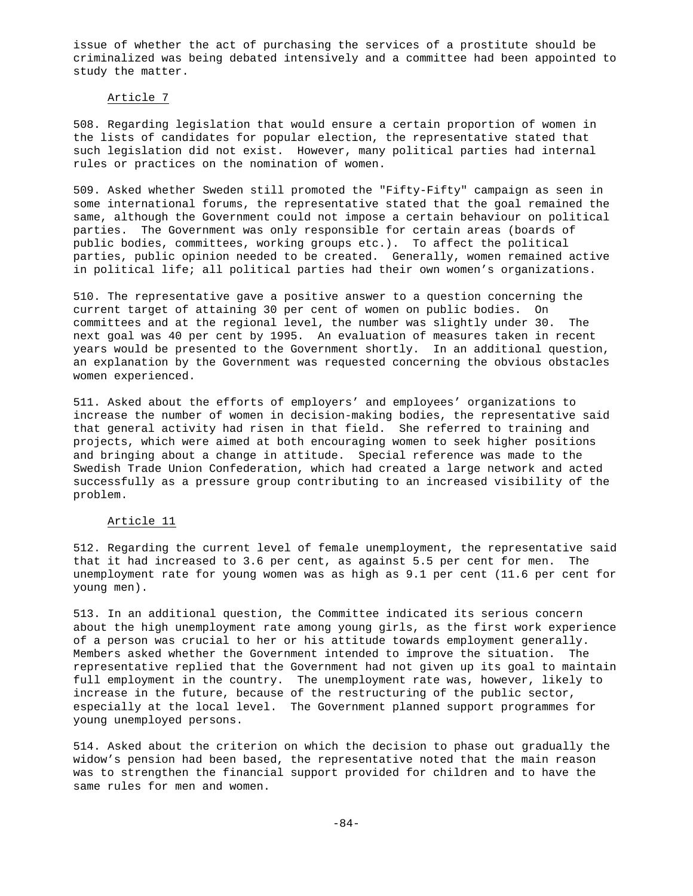issue of whether the act of purchasing the services of a prostitute should be criminalized was being debated intensively and a committee had been appointed to study the matter.

Article 7

508. Regarding legislation that would ensure a certain proportion of women in the lists of candidates for popular election, the representative stated that such legislation did not exist. However, many political parties had internal rules or practices on the nomination of women.

509. Asked whether Sweden still promoted the "Fifty-Fifty" campaign as seen in some international forums, the representative stated that the goal remained the same, although the Government could not impose a certain behaviour on political parties. The Government was only responsible for certain areas (boards of public bodies, committees, working groups etc.). To affect the political parties, public opinion needed to be created. Generally, women remained active in political life; all political parties had their own women's organizations.

510. The representative gave a positive answer to a question concerning the current target of attaining 30 per cent of women on public bodies. On committees and at the regional level, the number was slightly under 30. The next goal was 40 per cent by 1995. An evaluation of measures taken in recent years would be presented to the Government shortly. In an additional question, an explanation by the Government was requested concerning the obvious obstacles women experienced.

511. Asked about the efforts of employers' and employees' organizations to increase the number of women in decision-making bodies, the representative said that general activity had risen in that field. She referred to training and projects, which were aimed at both encouraging women to seek higher positions and bringing about a change in attitude. Special reference was made to the Swedish Trade Union Confederation, which had created a large network and acted successfully as a pressure group contributing to an increased visibility of the problem.

Article 11

512. Regarding the current level of female unemployment, the representative said that it had increased to 3.6 per cent, as against 5.5 per cent for men. The unemployment rate for young women was as high as 9.1 per cent (11.6 per cent for young men).

513. In an additional question, the Committee indicated its serious concern about the high unemployment rate among young girls, as the first work experience of a person was crucial to her or his attitude towards employment generally. Members asked whether the Government intended to improve the situation. The representative replied that the Government had not given up its goal to maintain full employment in the country. The unemployment rate was, however, likely to increase in the future, because of the restructuring of the public sector, especially at the local level. The Government planned support programmes for young unemployed persons.

514. Asked about the criterion on which the decision to phase out gradually the widow's pension had been based, the representative noted that the main reason was to strengthen the financial support provided for children and to have the same rules for men and women.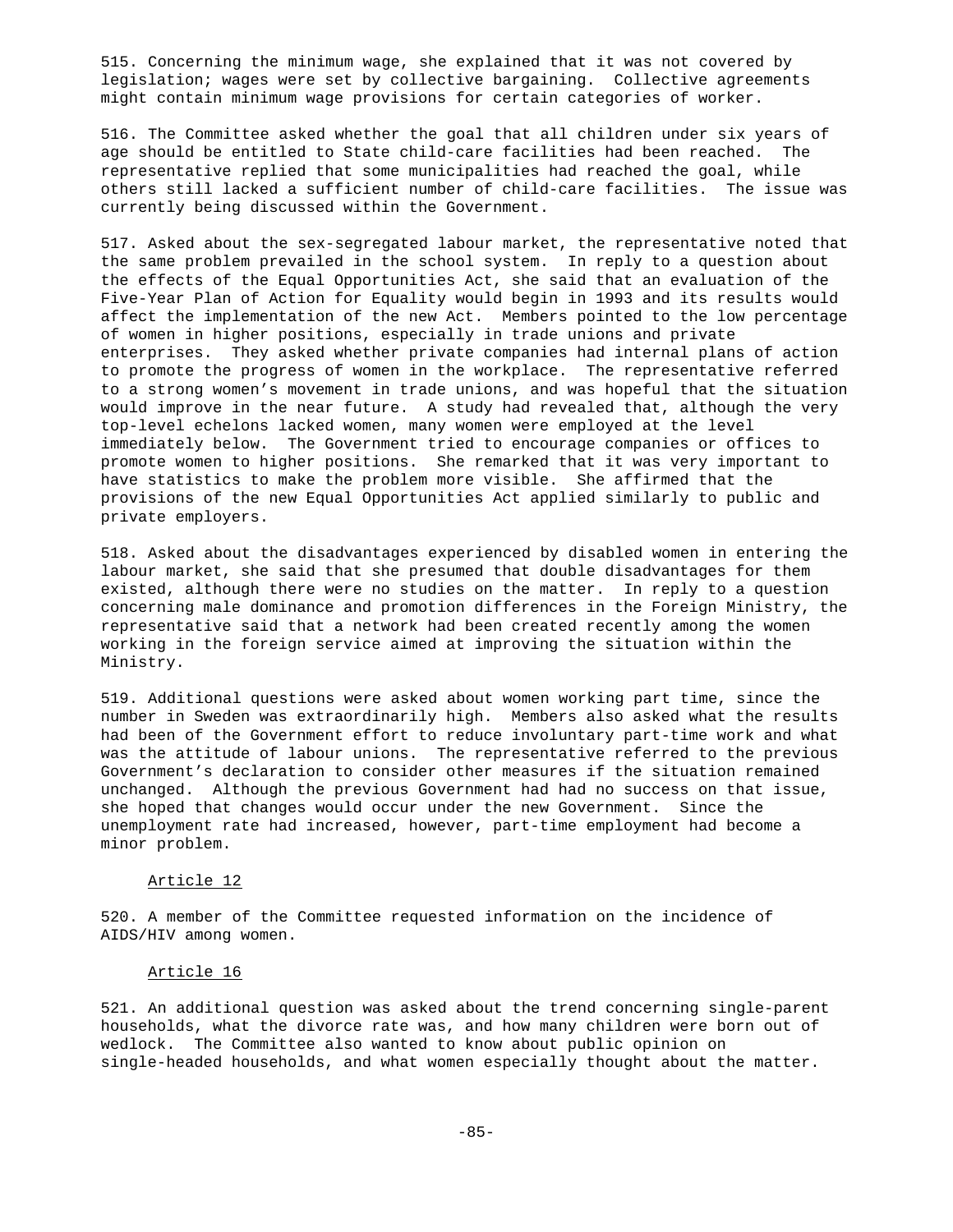515. Concerning the minimum wage, she explained that it was not covered by legislation; wages were set by collective bargaining. Collective agreements might contain minimum wage provisions for certain categories of worker.

516. The Committee asked whether the goal that all children under six years of age should be entitled to State child-care facilities had been reached. The representative replied that some municipalities had reached the goal, while others still lacked a sufficient number of child-care facilities. The issue was currently being discussed within the Government.

517. Asked about the sex-segregated labour market, the representative noted that the same problem prevailed in the school system. In reply to a question about the effects of the Equal Opportunities Act, she said that an evaluation of the Five-Year Plan of Action for Equality would begin in 1993 and its results would affect the implementation of the new Act. Members pointed to the low percentage of women in higher positions, especially in trade unions and private enterprises. They asked whether private companies had internal plans of action to promote the progress of women in the workplace. The representative referred to a strong women's movement in trade unions, and was hopeful that the situation would improve in the near future. A study had revealed that, although the very top-level echelons lacked women, many women were employed at the level immediately below. The Government tried to encourage companies or offices to promote women to higher positions. She remarked that it was very important to have statistics to make the problem more visible. She affirmed that the provisions of the new Equal Opportunities Act applied similarly to public and private employers.

518. Asked about the disadvantages experienced by disabled women in entering the labour market, she said that she presumed that double disadvantages for them existed, although there were no studies on the matter. In reply to a question concerning male dominance and promotion differences in the Foreign Ministry, the representative said that a network had been created recently among the women working in the foreign service aimed at improving the situation within the Ministry.

519. Additional questions were asked about women working part time, since the number in Sweden was extraordinarily high. Members also asked what the results had been of the Government effort to reduce involuntary part-time work and what was the attitude of labour unions. The representative referred to the previous Government's declaration to consider other measures if the situation remained unchanged. Although the previous Government had had no success on that issue, she hoped that changes would occur under the new Government. Since the unemployment rate had increased, however, part-time employment had become a minor problem.

Article 12

520. A member of the Committee requested information on the incidence of AIDS/HIV among women.

Article 16

521. An additional question was asked about the trend concerning single-parent households, what the divorce rate was, and how many children were born out of wedlock. The Committee also wanted to know about public opinion on single-headed households, and what women especially thought about the matter.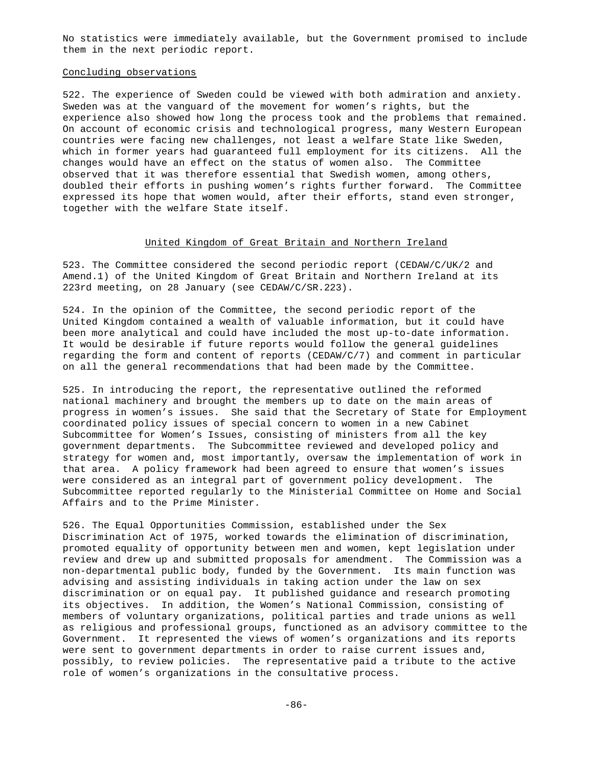No statistics were immediately available, but the Government promised to include them in the next periodic report.

Concluding observations

522. The experience of Sweden could be viewed with both admiration and anxiety. Sweden was at the vanguard of the movement for women's rights, but the experience also showed how long the process took and the problems that remained. On account of economic crisis and technological progress, many Western European countries were facing new challenges, not least a welfare State like Sweden, which in former years had guaranteed full employment for its citizens. All the changes would have an effect on the status of women also. The Committee observed that it was therefore essential that Swedish women, among others, doubled their efforts in pushing women's rights further forward. The Committee expressed its hope that women would, after their efforts, stand even stronger, together with the welfare State itself.

## United Kingdom of Great Britain and Northern Ireland

523. The Committee considered the second periodic report (CEDAW/C/UK/2 and Amend.1) of the United Kingdom of Great Britain and Northern Ireland at its 223rd meeting, on 28 January (see CEDAW/C/SR.223).

524. In the opinion of the Committee, the second periodic report of the United Kingdom contained a wealth of valuable information, but it could have been more analytical and could have included the most up-to-date information. It would be desirable if future reports would follow the general guidelines regarding the form and content of reports (CEDAW/C/7) and comment in particular on all the general recommendations that had been made by the Committee.

525. In introducing the report, the representative outlined the reformed national machinery and brought the members up to date on the main areas of progress in women's issues. She said that the Secretary of State for Employment coordinated policy issues of special concern to women in a new Cabinet Subcommittee for Women's Issues, consisting of ministers from all the key government departments. The Subcommittee reviewed and developed policy and strategy for women and, most importantly, oversaw the implementation of work in that area. A policy framework had been agreed to ensure that women's issues were considered as an integral part of government policy development. The Subcommittee reported regularly to the Ministerial Committee on Home and Social Affairs and to the Prime Minister.

526. The Equal Opportunities Commission, established under the Sex Discrimination Act of 1975, worked towards the elimination of discrimination, promoted equality of opportunity between men and women, kept legislation under review and drew up and submitted proposals for amendment. The Commission was a non-departmental public body, funded by the Government. Its main function was advising and assisting individuals in taking action under the law on sex discrimination or on equal pay. It published guidance and research promoting its objectives. In addition, the Women's National Commission, consisting of members of voluntary organizations, political parties and trade unions as well as religious and professional groups, functioned as an advisory committee to the Government. It represented the views of women's organizations and its reports were sent to government departments in order to raise current issues and, possibly, to review policies. The representative paid a tribute to the active role of women's organizations in the consultative process.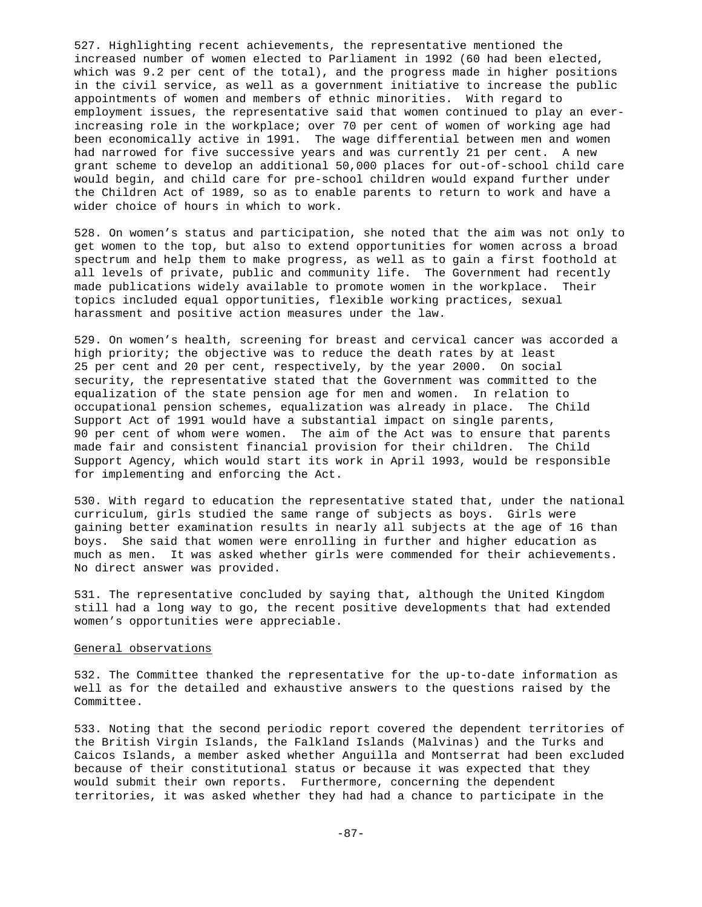527. Highlighting recent achievements, the representative mentioned the increased number of women elected to Parliament in 1992 (60 had been elected, which was 9.2 per cent of the total), and the progress made in higher positions in the civil service, as well as a government initiative to increase the public appointments of women and members of ethnic minorities. With regard to employment issues, the representative said that women continued to play an ever-increasing role in the workplace; over 70 per cent of women of working age had been economically active in 1991. The wage differential between men and women had narrowed for five successive years and was currently 21 per cent. A new grant scheme to develop an additional 50,000 places for out-of-school child care would begin, and child care for pre-school children would expand further under the Children Act of 1989, so as to enable parents to return to work and have a wider choice of hours in which to work.

528. On women's status and participation, she noted that the aim was not only to get women to the top, but also to extend opportunities for women across a broad spectrum and help them to make progress, as well as to gain a first foothold at all levels of private, public and community life. The Government had recently made publications widely available to promote women in the workplace. Their topics included equal opportunities, flexible working practices, sexual harassment and positive action measures under the law.

529. On women's health, screening for breast and cervical cancer was accorded a high priority; the objective was to reduce the death rates by at least 25 per cent and 20 per cent, respectively, by the year 2000. On social security, the representative stated that the Government was committed to the equalization of the state pension age for men and women. In relation to occupational pension schemes, equalization was already in place. The Child Support Act of 1991 would have a substantial impact on single parents, 90 per cent of whom were women. The aim of the Act was to ensure that parents made fair and consistent financial provision for their children. The Child Support Agency, which would start its work in April 1993, would be responsible for implementing and enforcing the Act.

530. With regard to education the representative stated that, under the national curriculum, girls studied the same range of subjects as boys. Girls were gaining better examination results in nearly all subjects at the age of 16 than boys. She said that women were enrolling in further and higher education as much as men. It was asked whether girls were commended for their achievements. No direct answer was provided.

531. The representative concluded by saying that, although the United Kingdom still had a long way to go, the recent positive developments that had extended women's opportunities were appreciable.

General observations

532. The Committee thanked the representative for the up-to-date information as well as for the detailed and exhaustive answers to the questions raised by the Committee.

533. Noting that the second periodic report covered the dependent territories of the British Virgin Islands, the Falkland Islands (Malvinas) and the Turks and Caicos Islands, a member asked whether Anguilla and Montserrat had been excluded because of their constitutional status or because it was expected that they would submit their own reports. Furthermore, concerning the dependent territories, it was asked whether they had had a chance to participate in the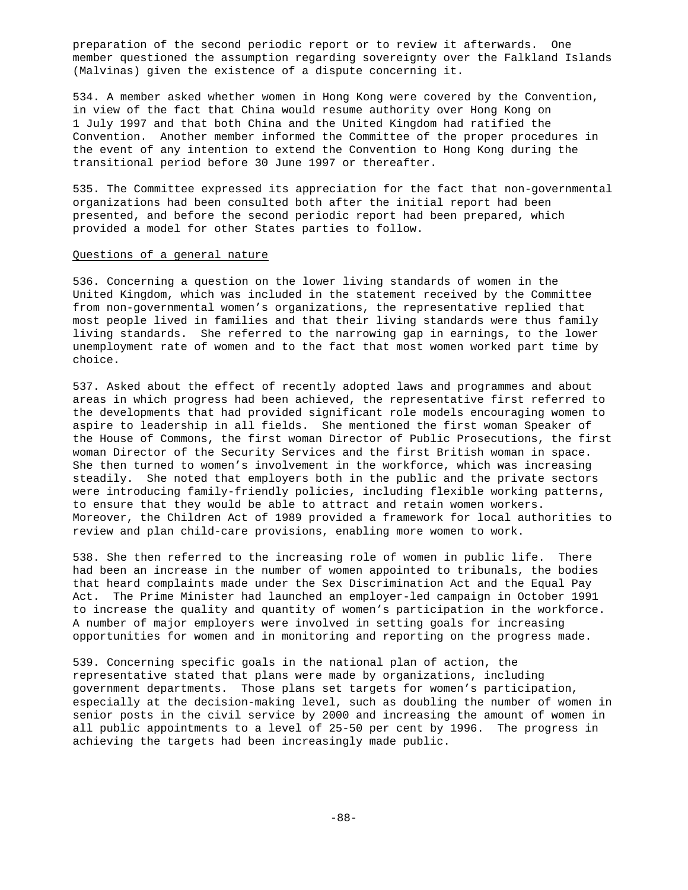preparation of the second periodic report or to review it afterwards. One member questioned the assumption regarding sovereignty over the Falkland Islands (Malvinas) given the existence of a dispute concerning it.

534. A member asked whether women in Hong Kong were covered by the Convention, in view of the fact that China would resume authority over Hong Kong on 1 July 1997 and that both China and the United Kingdom had ratified the Convention. Another member informed the Committee of the proper procedures in the event of any intention to extend the Convention to Hong Kong during the transitional period before 30 June 1997 or thereafter.

535. The Committee expressed its appreciation for the fact that non-governmental organizations had been consulted both after the initial report had been presented, and before the second periodic report had been prepared, which provided a model for other States parties to follow.

Questions of a general nature

536. Concerning a question on the lower living standards of women in the United Kingdom, which was included in the statement received by the Committee from non-governmental women's organizations, the representative replied that most people lived in families and that their living standards were thus family living standards. She referred to the narrowing gap in earnings, to the lower unemployment rate of women and to the fact that most women worked part time by choice.

537. Asked about the effect of recently adopted laws and programmes and about areas in which progress had been achieved, the representative first referred to the developments that had provided significant role models encouraging women to aspire to leadership in all fields. She mentioned the first woman Speaker of the House of Commons, the first woman Director of Public Prosecutions, the first woman Director of the Security Services and the first British woman in space. She then turned to women's involvement in the workforce, which was increasing steadily. She noted that employers both in the public and the private sectors were introducing family-friendly policies, including flexible working patterns, to ensure that they would be able to attract and retain women workers. Moreover, the Children Act of 1989 provided a framework for local authorities to review and plan child-care provisions, enabling more women to work.

538. She then referred to the increasing role of women in public life. There had been an increase in the number of women appointed to tribunals, the bodies that heard complaints made under the Sex Discrimination Act and the Equal Pay Act. The Prime Minister had launched an employer-led campaign in October 1991 to increase the quality and quantity of women's participation in the workforce. A number of major employers were involved in setting goals for increasing opportunities for women and in monitoring and reporting on the progress made.

539. Concerning specific goals in the national plan of action, the representative stated that plans were made by organizations, including government departments. Those plans set targets for women's participation, especially at the decision-making level, such as doubling the number of women in senior posts in the civil service by 2000 and increasing the amount of women in all public appointments to a level of 25-50 per cent by 1996. The progress in achieving the targets had been increasingly made public.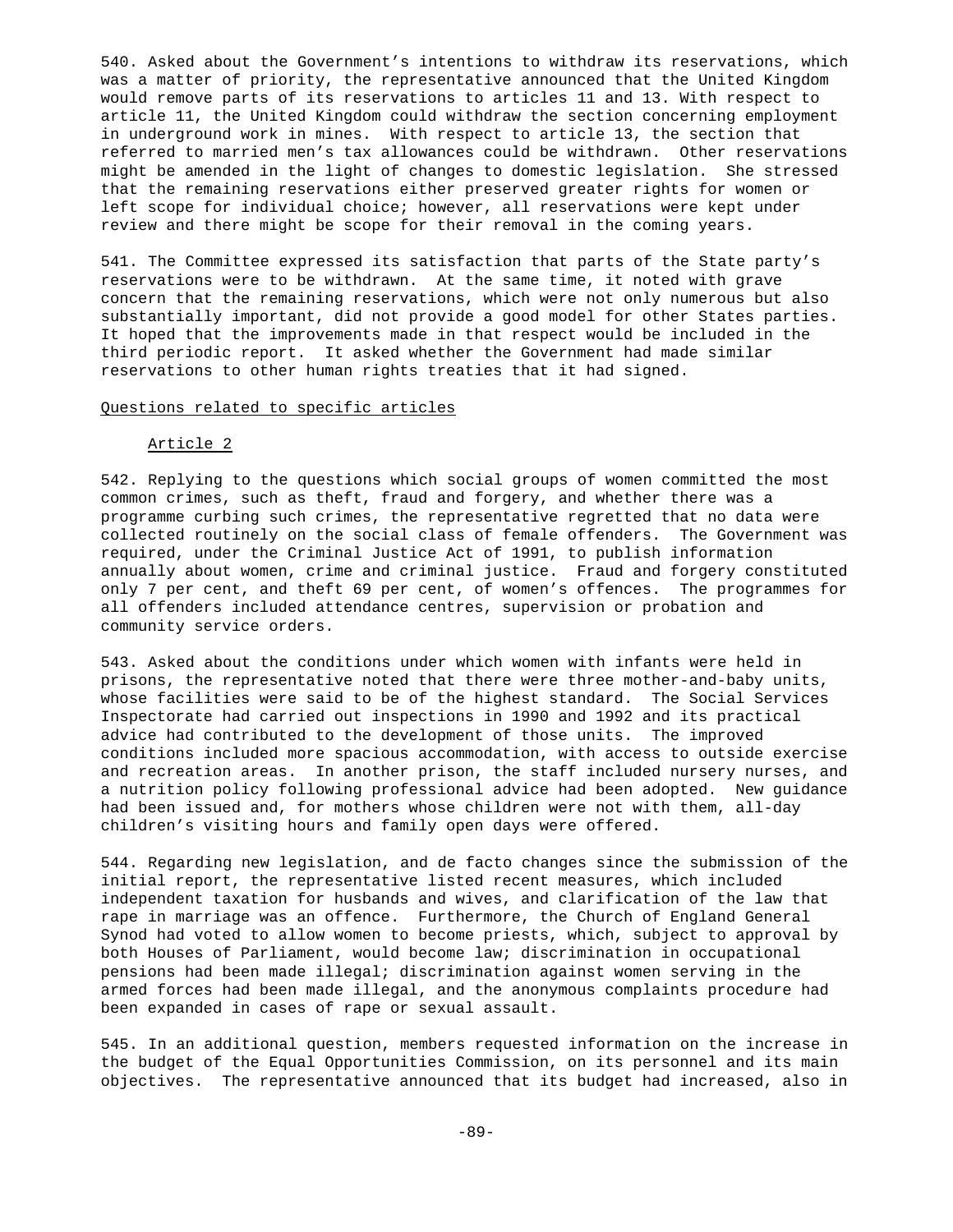540. Asked about the Government's intentions to withdraw its reservations, which was a matter of priority, the representative announced that the United Kingdom would remove parts of its reservations to articles 11 and 13. With respect to article 11, the United Kingdom could withdraw the section concerning employment in underground work in mines. With respect to article 13, the section that referred to married men's tax allowances could be withdrawn. Other reservations might be amended in the light of changes to domestic legislation. She stressed that the remaining reservations either preserved greater rights for women or left scope for individual choice; however, all reservations were kept under review and there might be scope for their removal in the coming years.

541. The Committee expressed its satisfaction that parts of the State party's reservations were to be withdrawn. At the same time, it noted with grave concern that the remaining reservations, which were not only numerous but also substantially important, did not provide a good model for other States parties. It hoped that the improvements made in that respect would be included in the third periodic report. It asked whether the Government had made similar reservations to other human rights treaties that it had signed.

Questions related to specific articles

Article 2

542. Replying to the questions which social groups of women committed the most common crimes, such as theft, fraud and forgery, and whether there was a programme curbing such crimes, the representative regretted that no data were collected routinely on the social class of female offenders. The Government was required, under the Criminal Justice Act of 1991, to publish information annually about women, crime and criminal justice. Fraud and forgery constituted only 7 per cent, and theft 69 per cent, of women's offences. The programmes for all offenders included attendance centres, supervision or probation and community service orders.

543. Asked about the conditions under which women with infants were held in prisons, the representative noted that there were three mother-and-baby units, whose facilities were said to be of the highest standard. The Social Services Inspectorate had carried out inspections in 1990 and 1992 and its practical advice had contributed to the development of those units. The improved conditions included more spacious accommodation, with access to outside exercise and recreation areas. In another prison, the staff included nursery nurses, and a nutrition policy following professional advice had been adopted. New guidance had been issued and, for mothers whose children were not with them, all-day children's visiting hours and family open days were offered.

544. Regarding new legislation, and de facto changes since the submission of the initial report, the representative listed recent measures, which included independent taxation for husbands and wives, and clarification of the law that rape in marriage was an offence. Furthermore, the Church of England General Synod had voted to allow women to become priests, which, subject to approval by both Houses of Parliament, would become law; discrimination in occupational pensions had been made illegal; discrimination against women serving in the armed forces had been made illegal, and the anonymous complaints procedure had been expanded in cases of rape or sexual assault.

545. In an additional question, members requested information on the increase in the budget of the Equal Opportunities Commission, on its personnel and its main objectives. The representative announced that its budget had increased, also in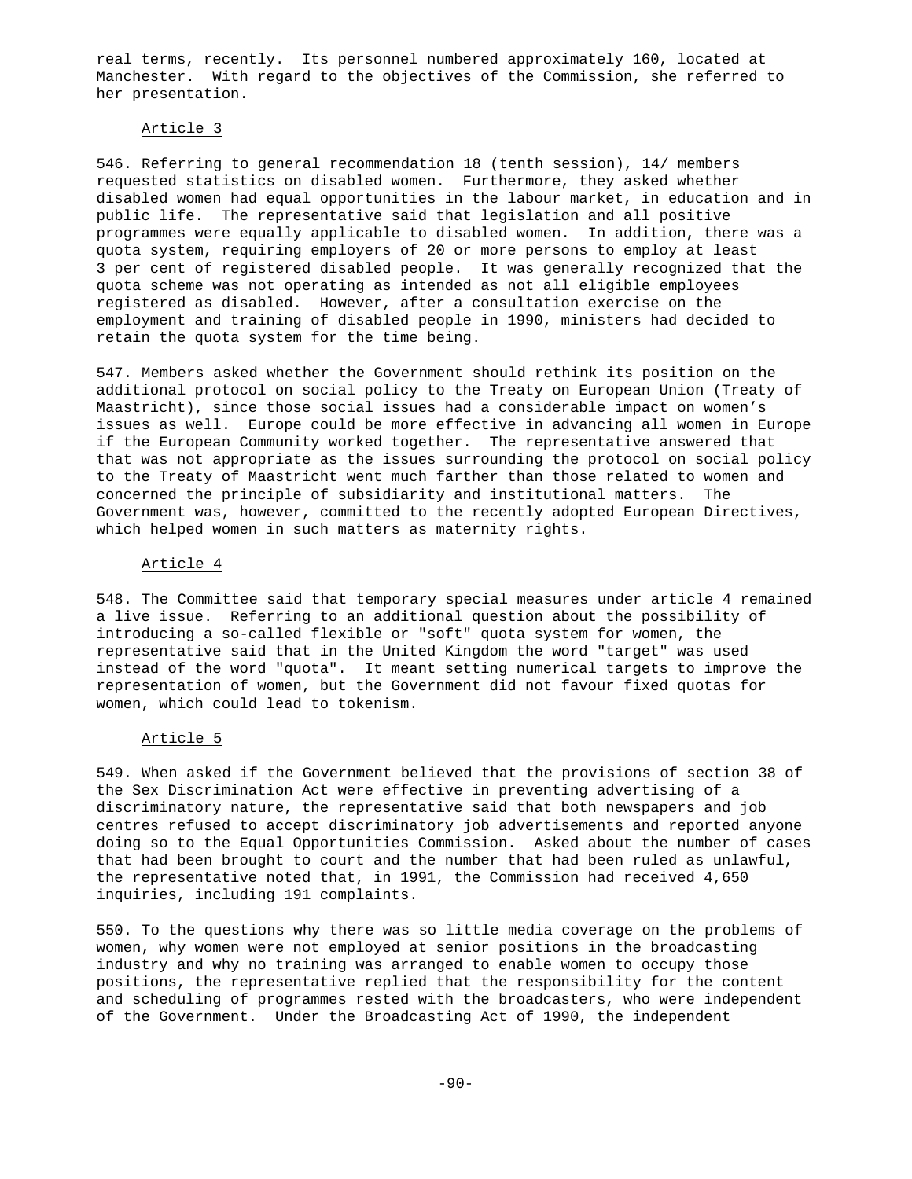real terms, recently. Its personnel numbered approximately 160, located at Manchester. With regard to the objectives of the Commission, she referred to her presentation.

### Article 3

546. Referring to general recommendation 18 (tenth session), 14/ members requested statistics on disabled women. Furthermore, they asked whether disabled women had equal opportunities in the labour market, in education and in public life. The representative said that legislation and all positive programmes were equally applicable to disabled women. In addition, there was a quota system, requiring employers of 20 or more persons to employ at least 3 per cent of registered disabled people. It was generally recognized that the quota scheme was not operating as intended as not all eligible employees registered as disabled. However, after a consultation exercise on the employment and training of disabled people in 1990, ministers had decided to retain the quota system for the time being.

547. Members asked whether the Government should rethink its position on the additional protocol on social policy to the Treaty on European Union (Treaty of Maastricht), since those social issues had a considerable impact on women's issues as well. Europe could be more effective in advancing all women in Europe if the European Community worked together. The representative answered that that was not appropriate as the issues surrounding the protocol on social policy to the Treaty of Maastricht went much farther than those related to women and concerned the principle of subsidiarity and institutional matters. The Government was, however, committed to the recently adopted European Directives, which helped women in such matters as maternity rights.

### Article 4

548. The Committee said that temporary special measures under article 4 remained a live issue. Referring to an additional question about the possibility of introducing a so-called flexible or "soft" quota system for women, the representative said that in the United Kingdom the word "target" was used instead of the word "quota". It meant setting numerical targets to improve the representation of women, but the Government did not favour fixed quotas for women, which could lead to tokenism.

### Article 5

549. When asked if the Government believed that the provisions of section 38 of the Sex Discrimination Act were effective in preventing advertising of a discriminatory nature, the representative said that both newspapers and job centres refused to accept discriminatory job advertisements and reported anyone doing so to the Equal Opportunities Commission. Asked about the number of cases that had been brought to court and the number that had been ruled as unlawful, the representative noted that, in 1991, the Commission had received 4,650 inquiries, including 191 complaints.

550. To the questions why there was so little media coverage on the problems of women, why women were not employed at senior positions in the broadcasting industry and why no training was arranged to enable women to occupy those positions, the representative replied that the responsibility for the content and scheduling of programmes rested with the broadcasters, who were independent of the Government. Under the Broadcasting Act of 1990, the independent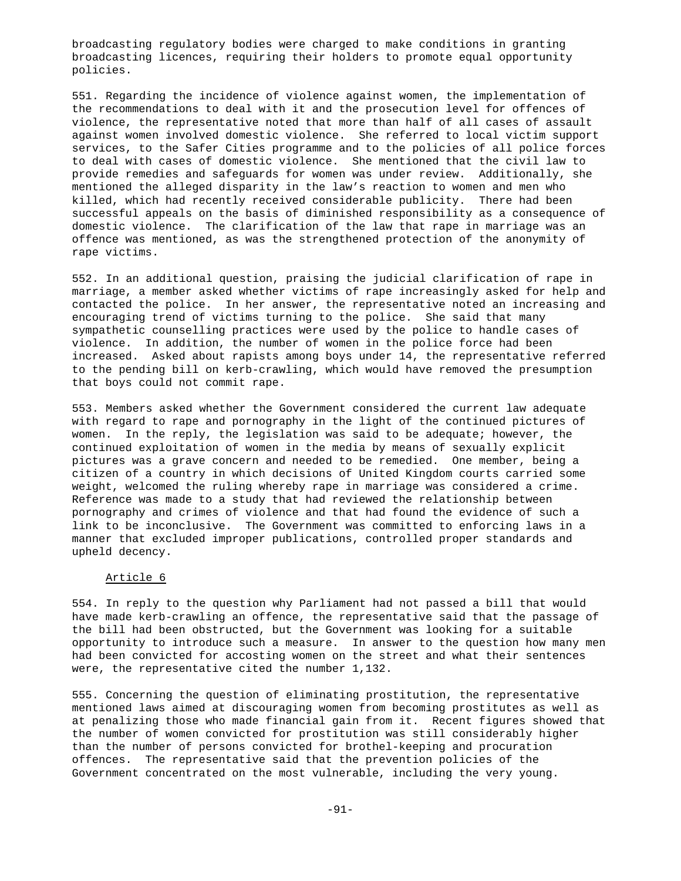broadcasting regulatory bodies were charged to make conditions in granting broadcasting licences, requiring their holders to promote equal opportunity policies.

551. Regarding the incidence of violence against women, the implementation of the recommendations to deal with it and the prosecution level for offences of violence, the representative noted that more than half of all cases of assault against women involved domestic violence. She referred to local victim support services, to the Safer Cities programme and to the policies of all police forces to deal with cases of domestic violence. She mentioned that the civil law to provide remedies and safeguards for women was under review. Additionally, she mentioned the alleged disparity in the law's reaction to women and men who killed, which had recently received considerable publicity. There had been successful appeals on the basis of diminished responsibility as a consequence of domestic violence. The clarification of the law that rape in marriage was an offence was mentioned, as was the strengthened protection of the anonymity of rape victims.

552. In an additional question, praising the judicial clarification of rape in marriage, a member asked whether victims of rape increasingly asked for help and contacted the police. In her answer, the representative noted an increasing and encouraging trend of victims turning to the police. She said that many sympathetic counselling practices were used by the police to handle cases of violence. In addition, the number of women in the police force had been increased. Asked about rapists among boys under 14, the representative referred to the pending bill on kerb-crawling, which would have removed the presumption that boys could not commit rape.

553. Members asked whether the Government considered the current law adequate with regard to rape and pornography in the light of the continued pictures of women. In the reply, the legislation was said to be adequate; however, the continued exploitation of women in the media by means of sexually explicit pictures was a grave concern and needed to be remedied. One member, being a citizen of a country in which decisions of United Kingdom courts carried some weight, welcomed the ruling whereby rape in marriage was considered a crime. Reference was made to a study that had reviewed the relationship between pornography and crimes of violence and that had found the evidence of such a link to be inconclusive. The Government was committed to enforcing laws in a manner that excluded improper publications, controlled proper standards and upheld decency.

### Article 6

554. In reply to the question why Parliament had not passed a bill that would have made kerb-crawling an offence, the representative said that the passage of the bill had been obstructed, but the Government was looking for a suitable opportunity to introduce such a measure. In answer to the question how many men had been convicted for accosting women on the street and what their sentences were, the representative cited the number 1,132.

555. Concerning the question of eliminating prostitution, the representative mentioned laws aimed at discouraging women from becoming prostitutes as well as at penalizing those who made financial gain from it. Recent figures showed that the number of women convicted for prostitution was still considerably higher than the number of persons convicted for brothel-keeping and procuration offences. The representative said that the prevention policies of the Government concentrated on the most vulnerable, including the very young.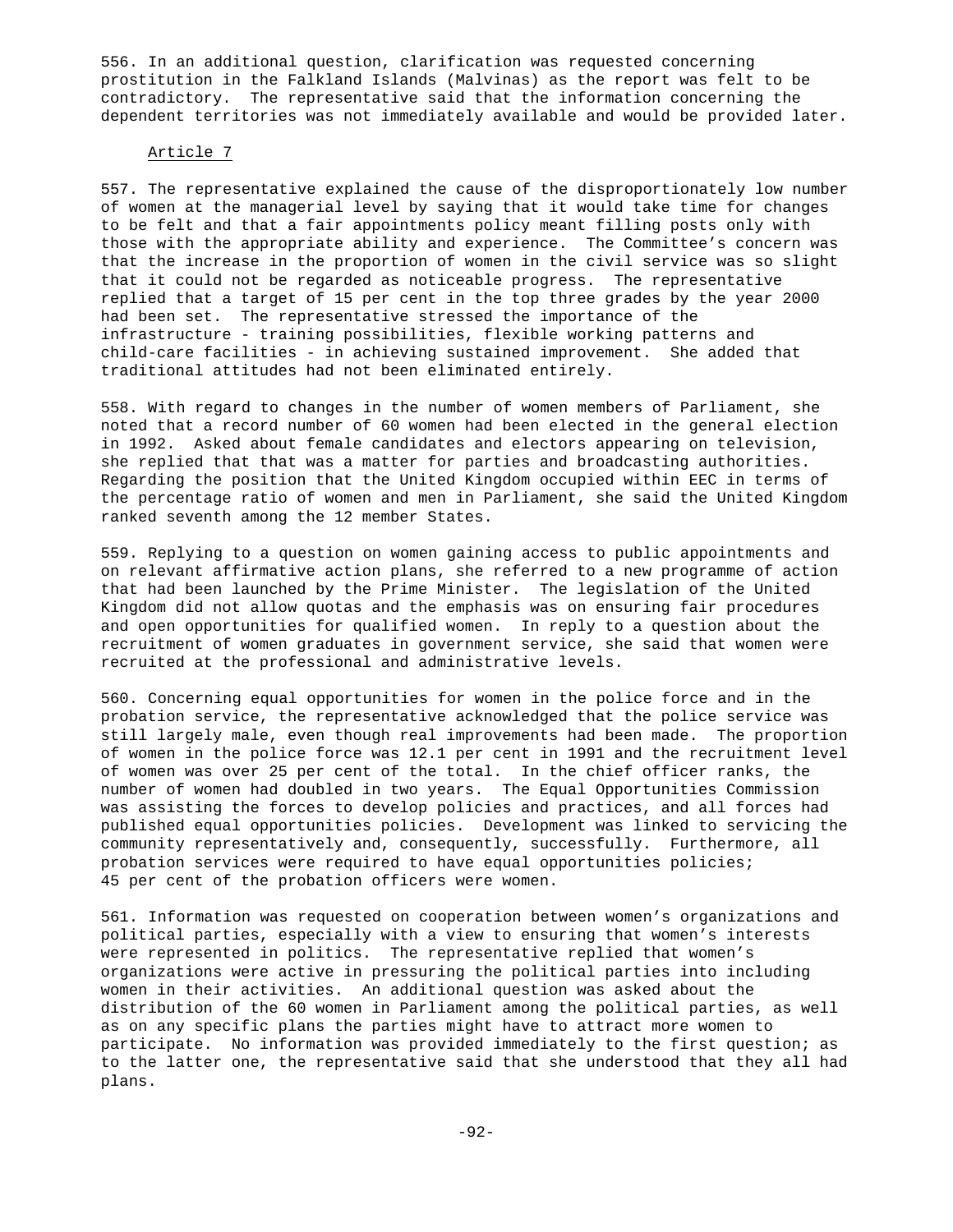556. In an additional question, clarification was requested concerning prostitution in the Falkland Islands (Malvinas) as the report was felt to be contradictory. The representative said that the information concerning the dependent territories was not immediately available and would be provided later.

### Article 7

557. The representative explained the cause of the disproportionately low number of women at the managerial level by saying that it would take time for changes to be felt and that a fair appointments policy meant filling posts only with those with the appropriate ability and experience. The Committee's concern was that the increase in the proportion of women in the civil service was so slight that it could not be regarded as noticeable progress. The representative replied that a target of 15 per cent in the top three grades by the year 2000 had been set. The representative stressed the importance of the infrastructure - training possibilities, flexible working patterns and child-care facilities - in achieving sustained improvement. She added that traditional attitudes had not been eliminated entirely.

558. With regard to changes in the number of women members of Parliament, she noted that a record number of 60 women had been elected in the general election in 1992. Asked about female candidates and electors appearing on television, she replied that that was a matter for parties and broadcasting authorities. Regarding the position that the United Kingdom occupied within EEC in terms of the percentage ratio of women and men in Parliament, she said the United Kingdom ranked seventh among the 12 member States.

559. Replying to a question on women gaining access to public appointments and on relevant affirmative action plans, she referred to a new programme of action that had been launched by the Prime Minister. The legislation of the United Kingdom did not allow quotas and the emphasis was on ensuring fair procedures and open opportunities for qualified women. In reply to a question about the recruitment of women graduates in government service, she said that women were recruited at the professional and administrative levels.

560. Concerning equal opportunities for women in the police force and in the probation service, the representative acknowledged that the police service was still largely male, even though real improvements had been made. The proportion of women in the police force was 12.1 per cent in 1991 and the recruitment level of women was over 25 per cent of the total. In the chief officer ranks, the number of women had doubled in two years. The Equal Opportunities Commission was assisting the forces to develop policies and practices, and all forces had published equal opportunities policies. Development was linked to servicing the community representatively and, consequently, successfully. Furthermore, all probation services were required to have equal opportunities policies; 45 per cent of the probation officers were women.

561. Information was requested on cooperation between women's organizations and political parties, especially with a view to ensuring that women's interests were represented in politics. The representative replied that women's organizations were active in pressuring the political parties into including women in their activities. An additional question was asked about the distribution of the 60 women in Parliament among the political parties, as well as on any specific plans the parties might have to attract more women to participate. No information was provided immediately to the first question; as to the latter one, the representative said that she understood that they all had plans.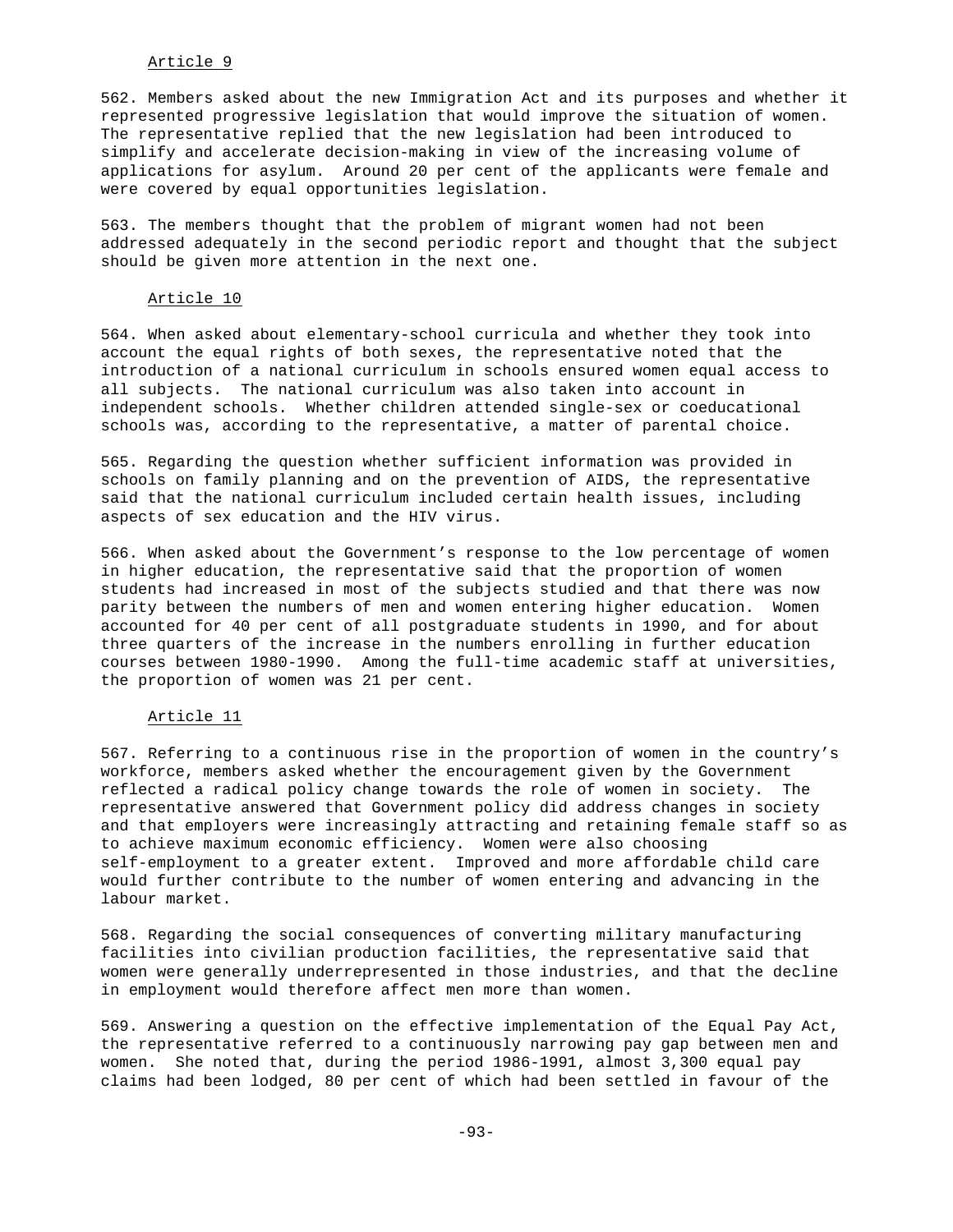<u>Article 9</u>

562. Members asked about the new Immigration Act and its purposes and whether it represented progressive legislation that would improve the situation of women. The representative replied that the new legislation had been introduced to simplify and accelerate decision-making in view of the increasing volume of applications for asylum. Around 20 per cent of the applicants were female and were covered by equal opportunities legislation.

563. The members thought that the problem of migrant women had not been addressed adequately in the second periodic report and thought that the subject should be given more attention in the next one.

<u>Article 10</u>

564. When asked about elementary-school curricula and whether they took into account the equal rights of both sexes, the representative noted that the introduction of a national curriculum in schools ensured women equal access to all subjects. The national curriculum was also taken into account in independent schools. Whether children attended single-sex or coeducational schools was, according to the representative, a matter of parental choice.

565. Regarding the question whether sufficient information was provided in schools on family planning and on the prevention of AIDS, the representative said that the national curriculum included certain health issues, including aspects of sex education and the HIV virus.

566. When asked about the Government's response to the low percentage of women in higher education, the representative said that the proportion of women students had increased in most of the subjects studied and that there was now parity between the numbers of men and women entering higher education. Women accounted for 40 per cent of all postgraduate students in 1990, and for about three quarters of the increase in the numbers enrolling in further education courses between 1980-1990. Among the full-time academic staff at universities, the proportion of women was 21 per cent.

<u>Article 11</u>

567. Referring to a continuous rise in the proportion of women in the country's workforce, members asked whether the encouragement given by the Government reflected a radical policy change towards the role of women in society. The representative answered that Government policy did address changes in society and that employers were increasingly attracting and retaining female staff so as to achieve maximum economic efficiency. Women were also choosing self-employment to a greater extent. Improved and more affordable child care would further contribute to the number of women entering and advancing in the labour market.

568. Regarding the social consequences of converting military manufacturing facilities into civilian production facilities, the representative said that women were generally underrepresented in those industries, and that the decline in employment would therefore affect men more than women.

569. Answering a question on the effective implementation of the Equal Pay Act, the representative referred to a continuously narrowing pay gap between men and women. She noted that, during the period 1986-1991, almost 3,300 equal pay claims had been lodged, 80 per cent of which had been settled in favour of the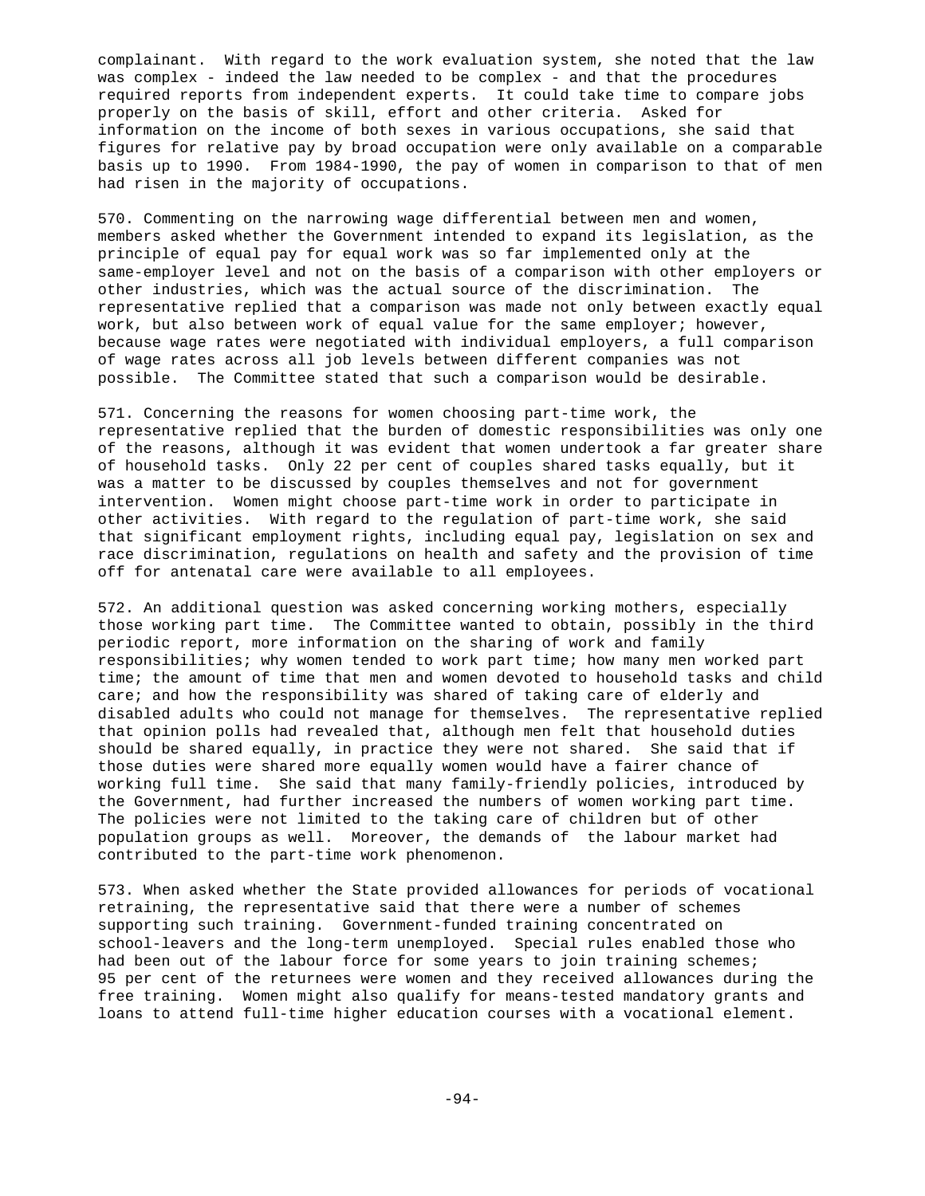complainant. With regard to the work evaluation system, she noted that the law was complex - indeed the law needed to be complex - and that the procedures required reports from independent experts. It could take time to compare jobs properly on the basis of skill, effort and other criteria. Asked for information on the income of both sexes in various occupations, she said that figures for relative pay by broad occupation were only available on a comparable basis up to 1990. From 1984-1990, the pay of women in comparison to that of men had risen in the majority of occupations.

570. Commenting on the narrowing wage differential between men and women, members asked whether the Government intended to expand its legislation, as the principle of equal pay for equal work was so far implemented only at the same-employer level and not on the basis of a comparison with other employers or other industries, which was the actual source of the discrimination. The representative replied that a comparison was made not only between exactly equal work, but also between work of equal value for the same employer; however, because wage rates were negotiated with individual employers, a full comparison of wage rates across all job levels between different companies was not possible. The Committee stated that such a comparison would be desirable.

571. Concerning the reasons for women choosing part-time work, the representative replied that the burden of domestic responsibilities was only one of the reasons, although it was evident that women undertook a far greater share of household tasks. Only 22 per cent of couples shared tasks equally, but it was a matter to be discussed by couples themselves and not for government intervention. Women might choose part-time work in order to participate in other activities. With regard to the regulation of part-time work, she said that significant employment rights, including equal pay, legislation on sex and race discrimination, regulations on health and safety and the provision of time off for antenatal care were available to all employees.

572. An additional question was asked concerning working mothers, especially those working part time. The Committee wanted to obtain, possibly in the third periodic report, more information on the sharing of work and family responsibilities; why women tended to work part time; how many men worked part time; the amount of time that men and women devoted to household tasks and child care; and how the responsibility was shared of taking care of elderly and disabled adults who could not manage for themselves. The representative replied that opinion polls had revealed that, although men felt that household duties should be shared equally, in practice they were not shared. She said that if those duties were shared more equally women would have a fairer chance of working full time. She said that many family-friendly policies, introduced by the Government, had further increased the numbers of women working part time. The policies were not limited to the taking care of children but of other population groups as well. Moreover, the demands of the labour market had contributed to the part-time work phenomenon.

573. When asked whether the State provided allowances for periods of vocational retraining, the representative said that there were a number of schemes supporting such training. Government-funded training concentrated on school-leavers and the long-term unemployed. Special rules enabled those who had been out of the labour force for some years to join training schemes; 95 per cent of the returnees were women and they received allowances during the free training. Women might also qualify for means-tested mandatory grants and loans to attend full-time higher education courses with a vocational element.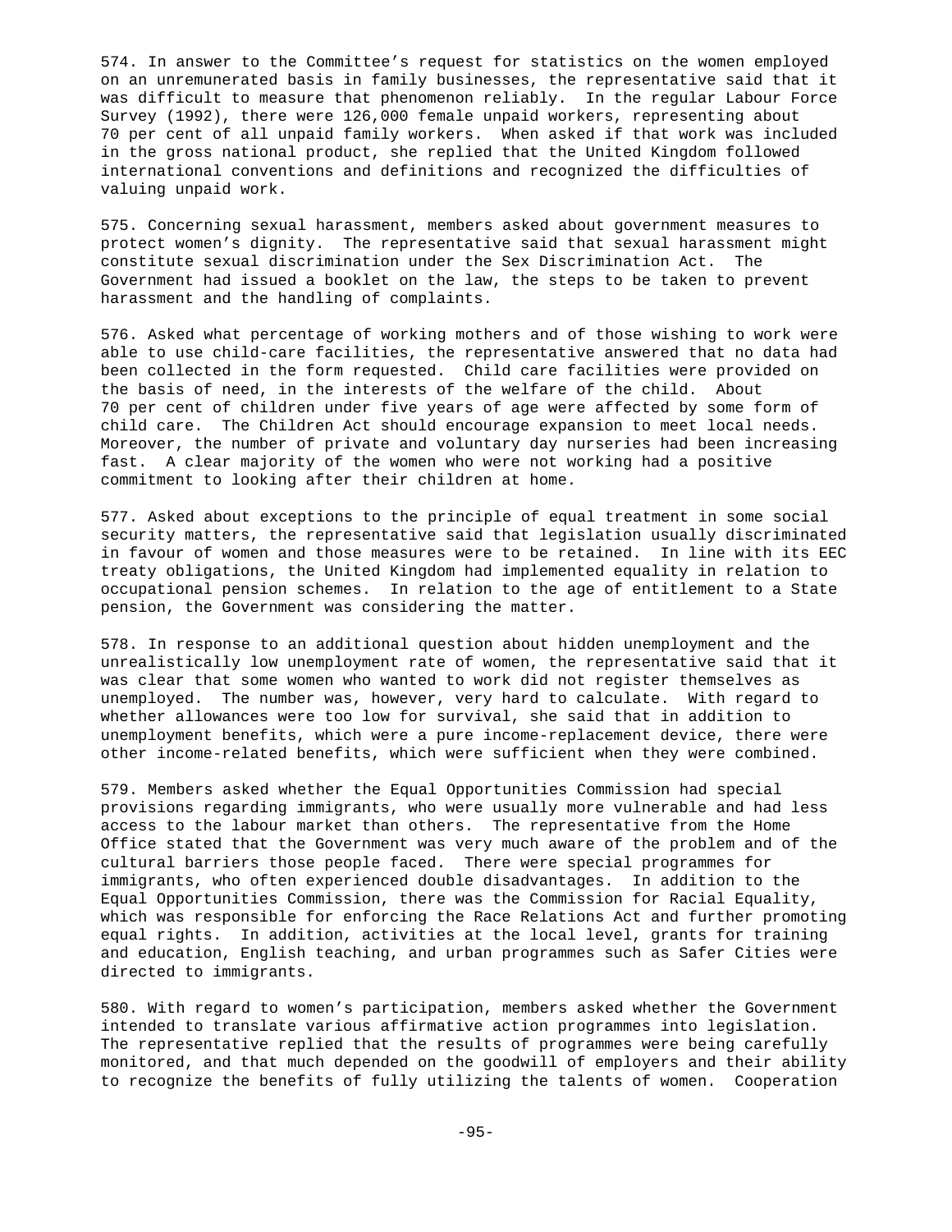574. In answer to the Committee's request for statistics on the women employed on an unremunerated basis in family businesses, the representative said that it was difficult to measure that phenomenon reliably. In the regular Labour Force Survey (1992), there were 126,000 female unpaid workers, representing about 70 per cent of all unpaid family workers. When asked if that work was included in the gross national product, she replied that the United Kingdom followed international conventions and definitions and recognized the difficulties of valuing unpaid work.

575. Concerning sexual harassment, members asked about government measures to protect women's dignity. The representative said that sexual harassment might constitute sexual discrimination under the Sex Discrimination Act. The Government had issued a booklet on the law, the steps to be taken to prevent harassment and the handling of complaints.

576. Asked what percentage of working mothers and of those wishing to work were able to use child-care facilities, the representative answered that no data had been collected in the form requested. Child care facilities were provided on the basis of need, in the interests of the welfare of the child. About 70 per cent of children under five years of age were affected by some form of child care. The Children Act should encourage expansion to meet local needs. Moreover, the number of private and voluntary day nurseries had been increasing fast. A clear majority of the women who were not working had a positive commitment to looking after their children at home.

577. Asked about exceptions to the principle of equal treatment in some social security matters, the representative said that legislation usually discriminated in favour of women and those measures were to be retained. In line with its EEC treaty obligations, the United Kingdom had implemented equality in relation to occupational pension schemes. In relation to the age of entitlement to a State pension, the Government was considering the matter.

578. In response to an additional question about hidden unemployment and the unrealistically low unemployment rate of women, the representative said that it was clear that some women who wanted to work did not register themselves as unemployed. The number was, however, very hard to calculate. With regard to whether allowances were too low for survival, she said that in addition to unemployment benefits, which were a pure income-replacement device, there were other income-related benefits, which were sufficient when they were combined.

579. Members asked whether the Equal Opportunities Commission had special provisions regarding immigrants, who were usually more vulnerable and had less access to the labour market than others. The representative from the Home Office stated that the Government was very much aware of the problem and of the cultural barriers those people faced. There were special programmes for immigrants, who often experienced double disadvantages. In addition to the Equal Opportunities Commission, there was the Commission for Racial Equality, which was responsible for enforcing the Race Relations Act and further promoting equal rights. In addition, activities at the local level, grants for training and education, English teaching, and urban programmes such as Safer Cities were directed to immigrants.

580. With regard to women's participation, members asked whether the Government intended to translate various affirmative action programmes into legislation. The representative replied that the results of programmes were being carefully monitored, and that much depended on the goodwill of employers and their ability to recognize the benefits of fully utilizing the talents of women. Cooperation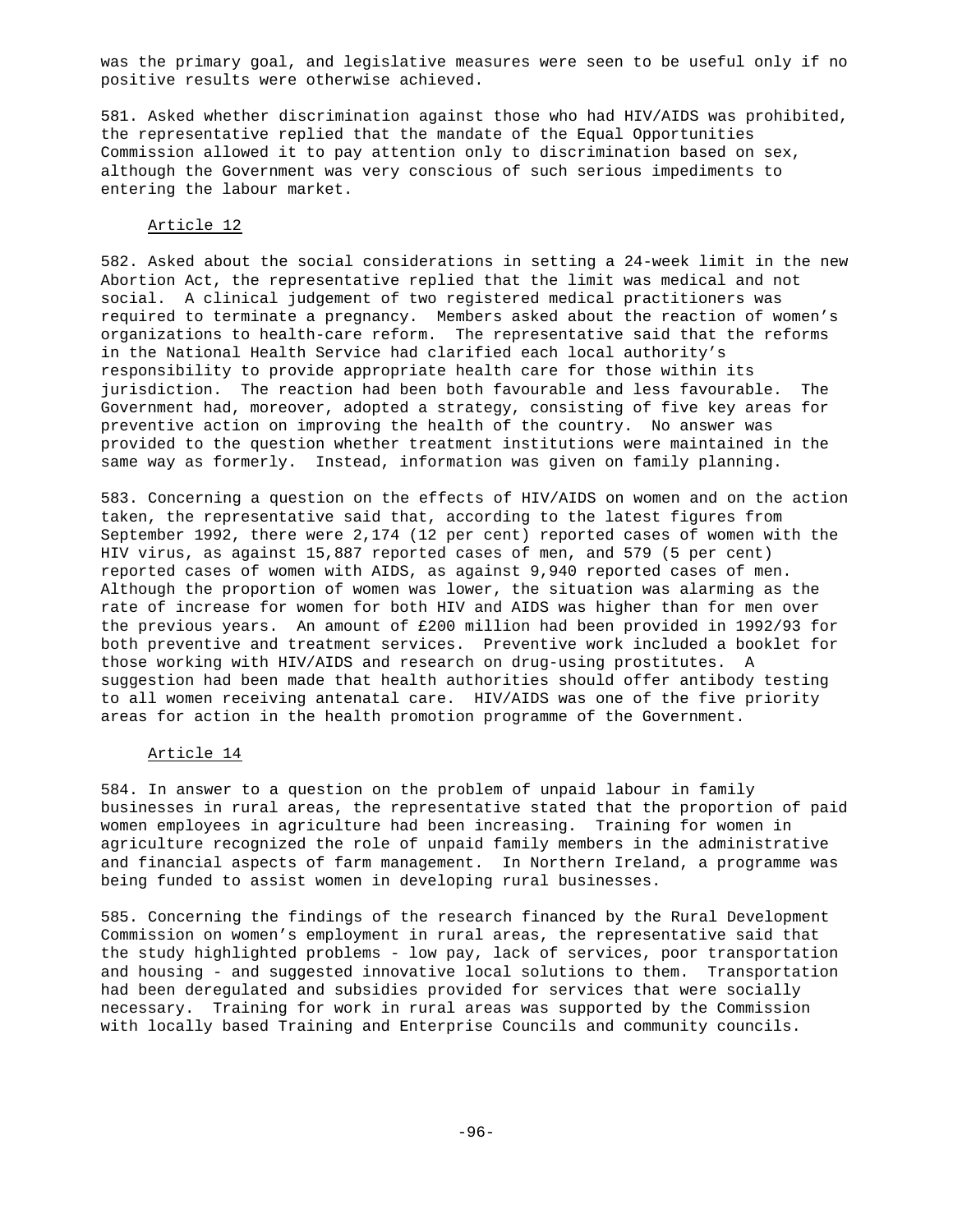was the primary goal, and legislative measures were seen to be useful only if no positive results were otherwise achieved.

581. Asked whether discrimination against those who had HIV/AIDS was prohibited, the representative replied that the mandate of the Equal Opportunities Commission allowed it to pay attention only to discrimination based on sex, although the Government was very conscious of such serious impediments to entering the labour market.

Article 12

582. Asked about the social considerations in setting a 24-week limit in the new Abortion Act, the representative replied that the limit was medical and not social. A clinical judgement of two registered medical practitioners was required to terminate a pregnancy. Members asked about the reaction of women's organizations to health-care reform. The representative said that the reforms in the National Health Service had clarified each local authority's responsibility to provide appropriate health care for those within its jurisdiction. The reaction had been both favourable and less favourable. The Government had, moreover, adopted a strategy, consisting of five key areas for preventive action on improving the health of the country. No answer was provided to the question whether treatment institutions were maintained in the same way as formerly. Instead, information was given on family planning.

583. Concerning a question on the effects of HIV/AIDS on women and on the action taken, the representative said that, according to the latest figures from September 1992, there were 2,174 (12 per cent) reported cases of women with the HIV virus, as against 15,887 reported cases of men, and 579 (5 per cent) reported cases of women with AIDS, as against 9,940 reported cases of men. Although the proportion of women was lower, the situation was alarming as the rate of increase for women for both HIV and AIDS was higher than for men over the previous years. An amount of £200 million had been provided in 1992/93 for both preventive and treatment services. Preventive work included a booklet for those working with HIV/AIDS and research on drug-using prostitutes. A suggestion had been made that health authorities should offer antibody testing to all women receiving antenatal care. HIV/AIDS was one of the five priority areas for action in the health promotion programme of the Government.

Article 14

584. In answer to a question on the problem of unpaid labour in family businesses in rural areas, the representative stated that the proportion of paid women employees in agriculture had been increasing. Training for women in agriculture recognized the role of unpaid family members in the administrative and financial aspects of farm management. In Northern Ireland, a programme was being funded to assist women in developing rural businesses.

585. Concerning the findings of the research financed by the Rural Development Commission on women's employment in rural areas, the representative said that the study highlighted problems - low pay, lack of services, poor transportation and housing - and suggested innovative local solutions to them. Transportation had been deregulated and subsidies provided for services that were socially necessary. Training for work in rural areas was supported by the Commission with locally based Training and Enterprise Councils and community councils.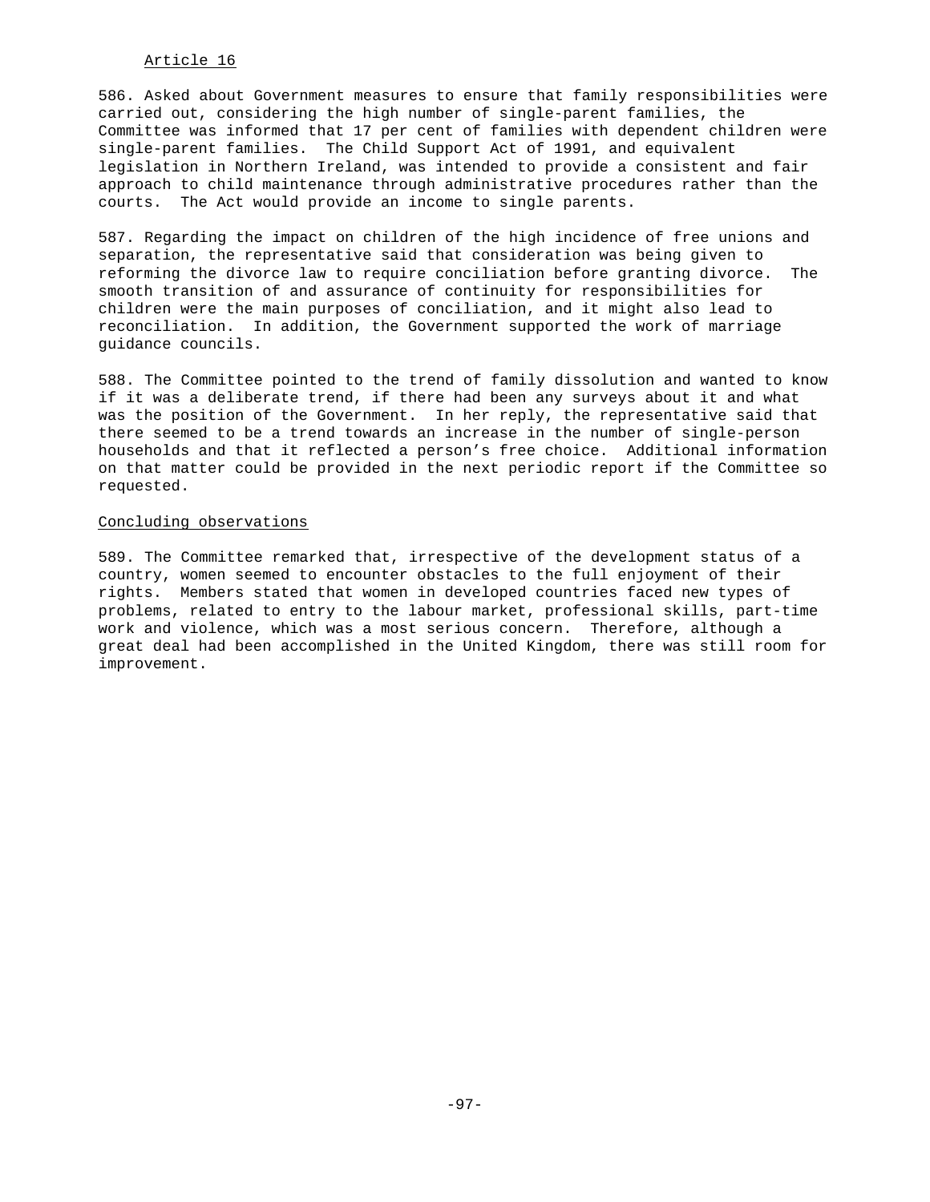Article 16

586. Asked about Government measures to ensure that family responsibilities were carried out, considering the high number of single-parent families, the Committee was informed that 17 per cent of families with dependent children were single-parent families. The Child Support Act of 1991, and equivalent legislation in Northern Ireland, was intended to provide a consistent and fair approach to child maintenance through administrative procedures rather than the courts. The Act would provide an income to single parents.

587. Regarding the impact on children of the high incidence of free unions and separation, the representative said that consideration was being given to reforming the divorce law to require conciliation before granting divorce. The smooth transition of and assurance of continuity for responsibilities for children were the main purposes of conciliation, and it might also lead to reconciliation. In addition, the Government supported the work of marriage guidance councils.

588. The Committee pointed to the trend of family dissolution and wanted to know if it was a deliberate trend, if there had been any surveys about it and what was the position of the Government. In her reply, the representative said that there seemed to be a trend towards an increase in the number of single-person households and that it reflected a person's free choice. Additional information on that matter could be provided in the next periodic report if the Committee so requested.

Concluding observations

589. The Committee remarked that, irrespective of the development status of a country, women seemed to encounter obstacles to the full enjoyment of their rights. Members stated that women in developed countries faced new types of problems, related to entry to the labour market, professional skills, part-time work and violence, which was a most serious concern. Therefore, although a great deal had been accomplished in the United Kingdom, there was still room for improvement.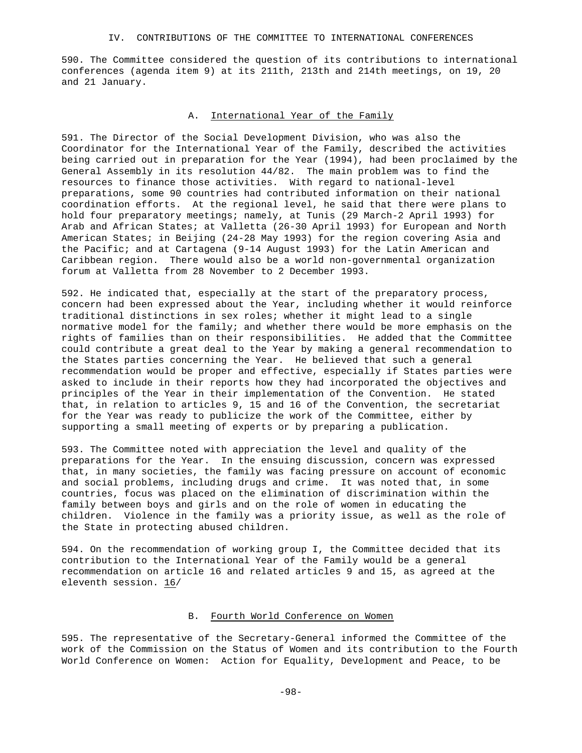## IV. CONTRIBUTIONS OF THE COMMITTEE TO INTERNATIONAL CONFERENCES

590. The Committee considered the question of its contributions to international conferences (agenda item 9) at its 211th, 213th and 214th meetings, on 19, 20 and 21 January.

### A. International Year of the Family

591. The Director of the Social Development Division, who was also the Coordinator for the International Year of the Family, described the activities being carried out in preparation for the Year (1994), had been proclaimed by the General Assembly in its resolution 44/82. The main problem was to find the resources to finance those activities. With regard to national-level preparations, some 90 countries had contributed information on their national coordination efforts. At the regional level, he said that there were plans to hold four preparatory meetings; namely, at Tunis (29 March-2 April 1993) for Arab and African States; at Valletta (26-30 April 1993) for European and North American States; in Beijing (24-28 May 1993) for the region covering Asia and the Pacific; and at Cartagena (9-14 August 1993) for the Latin American and Caribbean region. There would also be a world non-governmental organization forum at Valletta from 28 November to 2 December 1993.

592. He indicated that, especially at the start of the preparatory process, concern had been expressed about the Year, including whether it would reinforce traditional distinctions in sex roles; whether it might lead to a single normative model for the family; and whether there would be more emphasis on the rights of families than on their responsibilities. He added that the Committee could contribute a great deal to the Year by making a general recommendation to the States parties concerning the Year. He believed that such a general recommendation would be proper and effective, especially if States parties were asked to include in their reports how they had incorporated the objectives and principles of the Year in their implementation of the Convention. He stated that, in relation to articles 9, 15 and 16 of the Convention, the secretariat for the Year was ready to publicize the work of the Committee, either by supporting a small meeting of experts or by preparing a publication.

593. The Committee noted with appreciation the level and quality of the preparations for the Year. In the ensuing discussion, concern was expressed that, in many societies, the family was facing pressure on account of economic and social problems, including drugs and crime. It was noted that, in some countries, focus was placed on the elimination of discrimination within the family between boys and girls and on the role of women in educating the children. Violence in the family was a priority issue, as well as the role of the State in protecting abused children.

594. On the recommendation of working group I, the Committee decided that its contribution to the International Year of the Family would be a general recommendation on article 16 and related articles 9 and 15, as agreed at the eleventh session. 16/

### B. Fourth World Conference on Women

595. The representative of the Secretary-General informed the Committee of the work of the Commission on the Status of Women and its contribution to the Fourth World Conference on Women: Action for Equality, Development and Peace, to be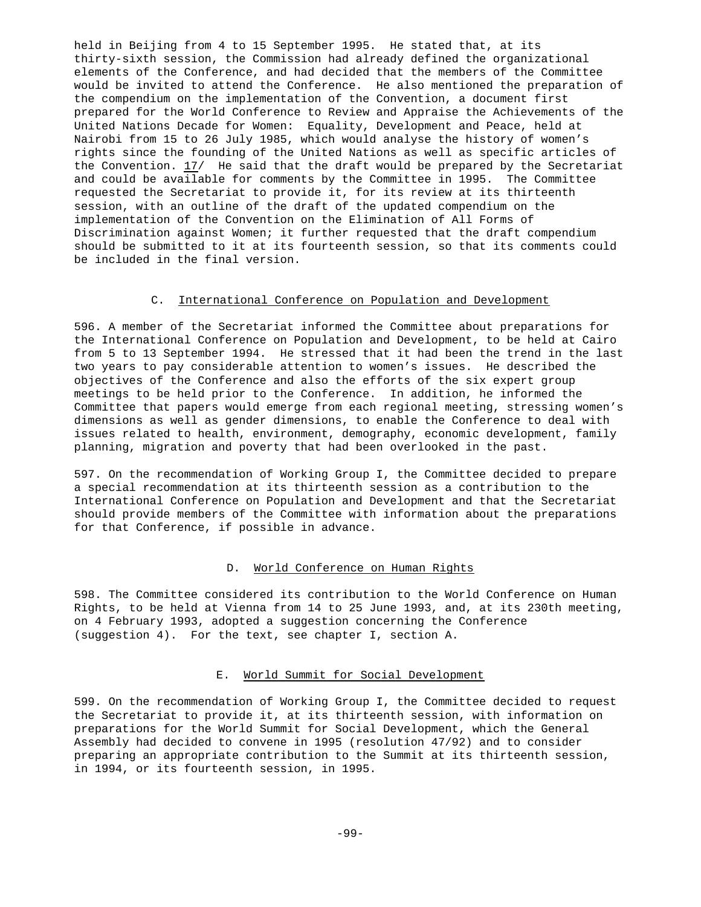held in Beijing from 4 to 15 September 1995. He stated that, at its thirty-sixth session, the Commission had already defined the organizational elements of the Conference, and had decided that the members of the Committee would be invited to attend the Conference. He also mentioned the preparation of the compendium on the implementation of the Convention, a document first prepared for the World Conference to Review and Appraise the Achievements of the United Nations Decade for Women: Equality, Development and Peace, held at Nairobi from 15 to 26 July 1985, which would analyse the history of women's rights since the founding of the United Nations as well as specific articles of the Convention. 17/ He said that the draft would be prepared by the Secretariat and could be available for comments by the Committee in 1995. The Committee requested the Secretariat to provide it, for its review at its thirteenth session, with an outline of the draft of the updated compendium on the implementation of the Convention on the Elimination of All Forms of Discrimination against Women; it further requested that the draft compendium should be submitted to it at its fourteenth session, so that its comments could be included in the final version.

### C. International Conference on Population and Development

596. A member of the Secretariat informed the Committee about preparations for the International Conference on Population and Development, to be held at Cairo from 5 to 13 September 1994. He stressed that it had been the trend in the last two years to pay considerable attention to women's issues. He described the objectives of the Conference and also the efforts of the six expert group meetings to be held prior to the Conference. In addition, he informed the Committee that papers would emerge from each regional meeting, stressing women's dimensions as well as gender dimensions, to enable the Conference to deal with issues related to health, environment, demography, economic development, family planning, migration and poverty that had been overlooked in the past.

597. On the recommendation of Working Group I, the Committee decided to prepare a special recommendation at its thirteenth session as a contribution to the International Conference on Population and Development and that the Secretariat should provide members of the Committee with information about the preparations for that Conference, if possible in advance.

### D. World Conference on Human Rights

598. The Committee considered its contribution to the World Conference on Human Rights, to be held at Vienna from 14 to 25 June 1993, and, at its 230th meeting, on 4 February 1993, adopted a suggestion concerning the Conference (suggestion 4). For the text, see chapter I, section A.

### E. World Summit for Social Development

599. On the recommendation of Working Group I, the Committee decided to request the Secretariat to provide it, at its thirteenth session, with information on preparations for the World Summit for Social Development, which the General Assembly had decided to convene in 1995 (resolution 47/92) and to consider preparing an appropriate contribution to the Summit at its thirteenth session, in 1994, or its fourteenth session, in 1995.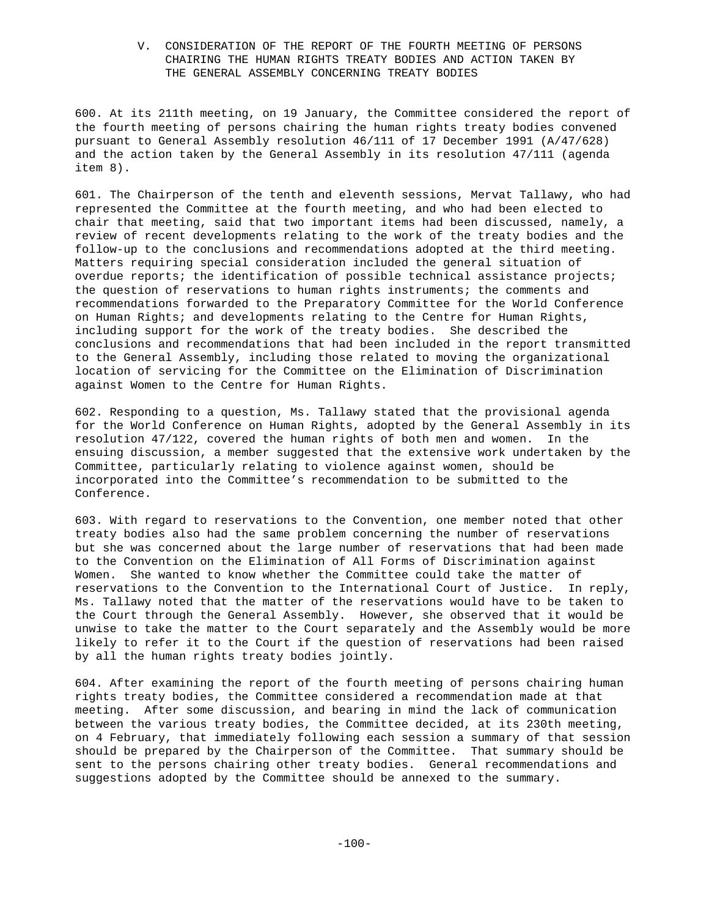## V. CONSIDERATION OF THE REPORT OF THE FOURTH MEETING OF PERSONS CHAIRING THE HUMAN RIGHTS TREATY BODIES AND ACTION TAKEN BY THE GENERAL ASSEMBLY CONCERNING TREATY BODIES

600. At its 211th meeting, on 19 January, the Committee considered the report of the fourth meeting of persons chairing the human rights treaty bodies convened pursuant to General Assembly resolution 46/111 of 17 December 1991 (A/47/628) and the action taken by the General Assembly in its resolution 47/111 (agenda item 8).

601. The Chairperson of the tenth and eleventh sessions, Mervat Tallawy, who had represented the Committee at the fourth meeting, and who had been elected to chair that meeting, said that two important items had been discussed, namely, a review of recent developments relating to the work of the treaty bodies and the follow-up to the conclusions and recommendations adopted at the third meeting. Matters requiring special consideration included the general situation of overdue reports; the identification of possible technical assistance projects; the question of reservations to human rights instruments; the comments and recommendations forwarded to the Preparatory Committee for the World Conference on Human Rights; and developments relating to the Centre for Human Rights, including support for the work of the treaty bodies. She described the conclusions and recommendations that had been included in the report transmitted to the General Assembly, including those related to moving the organizational location of servicing for the Committee on the Elimination of Discrimination against Women to the Centre for Human Rights.

602. Responding to a question, Ms. Tallawy stated that the provisional agenda for the World Conference on Human Rights, adopted by the General Assembly in its resolution 47/122, covered the human rights of both men and women. In the ensuing discussion, a member suggested that the extensive work undertaken by the Committee, particularly relating to violence against women, should be incorporated into the Committee's recommendation to be submitted to the Conference.

603. With regard to reservations to the Convention, one member noted that other treaty bodies also had the same problem concerning the number of reservations but she was concerned about the large number of reservations that had been made to the Convention on the Elimination of All Forms of Discrimination against Women. She wanted to know whether the Committee could take the matter of reservations to the Convention to the International Court of Justice. In reply, Ms. Tallawy noted that the matter of the reservations would have to be taken to the Court through the General Assembly. However, she observed that it would be unwise to take the matter to the Court separately and the Assembly would be more likely to refer it to the Court if the question of reservations had been raised by all the human rights treaty bodies jointly.

604. After examining the report of the fourth meeting of persons chairing human rights treaty bodies, the Committee considered a recommendation made at that meeting. After some discussion, and bearing in mind the lack of communication between the various treaty bodies, the Committee decided, at its 230th meeting, on 4 February, that immediately following each session a summary of that session should be prepared by the Chairperson of the Committee. That summary should be sent to the persons chairing other treaty bodies. General recommendations and suggestions adopted by the Committee should be annexed to the summary.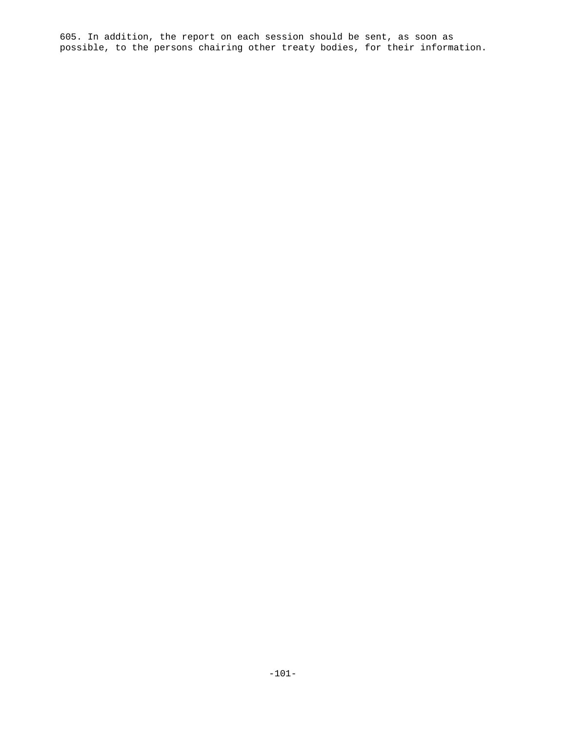605. In addition, the report on each session should be sent, as soon as possible, to the persons chairing other treaty bodies, for their information.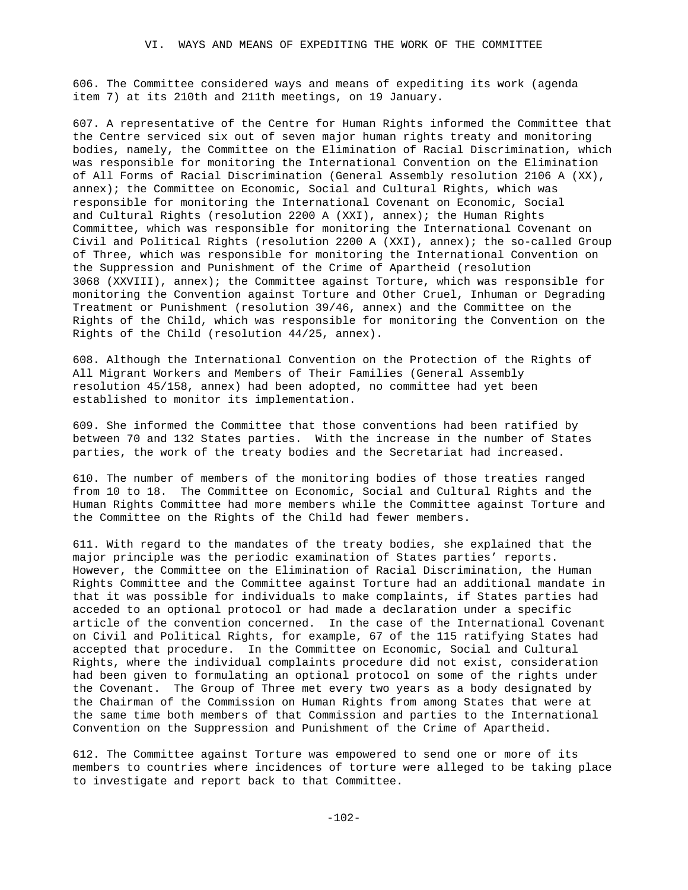## VI. WAYS AND MEANS OF EXPEDITING THE WORK OF THE COMMITTEE

606. The Committee considered ways and means of expediting its work (agenda item 7) at its 210th and 211th meetings, on 19 January.

607. A representative of the Centre for Human Rights informed the Committee that the Centre serviced six out of seven major human rights treaty and monitoring bodies, namely, the Committee on the Elimination of Racial Discrimination, which was responsible for monitoring the International Convention on the Elimination of All Forms of Racial Discrimination (General Assembly resolution 2106 A (XX), annex); the Committee on Economic, Social and Cultural Rights, which was responsible for monitoring the International Covenant on Economic, Social and Cultural Rights (resolution 2200 A (XXI), annex); the Human Rights Committee, which was responsible for monitoring the International Covenant on Civil and Political Rights (resolution 2200 A (XXI), annex); the so-called Group of Three, which was responsible for monitoring the International Convention on the Suppression and Punishment of the Crime of Apartheid (resolution 3068 (XXVIII), annex); the Committee against Torture, which was responsible for monitoring the Convention against Torture and Other Cruel, Inhuman or Degrading Treatment or Punishment (resolution 39/46, annex) and the Committee on the Rights of the Child, which was responsible for monitoring the Convention on the Rights of the Child (resolution 44/25, annex).

608. Although the International Convention on the Protection of the Rights of All Migrant Workers and Members of Their Families (General Assembly resolution 45/158, annex) had been adopted, no committee had yet been established to monitor its implementation.

609. She informed the Committee that those conventions had been ratified by between 70 and 132 States parties. With the increase in the number of States parties, the work of the treaty bodies and the Secretariat had increased.

610. The number of members of the monitoring bodies of those treaties ranged from 10 to 18. The Committee on Economic, Social and Cultural Rights and the Human Rights Committee had more members while the Committee against Torture and the Committee on the Rights of the Child had fewer members.

611. With regard to the mandates of the treaty bodies, she explained that the major principle was the periodic examination of States parties' reports. However, the Committee on the Elimination of Racial Discrimination, the Human Rights Committee and the Committee against Torture had an additional mandate in that it was possible for individuals to make complaints, if States parties had acceded to an optional protocol or had made a declaration under a specific article of the convention concerned. In the case of the International Covenant on Civil and Political Rights, for example, 67 of the 115 ratifying States had accepted that procedure. In the Committee on Economic, Social and Cultural Rights, where the individual complaints procedure did not exist, consideration had been given to formulating an optional protocol on some of the rights under the Covenant. The Group of Three met every two years as a body designated by the Chairman of the Commission on Human Rights from among States that were at the same time both members of that Commission and parties to the International Convention on the Suppression and Punishment of the Crime of Apartheid.

612. The Committee against Torture was empowered to send one or more of its members to countries where incidences of torture were alleged to be taking place to investigate and report back to that Committee.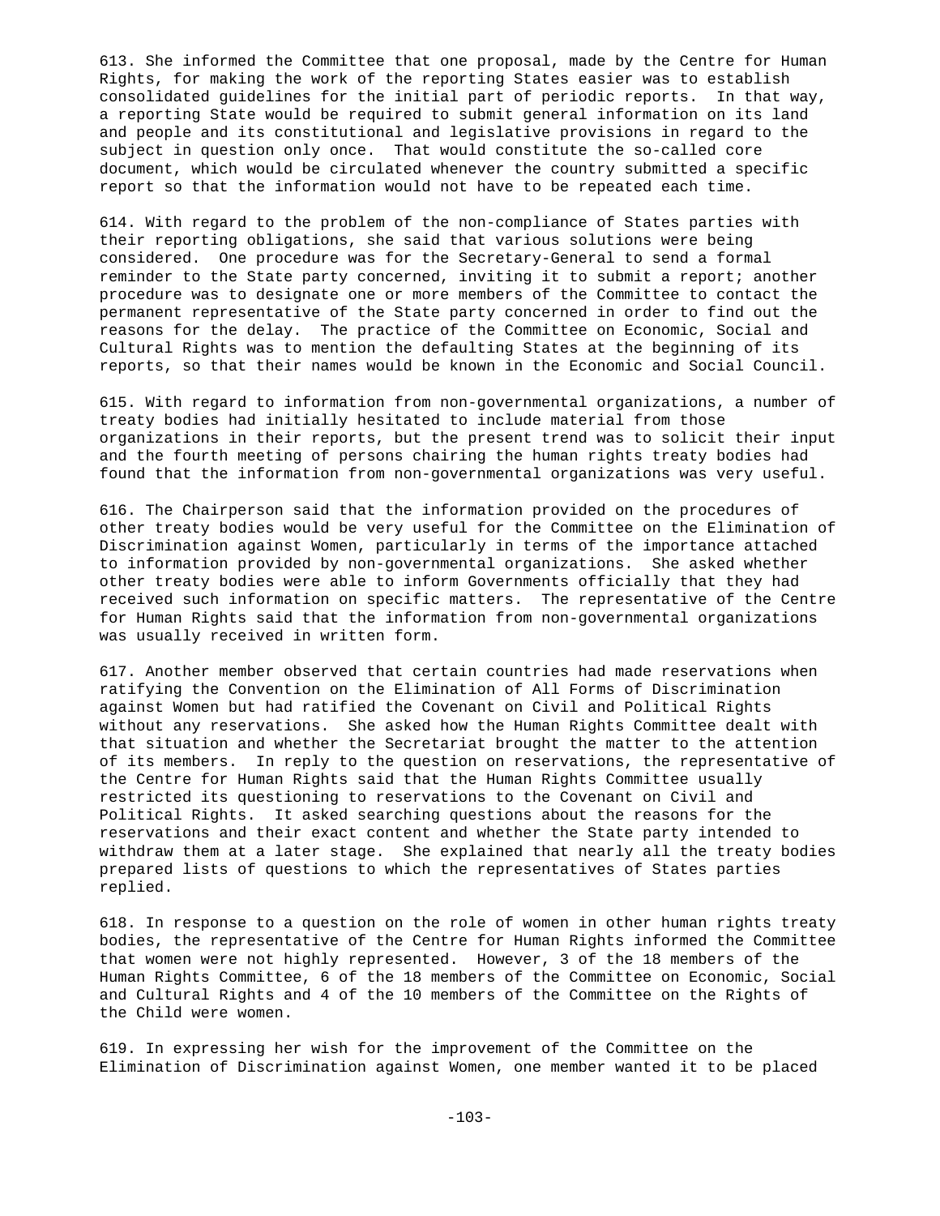613. She informed the Committee that one proposal, made by the Centre for Human Rights, for making the work of the reporting States easier was to establish consolidated guidelines for the initial part of periodic reports. In that way, a reporting State would be required to submit general information on its land and people and its constitutional and legislative provisions in regard to the subject in question only once. That would constitute the so-called core document, which would be circulated whenever the country submitted a specific report so that the information would not have to be repeated each time.

614. With regard to the problem of the non-compliance of States parties with their reporting obligations, she said that various solutions were being considered. One procedure was for the Secretary-General to send a formal reminder to the State party concerned, inviting it to submit a report; another procedure was to designate one or more members of the Committee to contact the permanent representative of the State party concerned in order to find out the reasons for the delay. The practice of the Committee on Economic, Social and Cultural Rights was to mention the defaulting States at the beginning of its reports, so that their names would be known in the Economic and Social Council.

615. With regard to information from non-governmental organizations, a number of treaty bodies had initially hesitated to include material from those organizations in their reports, but the present trend was to solicit their input and the fourth meeting of persons chairing the human rights treaty bodies had found that the information from non-governmental organizations was very useful.

616. The Chairperson said that the information provided on the procedures of other treaty bodies would be very useful for the Committee on the Elimination of Discrimination against Women, particularly in terms of the importance attached to information provided by non-governmental organizations. She asked whether other treaty bodies were able to inform Governments officially that they had received such information on specific matters. The representative of the Centre for Human Rights said that the information from non-governmental organizations was usually received in written form.

617. Another member observed that certain countries had made reservations when ratifying the Convention on the Elimination of All Forms of Discrimination against Women but had ratified the Covenant on Civil and Political Rights without any reservations. She asked how the Human Rights Committee dealt with that situation and whether the Secretariat brought the matter to the attention of its members. In reply to the question on reservations, the representative of the Centre for Human Rights said that the Human Rights Committee usually restricted its questioning to reservations to the Covenant on Civil and Political Rights. It asked searching questions about the reasons for the reservations and their exact content and whether the State party intended to withdraw them at a later stage. She explained that nearly all the treaty bodies prepared lists of questions to which the representatives of States parties replied.

618. In response to a question on the role of women in other human rights treaty bodies, the representative of the Centre for Human Rights informed the Committee that women were not highly represented. However, 3 of the 18 members of the Human Rights Committee, 6 of the 18 members of the Committee on Economic, Social and Cultural Rights and 4 of the 10 members of the Committee on the Rights of the Child were women.

619. In expressing her wish for the improvement of the Committee on the Elimination of Discrimination against Women, one member wanted it to be placed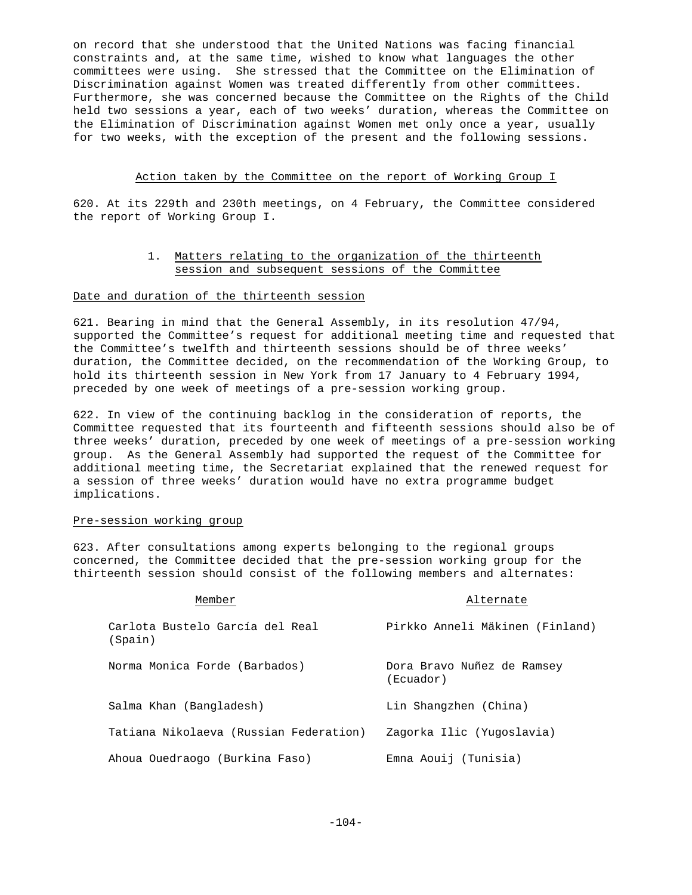on record that she understood that the United Nations was facing financial constraints and, at the same time, wished to know what languages the other committees were using. She stressed that the Committee on the Elimination of Discrimination against Women was treated differently from other committees. Furthermore, she was concerned because the Committee on the Rights of the Child held two sessions a year, each of two weeks' duration, whereas the Committee on the Elimination of Discrimination against Women met only once a year, usually for two weeks, with the exception of the present and the following sessions.

### Action taken by the Committee on the report of Working Group I

620. At its 229th and 230th meetings, on 4 February, the Committee considered the report of Working Group I.

#### 1. Matters relating to the organization of the thirteenth session and subsequent sessions of the Committee

Date and duration of the thirteenth session

621. Bearing in mind that the General Assembly, in its resolution 47/94, supported the Committee's request for additional meeting time and requested that the Committee's twelfth and thirteenth sessions should be of three weeks' duration, the Committee decided, on the recommendation of the Working Group, to hold its thirteenth session in New York from 17 January to 4 February 1994, preceded by one week of meetings of a pre-session working group.

622. In view of the continuing backlog in the consideration of reports, the Committee requested that its fourteenth and fifteenth sessions should also be of three weeks' duration, preceded by one week of meetings of a pre-session working group. As the General Assembly had supported the request of the Committee for additional meeting time, the Secretariat explained that the renewed request for a session of three weeks' duration would have no extra programme budget implications.

Pre-session working group

623. After consultations among experts belonging to the regional groups concerned, the Committee decided that the pre-session working group for the thirteenth session should consist of the following members and alternates:

| Member | Alternate |
| --- | --- |
| Carlota Bustelo García del Real (Spain) | Pirkko Anneli Mäkinen (Finland) |
| Norma Monica Forde (Barbados) | Dora Bravo Nuñez de Ramsey (Ecuador) |
| Salma Khan (Bangladesh) | Lin Shangzhen (China) |
| Tatiana Nikolaeva (Russian Federation) | Zagorka Ilic (Yugoslavia) |
| Ahoua Ouedraogo (Burkina Faso) | Emna Aouij (Tunisia) |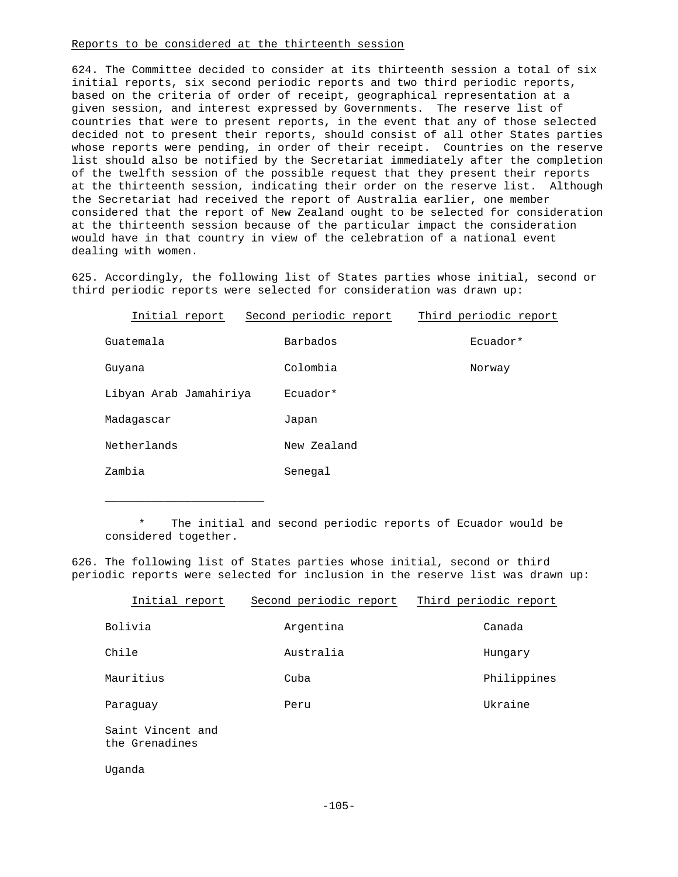Reports to be considered at the thirteenth session

624. The Committee decided to consider at its thirteenth session a total of six initial reports, six second periodic reports and two third periodic reports, based on the criteria of order of receipt, geographical representation at a given session, and interest expressed by Governments. The reserve list of countries that were to present reports, in the event that any of those selected decided not to present their reports, should consist of all other States parties whose reports were pending, in order of their receipt. Countries on the reserve list should also be notified by the Secretariat immediately after the completion of the twelfth session of the possible request that they present their reports at the thirteenth session, indicating their order on the reserve list. Although the Secretariat had received the report of Australia earlier, one member considered that the report of New Zealand ought to be selected for consideration at the thirteenth session because of the particular impact the consideration would have in that country in view of the celebration of a national event dealing with women.

625. Accordingly, the following list of States parties whose initial, second or third periodic reports were selected for consideration was drawn up:

| Initial report | Second periodic report | Third periodic report |
| --- | --- | --- |
| Guatemala | Barbados | Ecuador* |
| Guyana | Colombia | Norway |
| Libyan Arab Jamahiriya | Ecuador* | |
| Madagascar | Japan | |
| Netherlands | New Zealand | |
| Zambia | Senegal | |

\* The initial and second periodic reports of Ecuador would be considered together.

626. The following list of States parties whose initial, second or third periodic reports were selected for inclusion in the reserve list was drawn up:

| Initial report | Second periodic report | Third periodic report |
| --- | --- | --- |
| Bolivia | Argentina | Canada |
| Chile | Australia | Hungary |
| Mauritius | Cuba | Philippines |
| Paraguay | Peru | Ukraine |
| Saint Vincent and the Grenadines | | |
| Uganda | | |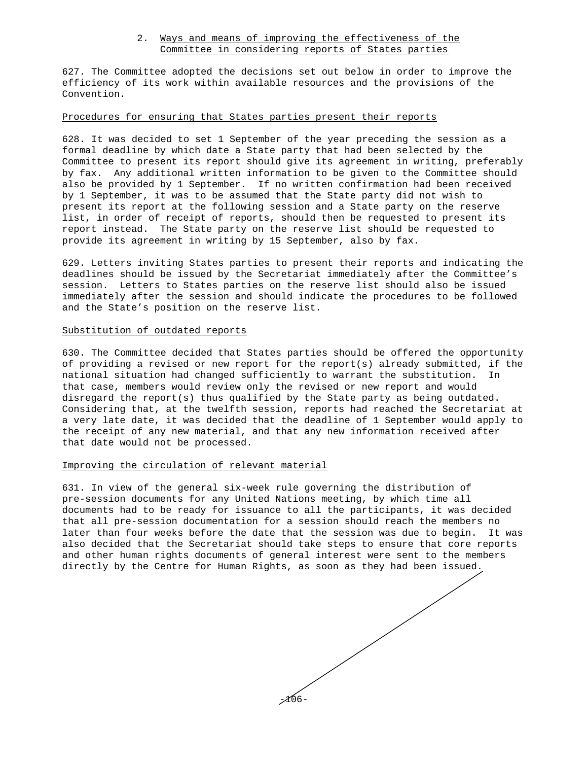## 2. Ways and means of improving the effectiveness of the Committee in considering reports of States parties

627. The Committee adopted the decisions set out below in order to improve the efficiency of its work within available resources and the provisions of the Convention.

### Procedures for ensuring that States parties present their reports

628. It was decided to set 1 September of the year preceding the session as a formal deadline by which date a State party that had been selected by the Committee to present its report should give its agreement in writing, preferably by fax. Any additional written information to be given to the Committee should also be provided by 1 September. If no written confirmation had been received by 1 September, it was to be assumed that the State party did not wish to present its report at the following session and a State party on the reserve list, in order of receipt of reports, should then be requested to present its report instead. The State party on the reserve list should be requested to provide its agreement in writing by 15 September, also by fax.

629. Letters inviting States parties to present their reports and indicating the deadlines should be issued by the Secretariat immediately after the Committee's session. Letters to States parties on the reserve list should also be issued immediately after the session and should indicate the procedures to be followed and the State's position on the reserve list.

### Substitution of outdated reports

630. The Committee decided that States parties should be offered the opportunity of providing a revised or new report for the report(s) already submitted, if the national situation had changed sufficiently to warrant the substitution. In that case, members would review only the revised or new report and would disregard the report(s) thus qualified by the State party as being outdated. Considering that, at the twelfth session, reports had reached the Secretariat at a very late date, it was decided that the deadline of 1 September would apply to the receipt of any new material, and that any new information received after that date would not be processed.

### Improving the circulation of relevant material

631. In view of the general six-week rule governing the distribution of pre-session documents for any United Nations meeting, by which time all documents had to be ready for issuance to all the participants, it was decided that all pre-session documentation for a session should reach the members no later than four weeks before the date that the session was due to begin. It was also decided that the Secretariat should take steps to ensure that core reports and other human rights documents of general interest were sent to the members directly by the Centre for Human Rights, as soon as they had been issued.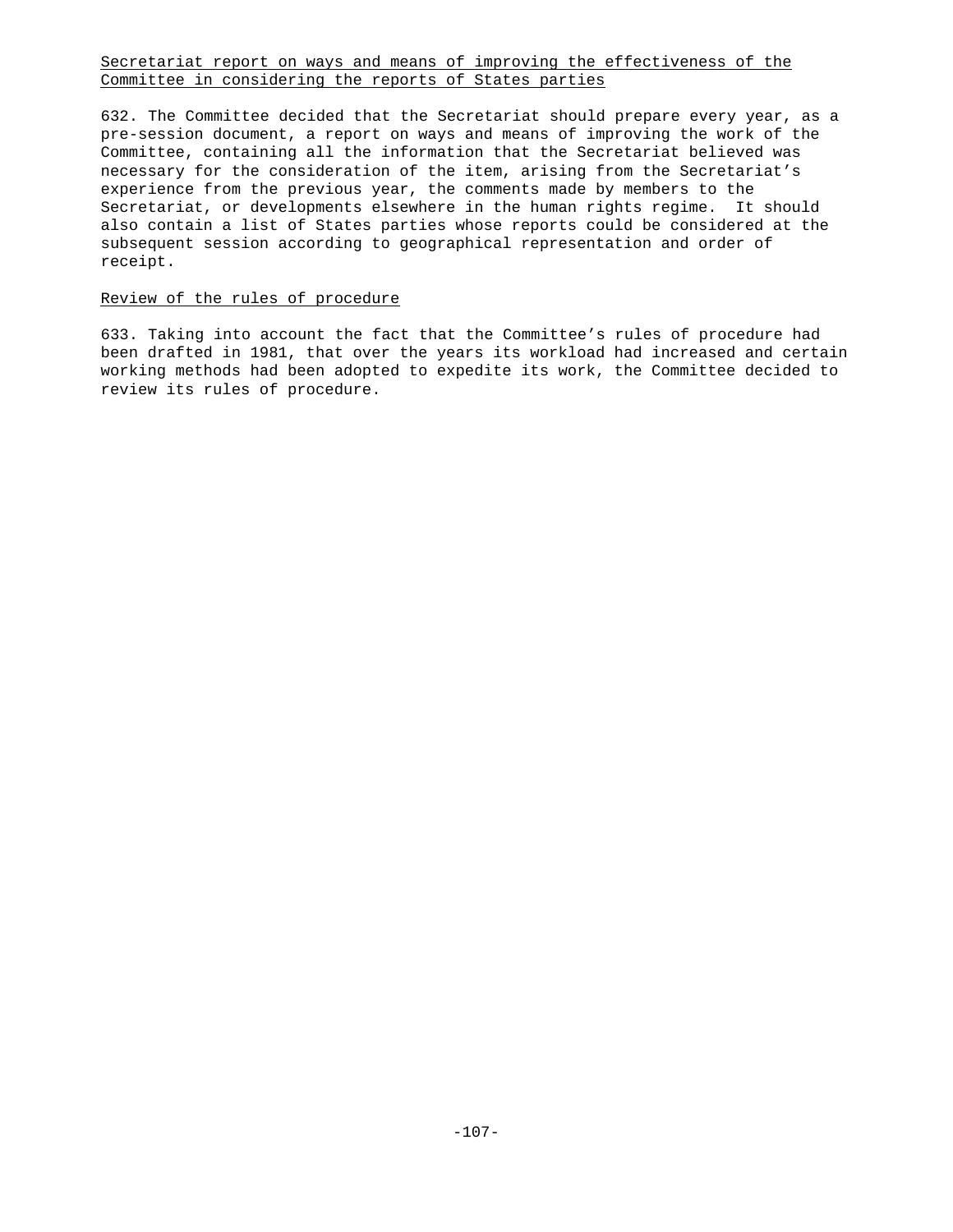Secretariat report on ways and means of improving the effectiveness of the Committee in considering the reports of States parties

632. The Committee decided that the Secretariat should prepare every year, as a pre-session document, a report on ways and means of improving the work of the Committee, containing all the information that the Secretariat believed was necessary for the consideration of the item, arising from the Secretariat's experience from the previous year, the comments made by members to the Secretariat, or developments elsewhere in the human rights regime. It should also contain a list of States parties whose reports could be considered at the subsequent session according to geographical representation and order of receipt.

Review of the rules of procedure

633. Taking into account the fact that the Committee's rules of procedure had been drafted in 1981, that over the years its workload had increased and certain working methods had been adopted to expedite its work, the Committee decided to review its rules of procedure.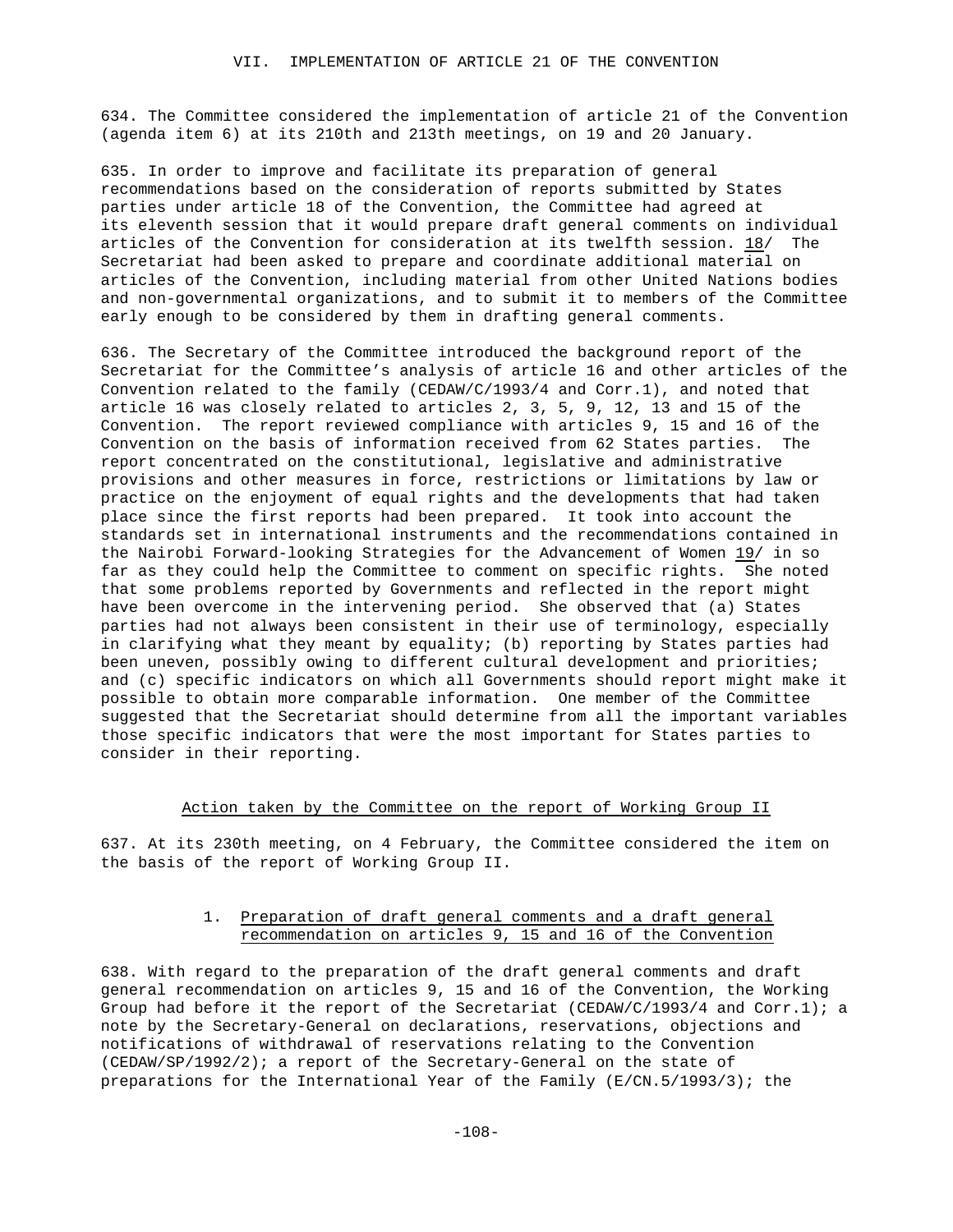## VII. IMPLEMENTATION OF ARTICLE 21 OF THE CONVENTION

634. The Committee considered the implementation of article 21 of the Convention (agenda item 6) at its 210th and 213th meetings, on 19 and 20 January.

635. In order to improve and facilitate its preparation of general recommendations based on the consideration of reports submitted by States parties under article 18 of the Convention, the Committee had agreed at its eleventh session that it would prepare draft general comments on individual articles of the Convention for consideration at its twelfth session. 18/ The Secretariat had been asked to prepare and coordinate additional material on articles of the Convention, including material from other United Nations bodies and non-governmental organizations, and to submit it to members of the Committee early enough to be considered by them in drafting general comments.

636. The Secretary of the Committee introduced the background report of the Secretariat for the Committee's analysis of article 16 and other articles of the Convention related to the family (CEDAW/C/1993/4 and Corr.1), and noted that article 16 was closely related to articles 2, 3, 5, 9, 12, 13 and 15 of the Convention. The report reviewed compliance with articles 9, 15 and 16 of the Convention on the basis of information received from 62 States parties. The report concentrated on the constitutional, legislative and administrative provisions and other measures in force, restrictions or limitations by law or practice on the enjoyment of equal rights and the developments that had taken place since the first reports had been prepared. It took into account the standards set in international instruments and the recommendations contained in the Nairobi Forward-looking Strategies for the Advancement of Women 19/ in so far as they could help the Committee to comment on specific rights. She noted that some problems reported by Governments and reflected in the report might have been overcome in the intervening period. She observed that (a) States parties had not always been consistent in their use of terminology, especially in clarifying what they meant by equality; (b) reporting by States parties had been uneven, possibly owing to different cultural development and priorities; and (c) specific indicators on which all Governments should report might make it possible to obtain more comparable information. One member of the Committee suggested that the Secretariat should determine from all the important variables those specific indicators that were the most important for States parties to consider in their reporting.

### Action taken by the Committee on the report of Working Group II

637. At its 230th meeting, on 4 February, the Committee considered the item on the basis of the report of Working Group II.

#### 1. Preparation of draft general comments and a draft general recommendation on articles 9, 15 and 16 of the Convention

638. With regard to the preparation of the draft general comments and draft general recommendation on articles 9, 15 and 16 of the Convention, the Working Group had before it the report of the Secretariat (CEDAW/C/1993/4 and Corr.1); a note by the Secretary-General on declarations, reservations, objections and notifications of withdrawal of reservations relating to the Convention (CEDAW/SP/1992/2); a report of the Secretary-General on the state of preparations for the International Year of the Family (E/CN.5/1993/3); the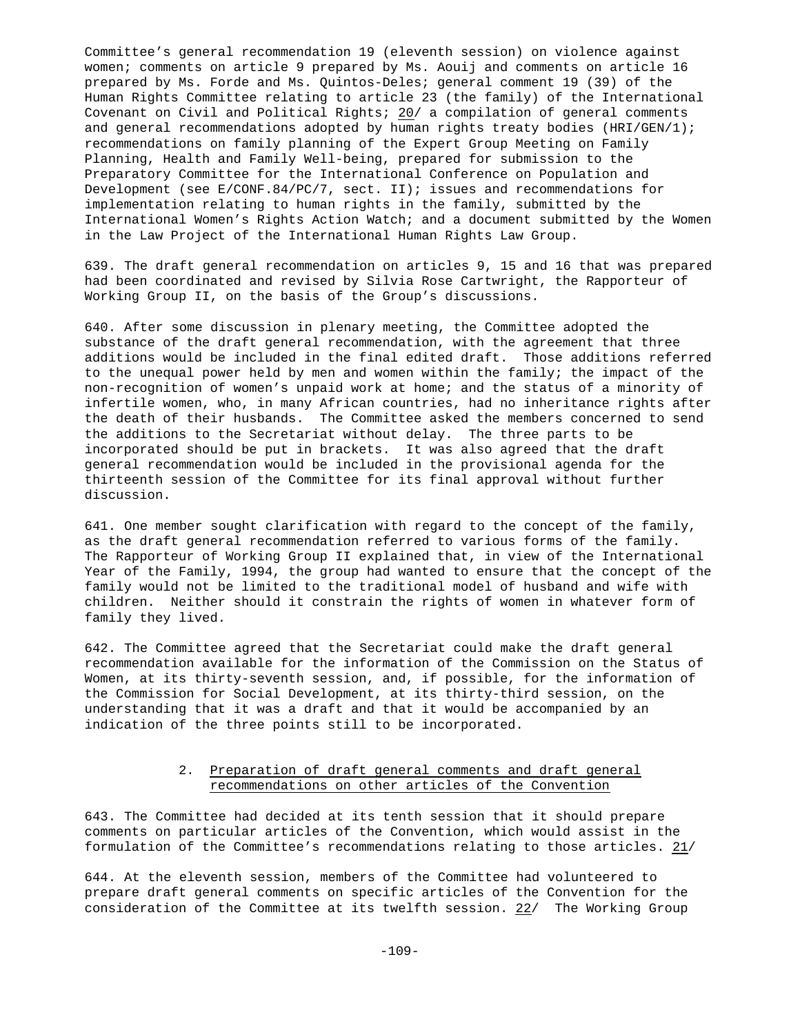Committee's general recommendation 19 (eleventh session) on violence against women; comments on article 9 prepared by Ms. Aouij and comments on article 16 prepared by Ms. Forde and Ms. Quintos-Deles; general comment 19 (39) of the Human Rights Committee relating to article 23 (the family) of the International Covenant on Civil and Political Rights; 20/ a compilation of general comments and general recommendations adopted by human rights treaty bodies (HRI/GEN/1); recommendations on family planning of the Expert Group Meeting on Family Planning, Health and Family Well-being, prepared for submission to the Preparatory Committee for the International Conference on Population and Development (see E/CONF.84/PC/7, sect. II); issues and recommendations for implementation relating to human rights in the family, submitted by the International Women's Rights Action Watch; and a document submitted by the Women in the Law Project of the International Human Rights Law Group.

639. The draft general recommendation on articles 9, 15 and 16 that was prepared had been coordinated and revised by Silvia Rose Cartwright, the Rapporteur of Working Group II, on the basis of the Group's discussions.

640. After some discussion in plenary meeting, the Committee adopted the substance of the draft general recommendation, with the agreement that three additions would be included in the final edited draft. Those additions referred to the unequal power held by men and women within the family; the impact of the non-recognition of women's unpaid work at home; and the status of a minority of infertile women, who, in many African countries, had no inheritance rights after the death of their husbands. The Committee asked the members concerned to send the additions to the Secretariat without delay. The three parts to be incorporated should be put in brackets. It was also agreed that the draft general recommendation would be included in the provisional agenda for the thirteenth session of the Committee for its final approval without further discussion.

641. One member sought clarification with regard to the concept of the family, as the draft general recommendation referred to various forms of the family. The Rapporteur of Working Group II explained that, in view of the International Year of the Family, 1994, the group had wanted to ensure that the concept of the family would not be limited to the traditional model of husband and wife with children. Neither should it constrain the rights of women in whatever form of family they lived.

642. The Committee agreed that the Secretariat could make the draft general recommendation available for the information of the Commission on the Status of Women, at its thirty-seventh session, and, if possible, for the information of the Commission for Social Development, at its thirty-third session, on the understanding that it was a draft and that it would be accompanied by an indication of the three points still to be incorporated.

### 2. Preparation of draft general comments and draft general recommendations on other articles of the Convention

643. The Committee had decided at its tenth session that it should prepare comments on particular articles of the Convention, which would assist in the formulation of the Committee's recommendations relating to those articles. 21/

644. At the eleventh session, members of the Committee had volunteered to prepare draft general comments on specific articles of the Convention for the consideration of the Committee at its twelfth session. 22/ The Working Group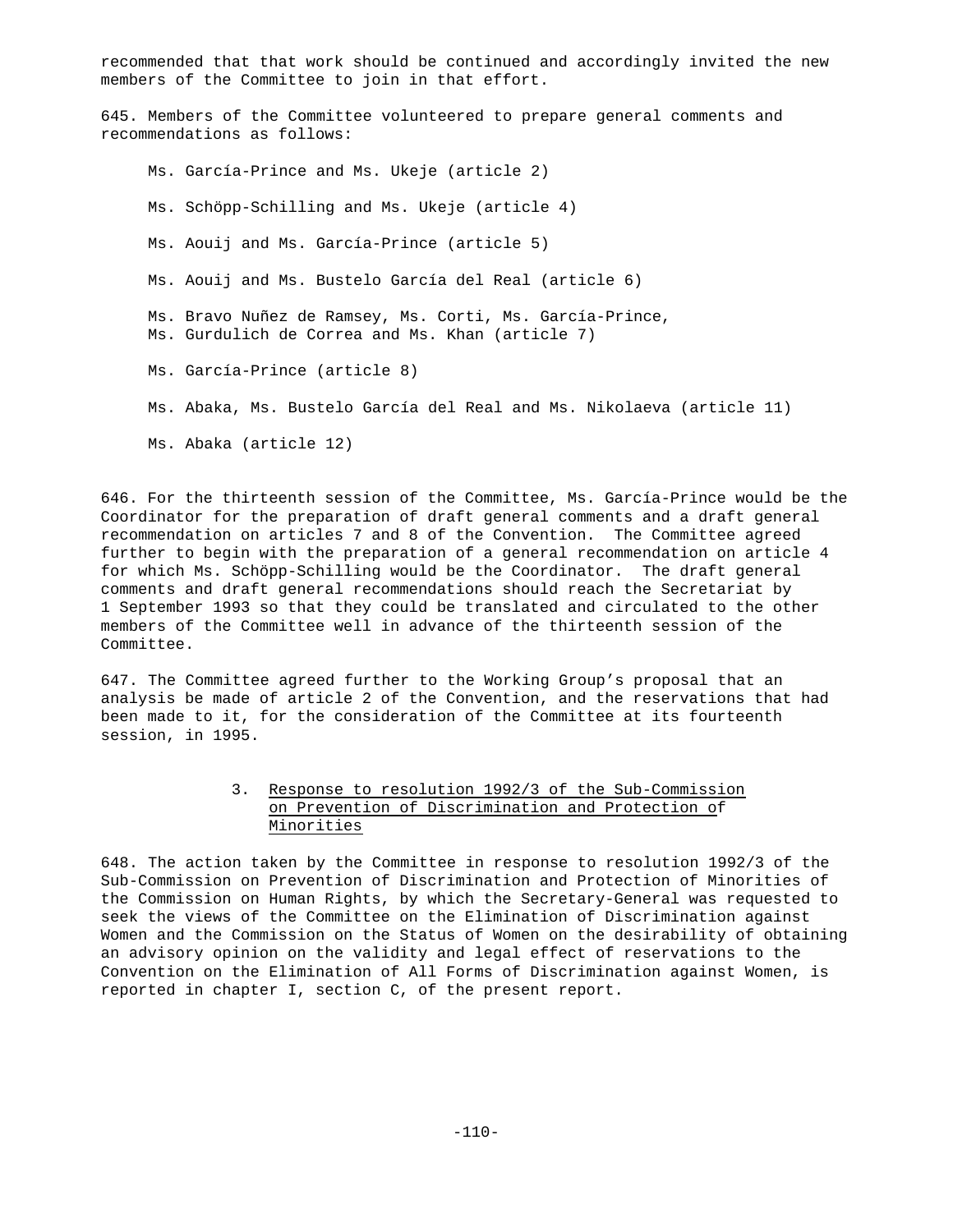recommended that that work should be continued and accordingly invited the new members of the Committee to join in that effort.

645. Members of the Committee volunteered to prepare general comments and recommendations as follows:

> Ms. García-Prince and Ms. Ukeje (article 2)
>
> Ms. Schöpp-Schilling and Ms. Ukeje (article 4)
>
> Ms. Aouij and Ms. García-Prince (article 5)
>
> Ms. Aouij and Ms. Bustelo García del Real (article 6)
>
> Ms. Bravo Nuñez de Ramsey, Ms. Corti, Ms. García-Prince, Ms. Gurdulich de Correa and Ms. Khan (article 7)
>
> Ms. García-Prince (article 8)
>
> Ms. Abaka, Ms. Bustelo García del Real and Ms. Nikolaeva (article 11)
>
> Ms. Abaka (article 12)

646. For the thirteenth session of the Committee, Ms. García-Prince would be the Coordinator for the preparation of draft general comments and a draft general recommendation on articles 7 and 8 of the Convention. The Committee agreed further to begin with the preparation of a general recommendation on article 4 for which Ms. Schöpp-Schilling would be the Coordinator. The draft general comments and draft general recommendations should reach the Secretariat by 1 September 1993 so that they could be translated and circulated to the other members of the Committee well in advance of the thirteenth session of the Committee.

647. The Committee agreed further to the Working Group's proposal that an analysis be made of article 2 of the Convention, and the reservations that had been made to it, for the consideration of the Committee at its fourteenth session, in 1995.

### 3. Response to resolution 1992/3 of the Sub-Commission on Prevention of Discrimination and Protection of Minorities

648. The action taken by the Committee in response to resolution 1992/3 of the Sub-Commission on Prevention of Discrimination and Protection of Minorities of the Commission on Human Rights, by which the Secretary-General was requested to seek the views of the Committee on the Elimination of Discrimination against Women and the Commission on the Status of Women on the desirability of obtaining an advisory opinion on the validity and legal effect of reservations to the Convention on the Elimination of All Forms of Discrimination against Women, is reported in chapter I, section C, of the present report.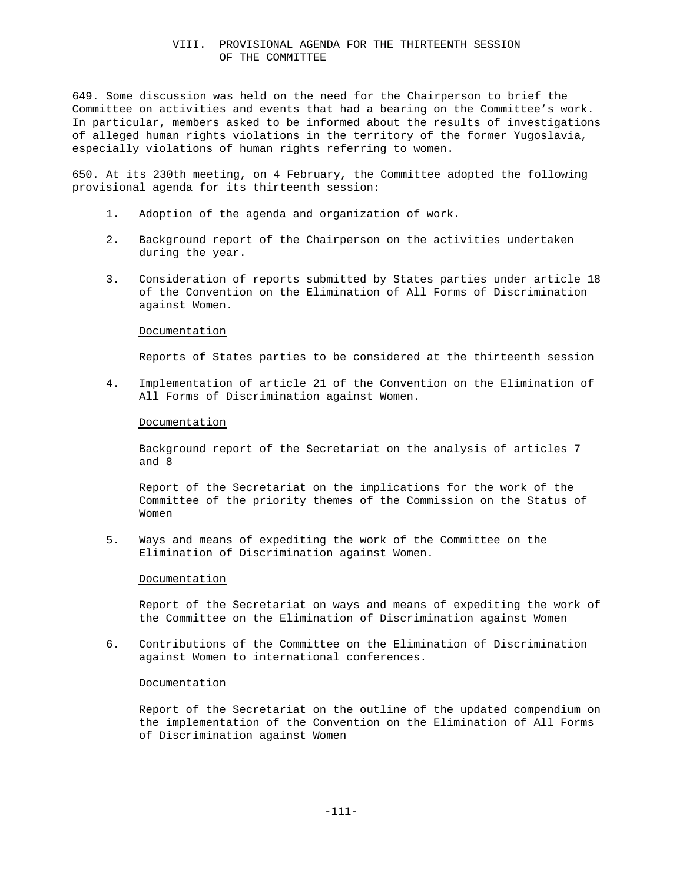# VIII. PROVISIONAL AGENDA FOR THE THIRTEENTH SESSION OF THE COMMITTEE

649. Some discussion was held on the need for the Chairperson to brief the Committee on activities and events that had a bearing on the Committee's work. In particular, members asked to be informed about the results of investigations of alleged human rights violations in the territory of the former Yugoslavia, especially violations of human rights referring to women.

650. At its 230th meeting, on 4 February, the Committee adopted the following provisional agenda for its thirteenth session:

1. Adoption of the agenda and organization of work.

2. Background report of the Chairperson on the activities undertaken during the year.

3. Consideration of reports submitted by States parties under article 18 of the Convention on the Elimination of All Forms of Discrimination against Women.

   Documentation

   Reports of States parties to be considered at the thirteenth session

4. Implementation of article 21 of the Convention on the Elimination of All Forms of Discrimination against Women.

   Documentation

   Background report of the Secretariat on the analysis of articles 7 and 8

   Report of the Secretariat on the implications for the work of the Committee of the priority themes of the Commission on the Status of Women

5. Ways and means of expediting the work of the Committee on the Elimination of Discrimination against Women.

   Documentation

   Report of the Secretariat on ways and means of expediting the work of the Committee on the Elimination of Discrimination against Women

6. Contributions of the Committee on the Elimination of Discrimination against Women to international conferences.

   Documentation

   Report of the Secretariat on the outline of the updated compendium on the implementation of the Convention on the Elimination of All Forms of Discrimination against Women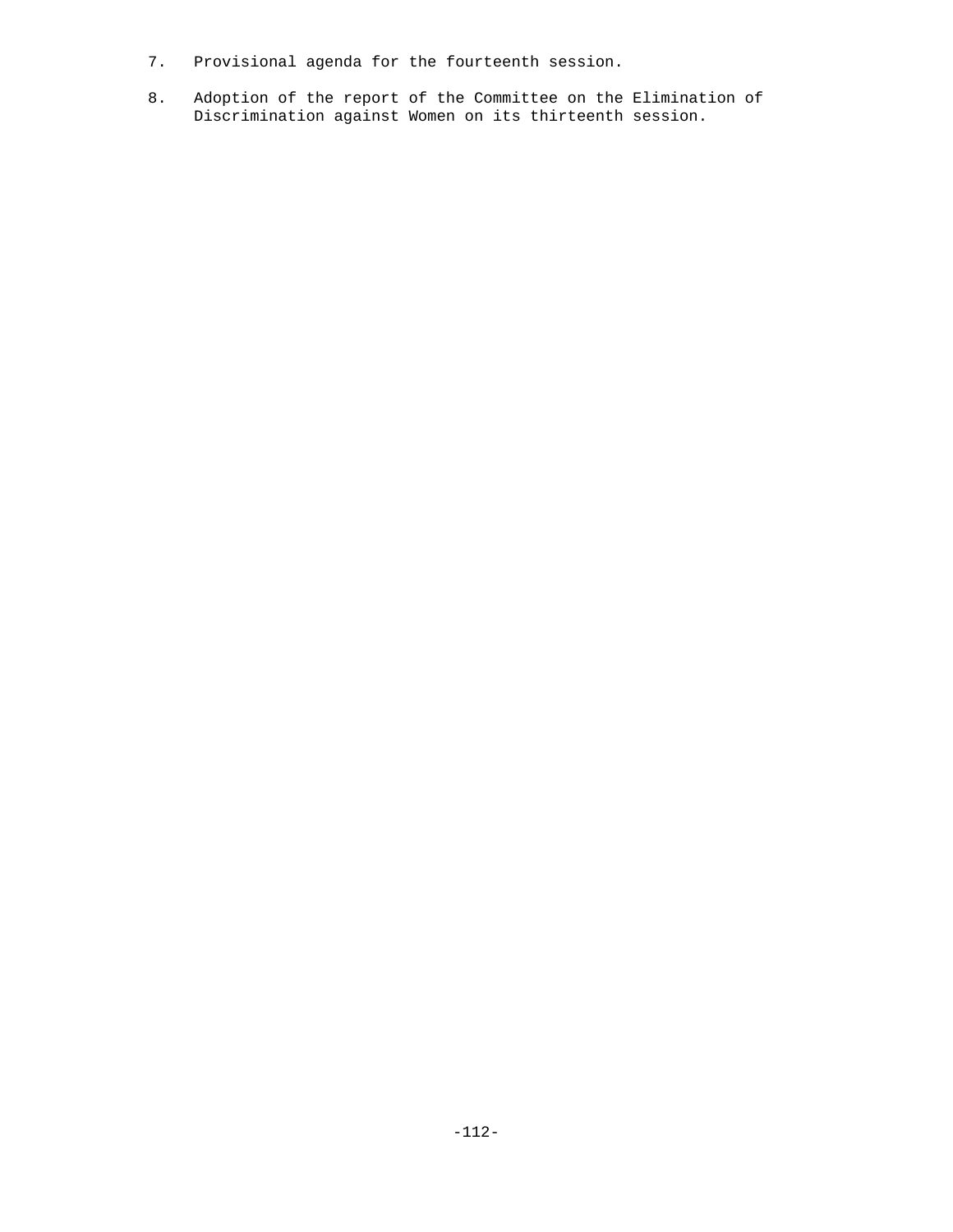7. Provisional agenda for the fourteenth session.

8. Adoption of the report of the Committee on the Elimination of Discrimination against Women on its thirteenth session.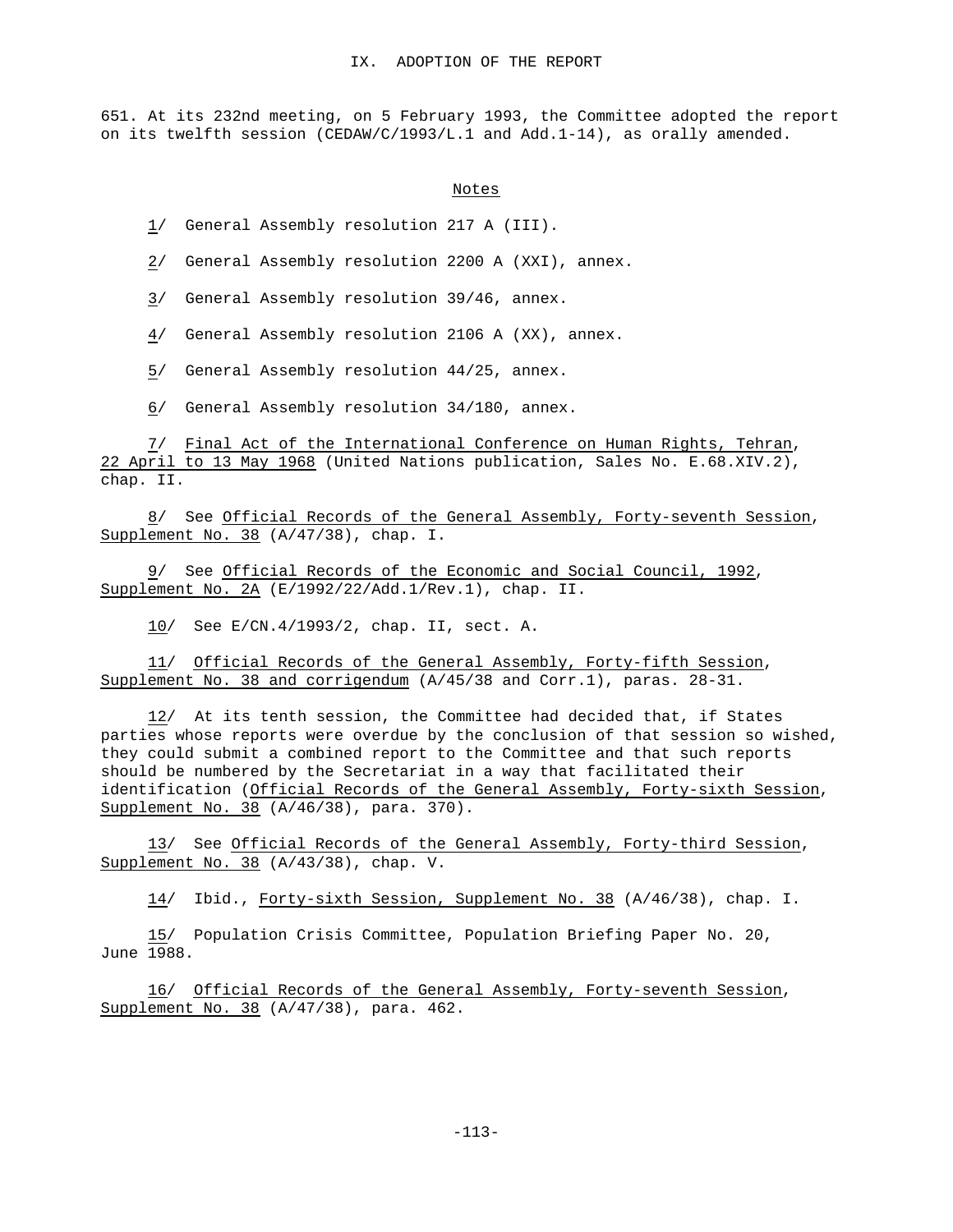## IX. ADOPTION OF THE REPORT

651. At its 232nd meeting, on 5 February 1993, the Committee adopted the report on its twelfth session (CEDAW/C/1993/L.1 and Add.1-14), as orally amended.

### Notes

1/ General Assembly resolution 217 A (III).

2/ General Assembly resolution 2200 A (XXI), annex.

3/ General Assembly resolution 39/46, annex.

4/ General Assembly resolution 2106 A (XX), annex.

5/ General Assembly resolution 44/25, annex.

6/ General Assembly resolution 34/180, annex.

7/ *Final Act of the International Conference on Human Rights, Tehran, 22 April to 13 May 1968* (United Nations publication, Sales No. E.68.XIV.2), chap. II.

8/ See *Official Records of the General Assembly, Forty-seventh Session, Supplement No. 38* (A/47/38), chap. I.

9/ See *Official Records of the Economic and Social Council, 1992, Supplement No. 2A* (E/1992/22/Add.1/Rev.1), chap. II.

10/ See E/CN.4/1993/2, chap. II, sect. A.

11/ *Official Records of the General Assembly, Forty-fifth Session, Supplement No. 38 and corrigendum* (A/45/38 and Corr.1), paras. 28-31.

12/ At its tenth session, the Committee had decided that, if States parties whose reports were overdue by the conclusion of that session so wished, they could submit a combined report to the Committee and that such reports should be numbered by the Secretariat in a way that facilitated their identification (*Official Records of the General Assembly, Forty-sixth Session, Supplement No. 38* (A/46/38), para. 370).

13/ See *Official Records of the General Assembly, Forty-third Session, Supplement No. 38* (A/43/38), chap. V.

14/ Ibid., *Forty-sixth Session, Supplement No. 38* (A/46/38), chap. I.

15/ Population Crisis Committee, Population Briefing Paper No. 20, June 1988.

16/ *Official Records of the General Assembly, Forty-seventh Session, Supplement No. 38* (A/47/38), para. 462.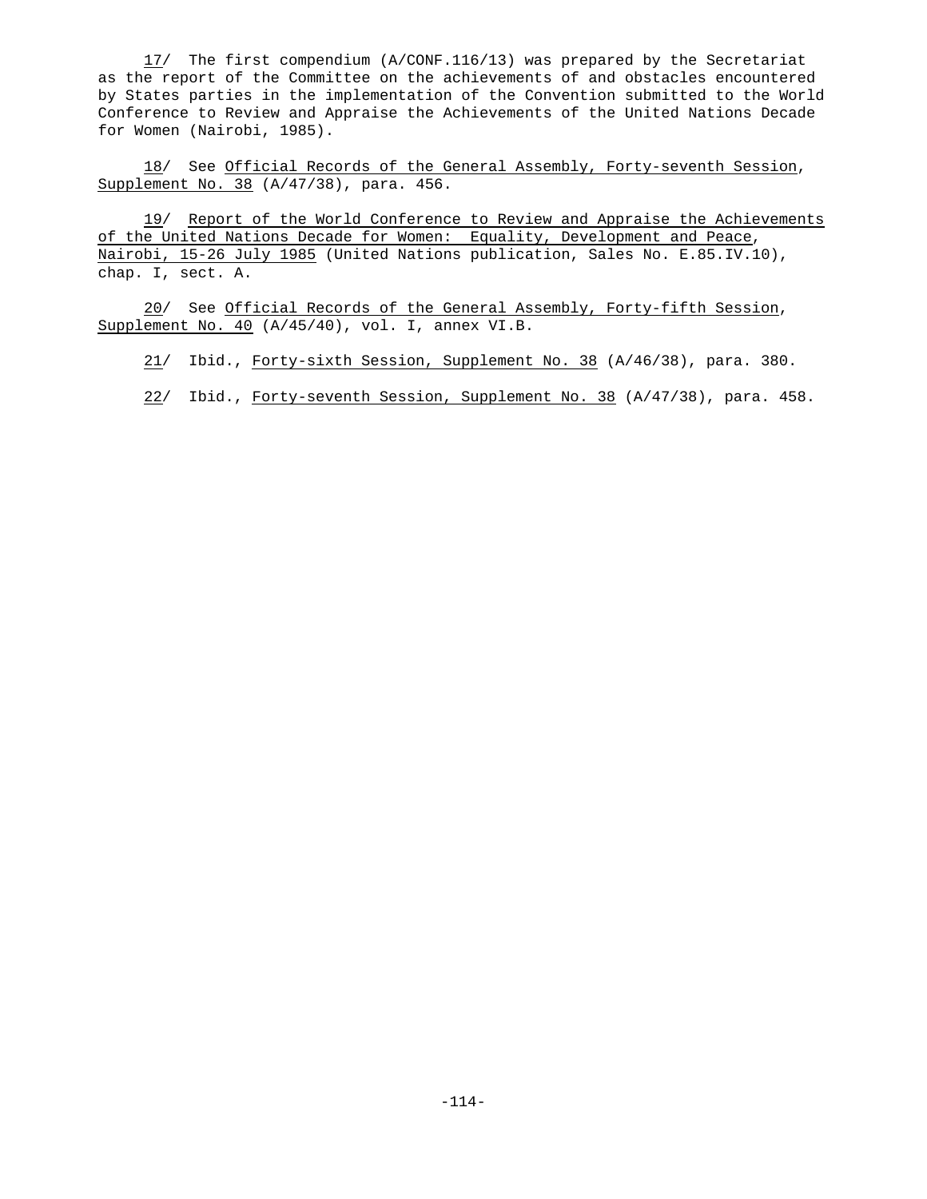17/ The first compendium (A/CONF.116/13) was prepared by the Secretariat as the report of the Committee on the achievements of and obstacles encountered by States parties in the implementation of the Convention submitted to the World Conference to Review and Appraise the Achievements of the United Nations Decade for Women (Nairobi, 1985).

18/ See Official Records of the General Assembly, Forty-seventh Session, Supplement No. 38 (A/47/38), para. 456.

19/ Report of the World Conference to Review and Appraise the Achievements of the United Nations Decade for Women: Equality, Development and Peace, Nairobi, 15-26 July 1985 (United Nations publication, Sales No. E.85.IV.10), chap. I, sect. A.

20/ See Official Records of the General Assembly, Forty-fifth Session, Supplement No. 40 (A/45/40), vol. I, annex VI.B.

21/ Ibid., Forty-sixth Session, Supplement No. 38 (A/46/38), para. 380.

22/ Ibid., Forty-seventh Session, Supplement No. 38 (A/47/38), para. 458.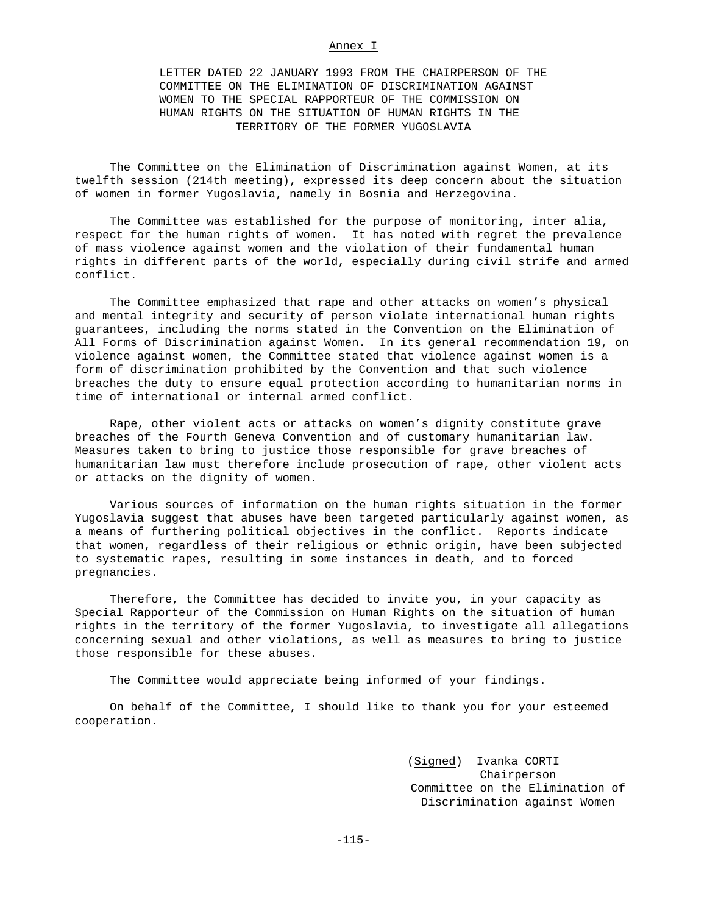## Annex I

### LETTER DATED 22 JANUARY 1993 FROM THE CHAIRPERSON OF THE COMMITTEE ON THE ELIMINATION OF DISCRIMINATION AGAINST WOMEN TO THE SPECIAL RAPPORTEUR OF THE COMMISSION ON HUMAN RIGHTS ON THE SITUATION OF HUMAN RIGHTS IN THE TERRITORY OF THE FORMER YUGOSLAVIA

The Committee on the Elimination of Discrimination against Women, at its twelfth session (214th meeting), expressed its deep concern about the situation of women in former Yugoslavia, namely in Bosnia and Herzegovina.

The Committee was established for the purpose of monitoring, *inter alia*, respect for the human rights of women. It has noted with regret the prevalence of mass violence against women and the violation of their fundamental human rights in different parts of the world, especially during civil strife and armed conflict.

The Committee emphasized that rape and other attacks on women's physical and mental integrity and security of person violate international human rights guarantees, including the norms stated in the Convention on the Elimination of All Forms of Discrimination against Women. In its general recommendation 19, on violence against women, the Committee stated that violence against women is a form of discrimination prohibited by the Convention and that such violence breaches the duty to ensure equal protection according to humanitarian norms in time of international or internal armed conflict.

Rape, other violent acts or attacks on women's dignity constitute grave breaches of the Fourth Geneva Convention and of customary humanitarian law. Measures taken to bring to justice those responsible for grave breaches of humanitarian law must therefore include prosecution of rape, other violent acts or attacks on the dignity of women.

Various sources of information on the human rights situation in the former Yugoslavia suggest that abuses have been targeted particularly against women, as a means of furthering political objectives in the conflict. Reports indicate that women, regardless of their religious or ethnic origin, have been subjected to systematic rapes, resulting in some instances in death, and to forced pregnancies.

Therefore, the Committee has decided to invite you, in your capacity as Special Rapporteur of the Commission on Human Rights on the situation of human rights in the territory of the former Yugoslavia, to investigate all allegations concerning sexual and other violations, as well as measures to bring to justice those responsible for these abuses.

The Committee would appreciate being informed of your findings.

On behalf of the Committee, I should like to thank you for your esteemed cooperation.

(*Signed*) Ivanka CORTI
Chairperson
Committee on the Elimination of
Discrimination against Women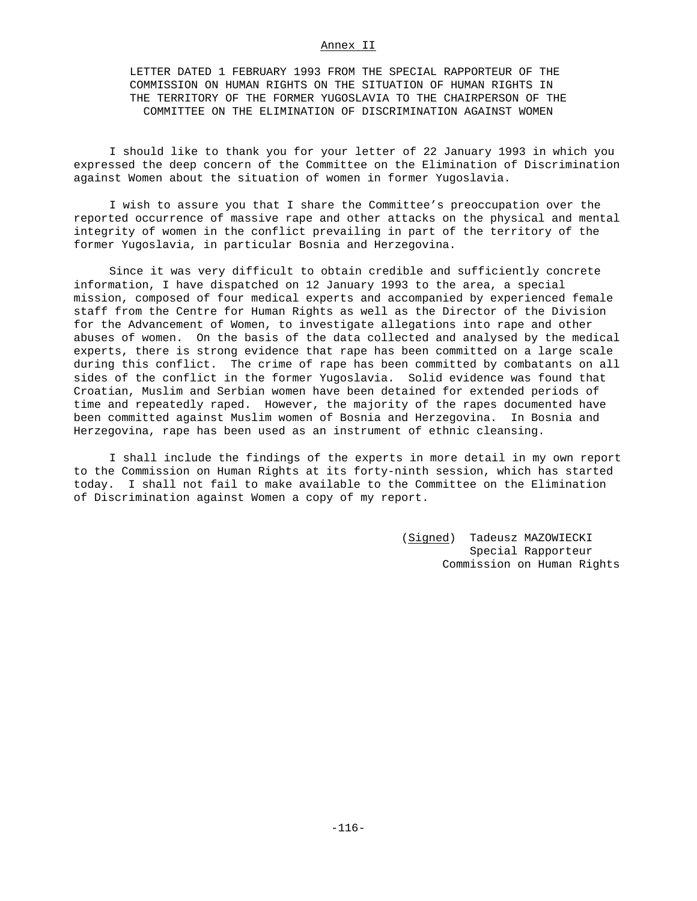## Annex II

### LETTER DATED 1 FEBRUARY 1993 FROM THE SPECIAL RAPPORTEUR OF THE COMMISSION ON HUMAN RIGHTS ON THE SITUATION OF HUMAN RIGHTS IN THE TERRITORY OF THE FORMER YUGOSLAVIA TO THE CHAIRPERSON OF THE COMMITTEE ON THE ELIMINATION OF DISCRIMINATION AGAINST WOMEN

I should like to thank you for your letter of 22 January 1993 in which you expressed the deep concern of the Committee on the Elimination of Discrimination against Women about the situation of women in former Yugoslavia.

I wish to assure you that I share the Committee's preoccupation over the reported occurrence of massive rape and other attacks on the physical and mental integrity of women in the conflict prevailing in part of the territory of the former Yugoslavia, in particular Bosnia and Herzegovina.

Since it was very difficult to obtain credible and sufficiently concrete information, I have dispatched on 12 January 1993 to the area, a special mission, composed of four medical experts and accompanied by experienced female staff from the Centre for Human Rights as well as the Director of the Division for the Advancement of Women, to investigate allegations into rape and other abuses of women. On the basis of the data collected and analysed by the medical experts, there is strong evidence that rape has been committed on a large scale during this conflict. The crime of rape has been committed by combatants on all sides of the conflict in the former Yugoslavia. Solid evidence was found that Croatian, Muslim and Serbian women have been detained for extended periods of time and repeatedly raped. However, the majority of the rapes documented have been committed against Muslim women of Bosnia and Herzegovina. In Bosnia and Herzegovina, rape has been used as an instrument of ethnic cleansing.

I shall include the findings of the experts in more detail in my own report to the Commission on Human Rights at its forty-ninth session, which has started today. I shall not fail to make available to the Committee on the Elimination of Discrimination against Women a copy of my report.

(*Signed*) Tadeusz MAZOWIECKI
Special Rapporteur
Commission on Human Rights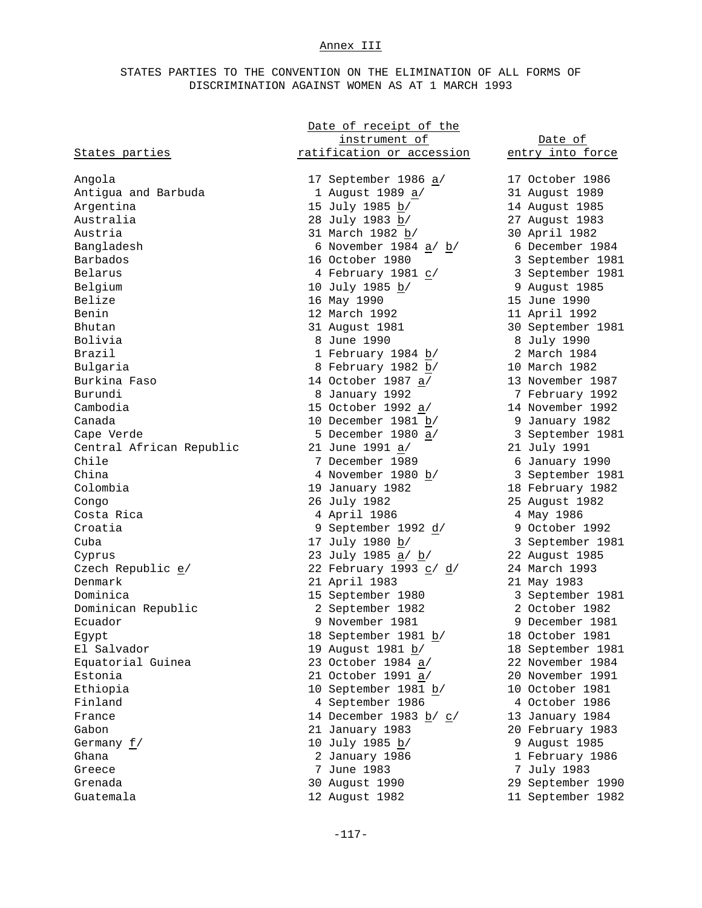Annex III

STATES PARTIES TO THE CONVENTION ON THE ELIMINATION OF ALL FORMS OF DISCRIMINATION AGAINST WOMEN AS AT 1 MARCH 1993

| States parties | Date of receipt of the instrument of ratification or accession | Date of entry into force |
|---|---|---|
| Angola | 17 September 1986 a/ | 17 October 1986 |
| Antigua and Barbuda | 1 August 1989 a/ | 31 August 1989 |
| Argentina | 15 July 1985 b/ | 14 August 1985 |
| Australia | 28 July 1983 b/ | 27 August 1983 |
| Austria | 31 March 1982 b/ | 30 April 1982 |
| Bangladesh | 6 November 1984 a/ b/ | 6 December 1984 |
| Barbados | 16 October 1980 | 3 September 1981 |
| Belarus | 4 February 1981 c/ | 3 September 1981 |
| Belgium | 10 July 1985 b/ | 9 August 1985 |
| Belize | 16 May 1990 | 15 June 1990 |
| Benin | 12 March 1992 | 11 April 1992 |
| Bhutan | 31 August 1981 | 30 September 1981 |
| Bolivia | 8 June 1990 | 8 July 1990 |
| Brazil | 1 February 1984 b/ | 2 March 1984 |
| Bulgaria | 8 February 1982 b/ | 10 March 1982 |
| Burkina Faso | 14 October 1987 a/ | 13 November 1987 |
| Burundi | 8 January 1992 | 7 February 1992 |
| Cambodia | 15 October 1992 a/ | 14 November 1992 |
| Canada | 10 December 1981 b/ | 9 January 1982 |
| Cape Verde | 5 December 1980 a/ | 3 September 1981 |
| Central African Republic | 21 June 1991 a/ | 21 July 1991 |
| Chile | 7 December 1989 | 6 January 1990 |
| China | 4 November 1980 b/ | 3 September 1981 |
| Colombia | 19 January 1982 | 18 February 1982 |
| Congo | 26 July 1982 | 25 August 1982 |
| Costa Rica | 4 April 1986 | 4 May 1986 |
| Croatia | 9 September 1992 d/ | 9 October 1992 |
| Cuba | 17 July 1980 b/ | 3 September 1981 |
| Cyprus | 23 July 1985 a/ b/ | 22 August 1985 |
| Czech Republic e/ | 22 February 1993 c/ d/ | 24 March 1993 |
| Denmark | 21 April 1983 | 21 May 1983 |
| Dominica | 15 September 1980 | 3 September 1981 |
| Dominican Republic | 2 September 1982 | 2 October 1982 |
| Ecuador | 9 November 1981 | 9 December 1981 |
| Egypt | 18 September 1981 b/ | 18 October 1981 |
| El Salvador | 19 August 1981 b/ | 18 September 1981 |
| Equatorial Guinea | 23 October 1984 a/ | 22 November 1984 |
| Estonia | 21 October 1991 a/ | 20 November 1991 |
| Ethiopia | 10 September 1981 b/ | 10 October 1981 |
| Finland | 4 September 1986 | 4 October 1986 |
| France | 14 December 1983 b/ c/ | 13 January 1984 |
| Gabon | 21 January 1983 | 20 February 1983 |
| Germany f/ | 10 July 1985 b/ | 9 August 1985 |
| Ghana | 2 January 1986 | 1 February 1986 |
| Greece | 7 June 1983 | 7 July 1983 |
| Grenada | 30 August 1990 | 29 September 1990 |
| Guatemala | 12 August 1982 | 11 September 1982 |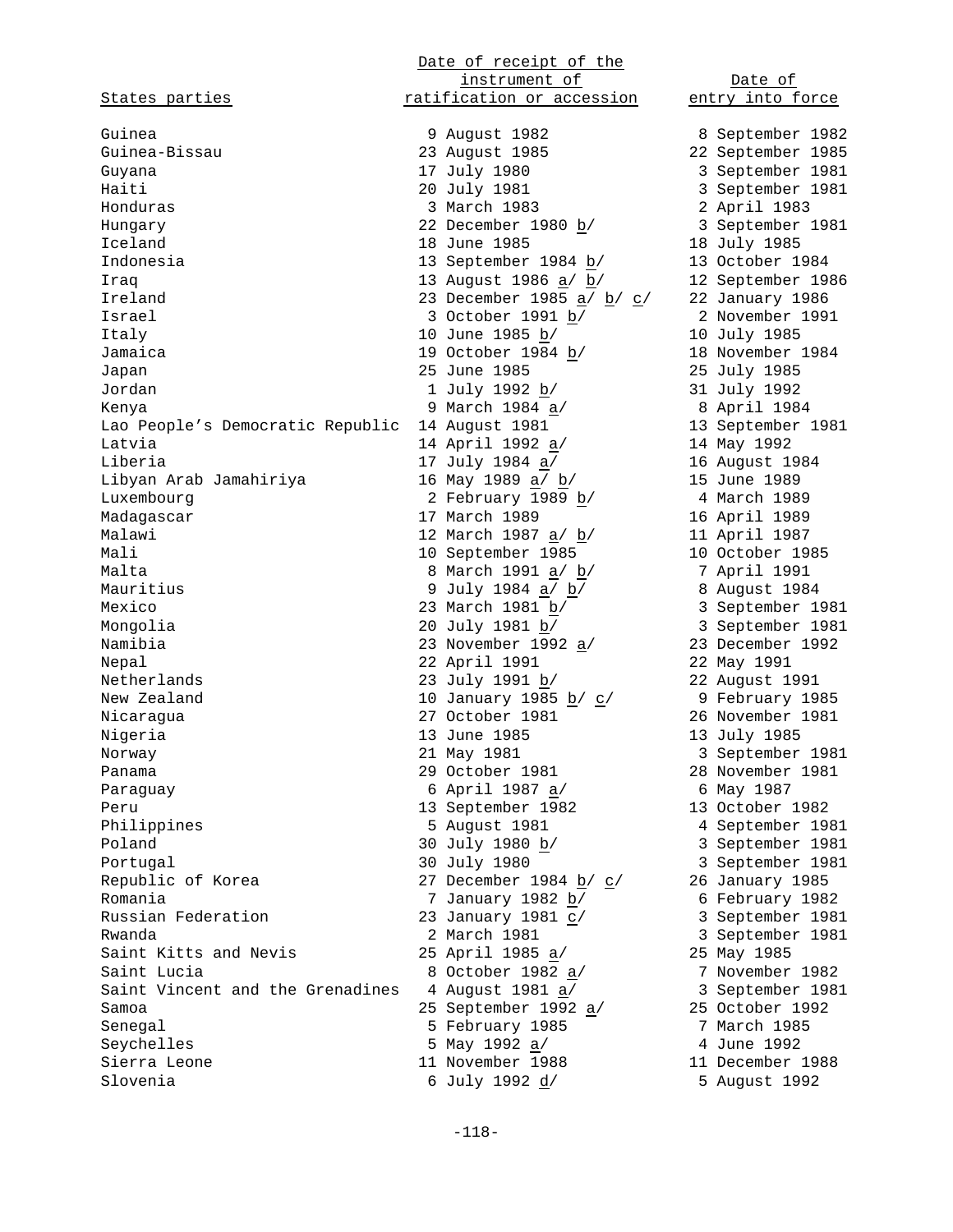| States parties | Date of receipt of the instrument of ratification or accession | Date of entry into force |
|---|---|---|
| Guinea | 9 August 1982 | 8 September 1982 |
| Guinea-Bissau | 23 August 1985 | 22 September 1985 |
| Guyana | 17 July 1980 | 3 September 1981 |
| Haiti | 20 July 1981 | 3 September 1981 |
| Honduras | 3 March 1983 | 2 April 1983 |
| Hungary | 22 December 1980 b/ | 3 September 1981 |
| Iceland | 18 June 1985 | 18 July 1985 |
| Indonesia | 13 September 1984 b/ | 13 October 1984 |
| Iraq | 13 August 1986 a/ b/ | 12 September 1986 |
| Ireland | 23 December 1985 a/ b/ c/ | 22 January 1986 |
| Israel | 3 October 1991 b/ | 2 November 1991 |
| Italy | 10 June 1985 b/ | 10 July 1985 |
| Jamaica | 19 October 1984 b/ | 18 November 1984 |
| Japan | 25 June 1985 | 25 July 1985 |
| Jordan | 1 July 1992 b/ | 31 July 1992 |
| Kenya | 9 March 1984 a/ | 8 April 1984 |
| Lao People's Democratic Republic | 14 August 1981 | 13 September 1981 |
| Latvia | 14 April 1992 a/ | 14 May 1992 |
| Liberia | 17 July 1984 a/ | 16 August 1984 |
| Libyan Arab Jamahiriya | 16 May 1989 a/ b/ | 15 June 1989 |
| Luxembourg | 2 February 1989 b/ | 4 March 1989 |
| Madagascar | 17 March 1989 | 16 April 1989 |
| Malawi | 12 March 1987 a/ b/ | 11 April 1987 |
| Mali | 10 September 1985 | 10 October 1985 |
| Malta | 8 March 1991 a/ b/ | 7 April 1991 |
| Mauritius | 9 July 1984 a/ b/ | 8 August 1984 |
| Mexico | 23 March 1981 b/ | 3 September 1981 |
| Mongolia | 20 July 1981 b/ | 3 September 1981 |
| Namibia | 23 November 1992 a/ | 23 December 1992 |
| Nepal | 22 April 1991 | 22 May 1991 |
| Netherlands | 23 July 1991 b/ | 22 August 1991 |
| New Zealand | 10 January 1985 b/ c/ | 9 February 1985 |
| Nicaragua | 27 October 1981 | 26 November 1981 |
| Nigeria | 13 June 1985 | 13 July 1985 |
| Norway | 21 May 1981 | 3 September 1981 |
| Panama | 29 October 1981 | 28 November 1981 |
| Paraguay | 6 April 1987 a/ | 6 May 1987 |
| Peru | 13 September 1982 | 13 October 1982 |
| Philippines | 5 August 1981 | 4 September 1981 |
| Poland | 30 July 1980 b/ | 3 September 1981 |
| Portugal | 30 July 1980 | 3 September 1981 |
| Republic of Korea | 27 December 1984 b/ c/ | 26 January 1985 |
| Romania | 7 January 1982 b/ | 6 February 1982 |
| Russian Federation | 23 January 1981 c/ | 3 September 1981 |
| Rwanda | 2 March 1981 | 3 September 1981 |
| Saint Kitts and Nevis | 25 April 1985 a/ | 25 May 1985 |
| Saint Lucia | 8 October 1982 a/ | 7 November 1982 |
| Saint Vincent and the Grenadines | 4 August 1981 a/ | 3 September 1981 |
| Samoa | 25 September 1992 a/ | 25 October 1992 |
| Senegal | 5 February 1985 | 7 March 1985 |
| Seychelles | 5 May 1992 a/ | 4 June 1992 |
| Sierra Leone | 11 November 1988 | 11 December 1988 |
| Slovenia | 6 July 1992 d/ | 5 August 1992 |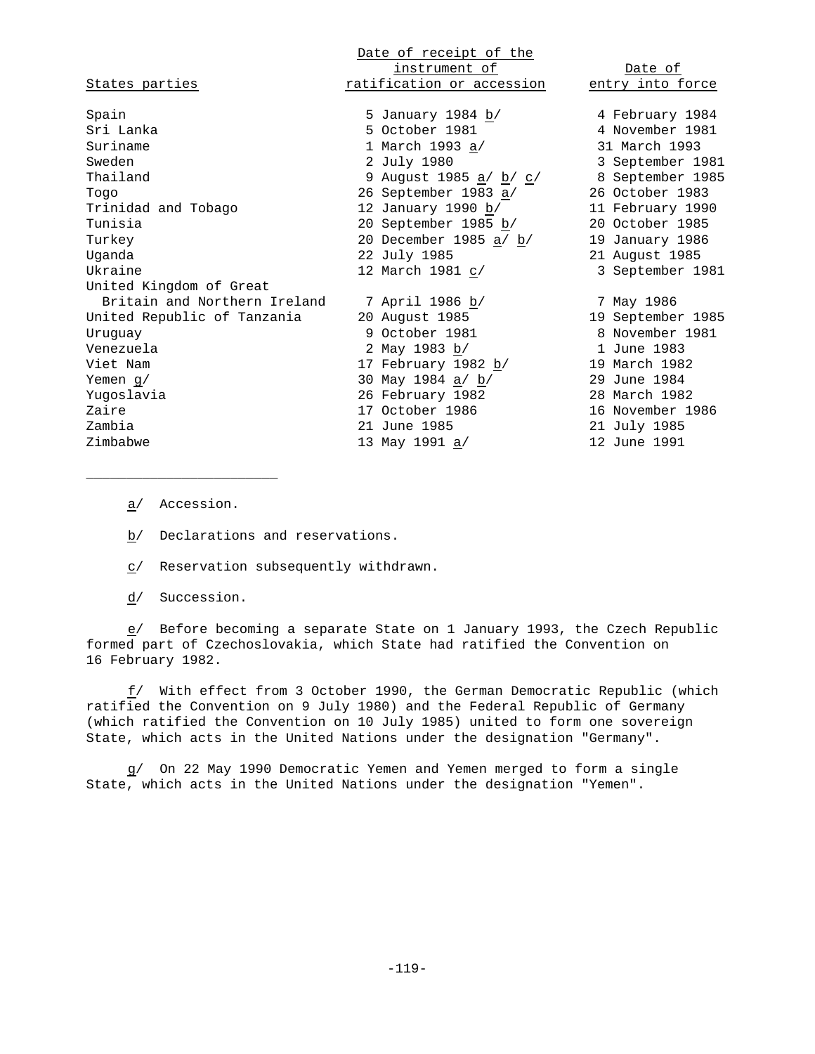| States parties | Date of receipt of the instrument of ratification or accession | Date of entry into force |
|---|---|---|
| Spain | 5 January 1984 b/ | 4 February 1984 |
| Sri Lanka | 5 October 1981 | 4 November 1981 |
| Suriname | 1 March 1993 a/ | 31 March 1993 |
| Sweden | 2 July 1980 | 3 September 1981 |
| Thailand | 9 August 1985 a/ b/ c/ | 8 September 1985 |
| Togo | 26 September 1983 a/ | 26 October 1983 |
| Trinidad and Tobago | 12 January 1990 b/ | 11 February 1990 |
| Tunisia | 20 September 1985 b/ | 20 October 1985 |
| Turkey | 20 December 1985 a/ b/ | 19 January 1986 |
| Uganda | 22 July 1985 | 21 August 1985 |
| Ukraine | 12 March 1981 c/ | 3 September 1981 |
| United Kingdom of Great Britain and Northern Ireland | 7 April 1986 b/ | 7 May 1986 |
| United Republic of Tanzania | 20 August 1985 | 19 September 1985 |
| Uruguay | 9 October 1981 | 8 November 1981 |
| Venezuela | 2 May 1983 b/ | 1 June 1983 |
| Viet Nam | 17 February 1982 b/ | 19 March 1982 |
| Yemen g/ | 30 May 1984 a/ b/ | 29 June 1984 |
| Yugoslavia | 26 February 1982 | 28 March 1982 |
| Zaire | 17 October 1986 | 16 November 1986 |
| Zambia | 21 June 1985 | 21 July 1985 |
| Zimbabwe | 13 May 1991 a/ | 12 June 1991 |

---

a/ Accession.

b/ Declarations and reservations.

c/ Reservation subsequently withdrawn.

d/ Succession.

e/ Before becoming a separate State on 1 January 1993, the Czech Republic formed part of Czechoslovakia, which State had ratified the Convention on 16 February 1982.

f/ With effect from 3 October 1990, the German Democratic Republic (which ratified the Convention on 9 July 1980) and the Federal Republic of Germany (which ratified the Convention on 10 July 1985) united to form one sovereign State, which acts in the United Nations under the designation "Germany".

g/ On 22 May 1990 Democratic Yemen and Yemen merged to form a single State, which acts in the United Nations under the designation "Yemen".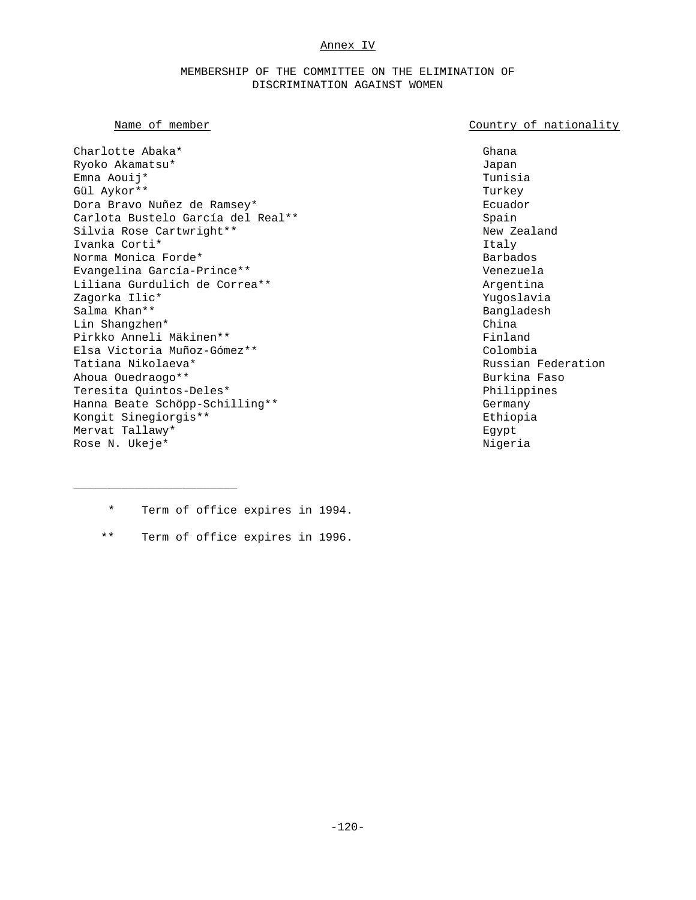Annex IV

# MEMBERSHIP OF THE COMMITTEE ON THE ELIMINATION OF DISCRIMINATION AGAINST WOMEN

| Name of member | Country of nationality |
| --- | --- |
| Charlotte Abaka* | Ghana |
| Ryoko Akamatsu* | Japan |
| Emna Aouij* | Tunisia |
| Gül Aykor** | Turkey |
| Dora Bravo Nuñez de Ramsey* | Ecuador |
| Carlota Bustelo García del Real** | Spain |
| Silvia Rose Cartwright** | New Zealand |
| Ivanka Corti* | Italy |
| Norma Monica Forde* | Barbados |
| Evangelina García-Prince** | Venezuela |
| Liliana Gurdulich de Correa** | Argentina |
| Zagorka Ilic* | Yugoslavia |
| Salma Khan** | Bangladesh |
| Lin Shangzhen* | China |
| Pirkko Anneli Mäkinen** | Finland |
| Elsa Victoria Muñoz-Gómez** | Colombia |
| Tatiana Nikolaeva* | Russian Federation |
| Ahoua Ouedraogo** | Burkina Faso |
| Teresita Quintos-Deles* | Philippines |
| Hanna Beate Schöpp-Schilling** | Germany |
| Kongit Sinegiorgis** | Ethiopia |
| Mervat Tallawy* | Egypt |
| Rose N. Ukeje* | Nigeria |

---

\* Term of office expires in 1994.

\** Term of office expires in 1996.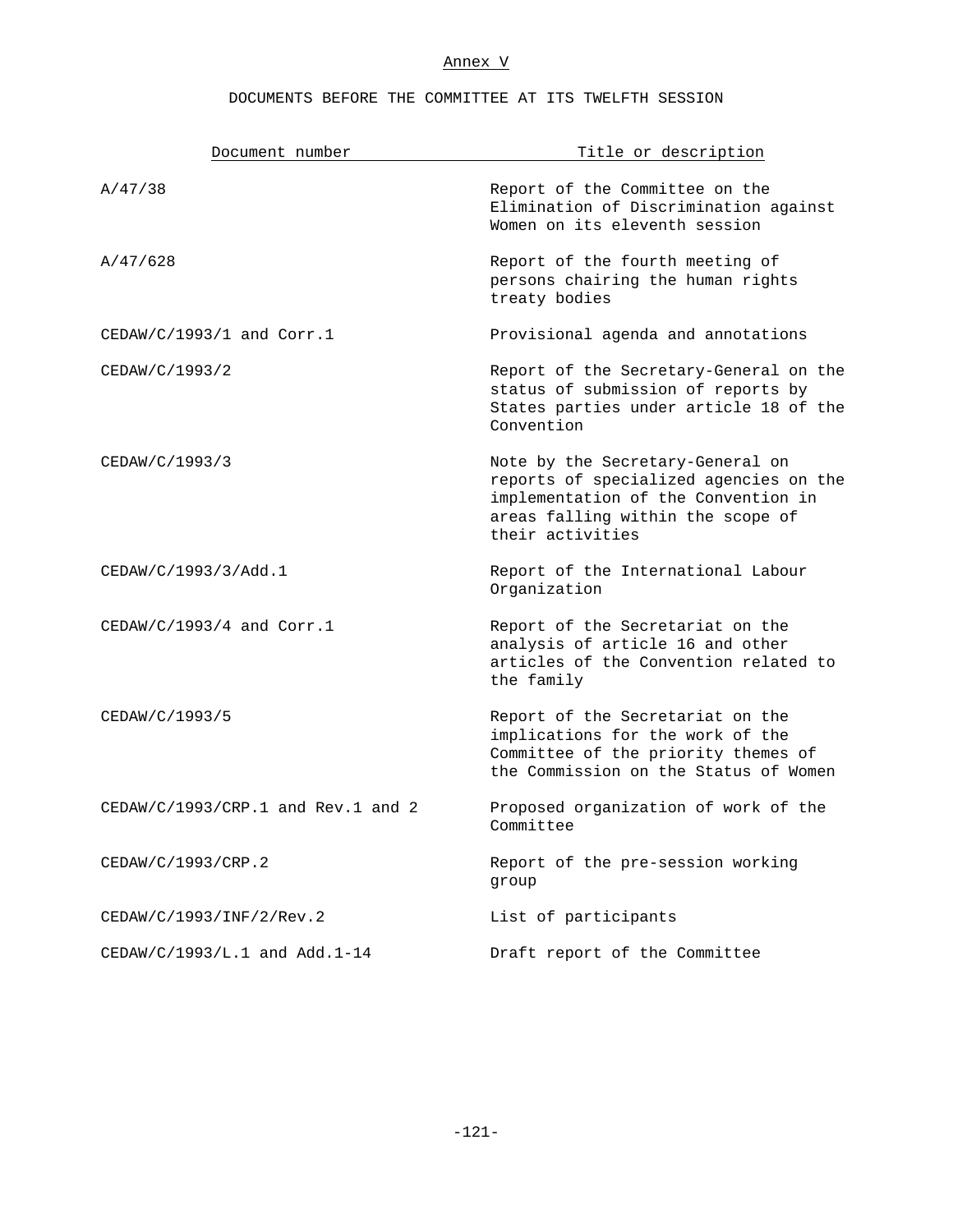# Annex V

## DOCUMENTS BEFORE THE COMMITTEE AT ITS TWELFTH SESSION

| Document number | Title or description |
|---|---|
| A/47/38 | Report of the Committee on the Elimination of Discrimination against Women on its eleventh session |
| A/47/628 | Report of the fourth meeting of persons chairing the human rights treaty bodies |
| CEDAW/C/1993/1 and Corr.1 | Provisional agenda and annotations |
| CEDAW/C/1993/2 | Report of the Secretary-General on the status of submission of reports by States parties under article 18 of the Convention |
| CEDAW/C/1993/3 | Note by the Secretary-General on reports of specialized agencies on the implementation of the Convention in areas falling within the scope of their activities |
| CEDAW/C/1993/3/Add.1 | Report of the International Labour Organization |
| CEDAW/C/1993/4 and Corr.1 | Report of the Secretariat on the analysis of article 16 and other articles of the Convention related to the family |
| CEDAW/C/1993/5 | Report of the Secretariat on the implications for the work of the Committee of the priority themes of the Commission on the Status of Women |
| CEDAW/C/1993/CRP.1 and Rev.1 and 2 | Proposed organization of work of the Committee |
| CEDAW/C/1993/CRP.2 | Report of the pre-session working group |
| CEDAW/C/1993/INF/2/Rev.2 | List of participants |
| CEDAW/C/1993/L.1 and Add.1-14 | Draft report of the Committee |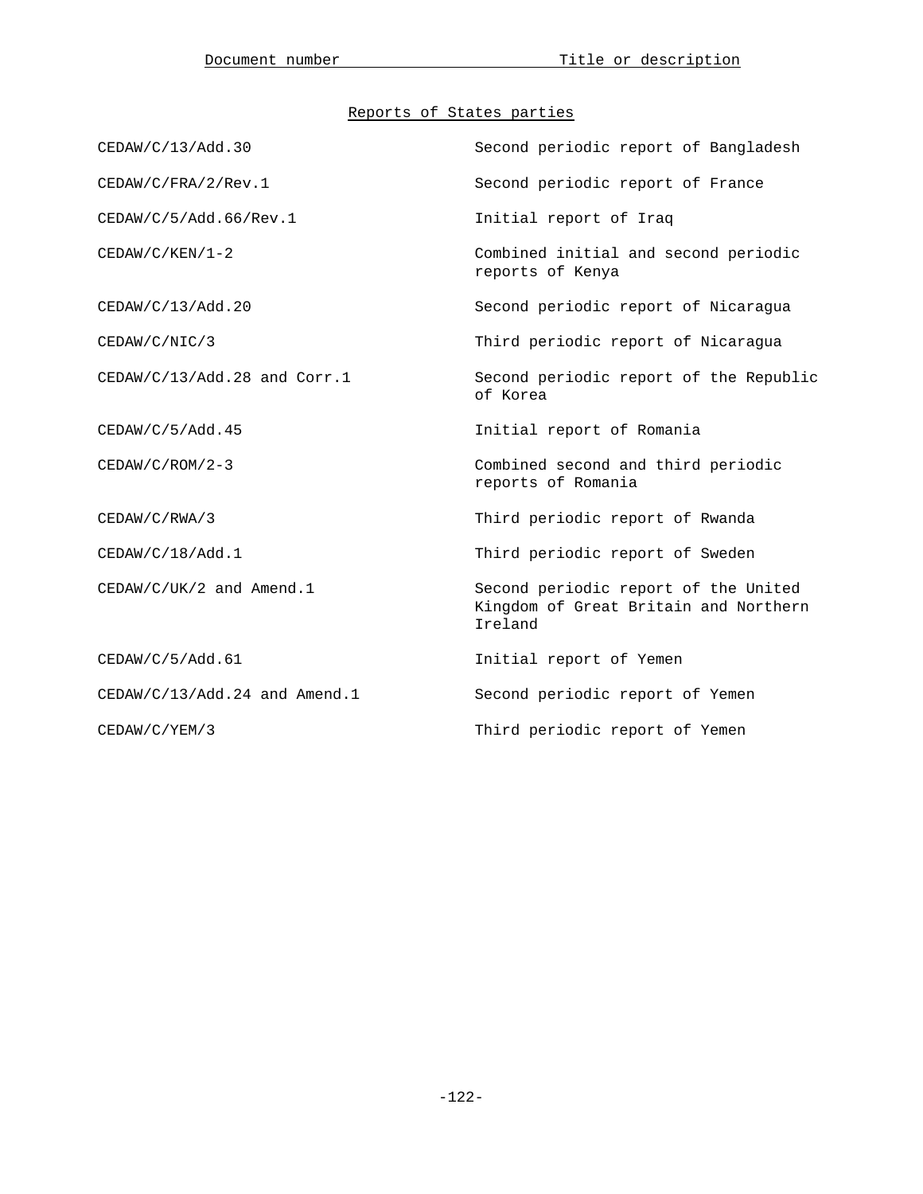| Document number | Title or description |
|---|---|
| **Reports of States parties** | |
| CEDAW/C/13/Add.30 | Second periodic report of Bangladesh |
| CEDAW/C/FRA/2/Rev.1 | Second periodic report of France |
| CEDAW/C/5/Add.66/Rev.1 | Initial report of Iraq |
| CEDAW/C/KEN/1-2 | Combined initial and second periodic reports of Kenya |
| CEDAW/C/13/Add.20 | Second periodic report of Nicaragua |
| CEDAW/C/NIC/3 | Third periodic report of Nicaragua |
| CEDAW/C/13/Add.28 and Corr.1 | Second periodic report of the Republic of Korea |
| CEDAW/C/5/Add.45 | Initial report of Romania |
| CEDAW/C/ROM/2-3 | Combined second and third periodic reports of Romania |
| CEDAW/C/RWA/3 | Third periodic report of Rwanda |
| CEDAW/C/18/Add.1 | Third periodic report of Sweden |
| CEDAW/C/UK/2 and Amend.1 | Second periodic report of the United Kingdom of Great Britain and Northern Ireland |
| CEDAW/C/5/Add.61 | Initial report of Yemen |
| CEDAW/C/13/Add.24 and Amend.1 | Second periodic report of Yemen |
| CEDAW/C/YEM/3 | Third periodic report of Yemen |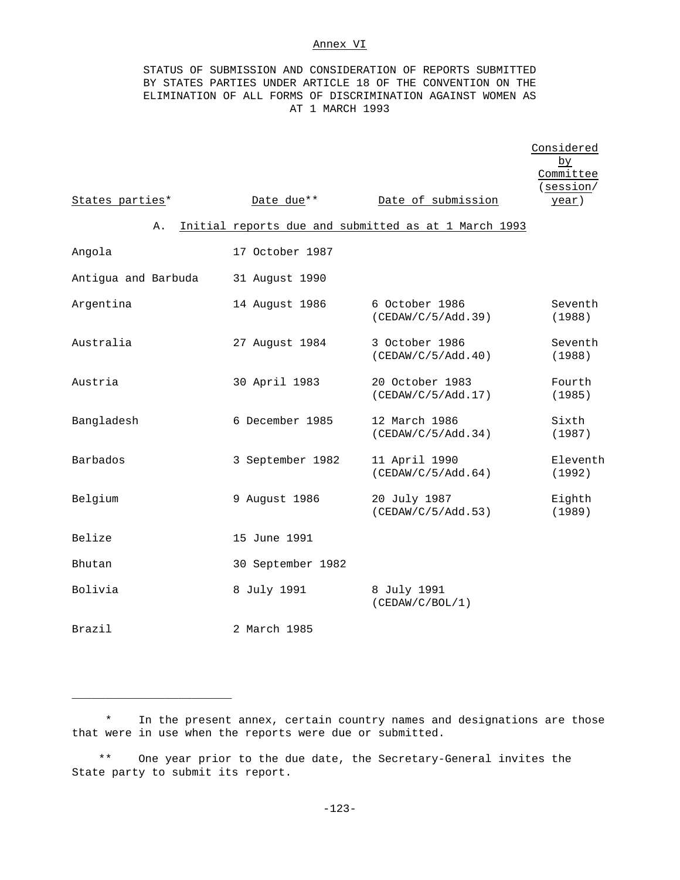Annex VI

STATUS OF SUBMISSION AND CONSIDERATION OF REPORTS SUBMITTED BY STATES PARTIES UNDER ARTICLE 18 OF THE CONVENTION ON THE ELIMINATION OF ALL FORMS OF DISCRIMINATION AGAINST WOMEN AS AT 1 MARCH 1993

| States parties* | Date due** | Date of submission | Considered by Committee (session/ year) |
|---|---|---|---|
| **A. Initial reports due and submitted as at 1 March 1993** | | | |
| Angola | 17 October 1987 | | |
| Antigua and Barbuda | 31 August 1990 | | |
| Argentina | 14 August 1986 | 6 October 1986 (CEDAW/C/5/Add.39) | Seventh (1988) |
| Australia | 27 August 1984 | 3 October 1986 (CEDAW/C/5/Add.40) | Seventh (1988) |
| Austria | 30 April 1983 | 20 October 1983 (CEDAW/C/5/Add.17) | Fourth (1985) |
| Bangladesh | 6 December 1985 | 12 March 1986 (CEDAW/C/5/Add.34) | Sixth (1987) |
| Barbados | 3 September 1982 | 11 April 1990 (CEDAW/C/5/Add.64) | Eleventh (1992) |
| Belgium | 9 August 1986 | 20 July 1987 (CEDAW/C/5/Add.53) | Eighth (1989) |
| Belize | 15 June 1991 | | |
| Bhutan | 30 September 1982 | | |
| Bolivia | 8 July 1991 | 8 July 1991 (CEDAW/C/BOL/1) | |
| Brazil | 2 March 1985 | | |

\* In the present annex, certain country names and designations are those that were in use when the reports were due or submitted.

\** One year prior to the due date, the Secretary-General invites the State party to submit its report.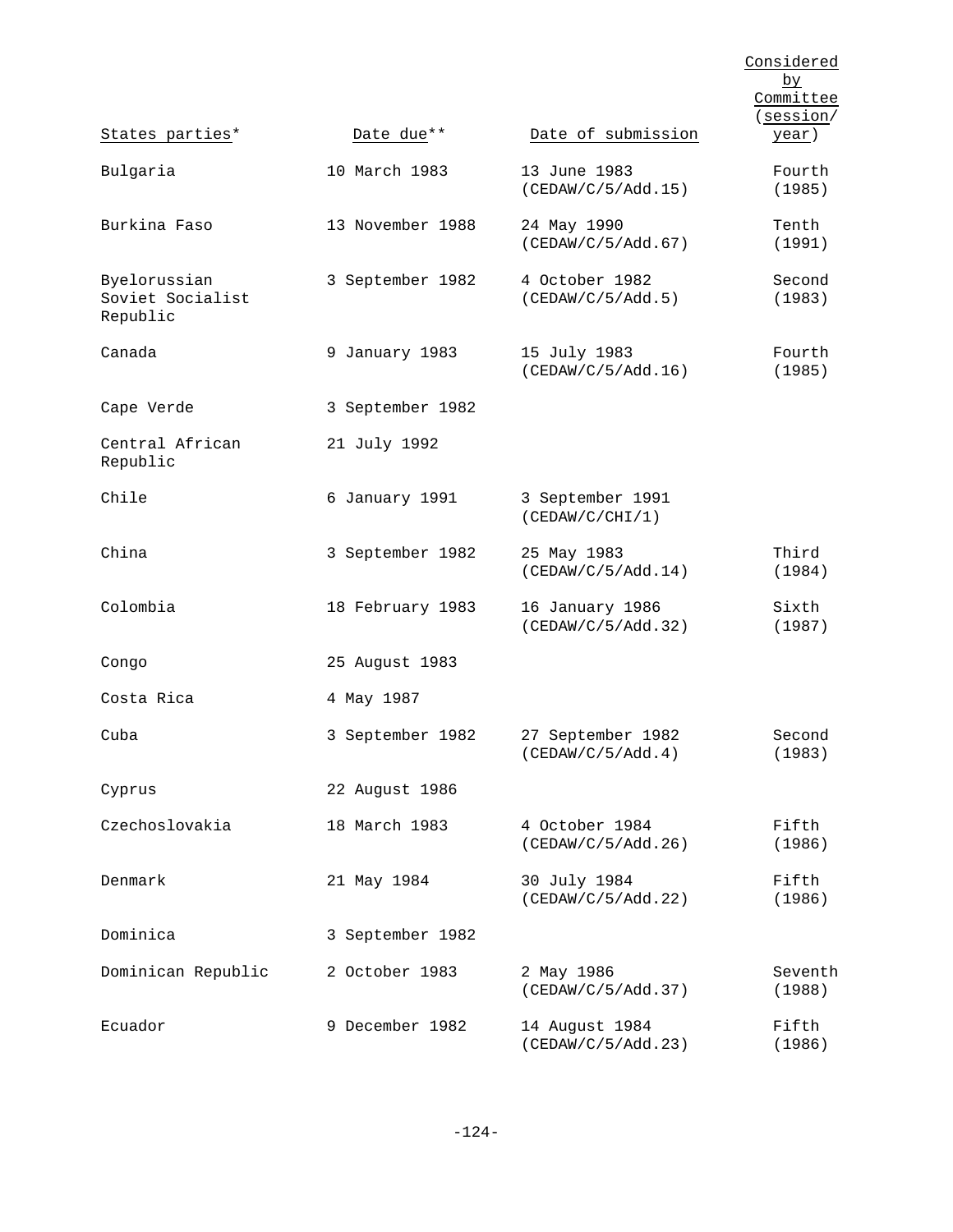| States parties* | Date due** | Date of submission | Considered by Committee (session/ year) |
|---|---|---|---|
| Bulgaria | 10 March 1983 | 13 June 1983 (CEDAW/C/5/Add.15) | Fourth (1985) |
| Burkina Faso | 13 November 1988 | 24 May 1990 (CEDAW/C/5/Add.67) | Tenth (1991) |
| Byelorussian Soviet Socialist Republic | 3 September 1982 | 4 October 1982 (CEDAW/C/5/Add.5) | Second (1983) |
| Canada | 9 January 1983 | 15 July 1983 (CEDAW/C/5/Add.16) | Fourth (1985) |
| Cape Verde | 3 September 1982 | | |
| Central African Republic | 21 July 1992 | | |
| Chile | 6 January 1991 | 3 September 1991 (CEDAW/C/CHI/1) | |
| China | 3 September 1982 | 25 May 1983 (CEDAW/C/5/Add.14) | Third (1984) |
| Colombia | 18 February 1983 | 16 January 1986 (CEDAW/C/5/Add.32) | Sixth (1987) |
| Congo | 25 August 1983 | | |
| Costa Rica | 4 May 1987 | | |
| Cuba | 3 September 1982 | 27 September 1982 (CEDAW/C/5/Add.4) | Second (1983) |
| Cyprus | 22 August 1986 | | |
| Czechoslovakia | 18 March 1983 | 4 October 1984 (CEDAW/C/5/Add.26) | Fifth (1986) |
| Denmark | 21 May 1984 | 30 July 1984 (CEDAW/C/5/Add.22) | Fifth (1986) |
| Dominica | 3 September 1982 | | |
| Dominican Republic | 2 October 1983 | 2 May 1986 (CEDAW/C/5/Add.37) | Seventh (1988) |
| Ecuador | 9 December 1982 | 14 August 1984 (CEDAW/C/5/Add.23) | Fifth (1986) |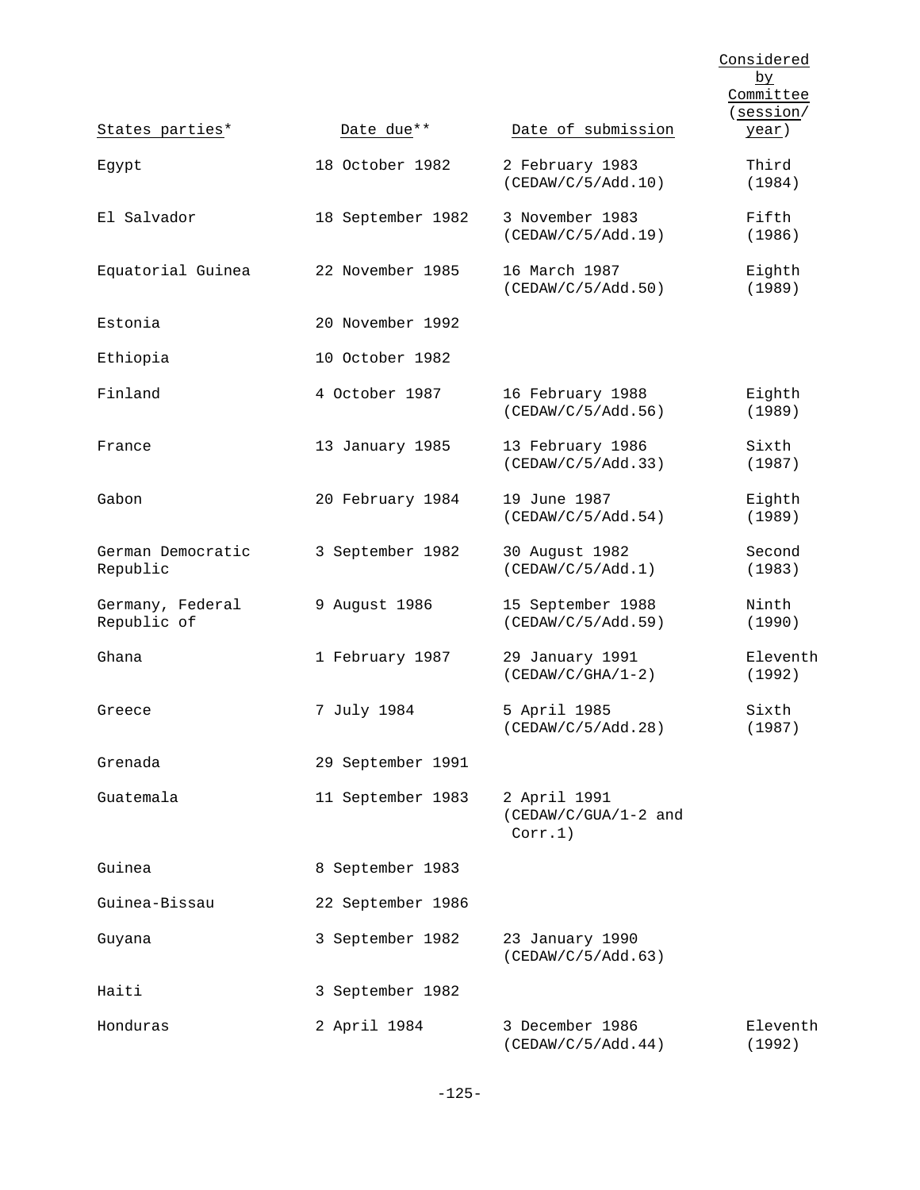| States parties* | Date due** | Date of submission | Considered by Committee (session/ year) |
|---|---|---|---|
| Egypt | 18 October 1982 | 2 February 1983 (CEDAW/C/5/Add.10) | Third (1984) |
| El Salvador | 18 September 1982 | 3 November 1983 (CEDAW/C/5/Add.19) | Fifth (1986) |
| Equatorial Guinea | 22 November 1985 | 16 March 1987 (CEDAW/C/5/Add.50) | Eighth (1989) |
| Estonia | 20 November 1992 | | |
| Ethiopia | 10 October 1982 | | |
| Finland | 4 October 1987 | 16 February 1988 (CEDAW/C/5/Add.56) | Eighth (1989) |
| France | 13 January 1985 | 13 February 1986 (CEDAW/C/5/Add.33) | Sixth (1987) |
| Gabon | 20 February 1984 | 19 June 1987 (CEDAW/C/5/Add.54) | Eighth (1989) |
| German Democratic Republic | 3 September 1982 | 30 August 1982 (CEDAW/C/5/Add.1) | Second (1983) |
| Germany, Federal Republic of | 9 August 1986 | 15 September 1988 (CEDAW/C/5/Add.59) | Ninth (1990) |
| Ghana | 1 February 1987 | 29 January 1991 (CEDAW/C/GHA/1-2) | Eleventh (1992) |
| Greece | 7 July 1984 | 5 April 1985 (CEDAW/C/5/Add.28) | Sixth (1987) |
| Grenada | 29 September 1991 | | |
| Guatemala | 11 September 1983 | 2 April 1991 (CEDAW/C/GUA/1-2 and Corr.1) | |
| Guinea | 8 September 1983 | | |
| Guinea-Bissau | 22 September 1986 | | |
| Guyana | 3 September 1982 | 23 January 1990 (CEDAW/C/5/Add.63) | |
| Haiti | 3 September 1982 | | |
| Honduras | 2 April 1984 | 3 December 1986 (CEDAW/C/5/Add.44) | Eleventh (1992) |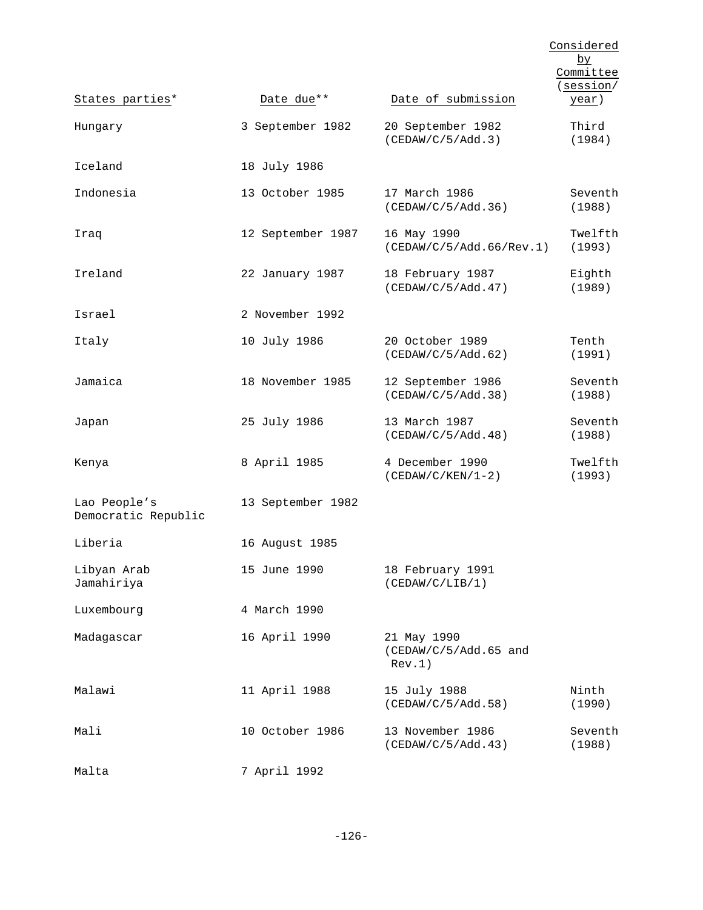| States parties* | Date due** | Date of submission | Considered by Committee (session/ year) |
| --- | --- | --- | --- |
| Hungary | 3 September 1982 | 20 September 1982 (CEDAW/C/5/Add.3) | Third (1984) |
| Iceland | 18 July 1986 | | |
| Indonesia | 13 October 1985 | 17 March 1986 (CEDAW/C/5/Add.36) | Seventh (1988) |
| Iraq | 12 September 1987 | 16 May 1990 (CEDAW/C/5/Add.66/Rev.1) | Twelfth (1993) |
| Ireland | 22 January 1987 | 18 February 1987 (CEDAW/C/5/Add.47) | Eighth (1989) |
| Israel | 2 November 1992 | | |
| Italy | 10 July 1986 | 20 October 1989 (CEDAW/C/5/Add.62) | Tenth (1991) |
| Jamaica | 18 November 1985 | 12 September 1986 (CEDAW/C/5/Add.38) | Seventh (1988) |
| Japan | 25 July 1986 | 13 March 1987 (CEDAW/C/5/Add.48) | Seventh (1988) |
| Kenya | 8 April 1985 | 4 December 1990 (CEDAW/C/KEN/1-2) | Twelfth (1993) |
| Lao People's Democratic Republic | 13 September 1982 | | |
| Liberia | 16 August 1985 | | |
| Libyan Arab Jamahiriya | 15 June 1990 | 18 February 1991 (CEDAW/C/LIB/1) | |
| Luxembourg | 4 March 1990 | | |
| Madagascar | 16 April 1990 | 21 May 1990 (CEDAW/C/5/Add.65 and Rev.1) | |
| Malawi | 11 April 1988 | 15 July 1988 (CEDAW/C/5/Add.58) | Ninth (1990) |
| Mali | 10 October 1986 | 13 November 1986 (CEDAW/C/5/Add.43) | Seventh (1988) |
| Malta | 7 April 1992 | | |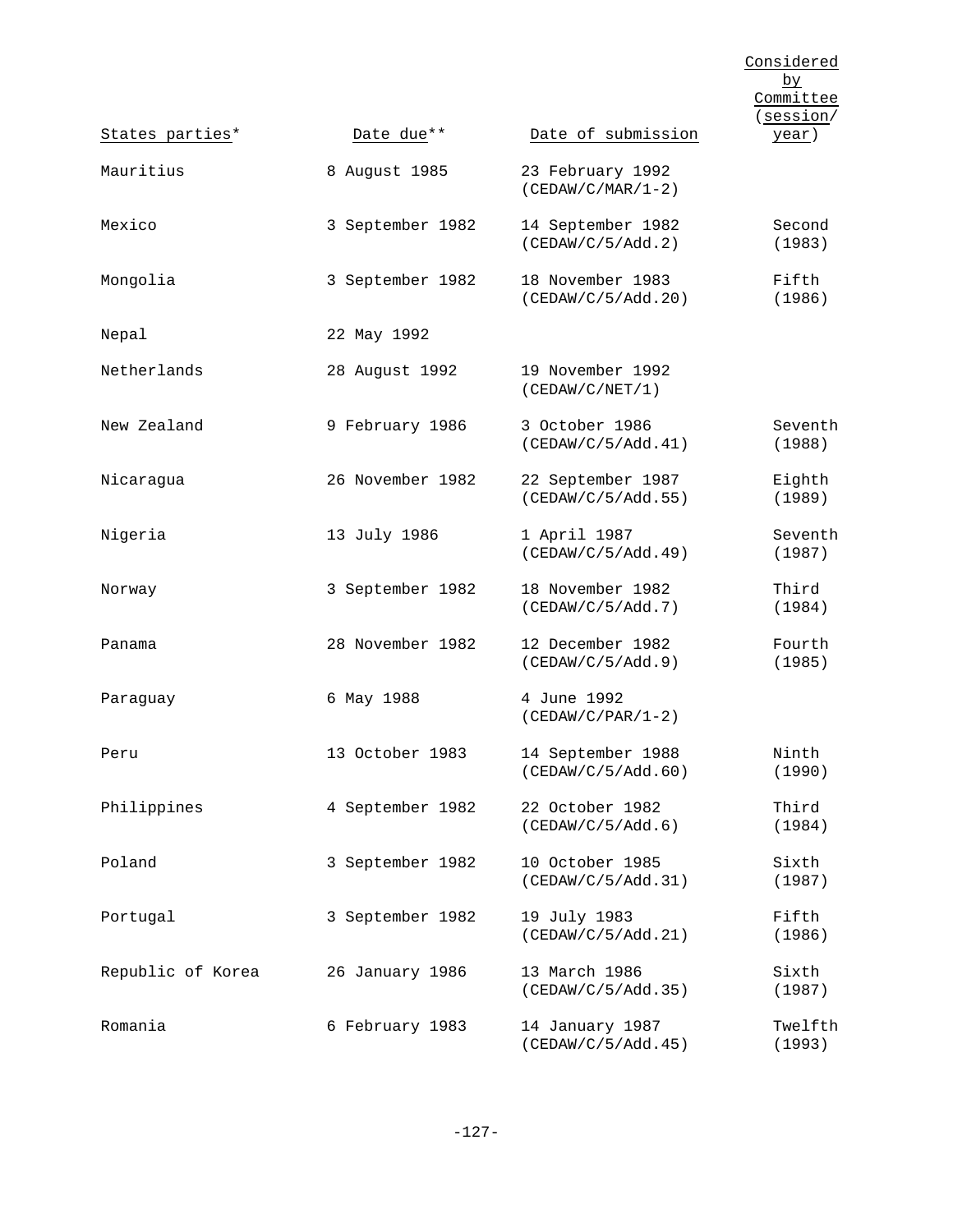| States parties* | Date due** | Date of submission | Considered by Committee (session/ year) |
|---|---|---|---|
| Mauritius | 8 August 1985 | 23 February 1992 (CEDAW/C/MAR/1-2) | |
| Mexico | 3 September 1982 | 14 September 1982 (CEDAW/C/5/Add.2) | Second (1983) |
| Mongolia | 3 September 1982 | 18 November 1983 (CEDAW/C/5/Add.20) | Fifth (1986) |
| Nepal | 22 May 1992 | | |
| Netherlands | 28 August 1992 | 19 November 1992 (CEDAW/C/NET/1) | |
| New Zealand | 9 February 1986 | 3 October 1986 (CEDAW/C/5/Add.41) | Seventh (1988) |
| Nicaragua | 26 November 1982 | 22 September 1987 (CEDAW/C/5/Add.55) | Eighth (1989) |
| Nigeria | 13 July 1986 | 1 April 1987 (CEDAW/C/5/Add.49) | Seventh (1987) |
| Norway | 3 September 1982 | 18 November 1982 (CEDAW/C/5/Add.7) | Third (1984) |
| Panama | 28 November 1982 | 12 December 1982 (CEDAW/C/5/Add.9) | Fourth (1985) |
| Paraguay | 6 May 1988 | 4 June 1992 (CEDAW/C/PAR/1-2) | |
| Peru | 13 October 1983 | 14 September 1988 (CEDAW/C/5/Add.60) | Ninth (1990) |
| Philippines | 4 September 1982 | 22 October 1982 (CEDAW/C/5/Add.6) | Third (1984) |
| Poland | 3 September 1982 | 10 October 1985 (CEDAW/C/5/Add.31) | Sixth (1987) |
| Portugal | 3 September 1982 | 19 July 1983 (CEDAW/C/5/Add.21) | Fifth (1986) |
| Republic of Korea | 26 January 1986 | 13 March 1986 (CEDAW/C/5/Add.35) | Sixth (1987) |
| Romania | 6 February 1983 | 14 January 1987 (CEDAW/C/5/Add.45) | Twelfth (1993) |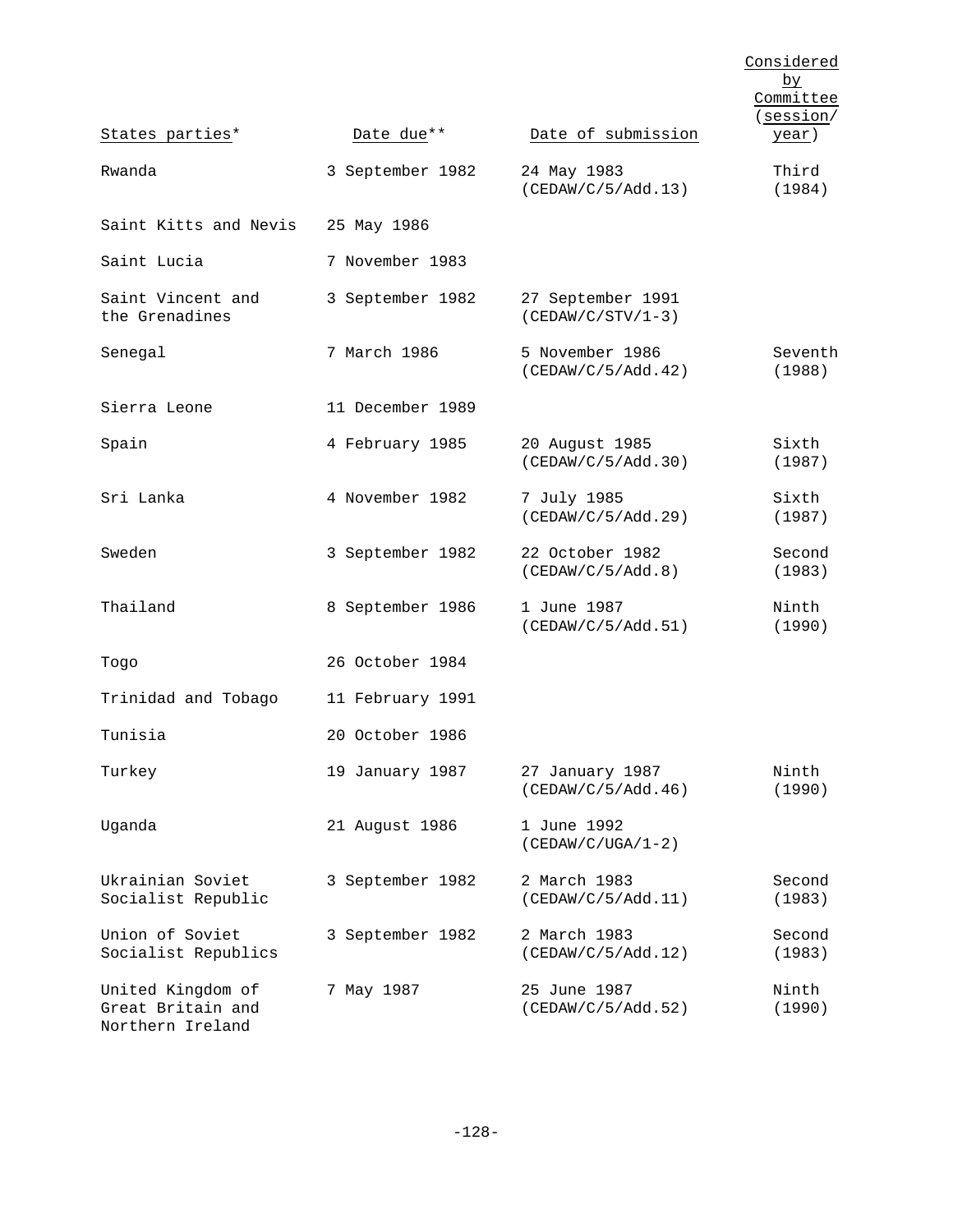| States parties* | Date due** | Date of submission | Considered by Committee (session/ year) |
|---|---|---|---|
| Rwanda | 3 September 1982 | 24 May 1983 (CEDAW/C/5/Add.13) | Third (1984) |
| Saint Kitts and Nevis | 25 May 1986 | | |
| Saint Lucia | 7 November 1983 | | |
| Saint Vincent and the Grenadines | 3 September 1982 | 27 September 1991 (CEDAW/C/STV/1-3) | |
| Senegal | 7 March 1986 | 5 November 1986 (CEDAW/C/5/Add.42) | Seventh (1988) |
| Sierra Leone | 11 December 1989 | | |
| Spain | 4 February 1985 | 20 August 1985 (CEDAW/C/5/Add.30) | Sixth (1987) |
| Sri Lanka | 4 November 1982 | 7 July 1985 (CEDAW/C/5/Add.29) | Sixth (1987) |
| Sweden | 3 September 1982 | 22 October 1982 (CEDAW/C/5/Add.8) | Second (1983) |
| Thailand | 8 September 1986 | 1 June 1987 (CEDAW/C/5/Add.51) | Ninth (1990) |
| Togo | 26 October 1984 | | |
| Trinidad and Tobago | 11 February 1991 | | |
| Tunisia | 20 October 1986 | | |
| Turkey | 19 January 1987 | 27 January 1987 (CEDAW/C/5/Add.46) | Ninth (1990) |
| Uganda | 21 August 1986 | 1 June 1992 (CEDAW/C/UGA/1-2) | |
| Ukrainian Soviet Socialist Republic | 3 September 1982 | 2 March 1983 (CEDAW/C/5/Add.11) | Second (1983) |
| Union of Soviet Socialist Republics | 3 September 1982 | 2 March 1983 (CEDAW/C/5/Add.12) | Second (1983) |
| United Kingdom of Great Britain and Northern Ireland | 7 May 1987 | 25 June 1987 (CEDAW/C/5/Add.52) | Ninth (1990) |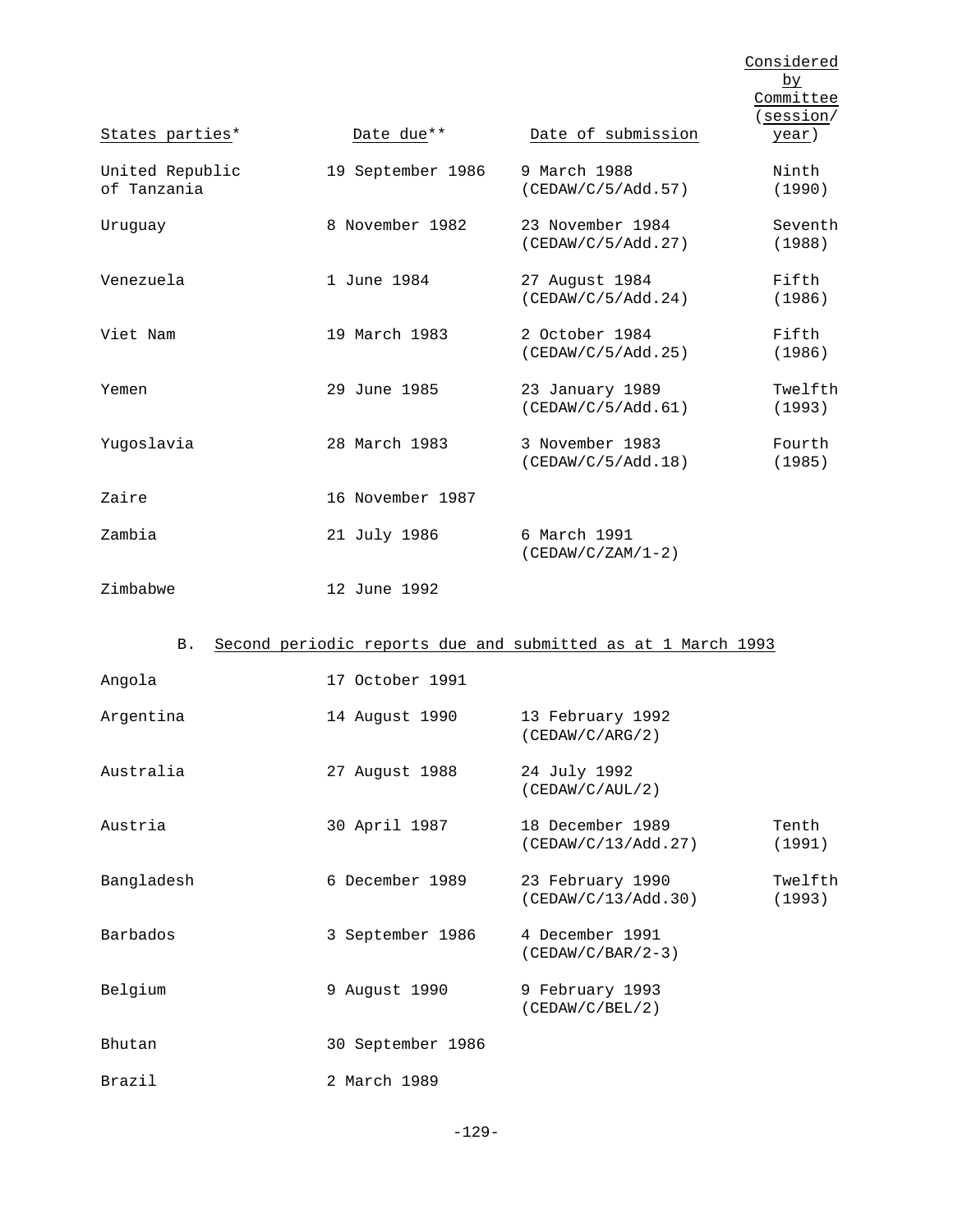| States parties* | Date due** | Date of submission | Considered by Committee (session/ year) |
|---|---|---|---|
| United Republic of Tanzania | 19 September 1986 | 9 March 1988 (CEDAW/C/5/Add.57) | Ninth (1990) |
| Uruguay | 8 November 1982 | 23 November 1984 (CEDAW/C/5/Add.27) | Seventh (1988) |
| Venezuela | 1 June 1984 | 27 August 1984 (CEDAW/C/5/Add.24) | Fifth (1986) |
| Viet Nam | 19 March 1983 | 2 October 1984 (CEDAW/C/5/Add.25) | Fifth (1986) |
| Yemen | 29 June 1985 | 23 January 1989 (CEDAW/C/5/Add.61) | Twelfth (1993) |
| Yugoslavia | 28 March 1983 | 3 November 1983 (CEDAW/C/5/Add.18) | Fourth (1985) |
| Zaire | 16 November 1987 | | |
| Zambia | 21 July 1986 | 6 March 1991 (CEDAW/C/ZAM/1-2) | |
| Zimbabwe | 12 June 1992 | | |

B. Second periodic reports due and submitted as at 1 March 1993

| States parties* | Date due** | Date of submission | Considered by Committee (session/ year) |
|---|---|---|---|
| Angola | 17 October 1991 | | |
| Argentina | 14 August 1990 | 13 February 1992 (CEDAW/C/ARG/2) | |
| Australia | 27 August 1988 | 24 July 1992 (CEDAW/C/AUL/2) | |
| Austria | 30 April 1987 | 18 December 1989 (CEDAW/C/13/Add.27) | Tenth (1991) |
| Bangladesh | 6 December 1989 | 23 February 1990 (CEDAW/C/13/Add.30) | Twelfth (1993) |
| Barbados | 3 September 1986 | 4 December 1991 (CEDAW/C/BAR/2-3) | |
| Belgium | 9 August 1990 | 9 February 1993 (CEDAW/C/BEL/2) | |
| Bhutan | 30 September 1986 | | |
| Brazil | 2 March 1989 | | |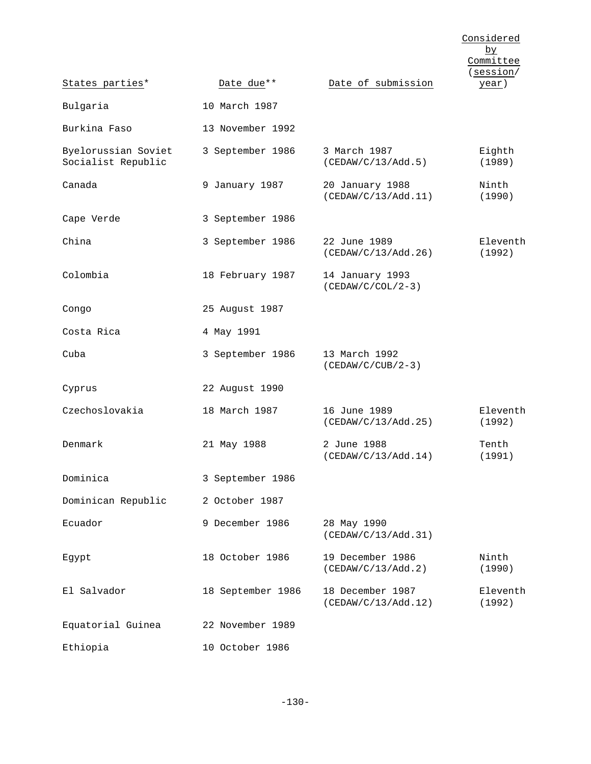| States parties* | Date due** | Date of submission | Considered by Committee (session/year) |
|---|---|---|---|
| Bulgaria | 10 March 1987 | | |
| Burkina Faso | 13 November 1992 | | |
| Byelorussian Soviet Socialist Republic | 3 September 1986 | 3 March 1987 (CEDAW/C/13/Add.5) | Eighth (1989) |
| Canada | 9 January 1987 | 20 January 1988 (CEDAW/C/13/Add.11) | Ninth (1990) |
| Cape Verde | 3 September 1986 | | |
| China | 3 September 1986 | 22 June 1989 (CEDAW/C/13/Add.26) | Eleventh (1992) |
| Colombia | 18 February 1987 | 14 January 1993 (CEDAW/C/COL/2-3) | |
| Congo | 25 August 1987 | | |
| Costa Rica | 4 May 1991 | | |
| Cuba | 3 September 1986 | 13 March 1992 (CEDAW/C/CUB/2-3) | |
| Cyprus | 22 August 1990 | | |
| Czechoslovakia | 18 March 1987 | 16 June 1989 (CEDAW/C/13/Add.25) | Eleventh (1992) |
| Denmark | 21 May 1988 | 2 June 1988 (CEDAW/C/13/Add.14) | Tenth (1991) |
| Dominica | 3 September 1986 | | |
| Dominican Republic | 2 October 1987 | | |
| Ecuador | 9 December 1986 | 28 May 1990 (CEDAW/C/13/Add.31) | |
| Egypt | 18 October 1986 | 19 December 1986 (CEDAW/C/13/Add.2) | Ninth (1990) |
| El Salvador | 18 September 1986 | 18 December 1987 (CEDAW/C/13/Add.12) | Eleventh (1992) |
| Equatorial Guinea | 22 November 1989 | | |
| Ethiopia | 10 October 1986 | | |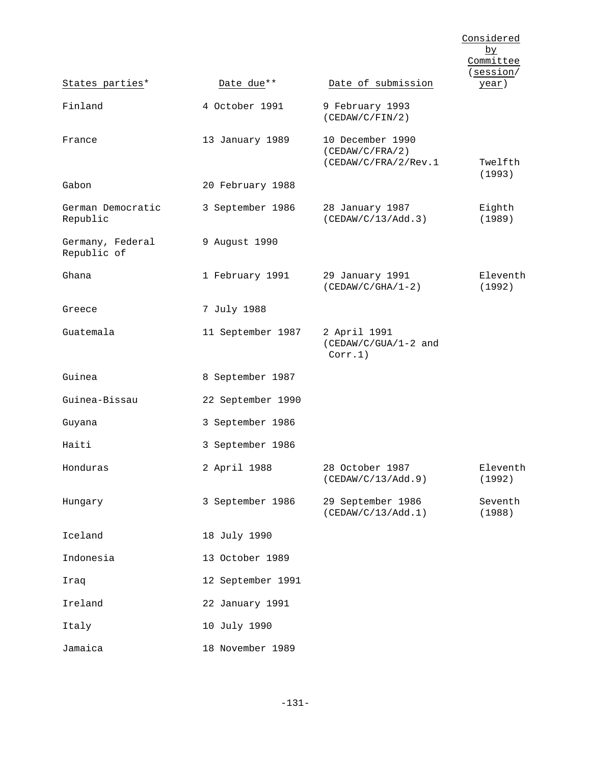| States parties* | Date due** | Date of submission | Considered by Committee (session/ year) |
|---|---|---|---|
| Finland | 4 October 1991 | 9 February 1993 (CEDAW/C/FIN/2) | |
| France | 13 January 1989 | 10 December 1990 (CEDAW/C/FRA/2) (CEDAW/C/FRA/2/Rev.1 | Twelfth (1993) |
| Gabon | 20 February 1988 | | |
| German Democratic Republic | 3 September 1986 | 28 January 1987 (CEDAW/C/13/Add.3) | Eighth (1989) |
| Germany, Federal Republic of | 9 August 1990 | | |
| Ghana | 1 February 1991 | 29 January 1991 (CEDAW/C/GHA/1-2) | Eleventh (1992) |
| Greece | 7 July 1988 | | |
| Guatemala | 11 September 1987 | 2 April 1991 (CEDAW/C/GUA/1-2 and Corr.1) | |
| Guinea | 8 September 1987 | | |
| Guinea-Bissau | 22 September 1990 | | |
| Guyana | 3 September 1986 | | |
| Haiti | 3 September 1986 | | |
| Honduras | 2 April 1988 | 28 October 1987 (CEDAW/C/13/Add.9) | Eleventh (1992) |
| Hungary | 3 September 1986 | 29 September 1986 (CEDAW/C/13/Add.1) | Seventh (1988) |
| Iceland | 18 July 1990 | | |
| Indonesia | 13 October 1989 | | |
| Iraq | 12 September 1991 | | |
| Ireland | 22 January 1991 | | |
| Italy | 10 July 1990 | | |
| Jamaica | 18 November 1989 | | |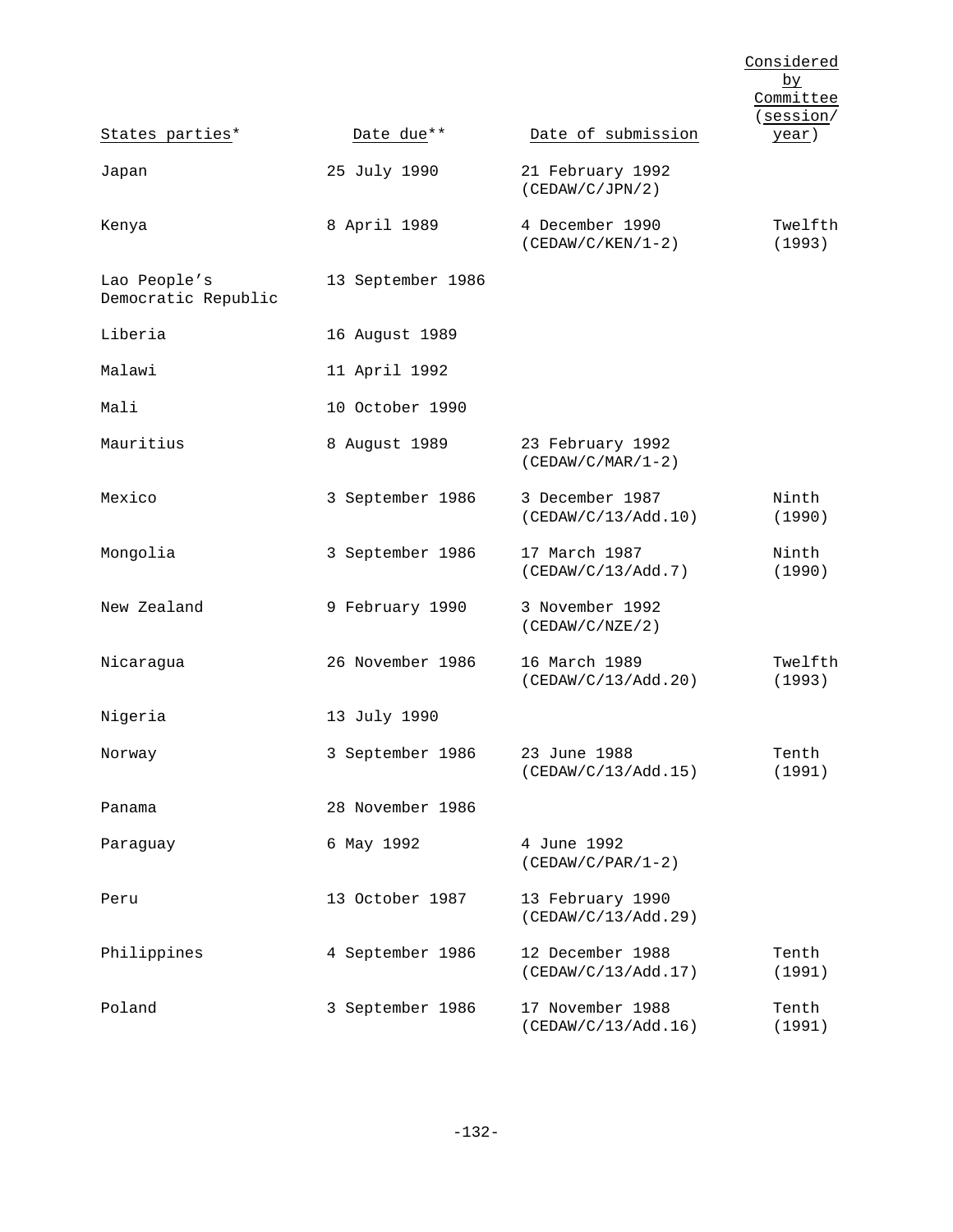| States parties* | Date due** | Date of submission | Considered by Committee (session/ year) |
|---|---|---|---|
| Japan | 25 July 1990 | 21 February 1992 (CEDAW/C/JPN/2) | |
| Kenya | 8 April 1989 | 4 December 1990 (CEDAW/C/KEN/1-2) | Twelfth (1993) |
| Lao People's Democratic Republic | 13 September 1986 | | |
| Liberia | 16 August 1989 | | |
| Malawi | 11 April 1992 | | |
| Mali | 10 October 1990 | | |
| Mauritius | 8 August 1989 | 23 February 1992 (CEDAW/C/MAR/1-2) | |
| Mexico | 3 September 1986 | 3 December 1987 (CEDAW/C/13/Add.10) | Ninth (1990) |
| Mongolia | 3 September 1986 | 17 March 1987 (CEDAW/C/13/Add.7) | Ninth (1990) |
| New Zealand | 9 February 1990 | 3 November 1992 (CEDAW/C/NZE/2) | |
| Nicaragua | 26 November 1986 | 16 March 1989 (CEDAW/C/13/Add.20) | Twelfth (1993) |
| Nigeria | 13 July 1990 | | |
| Norway | 3 September 1986 | 23 June 1988 (CEDAW/C/13/Add.15) | Tenth (1991) |
| Panama | 28 November 1986 | | |
| Paraguay | 6 May 1992 | 4 June 1992 (CEDAW/C/PAR/1-2) | |
| Peru | 13 October 1987 | 13 February 1990 (CEDAW/C/13/Add.29) | |
| Philippines | 4 September 1986 | 12 December 1988 (CEDAW/C/13/Add.17) | Tenth (1991) |
| Poland | 3 September 1986 | 17 November 1988 (CEDAW/C/13/Add.16) | Tenth (1991) |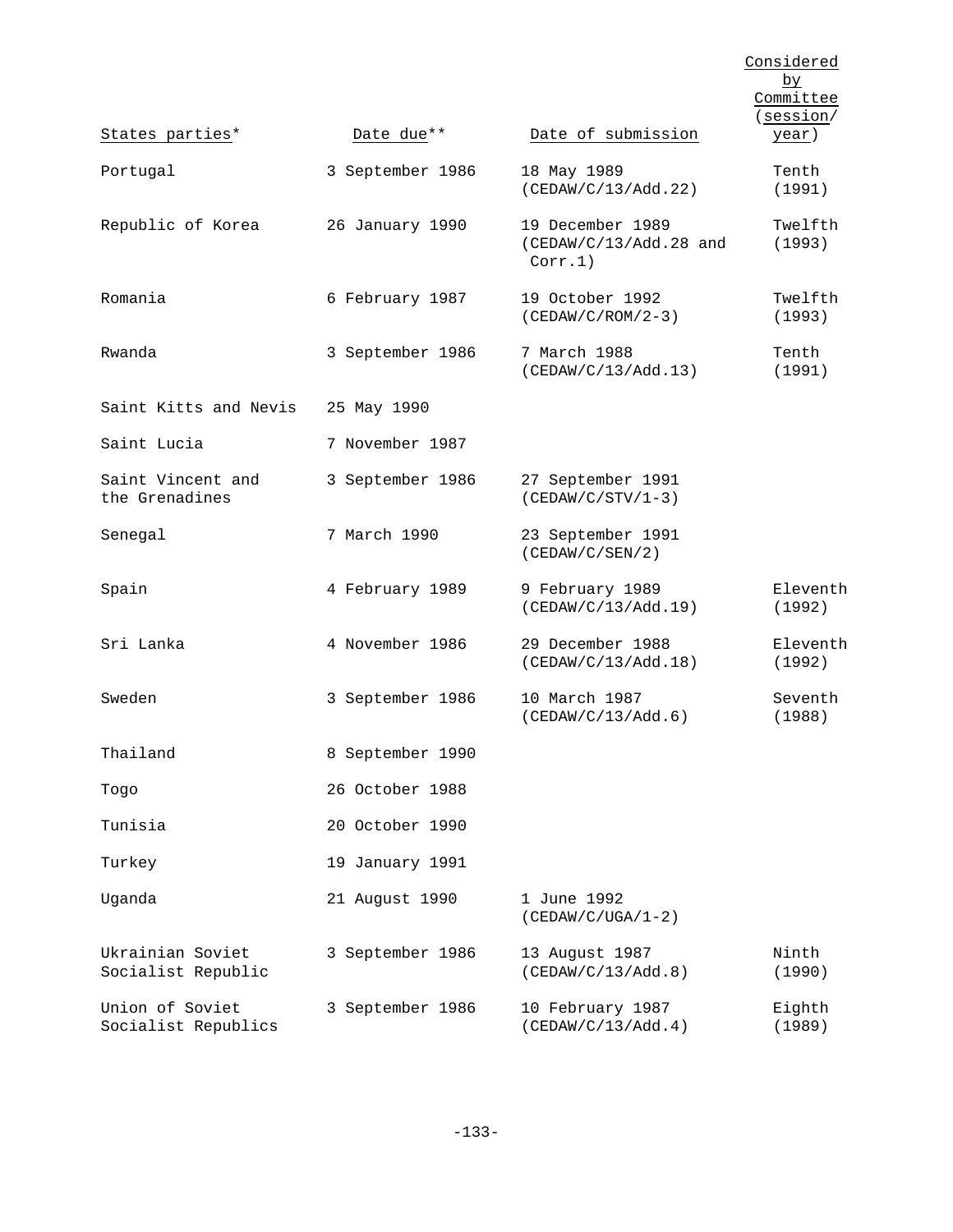| States parties* | Date due** | Date of submission | Considered by Committee (session/ year) |
| --- | --- | --- | --- |
| Portugal | 3 September 1986 | 18 May 1989 (CEDAW/C/13/Add.22) | Tenth (1991) |
| Republic of Korea | 26 January 1990 | 19 December 1989 (CEDAW/C/13/Add.28 and Corr.1) | Twelfth (1993) |
| Romania | 6 February 1987 | 19 October 1992 (CEDAW/C/ROM/2-3) | Twelfth (1993) |
| Rwanda | 3 September 1986 | 7 March 1988 (CEDAW/C/13/Add.13) | Tenth (1991) |
| Saint Kitts and Nevis | 25 May 1990 | | |
| Saint Lucia | 7 November 1987 | | |
| Saint Vincent and the Grenadines | 3 September 1986 | 27 September 1991 (CEDAW/C/STV/1-3) | |
| Senegal | 7 March 1990 | 23 September 1991 (CEDAW/C/SEN/2) | |
| Spain | 4 February 1989 | 9 February 1989 (CEDAW/C/13/Add.19) | Eleventh (1992) |
| Sri Lanka | 4 November 1986 | 29 December 1988 (CEDAW/C/13/Add.18) | Eleventh (1992) |
| Sweden | 3 September 1986 | 10 March 1987 (CEDAW/C/13/Add.6) | Seventh (1988) |
| Thailand | 8 September 1990 | | |
| Togo | 26 October 1988 | | |
| Tunisia | 20 October 1990 | | |
| Turkey | 19 January 1991 | | |
| Uganda | 21 August 1990 | 1 June 1992 (CEDAW/C/UGA/1-2) | |
| Ukrainian Soviet Socialist Republic | 3 September 1986 | 13 August 1987 (CEDAW/C/13/Add.8) | Ninth (1990) |
| Union of Soviet Socialist Republics | 3 September 1986 | 10 February 1987 (CEDAW/C/13/Add.4) | Eighth (1989) |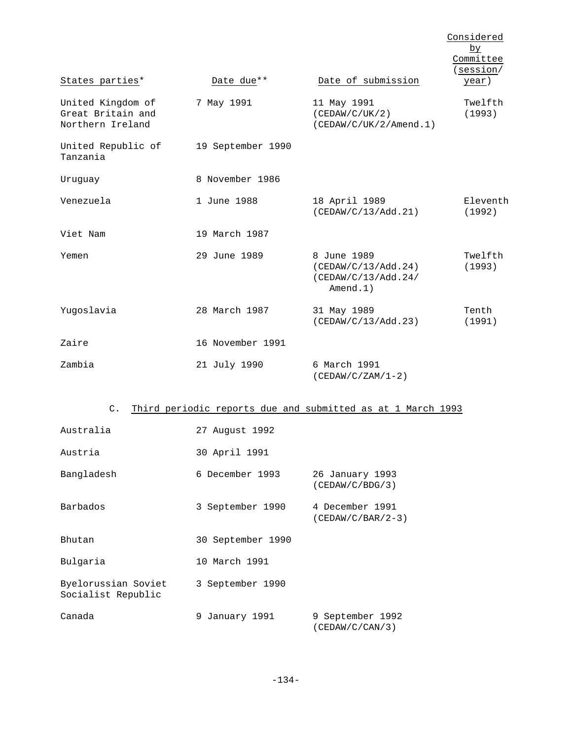| States parties* | Date due** | Date of submission | Considered by Committee (session/year) |
|---|---|---|---|
| United Kingdom of Great Britain and Northern Ireland | 7 May 1991 | 11 May 1991 (CEDAW/C/UK/2) (CEDAW/C/UK/2/Amend.1) | Twelfth (1993) |
| United Republic of Tanzania | 19 September 1990 | | |
| Uruguay | 8 November 1986 | | |
| Venezuela | 1 June 1988 | 18 April 1989 (CEDAW/C/13/Add.21) | Eleventh (1992) |
| Viet Nam | 19 March 1987 | | |
| Yemen | 29 June 1989 | 8 June 1989 (CEDAW/C/13/Add.24) (CEDAW/C/13/Add.24/ Amend.1) | Twelfth (1993) |
| Yugoslavia | 28 March 1987 | 31 May 1989 (CEDAW/C/13/Add.23) | Tenth (1991) |
| Zaire | 16 November 1991 | | |
| Zambia | 21 July 1990 | 6 March 1991 (CEDAW/C/ZAM/1-2) | |

C. Third periodic reports due and submitted as at 1 March 1993

| States parties* | Date due** | Date of submission | Considered by Committee (session/year) |
|---|---|---|---|
| Australia | 27 August 1992 | | |
| Austria | 30 April 1991 | | |
| Bangladesh | 6 December 1993 | 26 January 1993 (CEDAW/C/BDG/3) | |
| Barbados | 3 September 1990 | 4 December 1991 (CEDAW/C/BAR/2-3) | |
| Bhutan | 30 September 1990 | | |
| Bulgaria | 10 March 1991 | | |
| Byelorussian Soviet Socialist Republic | 3 September 1990 | | |
| Canada | 9 January 1991 | 9 September 1992 (CEDAW/C/CAN/3) | |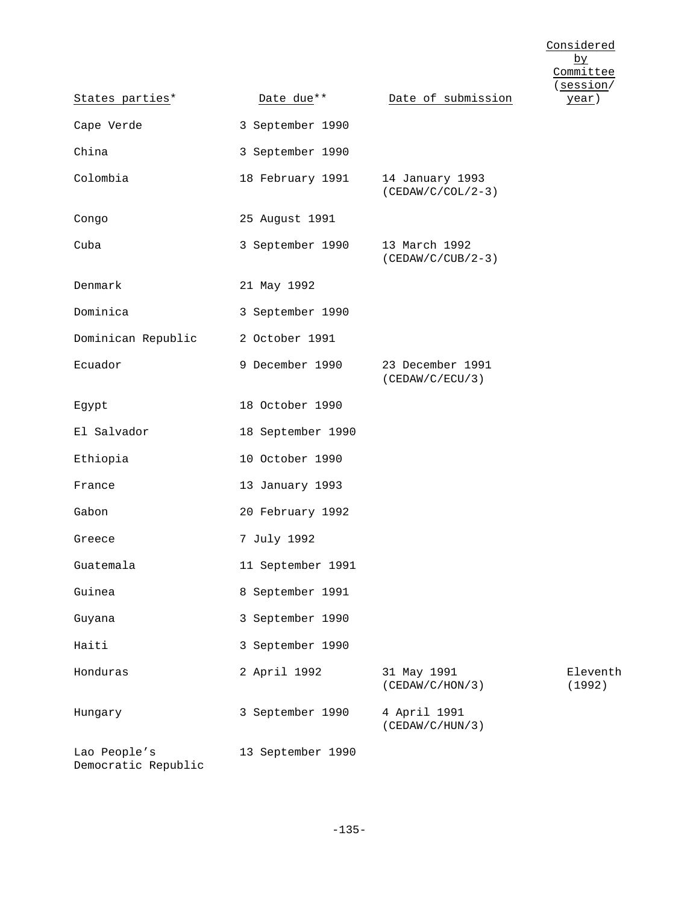| States parties* | Date due** | Date of submission | Considered by Committee (session/year) |
|---|---|---|---|
| Cape Verde | 3 September 1990 | | |
| China | 3 September 1990 | | |
| Colombia | 18 February 1991 | 14 January 1993 (CEDAW/C/COL/2-3) | |
| Congo | 25 August 1991 | | |
| Cuba | 3 September 1990 | 13 March 1992 (CEDAW/C/CUB/2-3) | |
| Denmark | 21 May 1992 | | |
| Dominica | 3 September 1990 | | |
| Dominican Republic | 2 October 1991 | | |
| Ecuador | 9 December 1990 | 23 December 1991 (CEDAW/C/ECU/3) | |
| Egypt | 18 October 1990 | | |
| El Salvador | 18 September 1990 | | |
| Ethiopia | 10 October 1990 | | |
| France | 13 January 1993 | | |
| Gabon | 20 February 1992 | | |
| Greece | 7 July 1992 | | |
| Guatemala | 11 September 1991 | | |
| Guinea | 8 September 1991 | | |
| Guyana | 3 September 1990 | | |
| Haiti | 3 September 1990 | | |
| Honduras | 2 April 1992 | 31 May 1991 (CEDAW/C/HON/3) | Eleventh (1992) |
| Hungary | 3 September 1990 | 4 April 1991 (CEDAW/C/HUN/3) | |
| Lao People's Democratic Republic | 13 September 1990 | | |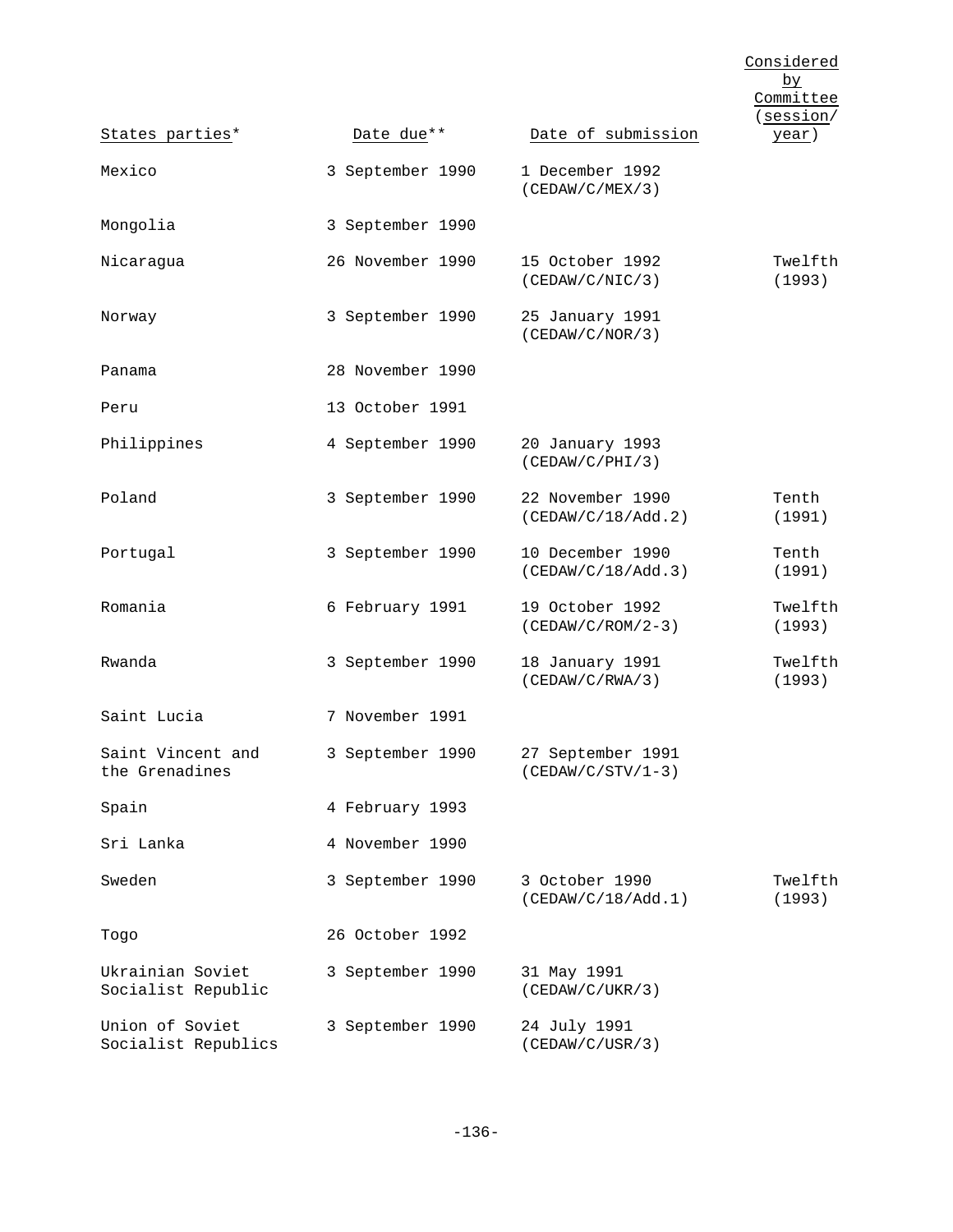| States parties* | Date due** | Date of submission | Considered by Committee (session/year) |
|---|---|---|---|
| Mexico | 3 September 1990 | 1 December 1992 (CEDAW/C/MEX/3) | |
| Mongolia | 3 September 1990 | | |
| Nicaragua | 26 November 1990 | 15 October 1992 (CEDAW/C/NIC/3) | Twelfth (1993) |
| Norway | 3 September 1990 | 25 January 1991 (CEDAW/C/NOR/3) | |
| Panama | 28 November 1990 | | |
| Peru | 13 October 1991 | | |
| Philippines | 4 September 1990 | 20 January 1993 (CEDAW/C/PHI/3) | |
| Poland | 3 September 1990 | 22 November 1990 (CEDAW/C/18/Add.2) | Tenth (1991) |
| Portugal | 3 September 1990 | 10 December 1990 (CEDAW/C/18/Add.3) | Tenth (1991) |
| Romania | 6 February 1991 | 19 October 1992 (CEDAW/C/ROM/2-3) | Twelfth (1993) |
| Rwanda | 3 September 1990 | 18 January 1991 (CEDAW/C/RWA/3) | Twelfth (1993) |
| Saint Lucia | 7 November 1991 | | |
| Saint Vincent and the Grenadines | 3 September 1990 | 27 September 1991 (CEDAW/C/STV/1-3) | |
| Spain | 4 February 1993 | | |
| Sri Lanka | 4 November 1990 | | |
| Sweden | 3 September 1990 | 3 October 1990 (CEDAW/C/18/Add.1) | Twelfth (1993) |
| Togo | 26 October 1992 | | |
| Ukrainian Soviet Socialist Republic | 3 September 1990 | 31 May 1991 (CEDAW/C/UKR/3) | |
| Union of Soviet Socialist Republics | 3 September 1990 | 24 July 1991 (CEDAW/C/USR/3) | |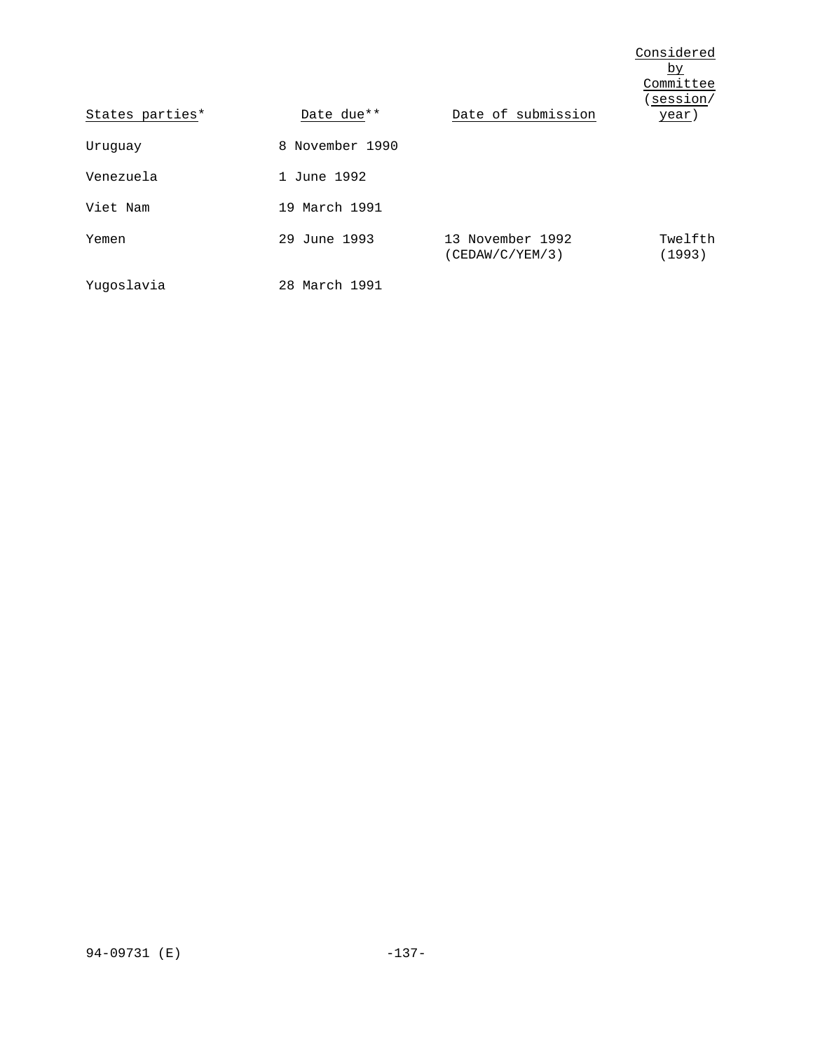| States parties* | Date due** | Date of submission | Considered by Committee (session/year) |
|---|---|---|---|
| Uruguay | 8 November 1990 | | |
| Venezuela | 1 June 1992 | | |
| Viet Nam | 19 March 1991 | | |
| Yemen | 29 June 1993 | 13 November 1992 (CEDAW/C/YEM/3) | Twelfth (1993) |
| Yugoslavia | 28 March 1991 | | |